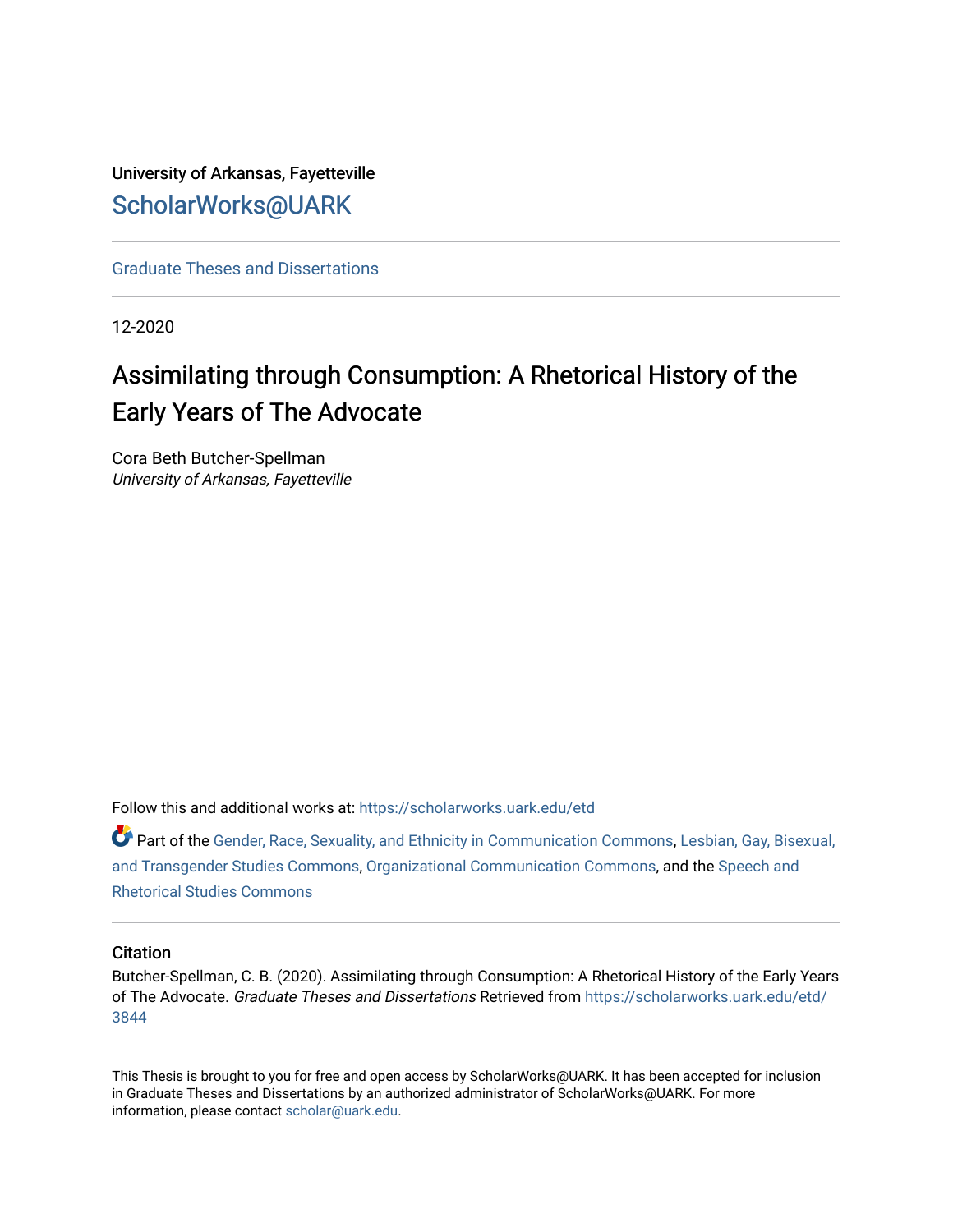University of Arkansas, Fayetteville

ScholarWorks@UARK

Graduate Theses and Dissertations

12-2020

# Assimilating through Consumption: A Rhetorical History of the Early Years of The Advocate

Cora Beth Butcher-Spellman
*University of Arkansas, Fayetteville*

Follow this and additional works at: https://scholarworks.uark.edu/etd

Part of the Gender, Race, Sexuality, and Ethnicity in Communication Commons, Lesbian, Gay, Bisexual, and Transgender Studies Commons, Organizational Communication Commons, and the Speech and Rhetorical Studies Commons

## Citation

Butcher-Spellman, C. B. (2020). Assimilating through Consumption: A Rhetorical History of the Early Years of The Advocate. *Graduate Theses and Dissertations* Retrieved from https://scholarworks.uark.edu/etd/3844

This Thesis is brought to you for free and open access by ScholarWorks@UARK. It has been accepted for inclusion in Graduate Theses and Dissertations by an authorized administrator of ScholarWorks@UARK. For more information, please contact scholar@uark.edu.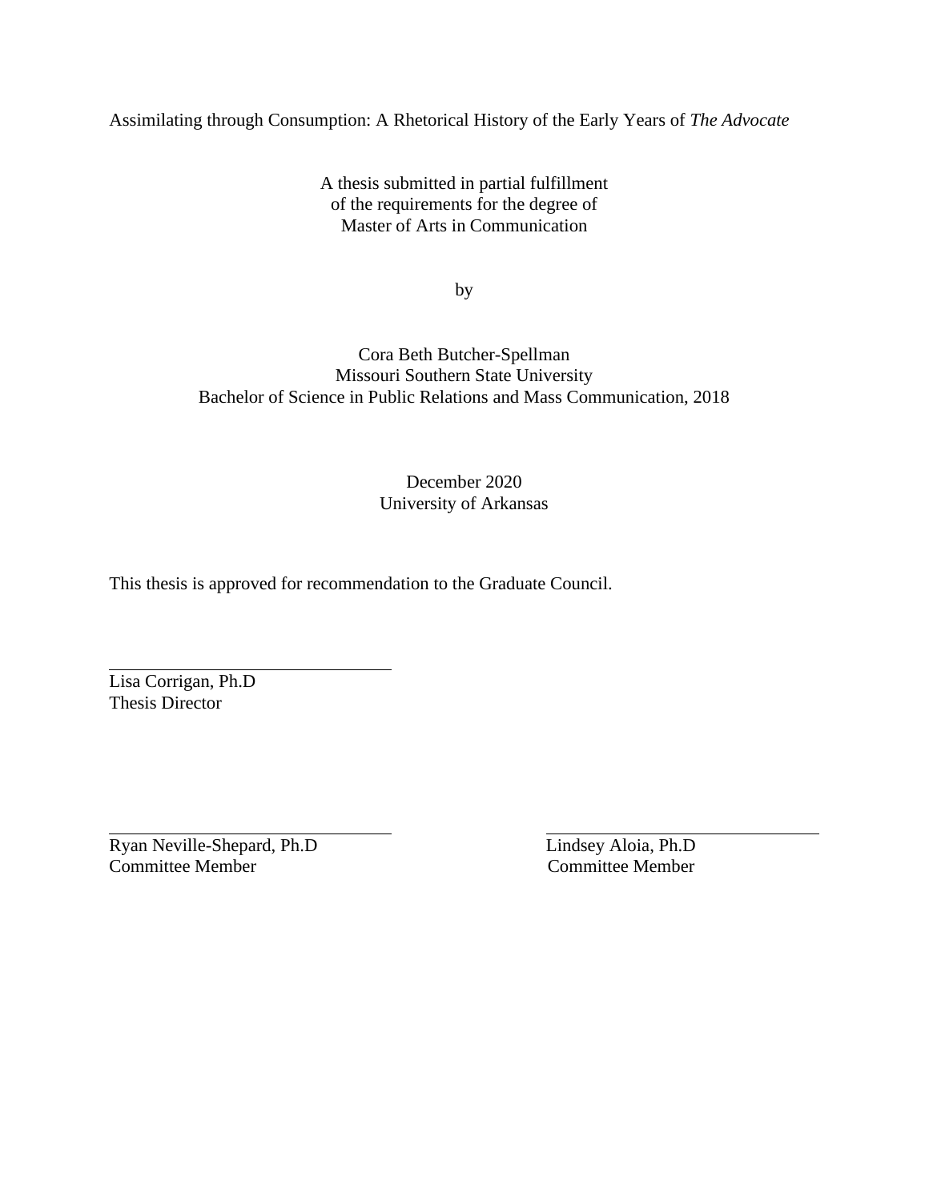Assimilating through Consumption: A Rhetorical History of the Early Years of *The Advocate*

A thesis submitted in partial fulfillment
of the requirements for the degree of
Master of Arts in Communication

by

Cora Beth Butcher-Spellman
Missouri Southern State University
Bachelor of Science in Public Relations and Mass Communication, 2018

December 2020
University of Arkansas

This thesis is approved for recommendation to the Graduate Council.

Lisa Corrigan, Ph.D
Thesis Director

Ryan Neville-Shepard, Ph.D
Committee Member

Lindsey Aloia, Ph.D
Committee Member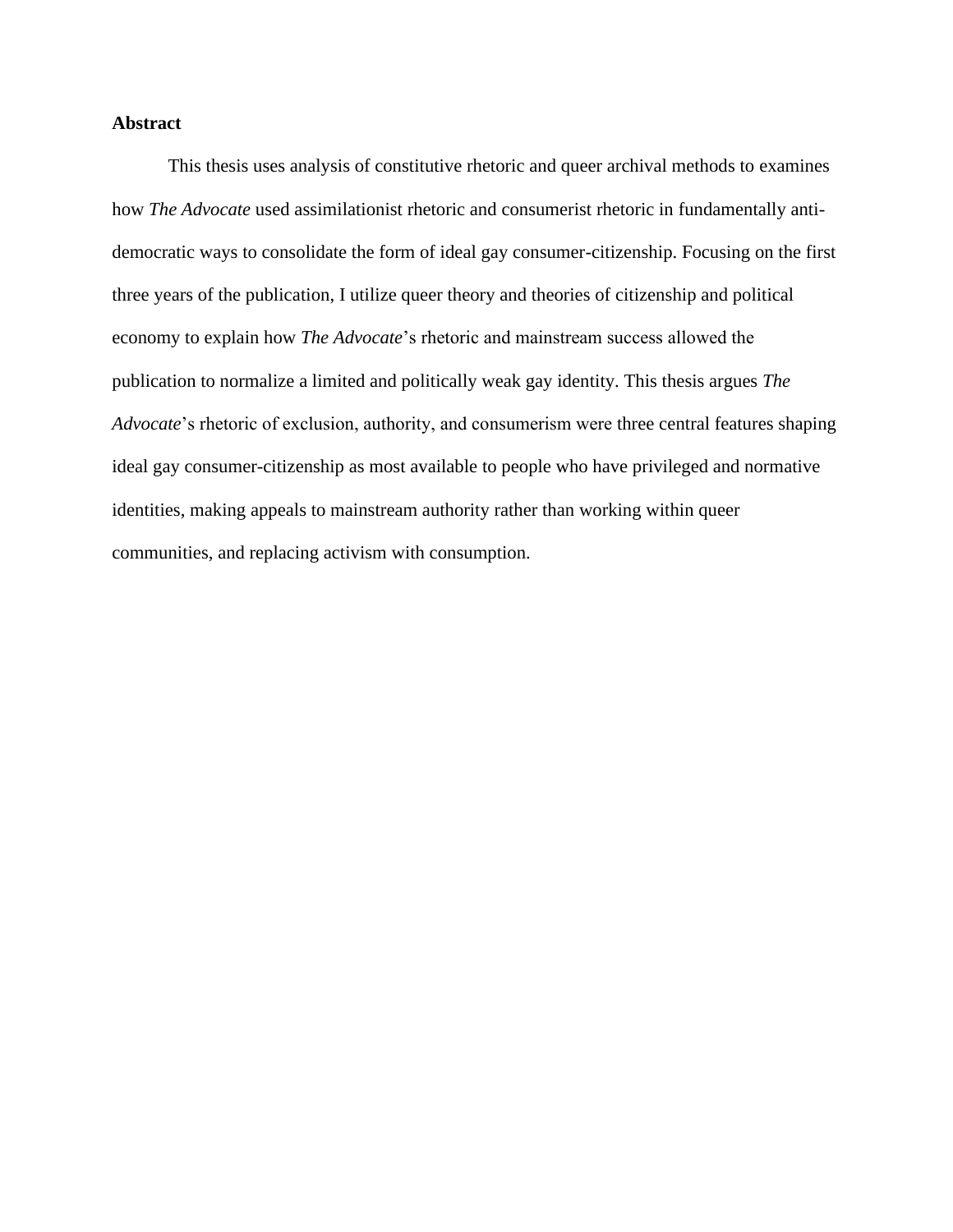**Abstract**

This thesis uses analysis of constitutive rhetoric and queer archival methods to examines how *The Advocate* used assimilationist rhetoric and consumerist rhetoric in fundamentally anti-democratic ways to consolidate the form of ideal gay consumer-citizenship. Focusing on the first three years of the publication, I utilize queer theory and theories of citizenship and political economy to explain how *The Advocate*'s rhetoric and mainstream success allowed the publication to normalize a limited and politically weak gay identity. This thesis argues *The Advocate*'s rhetoric of exclusion, authority, and consumerism were three central features shaping ideal gay consumer-citizenship as most available to people who have privileged and normative identities, making appeals to mainstream authority rather than working within queer communities, and replacing activism with consumption.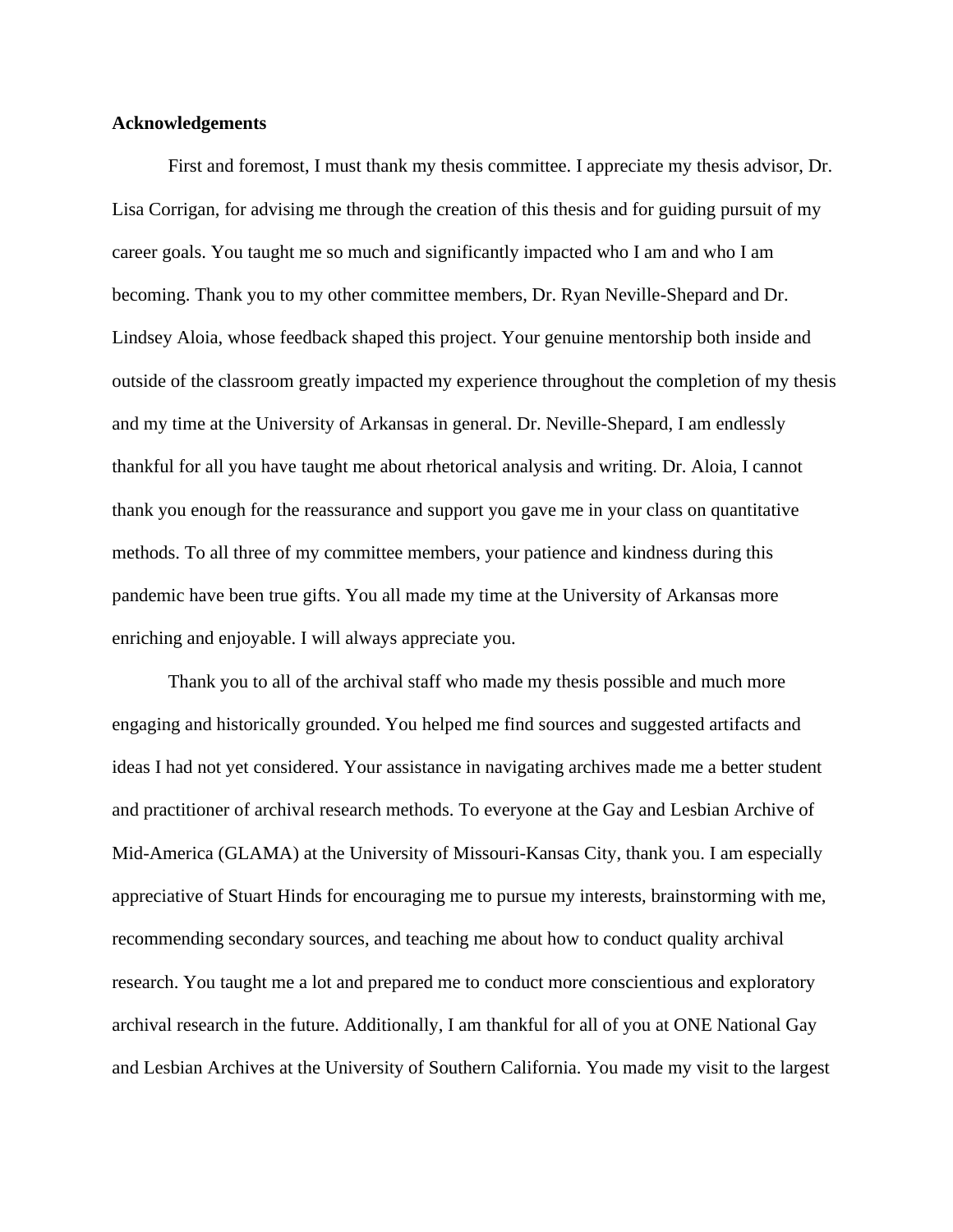**Acknowledgements**

First and foremost, I must thank my thesis committee. I appreciate my thesis advisor, Dr. Lisa Corrigan, for advising me through the creation of this thesis and for guiding pursuit of my career goals. You taught me so much and significantly impacted who I am and who I am becoming. Thank you to my other committee members, Dr. Ryan Neville-Shepard and Dr. Lindsey Aloia, whose feedback shaped this project. Your genuine mentorship both inside and outside of the classroom greatly impacted my experience throughout the completion of my thesis and my time at the University of Arkansas in general. Dr. Neville-Shepard, I am endlessly thankful for all you have taught me about rhetorical analysis and writing. Dr. Aloia, I cannot thank you enough for the reassurance and support you gave me in your class on quantitative methods. To all three of my committee members, your patience and kindness during this pandemic have been true gifts. You all made my time at the University of Arkansas more enriching and enjoyable. I will always appreciate you.

Thank you to all of the archival staff who made my thesis possible and much more engaging and historically grounded. You helped me find sources and suggested artifacts and ideas I had not yet considered. Your assistance in navigating archives made me a better student and practitioner of archival research methods. To everyone at the Gay and Lesbian Archive of Mid-America (GLAMA) at the University of Missouri-Kansas City, thank you. I am especially appreciative of Stuart Hinds for encouraging me to pursue my interests, brainstorming with me, recommending secondary sources, and teaching me about how to conduct quality archival research. You taught me a lot and prepared me to conduct more conscientious and exploratory archival research in the future. Additionally, I am thankful for all of you at ONE National Gay and Lesbian Archives at the University of Southern California. You made my visit to the largest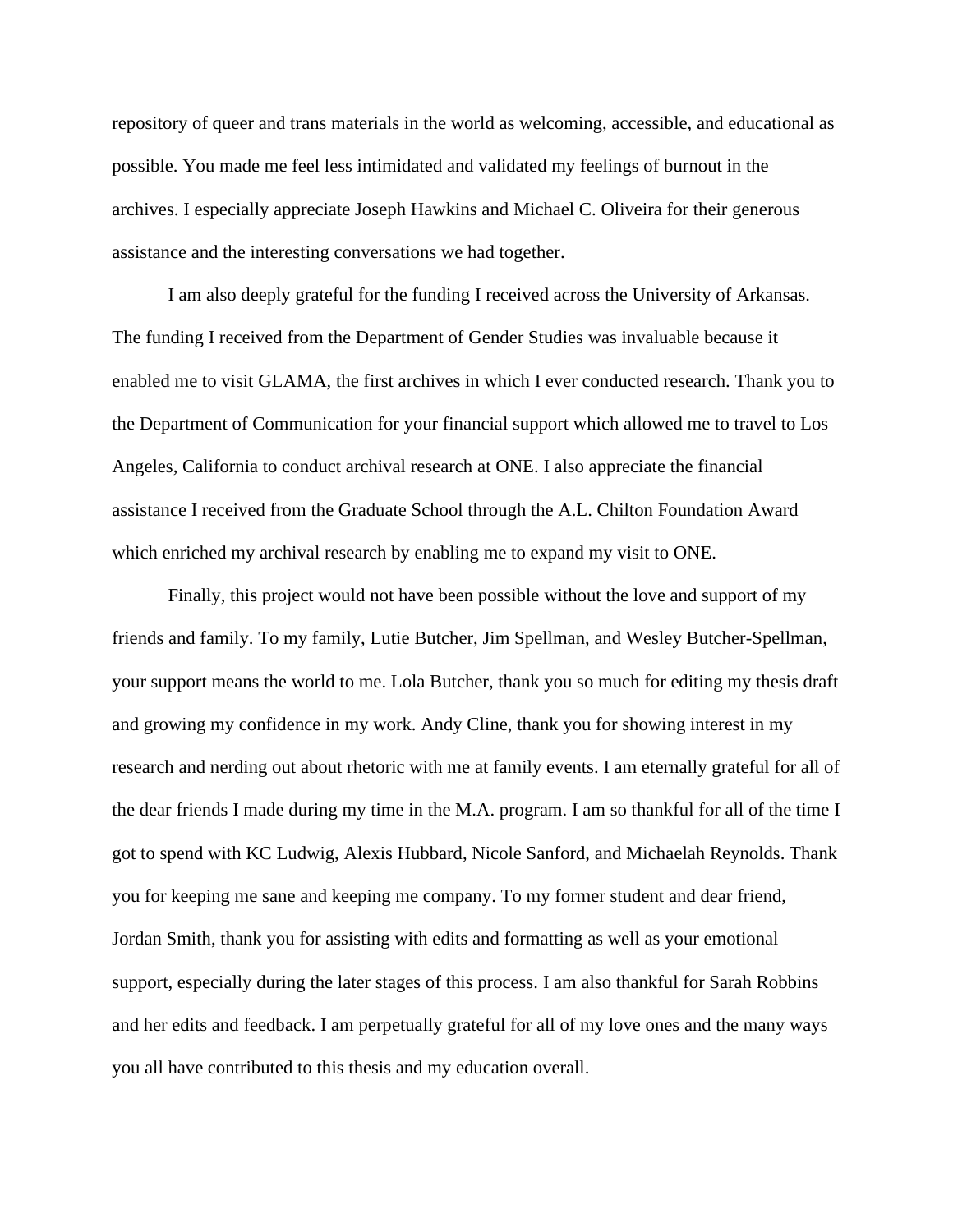repository of queer and trans materials in the world as welcoming, accessible, and educational as possible. You made me feel less intimidated and validated my feelings of burnout in the archives. I especially appreciate Joseph Hawkins and Michael C. Oliveira for their generous assistance and the interesting conversations we had together.

I am also deeply grateful for the funding I received across the University of Arkansas. The funding I received from the Department of Gender Studies was invaluable because it enabled me to visit GLAMA, the first archives in which I ever conducted research. Thank you to the Department of Communication for your financial support which allowed me to travel to Los Angeles, California to conduct archival research at ONE. I also appreciate the financial assistance I received from the Graduate School through the A.L. Chilton Foundation Award which enriched my archival research by enabling me to expand my visit to ONE.

Finally, this project would not have been possible without the love and support of my friends and family. To my family, Lutie Butcher, Jim Spellman, and Wesley Butcher-Spellman, your support means the world to me. Lola Butcher, thank you so much for editing my thesis draft and growing my confidence in my work. Andy Cline, thank you for showing interest in my research and nerding out about rhetoric with me at family events. I am eternally grateful for all of the dear friends I made during my time in the M.A. program. I am so thankful for all of the time I got to spend with KC Ludwig, Alexis Hubbard, Nicole Sanford, and Michaelah Reynolds. Thank you for keeping me sane and keeping me company. To my former student and dear friend, Jordan Smith, thank you for assisting with edits and formatting as well as your emotional support, especially during the later stages of this process. I am also thankful for Sarah Robbins and her edits and feedback. I am perpetually grateful for all of my love ones and the many ways you all have contributed to this thesis and my education overall.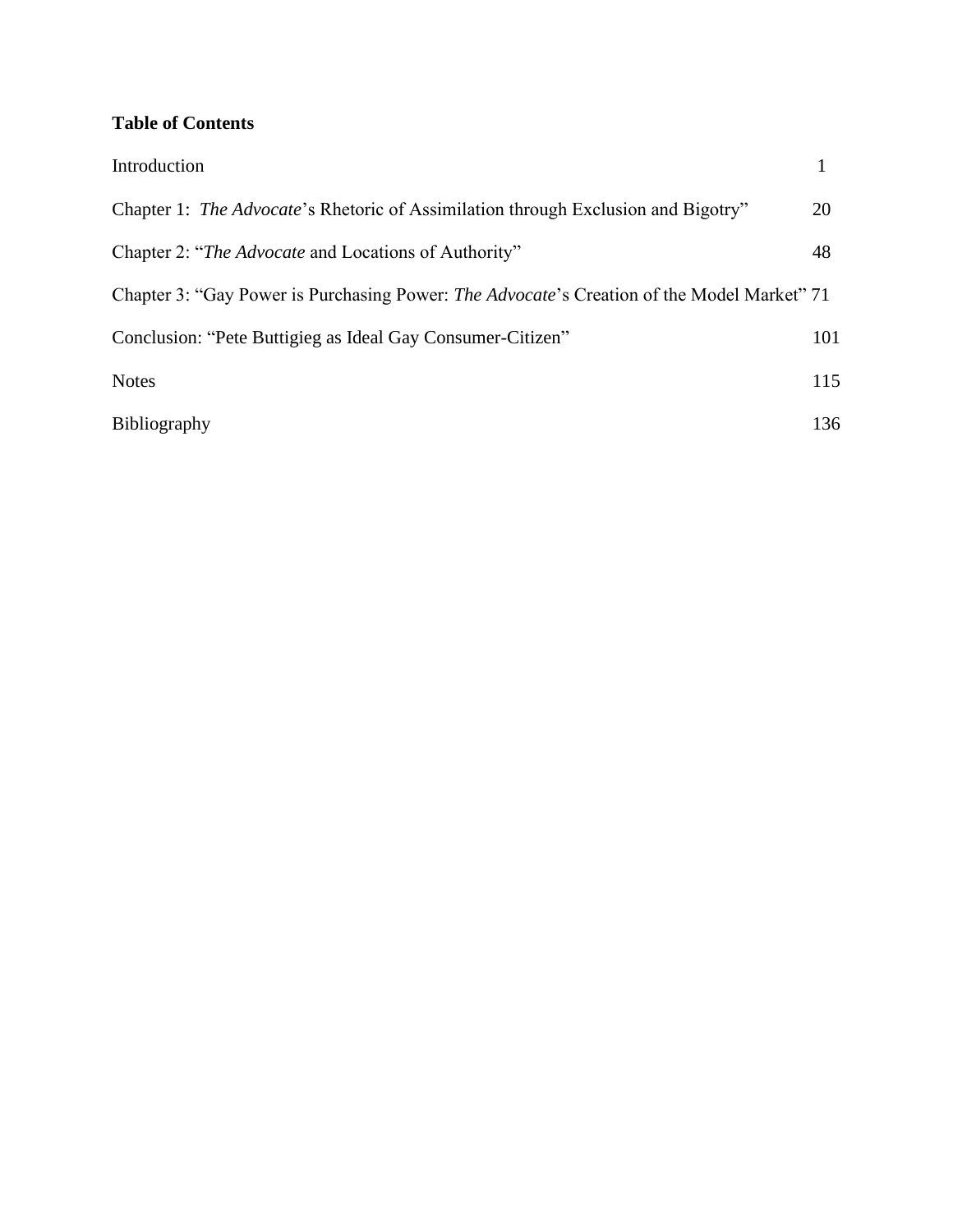**Table of Contents**

| | |
|---|---|
| Introduction | 1 |
| Chapter 1: *The Advocate*'s Rhetoric of Assimilation through Exclusion and Bigotry" | 20 |
| Chapter 2: "*The Advocate* and Locations of Authority" | 48 |
| Chapter 3: "Gay Power is Purchasing Power: *The Advocate*'s Creation of the Model Market" | 71 |
| Conclusion: "Pete Buttigieg as Ideal Gay Consumer-Citizen" | 101 |
| Notes | 115 |
| Bibliography | 136 |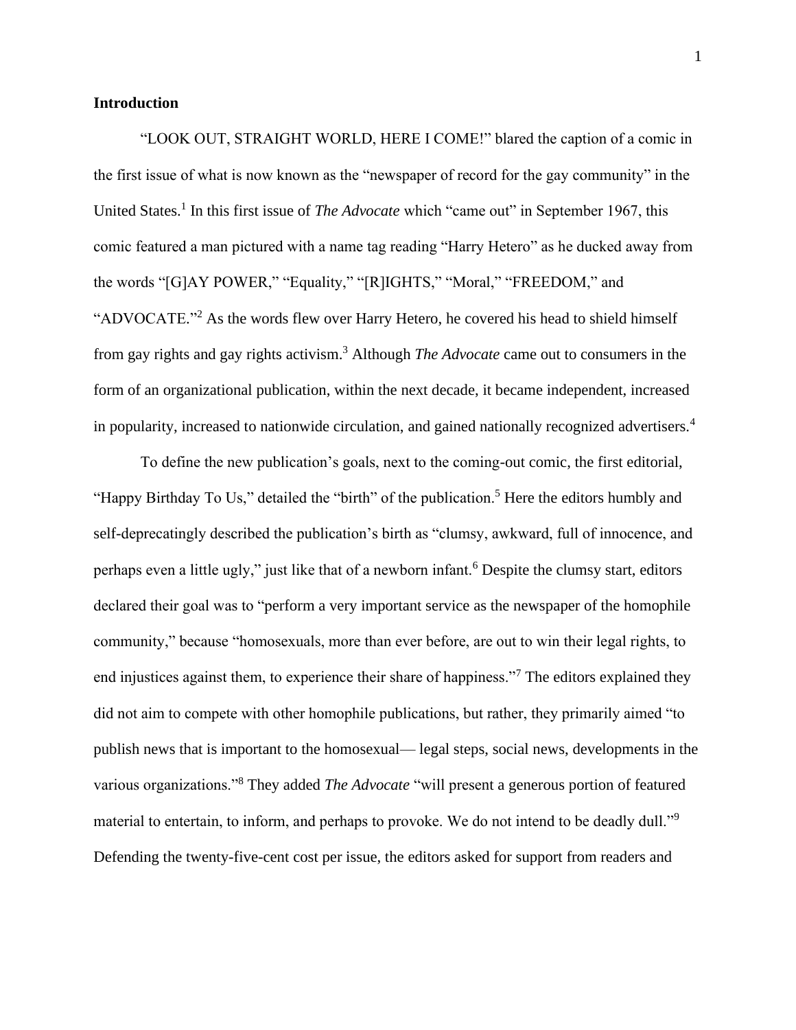## Introduction

"LOOK OUT, STRAIGHT WORLD, HERE I COME!" blared the caption of a comic in the first issue of what is now known as the "newspaper of record for the gay community" in the United States.[1] In this first issue of *The Advocate* which "came out" in September 1967, this comic featured a man pictured with a name tag reading "Harry Hetero" as he ducked away from the words "[G]AY POWER," "Equality," "[R]IGHTS," "Moral," "FREEDOM," and "ADVOCATE."[2] As the words flew over Harry Hetero, he covered his head to shield himself from gay rights and gay rights activism.[3] Although *The Advocate* came out to consumers in the form of an organizational publication, within the next decade, it became independent, increased in popularity, increased to nationwide circulation, and gained nationally recognized advertisers.[4]

To define the new publication's goals, next to the coming-out comic, the first editorial, "Happy Birthday To Us," detailed the "birth" of the publication.[5] Here the editors humbly and self-deprecatingly described the publication's birth as "clumsy, awkward, full of innocence, and perhaps even a little ugly," just like that of a newborn infant.[6] Despite the clumsy start, editors declared their goal was to "perform a very important service as the newspaper of the homophile community," because "homosexuals, more than ever before, are out to win their legal rights, to end injustices against them, to experience their share of happiness."[7] The editors explained they did not aim to compete with other homophile publications, but rather, they primarily aimed "to publish news that is important to the homosexual— legal steps, social news, developments in the various organizations."[8] They added *The Advocate* "will present a generous portion of featured material to entertain, to inform, and perhaps to provoke. We do not intend to be deadly dull."[9] Defending the twenty-five-cent cost per issue, the editors asked for support from readers and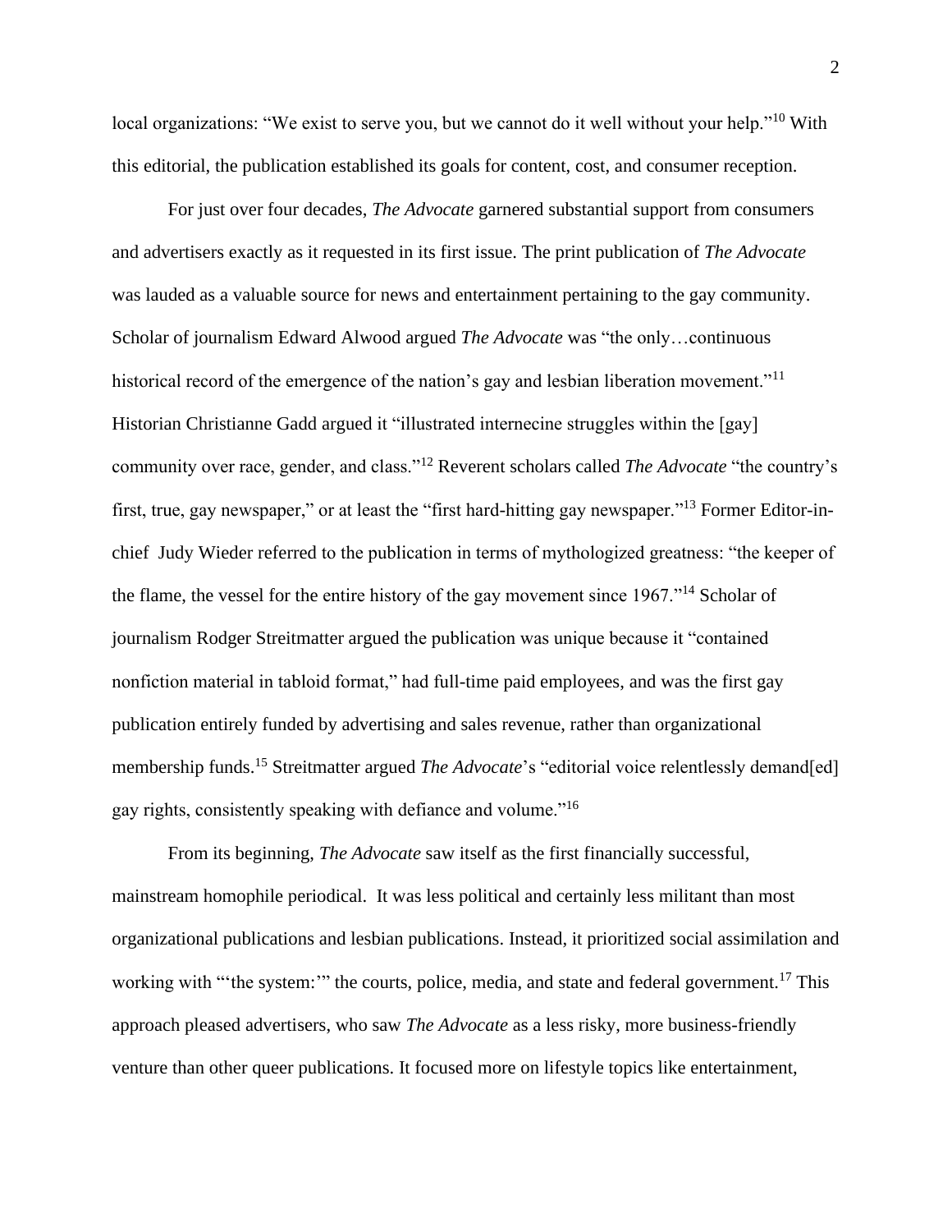local organizations: "We exist to serve you, but we cannot do it well without your help."[10] With this editorial, the publication established its goals for content, cost, and consumer reception.

For just over four decades, *The Advocate* garnered substantial support from consumers and advertisers exactly as it requested in its first issue. The print publication of *The Advocate* was lauded as a valuable source for news and entertainment pertaining to the gay community. Scholar of journalism Edward Alwood argued *The Advocate* was "the only…continuous historical record of the emergence of the nation's gay and lesbian liberation movement."[11] Historian Christianne Gadd argued it "illustrated internecine struggles within the [gay] community over race, gender, and class."[12] Reverent scholars called *The Advocate* "the country's first, true, gay newspaper," or at least the "first hard-hitting gay newspaper."[13] Former Editor-in-chief Judy Wieder referred to the publication in terms of mythologized greatness: "the keeper of the flame, the vessel for the entire history of the gay movement since 1967."[14] Scholar of journalism Rodger Streitmatter argued the publication was unique because it "contained nonfiction material in tabloid format," had full-time paid employees, and was the first gay publication entirely funded by advertising and sales revenue, rather than organizational membership funds.[15] Streitmatter argued *The Advocate*'s "editorial voice relentlessly demand[ed] gay rights, consistently speaking with defiance and volume."[16]

From its beginning, *The Advocate* saw itself as the first financially successful, mainstream homophile periodical. It was less political and certainly less militant than most organizational publications and lesbian publications. Instead, it prioritized social assimilation and working with "'the system:'" the courts, police, media, and state and federal government.[17] This approach pleased advertisers, who saw *The Advocate* as a less risky, more business-friendly venture than other queer publications. It focused more on lifestyle topics like entertainment,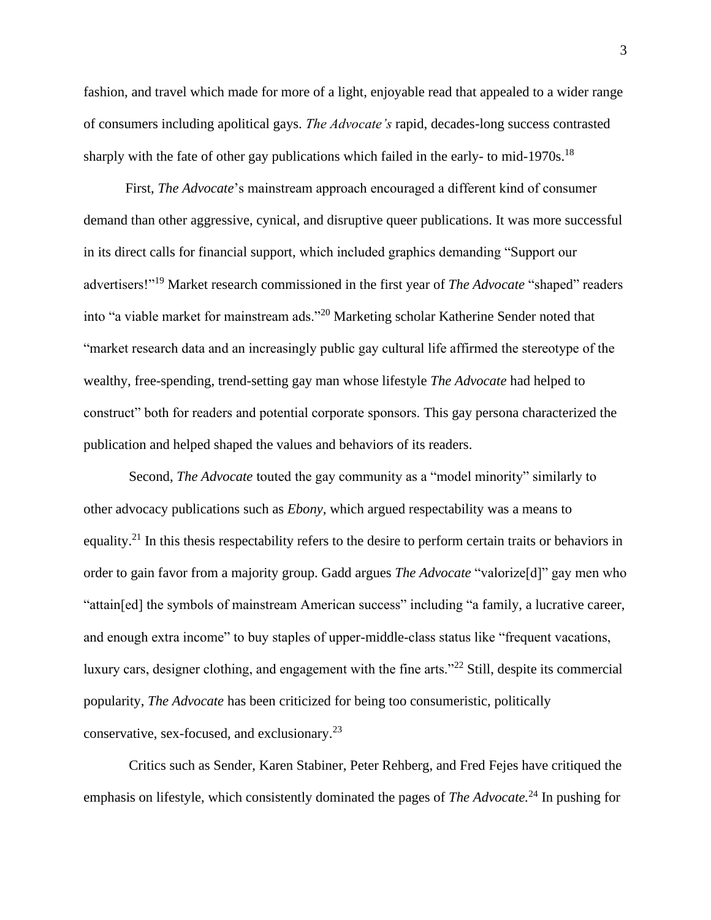fashion, and travel which made for more of a light, enjoyable read that appealed to a wider range of consumers including apolitical gays. *The Advocate's* rapid, decades-long success contrasted sharply with the fate of other gay publications which failed in the early- to mid-1970s.[18]

First, *The Advocate*'s mainstream approach encouraged a different kind of consumer demand than other aggressive, cynical, and disruptive queer publications. It was more successful in its direct calls for financial support, which included graphics demanding "Support our advertisers!"[19] Market research commissioned in the first year of *The Advocate* "shaped" readers into "a viable market for mainstream ads."[20] Marketing scholar Katherine Sender noted that "market research data and an increasingly public gay cultural life affirmed the stereotype of the wealthy, free-spending, trend-setting gay man whose lifestyle *The Advocate* had helped to construct" both for readers and potential corporate sponsors. This gay persona characterized the publication and helped shaped the values and behaviors of its readers.

Second, *The Advocate* touted the gay community as a "model minority" similarly to other advocacy publications such as *Ebony*, which argued respectability was a means to equality.[21] In this thesis respectability refers to the desire to perform certain traits or behaviors in order to gain favor from a majority group. Gadd argues *The Advocate* "valorize[d]" gay men who "attain[ed] the symbols of mainstream American success" including "a family, a lucrative career, and enough extra income" to buy staples of upper-middle-class status like "frequent vacations, luxury cars, designer clothing, and engagement with the fine arts."[22] Still, despite its commercial popularity, *The Advocate* has been criticized for being too consumeristic, politically conservative, sex-focused, and exclusionary.[23]

Critics such as Sender, Karen Stabiner, Peter Rehberg, and Fred Fejes have critiqued the emphasis on lifestyle, which consistently dominated the pages of *The Advocate.*[24] In pushing for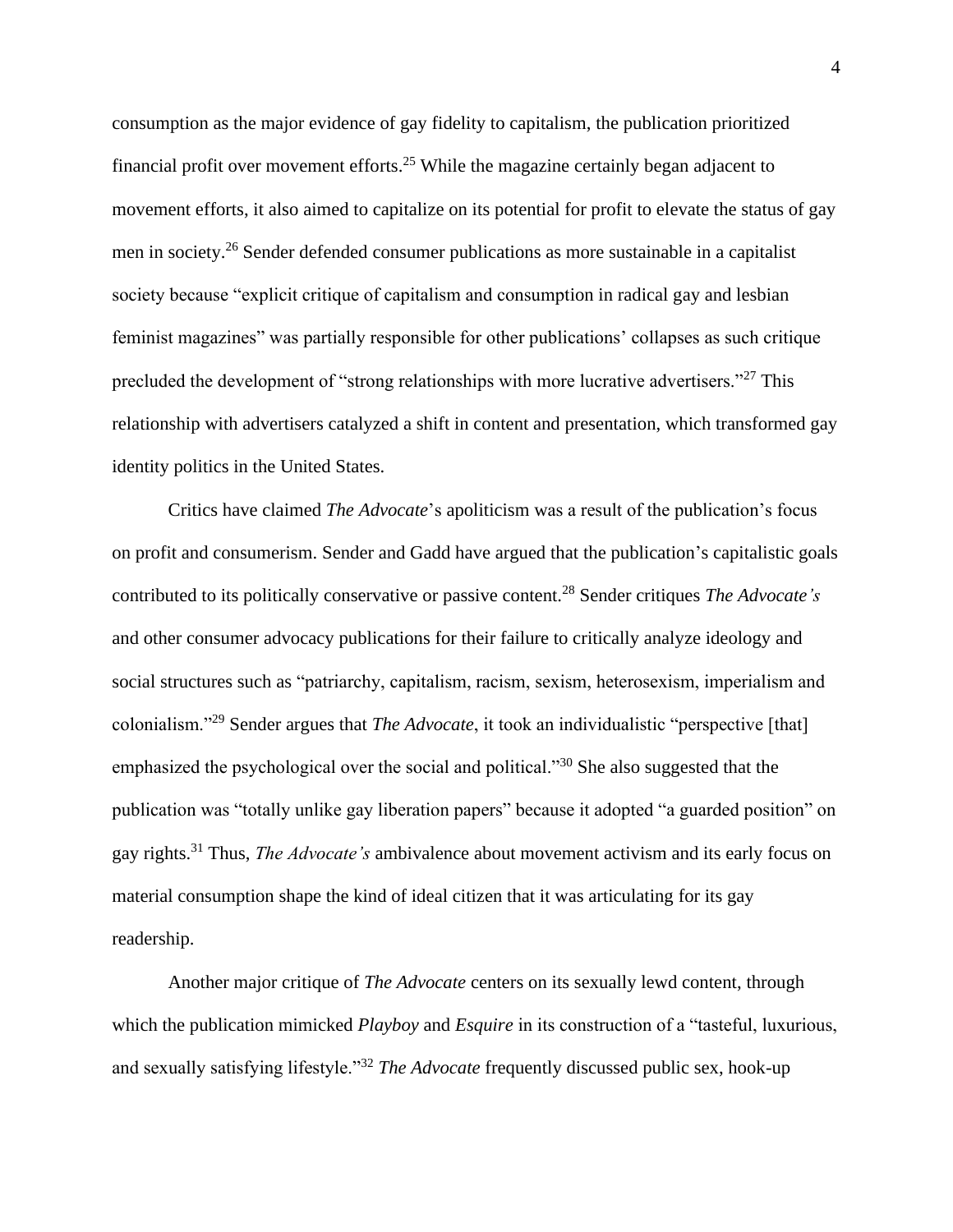consumption as the major evidence of gay fidelity to capitalism, the publication prioritized financial profit over movement efforts.[25] While the magazine certainly began adjacent to movement efforts, it also aimed to capitalize on its potential for profit to elevate the status of gay men in society.[26] Sender defended consumer publications as more sustainable in a capitalist society because "explicit critique of capitalism and consumption in radical gay and lesbian feminist magazines" was partially responsible for other publications' collapses as such critique precluded the development of "strong relationships with more lucrative advertisers."[27] This relationship with advertisers catalyzed a shift in content and presentation, which transformed gay identity politics in the United States.

Critics have claimed *The Advocate*'s apoliticism was a result of the publication's focus on profit and consumerism. Sender and Gadd have argued that the publication's capitalistic goals contributed to its politically conservative or passive content.[28] Sender critiques *The Advocate's* and other consumer advocacy publications for their failure to critically analyze ideology and social structures such as "patriarchy, capitalism, racism, sexism, heterosexism, imperialism and colonialism."[29] Sender argues that *The Advocate*, it took an individualistic "perspective [that] emphasized the psychological over the social and political."[30] She also suggested that the publication was "totally unlike gay liberation papers" because it adopted "a guarded position" on gay rights.[31] Thus, *The Advocate's* ambivalence about movement activism and its early focus on material consumption shape the kind of ideal citizen that it was articulating for its gay readership.

Another major critique of *The Advocate* centers on its sexually lewd content, through which the publication mimicked *Playboy* and *Esquire* in its construction of a "tasteful, luxurious, and sexually satisfying lifestyle."[32] *The Advocate* frequently discussed public sex, hook-up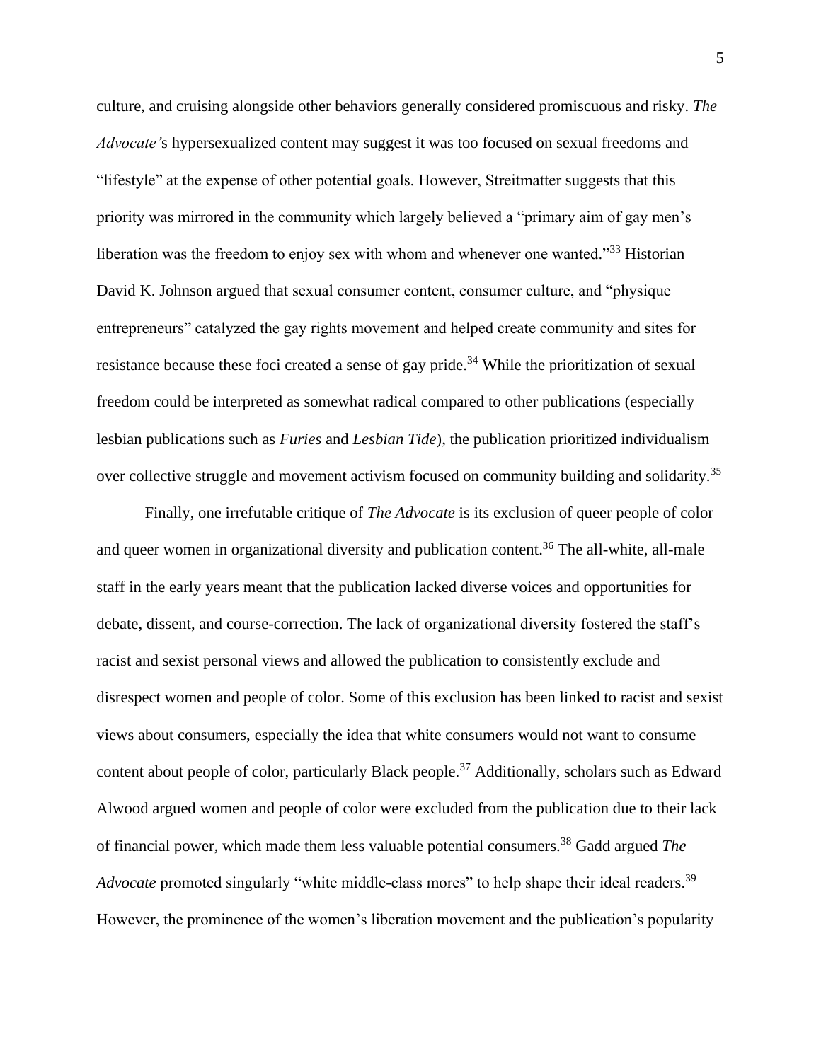culture, and cruising alongside other behaviors generally considered promiscuous and risky. *The Advocate'*s hypersexualized content may suggest it was too focused on sexual freedoms and "lifestyle" at the expense of other potential goals. However, Streitmatter suggests that this priority was mirrored in the community which largely believed a "primary aim of gay men's liberation was the freedom to enjoy sex with whom and whenever one wanted."[33] Historian David K. Johnson argued that sexual consumer content, consumer culture, and "physique entrepreneurs" catalyzed the gay rights movement and helped create community and sites for resistance because these foci created a sense of gay pride.[34] While the prioritization of sexual freedom could be interpreted as somewhat radical compared to other publications (especially lesbian publications such as *Furies* and *Lesbian Tide*), the publication prioritized individualism over collective struggle and movement activism focused on community building and solidarity.[35]

Finally, one irrefutable critique of *The Advocate* is its exclusion of queer people of color and queer women in organizational diversity and publication content.[36] The all-white, all-male staff in the early years meant that the publication lacked diverse voices and opportunities for debate, dissent, and course-correction. The lack of organizational diversity fostered the staff's racist and sexist personal views and allowed the publication to consistently exclude and disrespect women and people of color. Some of this exclusion has been linked to racist and sexist views about consumers, especially the idea that white consumers would not want to consume content about people of color, particularly Black people.[37] Additionally, scholars such as Edward Alwood argued women and people of color were excluded from the publication due to their lack of financial power, which made them less valuable potential consumers.[38] Gadd argued *The Advocate* promoted singularly "white middle-class mores" to help shape their ideal readers.[39] However, the prominence of the women's liberation movement and the publication's popularity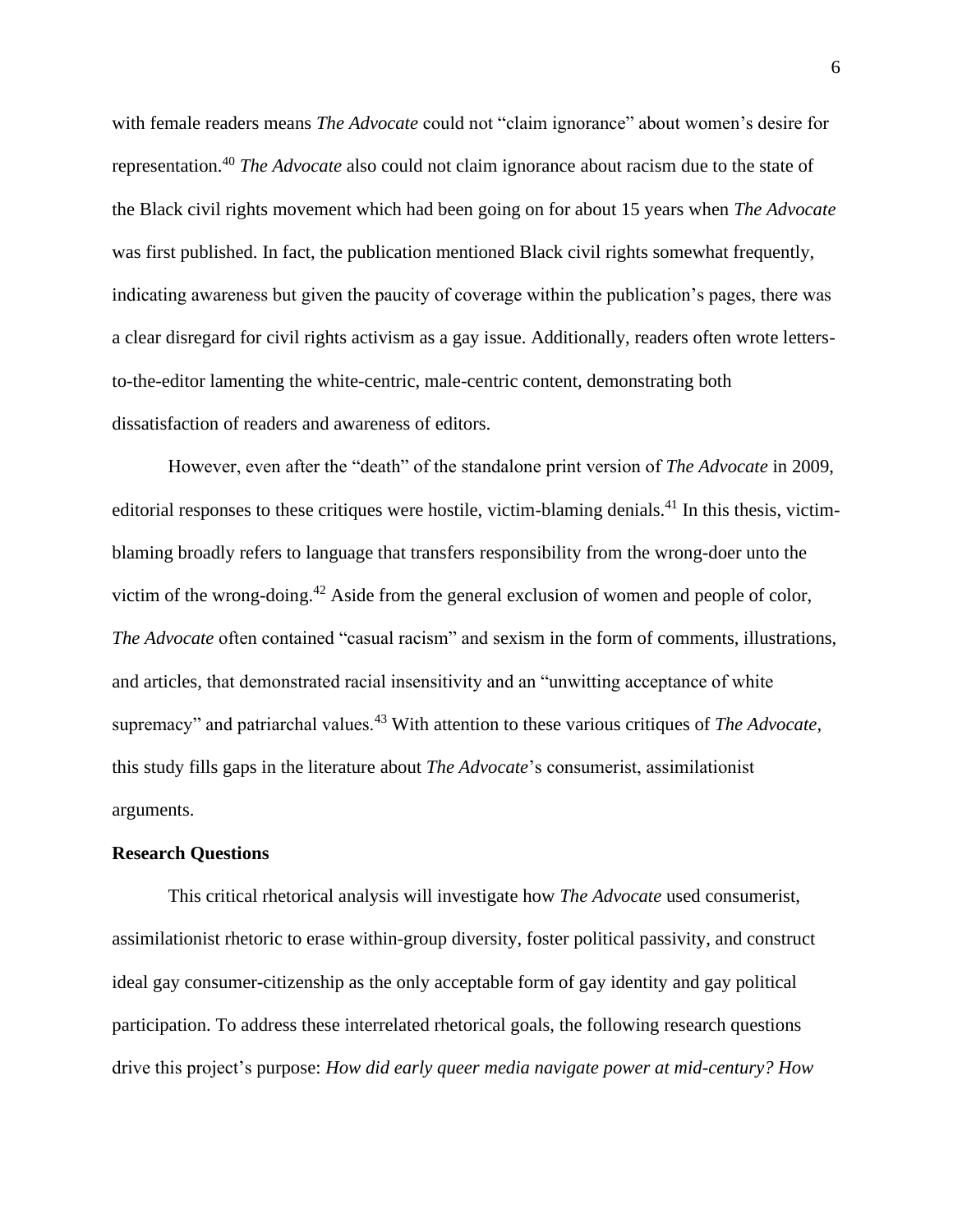with female readers means *The Advocate* could not "claim ignorance" about women's desire for representation.[40] *The Advocate* also could not claim ignorance about racism due to the state of the Black civil rights movement which had been going on for about 15 years when *The Advocate* was first published. In fact, the publication mentioned Black civil rights somewhat frequently, indicating awareness but given the paucity of coverage within the publication's pages, there was a clear disregard for civil rights activism as a gay issue. Additionally, readers often wrote letters-to-the-editor lamenting the white-centric, male-centric content, demonstrating both dissatisfaction of readers and awareness of editors.

However, even after the "death" of the standalone print version of *The Advocate* in 2009, editorial responses to these critiques were hostile, victim-blaming denials.[41] In this thesis, victim-blaming broadly refers to language that transfers responsibility from the wrong-doer unto the victim of the wrong-doing.[42] Aside from the general exclusion of women and people of color, *The Advocate* often contained "casual racism" and sexism in the form of comments, illustrations, and articles, that demonstrated racial insensitivity and an "unwitting acceptance of white supremacy" and patriarchal values.[43] With attention to these various critiques of *The Advocate*, this study fills gaps in the literature about *The Advocate*'s consumerist, assimilationist arguments.

### Research Questions

This critical rhetorical analysis will investigate how *The Advocate* used consumerist, assimilationist rhetoric to erase within-group diversity, foster political passivity, and construct ideal gay consumer-citizenship as the only acceptable form of gay identity and gay political participation. To address these interrelated rhetorical goals, the following research questions drive this project's purpose: *How did early queer media navigate power at mid-century? How*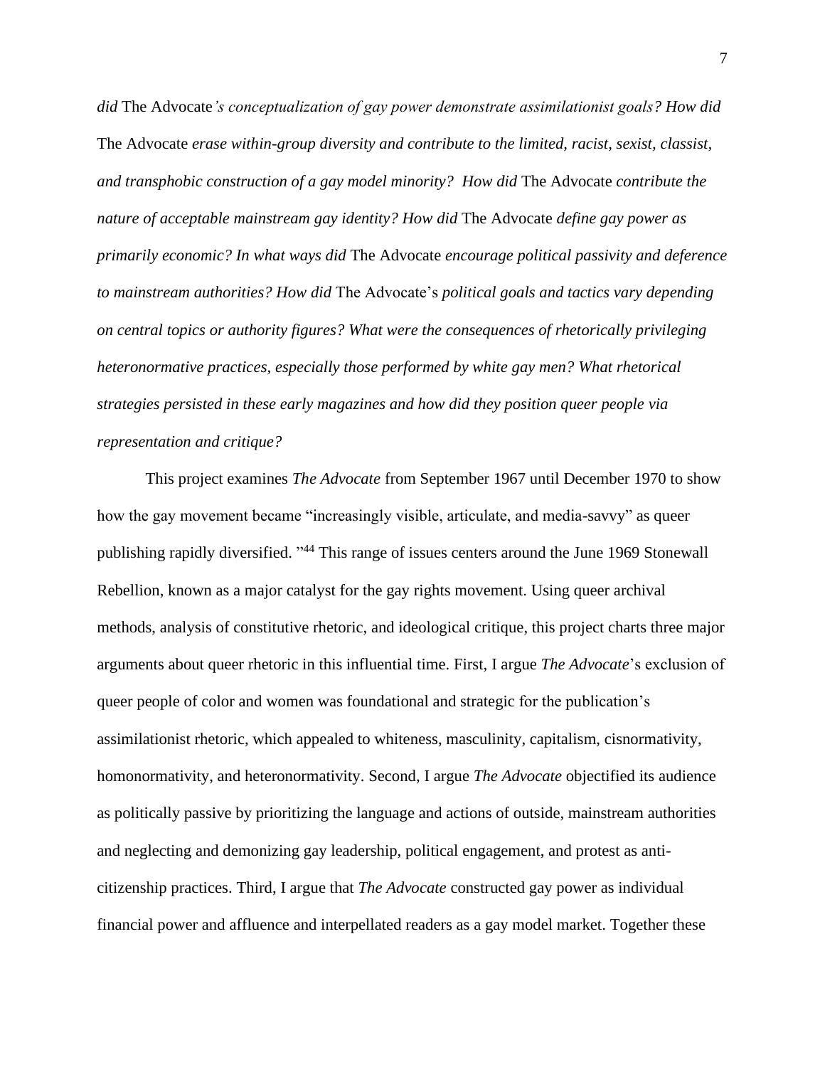*did* The Advocate*'s conceptualization of gay power demonstrate assimilationist goals? How did* The Advocate *erase within-group diversity and contribute to the limited, racist, sexist, classist, and transphobic construction of a gay model minority? How did* The Advocate *contribute the nature of acceptable mainstream gay identity? How did* The Advocate *define gay power as primarily economic? In what ways did* The Advocate *encourage political passivity and deference to mainstream authorities? How did* The Advocate's *political goals and tactics vary depending on central topics or authority figures? What were the consequences of rhetorically privileging heteronormative practices, especially those performed by white gay men? What rhetorical strategies persisted in these early magazines and how did they position queer people via representation and critique?*

This project examines *The Advocate* from September 1967 until December 1970 to show how the gay movement became "increasingly visible, articulate, and media-savvy" as queer publishing rapidly diversified. "[44] This range of issues centers around the June 1969 Stonewall Rebellion, known as a major catalyst for the gay rights movement. Using queer archival methods, analysis of constitutive rhetoric, and ideological critique, this project charts three major arguments about queer rhetoric in this influential time. First, I argue *The Advocate*'s exclusion of queer people of color and women was foundational and strategic for the publication's assimilationist rhetoric, which appealed to whiteness, masculinity, capitalism, cisnormativity, homonormativity, and heteronormativity. Second, I argue *The Advocate* objectified its audience as politically passive by prioritizing the language and actions of outside, mainstream authorities and neglecting and demonizing gay leadership, political engagement, and protest as anti-citizenship practices. Third, I argue that *The Advocate* constructed gay power as individual financial power and affluence and interpellated readers as a gay model market. Together these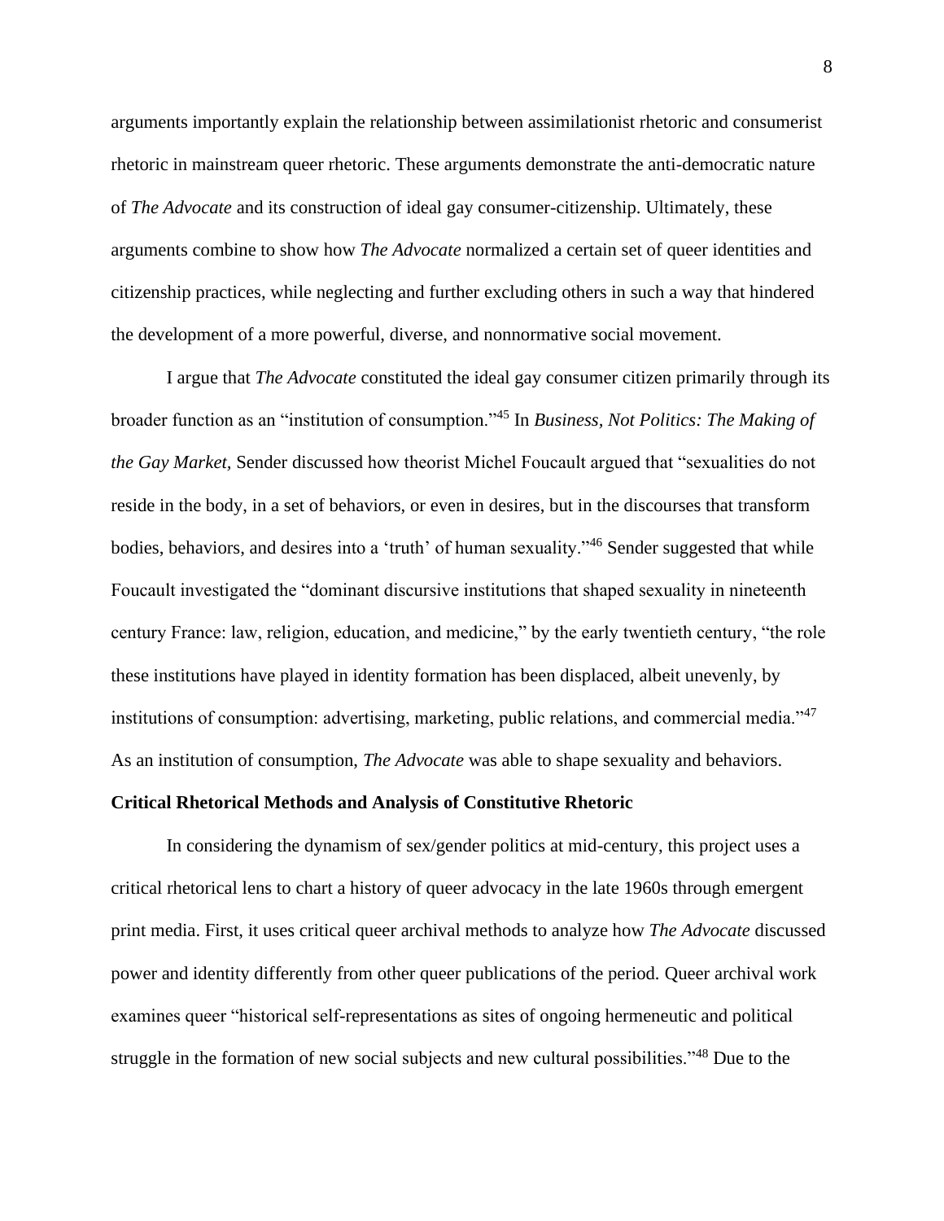arguments importantly explain the relationship between assimilationist rhetoric and consumerist rhetoric in mainstream queer rhetoric. These arguments demonstrate the anti-democratic nature of *The Advocate* and its construction of ideal gay consumer-citizenship. Ultimately, these arguments combine to show how *The Advocate* normalized a certain set of queer identities and citizenship practices, while neglecting and further excluding others in such a way that hindered the development of a more powerful, diverse, and nonnormative social movement.

I argue that *The Advocate* constituted the ideal gay consumer citizen primarily through its broader function as an "institution of consumption."[45] In *Business, Not Politics: The Making of the Gay Market,* Sender discussed how theorist Michel Foucault argued that "sexualities do not reside in the body, in a set of behaviors, or even in desires, but in the discourses that transform bodies, behaviors, and desires into a 'truth' of human sexuality."[46] Sender suggested that while Foucault investigated the "dominant discursive institutions that shaped sexuality in nineteenth century France: law, religion, education, and medicine," by the early twentieth century, "the role these institutions have played in identity formation has been displaced, albeit unevenly, by institutions of consumption: advertising, marketing, public relations, and commercial media."[47] As an institution of consumption, *The Advocate* was able to shape sexuality and behaviors.

**Critical Rhetorical Methods and Analysis of Constitutive Rhetoric**

In considering the dynamism of sex/gender politics at mid-century, this project uses a critical rhetorical lens to chart a history of queer advocacy in the late 1960s through emergent print media. First, it uses critical queer archival methods to analyze how *The Advocate* discussed power and identity differently from other queer publications of the period. Queer archival work examines queer "historical self-representations as sites of ongoing hermeneutic and political struggle in the formation of new social subjects and new cultural possibilities."[48] Due to the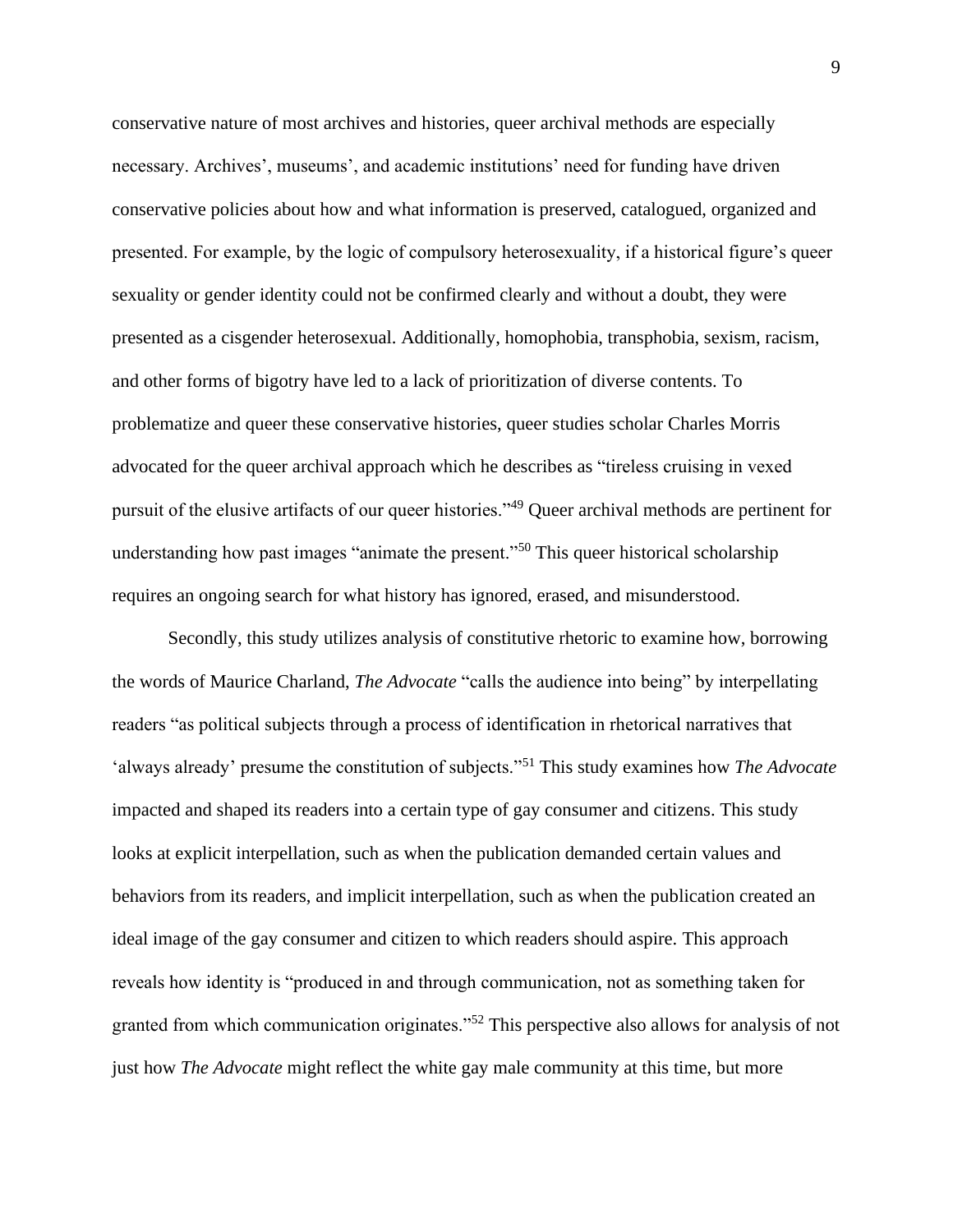conservative nature of most archives and histories, queer archival methods are especially necessary. Archives', museums', and academic institutions' need for funding have driven conservative policies about how and what information is preserved, catalogued, organized and presented. For example, by the logic of compulsory heterosexuality, if a historical figure's queer sexuality or gender identity could not be confirmed clearly and without a doubt, they were presented as a cisgender heterosexual. Additionally, homophobia, transphobia, sexism, racism, and other forms of bigotry have led to a lack of prioritization of diverse contents. To problematize and queer these conservative histories, queer studies scholar Charles Morris advocated for the queer archival approach which he describes as "tireless cruising in vexed pursuit of the elusive artifacts of our queer histories."[49] Queer archival methods are pertinent for understanding how past images "animate the present."[50] This queer historical scholarship requires an ongoing search for what history has ignored, erased, and misunderstood.

Secondly, this study utilizes analysis of constitutive rhetoric to examine how, borrowing the words of Maurice Charland, *The Advocate* "calls the audience into being" by interpellating readers "as political subjects through a process of identification in rhetorical narratives that 'always already' presume the constitution of subjects."[51] This study examines how *The Advocate* impacted and shaped its readers into a certain type of gay consumer and citizens. This study looks at explicit interpellation, such as when the publication demanded certain values and behaviors from its readers, and implicit interpellation, such as when the publication created an ideal image of the gay consumer and citizen to which readers should aspire. This approach reveals how identity is "produced in and through communication, not as something taken for granted from which communication originates."[52] This perspective also allows for analysis of not just how *The Advocate* might reflect the white gay male community at this time, but more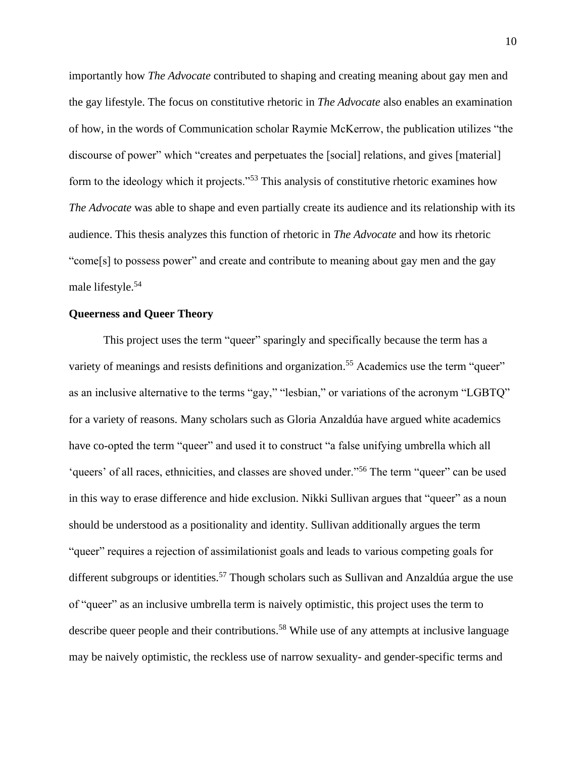importantly how *The Advocate* contributed to shaping and creating meaning about gay men and the gay lifestyle. The focus on constitutive rhetoric in *The Advocate* also enables an examination of how, in the words of Communication scholar Raymie McKerrow, the publication utilizes "the discourse of power" which "creates and perpetuates the [social] relations, and gives [material] form to the ideology which it projects."[53] This analysis of constitutive rhetoric examines how *The Advocate* was able to shape and even partially create its audience and its relationship with its audience. This thesis analyzes this function of rhetoric in *The Advocate* and how its rhetoric "come[s] to possess power" and create and contribute to meaning about gay men and the gay male lifestyle.[54]

**Queerness and Queer Theory**

This project uses the term "queer" sparingly and specifically because the term has a variety of meanings and resists definitions and organization.[55] Academics use the term "queer" as an inclusive alternative to the terms "gay," "lesbian," or variations of the acronym "LGBTQ" for a variety of reasons. Many scholars such as Gloria Anzaldúa have argued white academics have co-opted the term "queer" and used it to construct "a false unifying umbrella which all 'queers' of all races, ethnicities, and classes are shoved under."[56] The term "queer" can be used in this way to erase difference and hide exclusion. Nikki Sullivan argues that "queer" as a noun should be understood as a positionality and identity. Sullivan additionally argues the term "queer" requires a rejection of assimilationist goals and leads to various competing goals for different subgroups or identities.[57] Though scholars such as Sullivan and Anzaldúa argue the use of "queer" as an inclusive umbrella term is naively optimistic, this project uses the term to describe queer people and their contributions.[58] While use of any attempts at inclusive language may be naively optimistic, the reckless use of narrow sexuality- and gender-specific terms and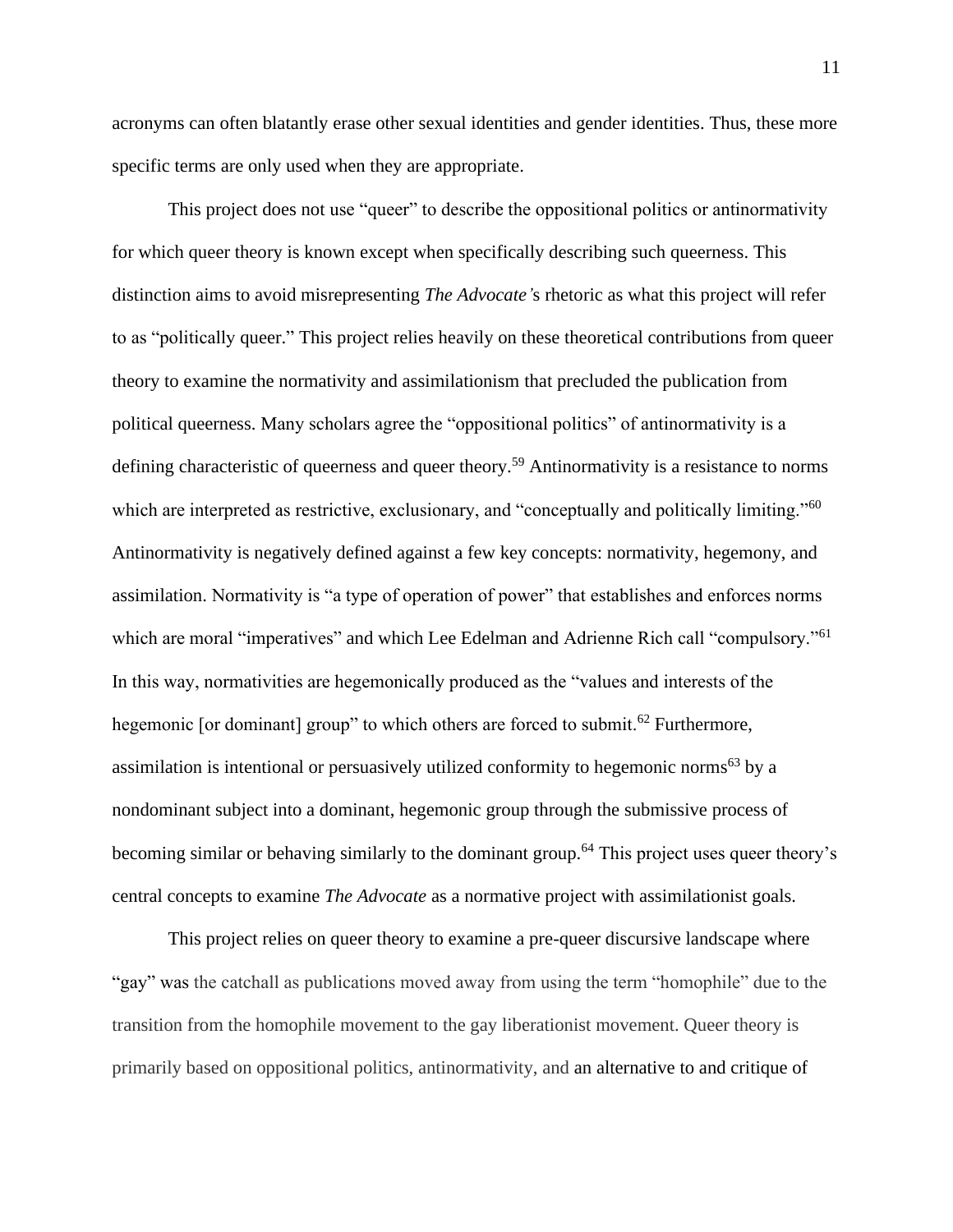acronyms can often blatantly erase other sexual identities and gender identities. Thus, these more specific terms are only used when they are appropriate.

This project does not use "queer" to describe the oppositional politics or antinormativity for which queer theory is known except when specifically describing such queerness. This distinction aims to avoid misrepresenting *The Advocate'*s rhetoric as what this project will refer to as "politically queer." This project relies heavily on these theoretical contributions from queer theory to examine the normativity and assimilationism that precluded the publication from political queerness. Many scholars agree the "oppositional politics" of antinormativity is a defining characteristic of queerness and queer theory.[59] Antinormativity is a resistance to norms which are interpreted as restrictive, exclusionary, and "conceptually and politically limiting."[60] Antinormativity is negatively defined against a few key concepts: normativity, hegemony, and assimilation. Normativity is "a type of operation of power" that establishes and enforces norms which are moral "imperatives" and which Lee Edelman and Adrienne Rich call "compulsory."[61] In this way, normativities are hegemonically produced as the "values and interests of the hegemonic [or dominant] group" to which others are forced to submit.[62] Furthermore, assimilation is intentional or persuasively utilized conformity to hegemonic norms[63] by a nondominant subject into a dominant, hegemonic group through the submissive process of becoming similar or behaving similarly to the dominant group.[64] This project uses queer theory's central concepts to examine *The Advocate* as a normative project with assimilationist goals.

This project relies on queer theory to examine a pre-queer discursive landscape where "gay" was the catchall as publications moved away from using the term "homophile" due to the transition from the homophile movement to the gay liberationist movement. Queer theory is primarily based on oppositional politics, antinormativity, and an alternative to and critique of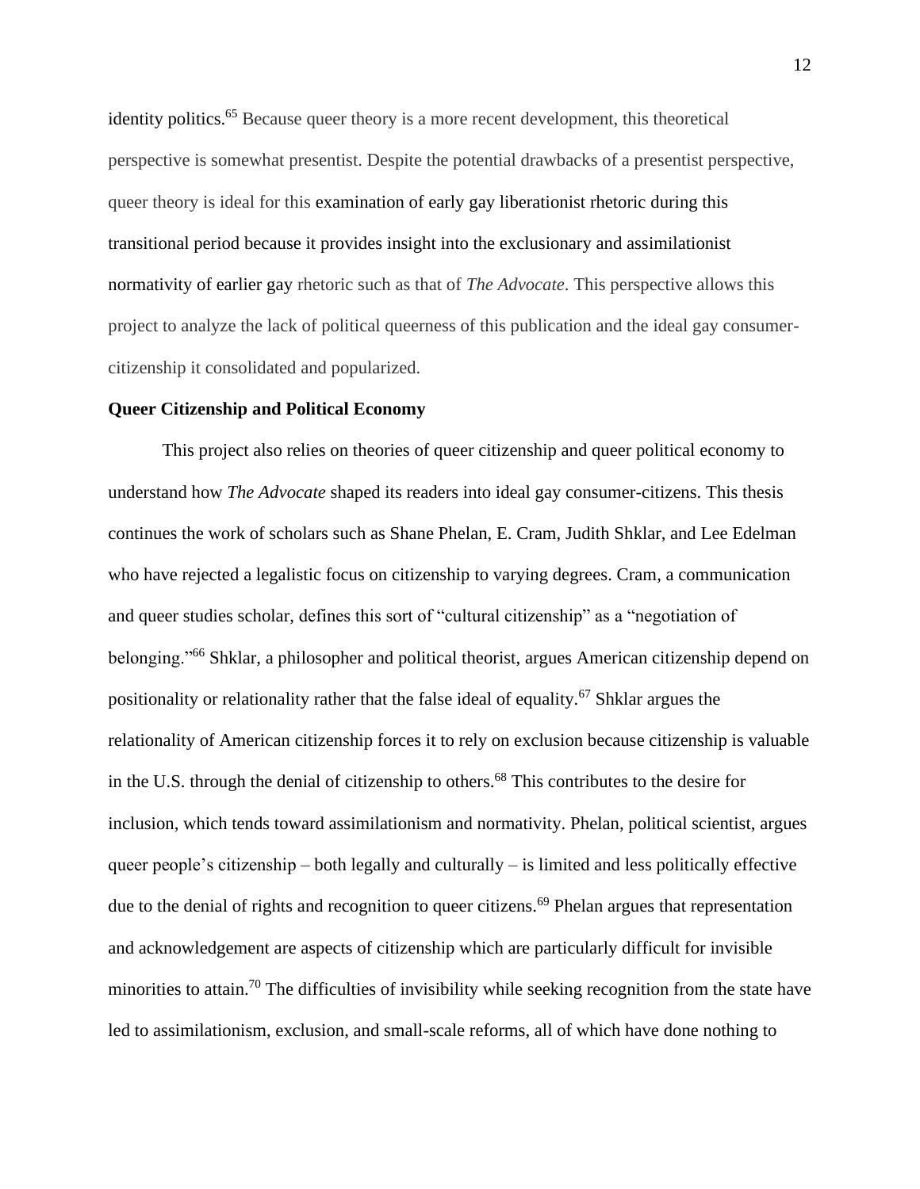identity politics.[65] Because queer theory is a more recent development, this theoretical perspective is somewhat presentist. Despite the potential drawbacks of a presentist perspective, queer theory is ideal for this examination of early gay liberationist rhetoric during this transitional period because it provides insight into the exclusionary and assimilationist normativity of earlier gay rhetoric such as that of *The Advocate*. This perspective allows this project to analyze the lack of political queerness of this publication and the ideal gay consumer-citizenship it consolidated and popularized.

**Queer Citizenship and Political Economy**

This project also relies on theories of queer citizenship and queer political economy to understand how *The Advocate* shaped its readers into ideal gay consumer-citizens. This thesis continues the work of scholars such as Shane Phelan, E. Cram, Judith Shklar, and Lee Edelman who have rejected a legalistic focus on citizenship to varying degrees. Cram, a communication and queer studies scholar, defines this sort of "cultural citizenship" as a "negotiation of belonging."[66] Shklar, a philosopher and political theorist, argues American citizenship depend on positionality or relationality rather that the false ideal of equality.[67] Shklar argues the relationality of American citizenship forces it to rely on exclusion because citizenship is valuable in the U.S. through the denial of citizenship to others.[68] This contributes to the desire for inclusion, which tends toward assimilationism and normativity. Phelan, political scientist, argues queer people's citizenship – both legally and culturally – is limited and less politically effective due to the denial of rights and recognition to queer citizens.[69] Phelan argues that representation and acknowledgement are aspects of citizenship which are particularly difficult for invisible minorities to attain.[70] The difficulties of invisibility while seeking recognition from the state have led to assimilationism, exclusion, and small-scale reforms, all of which have done nothing to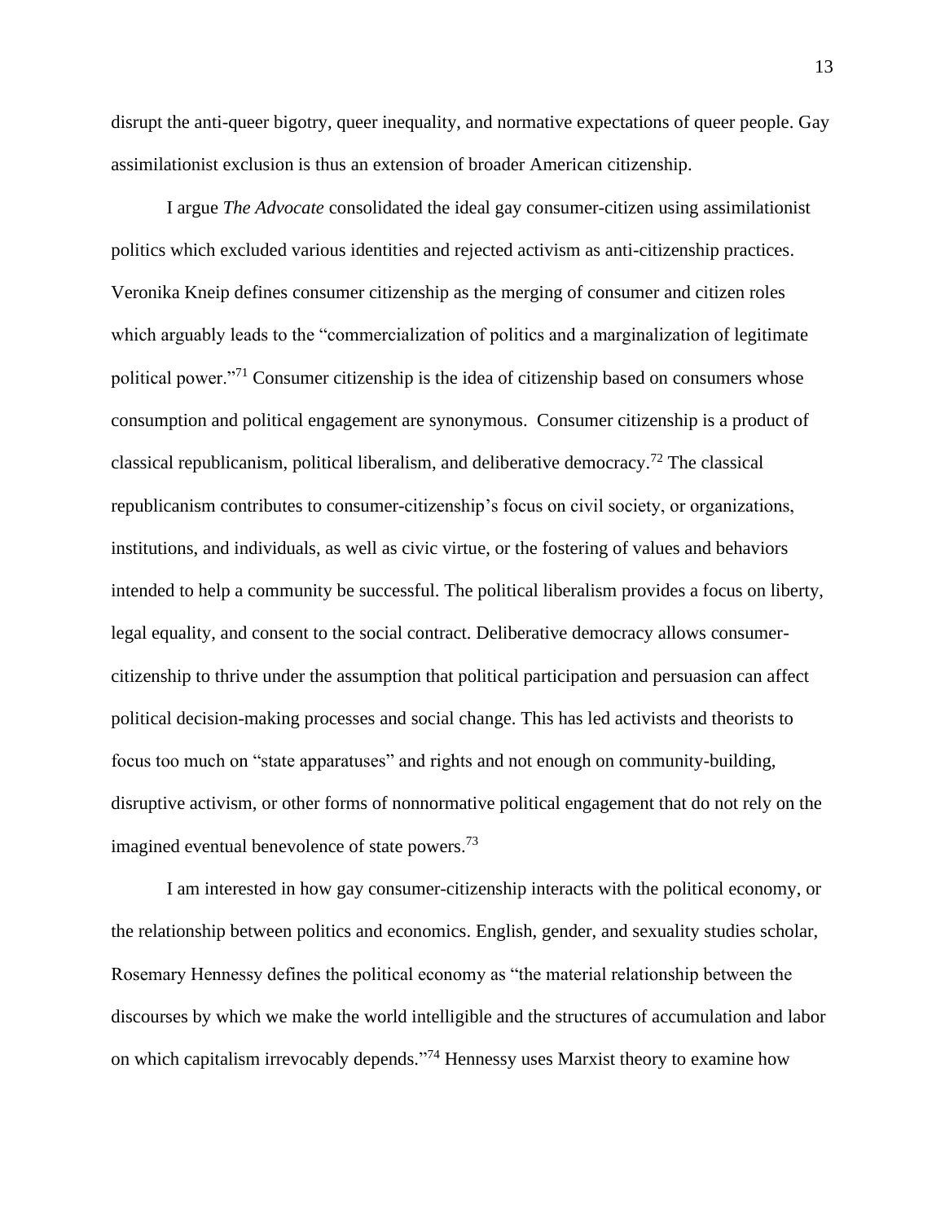disrupt the anti-queer bigotry, queer inequality, and normative expectations of queer people. Gay assimilationist exclusion is thus an extension of broader American citizenship.

I argue *The Advocate* consolidated the ideal gay consumer-citizen using assimilationist politics which excluded various identities and rejected activism as anti-citizenship practices. Veronika Kneip defines consumer citizenship as the merging of consumer and citizen roles which arguably leads to the "commercialization of politics and a marginalization of legitimate political power."[71] Consumer citizenship is the idea of citizenship based on consumers whose consumption and political engagement are synonymous. Consumer citizenship is a product of classical republicanism, political liberalism, and deliberative democracy.[72] The classical republicanism contributes to consumer-citizenship's focus on civil society, or organizations, institutions, and individuals, as well as civic virtue, or the fostering of values and behaviors intended to help a community be successful. The political liberalism provides a focus on liberty, legal equality, and consent to the social contract. Deliberative democracy allows consumer-citizenship to thrive under the assumption that political participation and persuasion can affect political decision-making processes and social change. This has led activists and theorists to focus too much on "state apparatuses" and rights and not enough on community-building, disruptive activism, or other forms of nonnormative political engagement that do not rely on the imagined eventual benevolence of state powers.[73]

I am interested in how gay consumer-citizenship interacts with the political economy, or the relationship between politics and economics. English, gender, and sexuality studies scholar, Rosemary Hennessy defines the political economy as "the material relationship between the discourses by which we make the world intelligible and the structures of accumulation and labor on which capitalism irrevocably depends."[74] Hennessy uses Marxist theory to examine how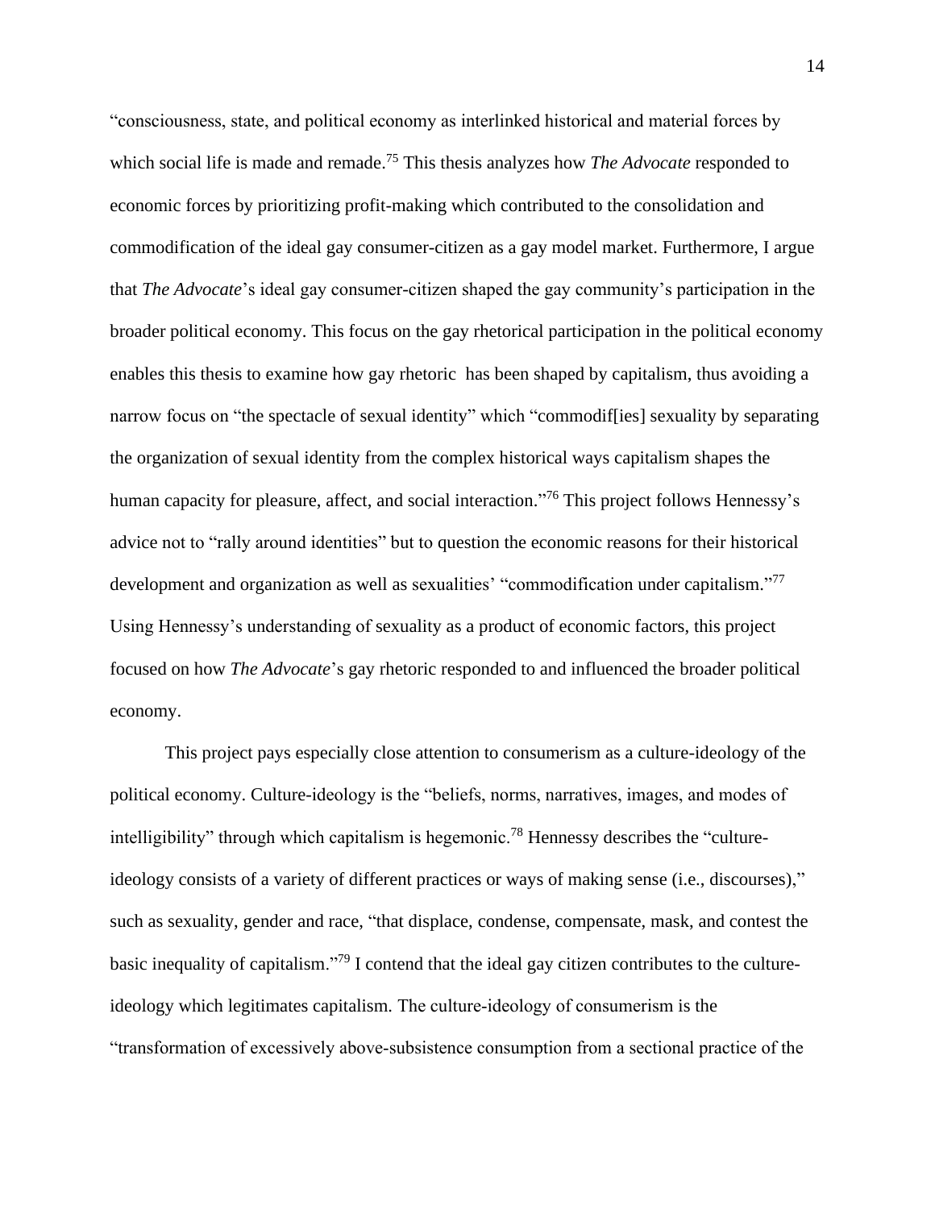"consciousness, state, and political economy as interlinked historical and material forces by which social life is made and remade.[75] This thesis analyzes how *The Advocate* responded to economic forces by prioritizing profit-making which contributed to the consolidation and commodification of the ideal gay consumer-citizen as a gay model market. Furthermore, I argue that *The Advocate*'s ideal gay consumer-citizen shaped the gay community's participation in the broader political economy. This focus on the gay rhetorical participation in the political economy enables this thesis to examine how gay rhetoric has been shaped by capitalism, thus avoiding a narrow focus on "the spectacle of sexual identity" which "commodif[ies] sexuality by separating the organization of sexual identity from the complex historical ways capitalism shapes the human capacity for pleasure, affect, and social interaction."[76] This project follows Hennessy's advice not to "rally around identities" but to question the economic reasons for their historical development and organization as well as sexualities' "commodification under capitalism."[77] Using Hennessy's understanding of sexuality as a product of economic factors, this project focused on how *The Advocate*'s gay rhetoric responded to and influenced the broader political economy.

This project pays especially close attention to consumerism as a culture-ideology of the political economy. Culture-ideology is the "beliefs, norms, narratives, images, and modes of intelligibility" through which capitalism is hegemonic.[78] Hennessy describes the "culture-ideology consists of a variety of different practices or ways of making sense (i.e., discourses)," such as sexuality, gender and race, "that displace, condense, compensate, mask, and contest the basic inequality of capitalism."[79] I contend that the ideal gay citizen contributes to the culture-ideology which legitimates capitalism. The culture-ideology of consumerism is the "transformation of excessively above-subsistence consumption from a sectional practice of the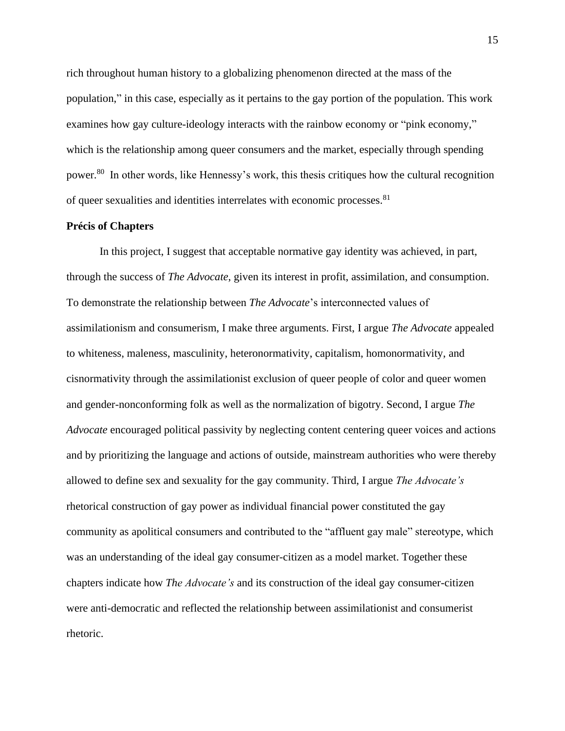rich throughout human history to a globalizing phenomenon directed at the mass of the population," in this case, especially as it pertains to the gay portion of the population. This work examines how gay culture-ideology interacts with the rainbow economy or "pink economy," which is the relationship among queer consumers and the market, especially through spending power.[80] In other words, like Hennessy's work, this thesis critiques how the cultural recognition of queer sexualities and identities interrelates with economic processes.[81]

**Précis of Chapters**

In this project, I suggest that acceptable normative gay identity was achieved, in part, through the success of *The Advocate*, given its interest in profit, assimilation, and consumption. To demonstrate the relationship between *The Advocate*'s interconnected values of assimilationism and consumerism, I make three arguments. First, I argue *The Advocate* appealed to whiteness, maleness, masculinity, heteronormativity, capitalism, homonormativity, and cisnormativity through the assimilationist exclusion of queer people of color and queer women and gender-nonconforming folk as well as the normalization of bigotry. Second, I argue *The Advocate* encouraged political passivity by neglecting content centering queer voices and actions and by prioritizing the language and actions of outside, mainstream authorities who were thereby allowed to define sex and sexuality for the gay community. Third, I argue *The Advocate's* rhetorical construction of gay power as individual financial power constituted the gay community as apolitical consumers and contributed to the "affluent gay male" stereotype, which was an understanding of the ideal gay consumer-citizen as a model market. Together these chapters indicate how *The Advocate's* and its construction of the ideal gay consumer-citizen were anti-democratic and reflected the relationship between assimilationist and consumerist rhetoric.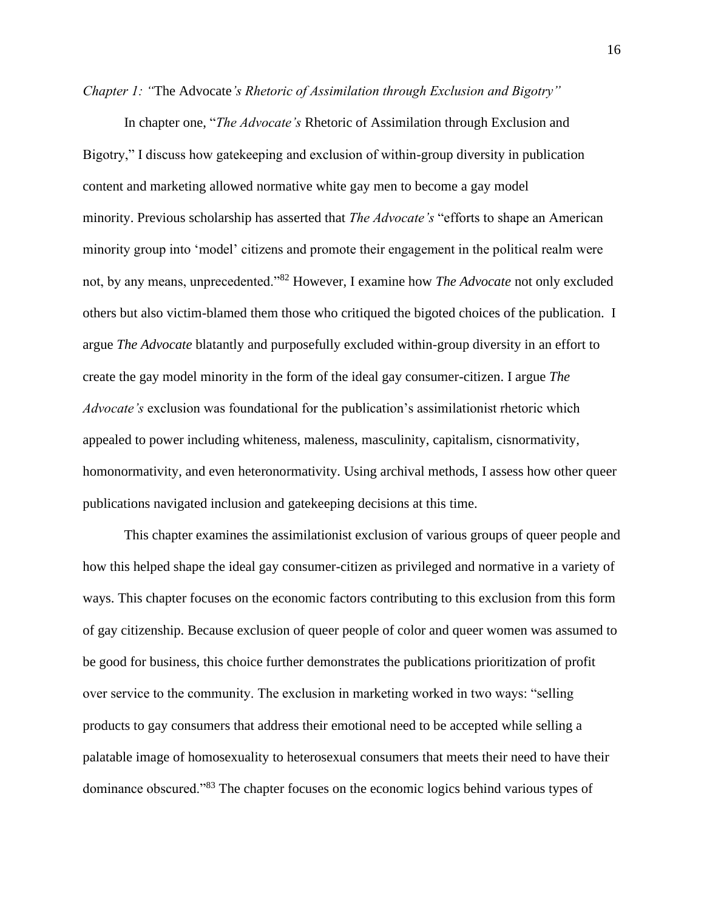*Chapter 1: "*The Advocate*'s Rhetoric of Assimilation through Exclusion and Bigotry"*

In chapter one, "*The Advocate's* Rhetoric of Assimilation through Exclusion and Bigotry," I discuss how gatekeeping and exclusion of within-group diversity in publication content and marketing allowed normative white gay men to become a gay model minority. Previous scholarship has asserted that *The Advocate's* "efforts to shape an American minority group into 'model' citizens and promote their engagement in the political realm were not, by any means, unprecedented."[82] However, I examine how *The Advocate* not only excluded others but also victim-blamed them those who critiqued the bigoted choices of the publication. I argue *The Advocate* blatantly and purposefully excluded within-group diversity in an effort to create the gay model minority in the form of the ideal gay consumer-citizen. I argue *The Advocate's* exclusion was foundational for the publication's assimilationist rhetoric which appealed to power including whiteness, maleness, masculinity, capitalism, cisnormativity, homonormativity, and even heteronormativity. Using archival methods, I assess how other queer publications navigated inclusion and gatekeeping decisions at this time.

This chapter examines the assimilationist exclusion of various groups of queer people and how this helped shape the ideal gay consumer-citizen as privileged and normative in a variety of ways. This chapter focuses on the economic factors contributing to this exclusion from this form of gay citizenship. Because exclusion of queer people of color and queer women was assumed to be good for business, this choice further demonstrates the publications prioritization of profit over service to the community. The exclusion in marketing worked in two ways: "selling products to gay consumers that address their emotional need to be accepted while selling a palatable image of homosexuality to heterosexual consumers that meets their need to have their dominance obscured."[83] The chapter focuses on the economic logics behind various types of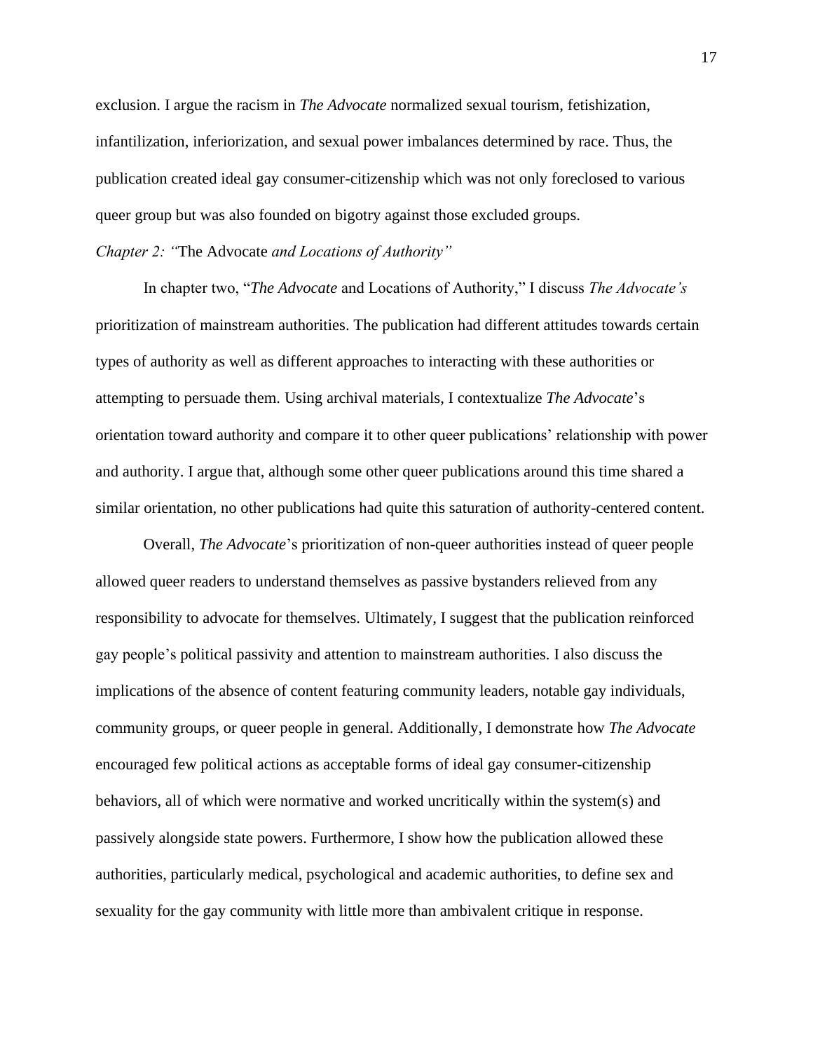exclusion. I argue the racism in *The Advocate* normalized sexual tourism, fetishization, infantilization, inferiorization, and sexual power imbalances determined by race. Thus, the publication created ideal gay consumer-citizenship which was not only foreclosed to various queer group but was also founded on bigotry against those excluded groups.

*Chapter 2: "*The Advocate *and Locations of Authority"*

In chapter two, "*The Advocate* and Locations of Authority," I discuss *The Advocate's* prioritization of mainstream authorities. The publication had different attitudes towards certain types of authority as well as different approaches to interacting with these authorities or attempting to persuade them. Using archival materials, I contextualize *The Advocate*'s orientation toward authority and compare it to other queer publications' relationship with power and authority. I argue that, although some other queer publications around this time shared a similar orientation, no other publications had quite this saturation of authority-centered content.

Overall, *The Advocate*'s prioritization of non-queer authorities instead of queer people allowed queer readers to understand themselves as passive bystanders relieved from any responsibility to advocate for themselves. Ultimately, I suggest that the publication reinforced gay people's political passivity and attention to mainstream authorities. I also discuss the implications of the absence of content featuring community leaders, notable gay individuals, community groups, or queer people in general. Additionally, I demonstrate how *The Advocate* encouraged few political actions as acceptable forms of ideal gay consumer-citizenship behaviors, all of which were normative and worked uncritically within the system(s) and passively alongside state powers. Furthermore, I show how the publication allowed these authorities, particularly medical, psychological and academic authorities, to define sex and sexuality for the gay community with little more than ambivalent critique in response.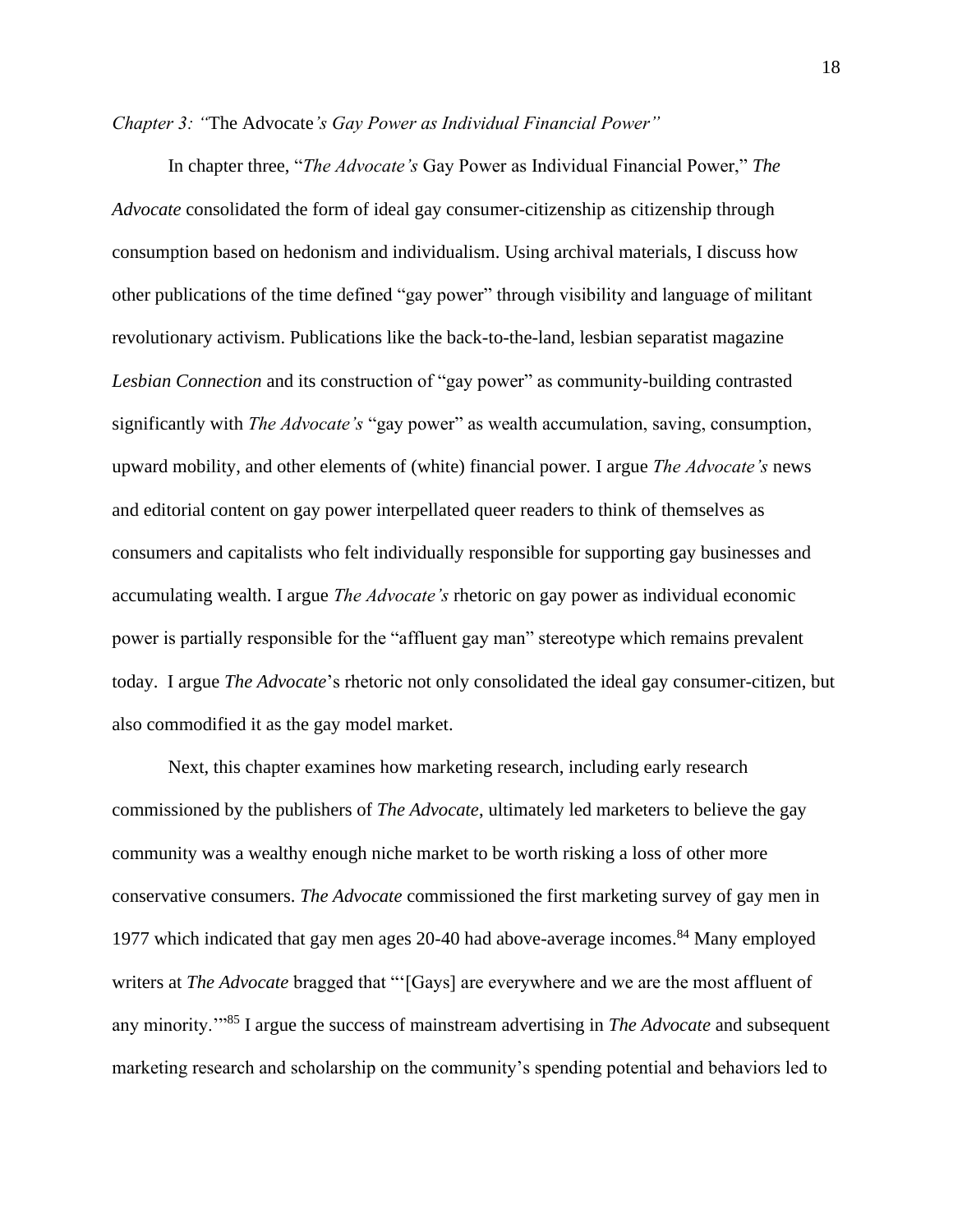*Chapter 3: "*The Advocate*'s Gay Power as Individual Financial Power"*

In chapter three, "*The Advocate's* Gay Power as Individual Financial Power," *The Advocate* consolidated the form of ideal gay consumer-citizenship as citizenship through consumption based on hedonism and individualism. Using archival materials, I discuss how other publications of the time defined "gay power" through visibility and language of militant revolutionary activism. Publications like the back-to-the-land, lesbian separatist magazine *Lesbian Connection* and its construction of "gay power" as community-building contrasted significantly with *The Advocate's* "gay power" as wealth accumulation, saving, consumption, upward mobility, and other elements of (white) financial power. I argue *The Advocate's* news and editorial content on gay power interpellated queer readers to think of themselves as consumers and capitalists who felt individually responsible for supporting gay businesses and accumulating wealth. I argue *The Advocate's* rhetoric on gay power as individual economic power is partially responsible for the "affluent gay man" stereotype which remains prevalent today. I argue *The Advocate*'s rhetoric not only consolidated the ideal gay consumer-citizen, but also commodified it as the gay model market.

Next, this chapter examines how marketing research, including early research commissioned by the publishers of *The Advocate*, ultimately led marketers to believe the gay community was a wealthy enough niche market to be worth risking a loss of other more conservative consumers. *The Advocate* commissioned the first marketing survey of gay men in 1977 which indicated that gay men ages 20-40 had above-average incomes.[84] Many employed writers at *The Advocate* bragged that "'[Gays] are everywhere and we are the most affluent of any minority.'"[85] I argue the success of mainstream advertising in *The Advocate* and subsequent marketing research and scholarship on the community's spending potential and behaviors led to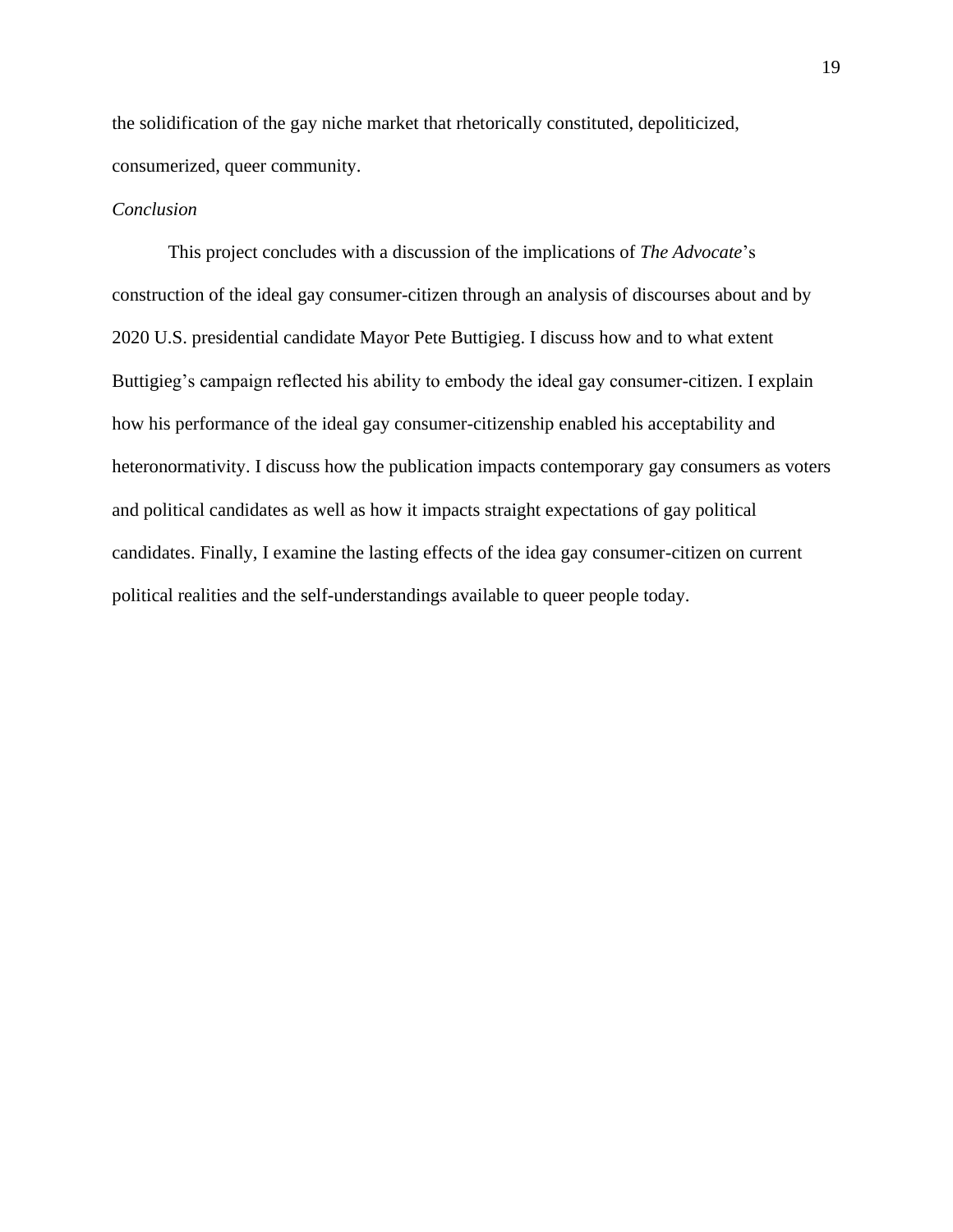the solidification of the gay niche market that rhetorically constituted, depoliticized, consumerized, queer community.

*Conclusion*

This project concludes with a discussion of the implications of *The Advocate*'s construction of the ideal gay consumer-citizen through an analysis of discourses about and by 2020 U.S. presidential candidate Mayor Pete Buttigieg. I discuss how and to what extent Buttigieg's campaign reflected his ability to embody the ideal gay consumer-citizen. I explain how his performance of the ideal gay consumer-citizenship enabled his acceptability and heteronormativity. I discuss how the publication impacts contemporary gay consumers as voters and political candidates as well as how it impacts straight expectations of gay political candidates. Finally, I examine the lasting effects of the idea gay consumer-citizen on current political realities and the self-understandings available to queer people today.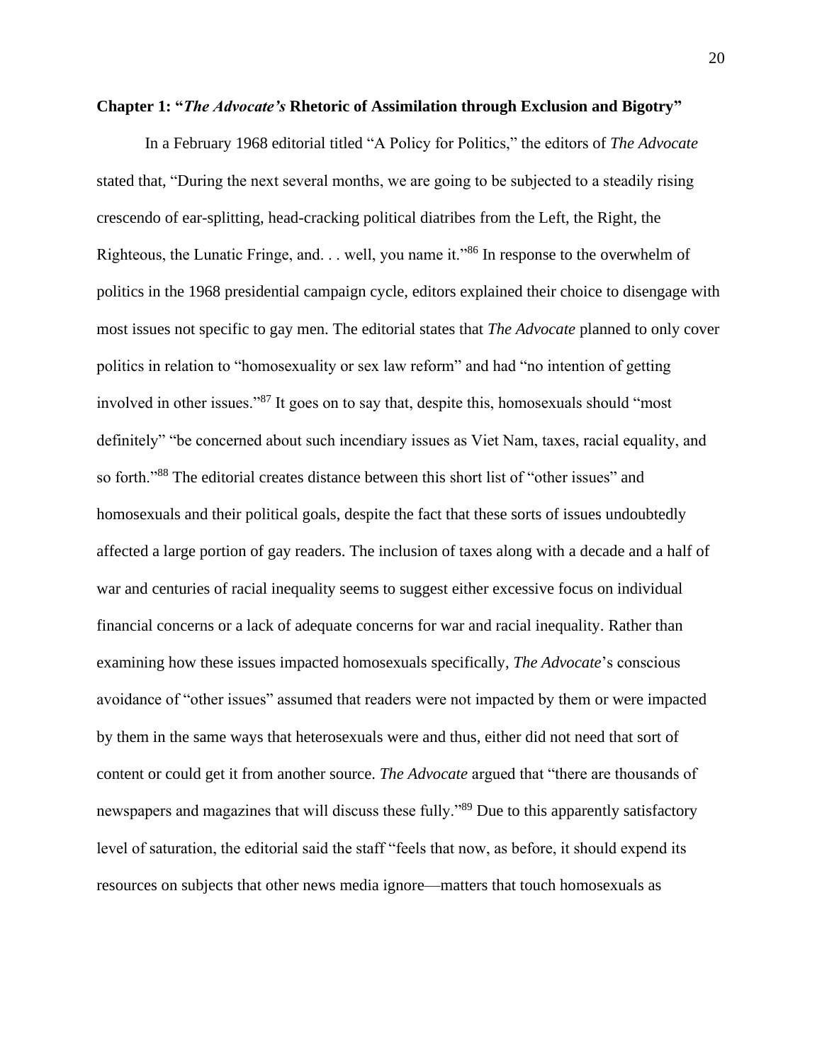## Chapter 1: "*The Advocate's* Rhetoric of Assimilation through Exclusion and Bigotry"

In a February 1968 editorial titled "A Policy for Politics," the editors of *The Advocate* stated that, "During the next several months, we are going to be subjected to a steadily rising crescendo of ear-splitting, head-cracking political diatribes from the Left, the Right, the Righteous, the Lunatic Fringe, and. . . well, you name it."[86] In response to the overwhelm of politics in the 1968 presidential campaign cycle, editors explained their choice to disengage with most issues not specific to gay men. The editorial states that *The Advocate* planned to only cover politics in relation to "homosexuality or sex law reform" and had "no intention of getting involved in other issues."[87] It goes on to say that, despite this, homosexuals should "most definitely" "be concerned about such incendiary issues as Viet Nam, taxes, racial equality, and so forth."[88] The editorial creates distance between this short list of "other issues" and homosexuals and their political goals, despite the fact that these sorts of issues undoubtedly affected a large portion of gay readers. The inclusion of taxes along with a decade and a half of war and centuries of racial inequality seems to suggest either excessive focus on individual financial concerns or a lack of adequate concerns for war and racial inequality. Rather than examining how these issues impacted homosexuals specifically, *The Advocate*'s conscious avoidance of "other issues" assumed that readers were not impacted by them or were impacted by them in the same ways that heterosexuals were and thus, either did not need that sort of content or could get it from another source. *The Advocate* argued that "there are thousands of newspapers and magazines that will discuss these fully."[89] Due to this apparently satisfactory level of saturation, the editorial said the staff "feels that now, as before, it should expend its resources on subjects that other news media ignore—matters that touch homosexuals as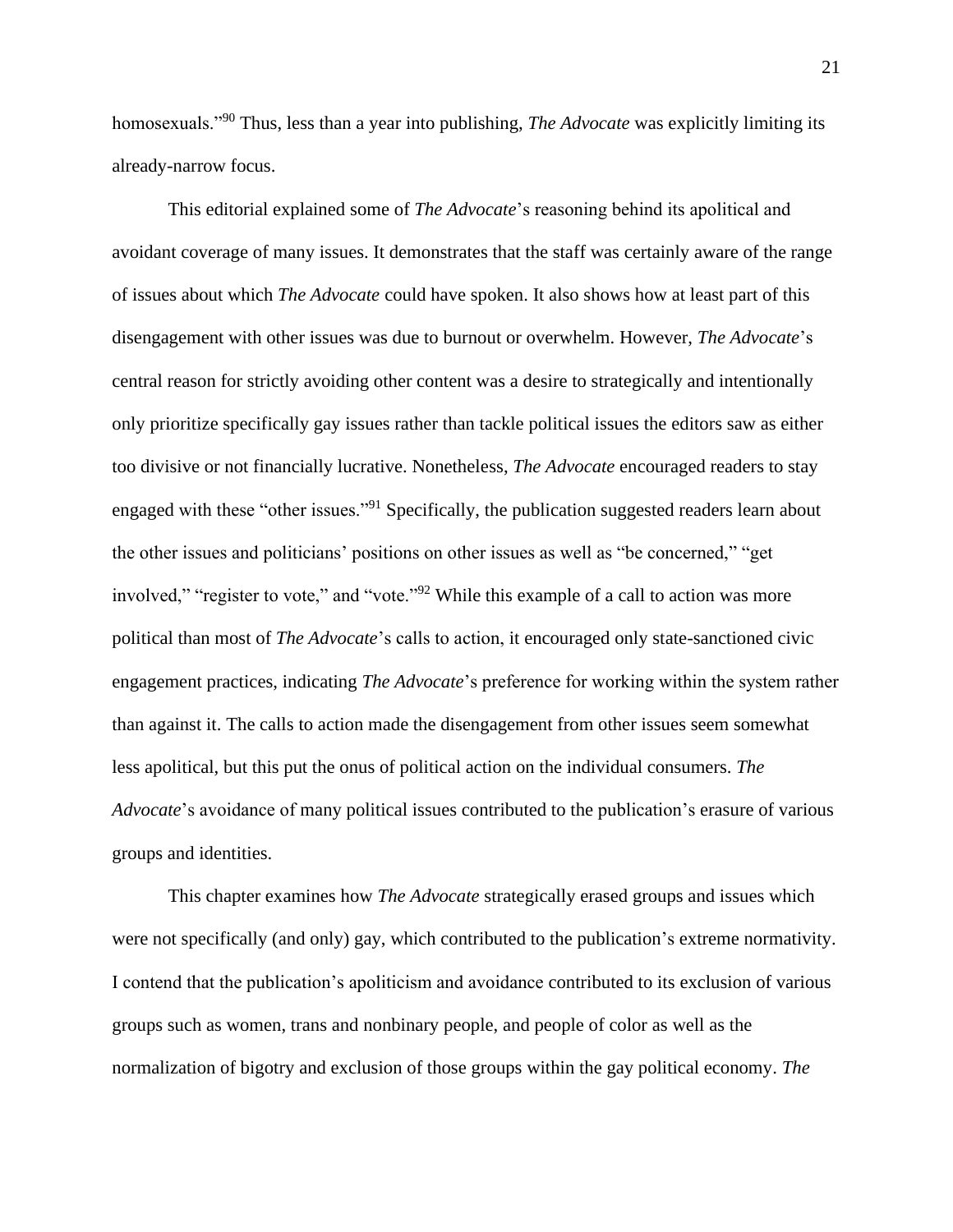homosexuals."[90] Thus, less than a year into publishing, *The Advocate* was explicitly limiting its already-narrow focus.

This editorial explained some of *The Advocate*'s reasoning behind its apolitical and avoidant coverage of many issues. It demonstrates that the staff was certainly aware of the range of issues about which *The Advocate* could have spoken. It also shows how at least part of this disengagement with other issues was due to burnout or overwhelm. However, *The Advocate*'s central reason for strictly avoiding other content was a desire to strategically and intentionally only prioritize specifically gay issues rather than tackle political issues the editors saw as either too divisive or not financially lucrative. Nonetheless, *The Advocate* encouraged readers to stay engaged with these "other issues."[91] Specifically, the publication suggested readers learn about the other issues and politicians' positions on other issues as well as "be concerned," "get involved," "register to vote," and "vote."[92] While this example of a call to action was more political than most of *The Advocate*'s calls to action, it encouraged only state-sanctioned civic engagement practices, indicating *The Advocate*'s preference for working within the system rather than against it. The calls to action made the disengagement from other issues seem somewhat less apolitical, but this put the onus of political action on the individual consumers. *The Advocate*'s avoidance of many political issues contributed to the publication's erasure of various groups and identities.

This chapter examines how *The Advocate* strategically erased groups and issues which were not specifically (and only) gay, which contributed to the publication's extreme normativity. I contend that the publication's apoliticism and avoidance contributed to its exclusion of various groups such as women, trans and nonbinary people, and people of color as well as the normalization of bigotry and exclusion of those groups within the gay political economy. *The*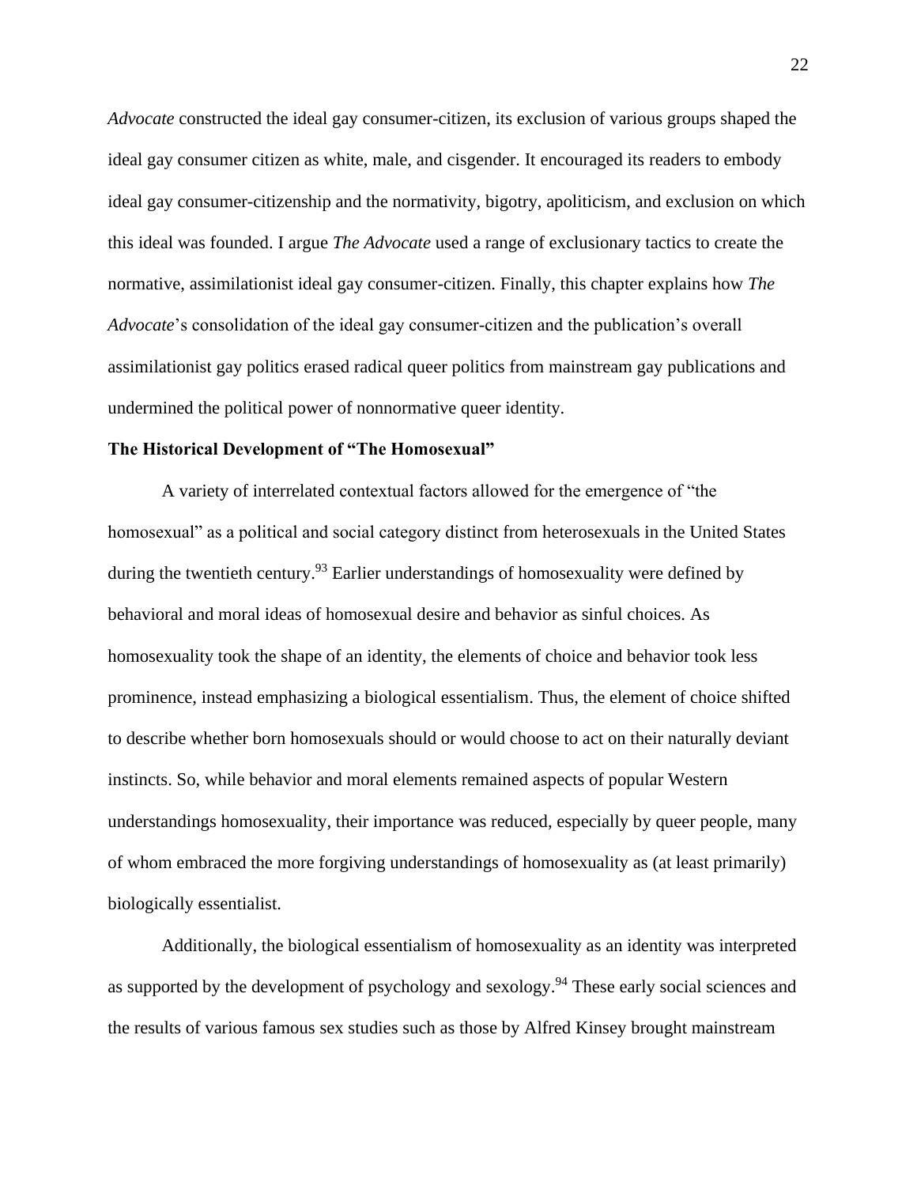*Advocate* constructed the ideal gay consumer-citizen, its exclusion of various groups shaped the ideal gay consumer citizen as white, male, and cisgender. It encouraged its readers to embody ideal gay consumer-citizenship and the normativity, bigotry, apoliticism, and exclusion on which this ideal was founded. I argue *The Advocate* used a range of exclusionary tactics to create the normative, assimilationist ideal gay consumer-citizen. Finally, this chapter explains how *The Advocate*'s consolidation of the ideal gay consumer-citizen and the publication's overall assimilationist gay politics erased radical queer politics from mainstream gay publications and undermined the political power of nonnormative queer identity.

**The Historical Development of "The Homosexual"**

A variety of interrelated contextual factors allowed for the emergence of "the homosexual" as a political and social category distinct from heterosexuals in the United States during the twentieth century.[93] Earlier understandings of homosexuality were defined by behavioral and moral ideas of homosexual desire and behavior as sinful choices. As homosexuality took the shape of an identity, the elements of choice and behavior took less prominence, instead emphasizing a biological essentialism. Thus, the element of choice shifted to describe whether born homosexuals should or would choose to act on their naturally deviant instincts. So, while behavior and moral elements remained aspects of popular Western understandings homosexuality, their importance was reduced, especially by queer people, many of whom embraced the more forgiving understandings of homosexuality as (at least primarily) biologically essentialist.

Additionally, the biological essentialism of homosexuality as an identity was interpreted as supported by the development of psychology and sexology.[94] These early social sciences and the results of various famous sex studies such as those by Alfred Kinsey brought mainstream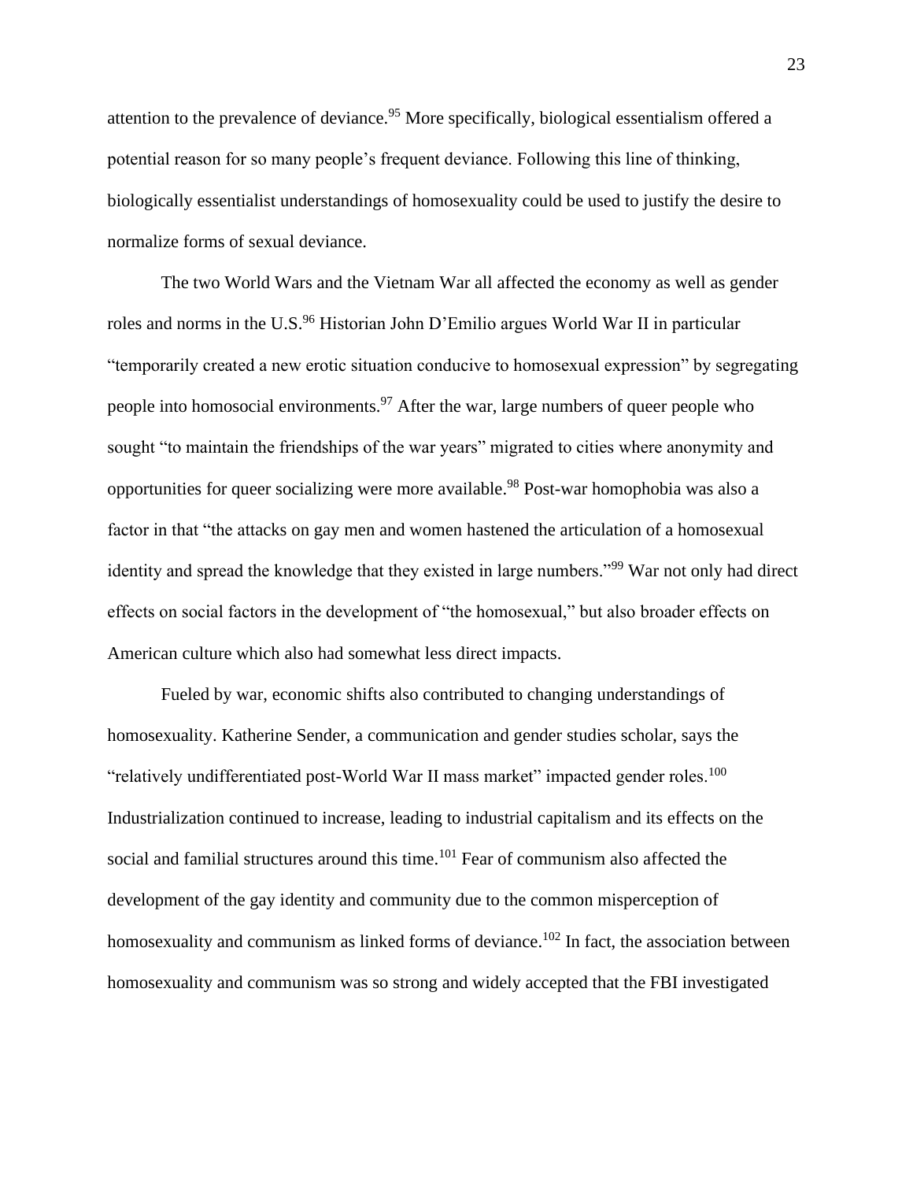attention to the prevalence of deviance.[95] More specifically, biological essentialism offered a potential reason for so many people's frequent deviance. Following this line of thinking, biologically essentialist understandings of homosexuality could be used to justify the desire to normalize forms of sexual deviance.

The two World Wars and the Vietnam War all affected the economy as well as gender roles and norms in the U.S.[96] Historian John D'Emilio argues World War II in particular "temporarily created a new erotic situation conducive to homosexual expression" by segregating people into homosocial environments.[97] After the war, large numbers of queer people who sought "to maintain the friendships of the war years" migrated to cities where anonymity and opportunities for queer socializing were more available.[98] Post-war homophobia was also a factor in that "the attacks on gay men and women hastened the articulation of a homosexual identity and spread the knowledge that they existed in large numbers."[99] War not only had direct effects on social factors in the development of "the homosexual," but also broader effects on American culture which also had somewhat less direct impacts.

Fueled by war, economic shifts also contributed to changing understandings of homosexuality. Katherine Sender, a communication and gender studies scholar, says the "relatively undifferentiated post-World War II mass market" impacted gender roles.[100] Industrialization continued to increase, leading to industrial capitalism and its effects on the social and familial structures around this time.[101] Fear of communism also affected the development of the gay identity and community due to the common misperception of homosexuality and communism as linked forms of deviance.[102] In fact, the association between homosexuality and communism was so strong and widely accepted that the FBI investigated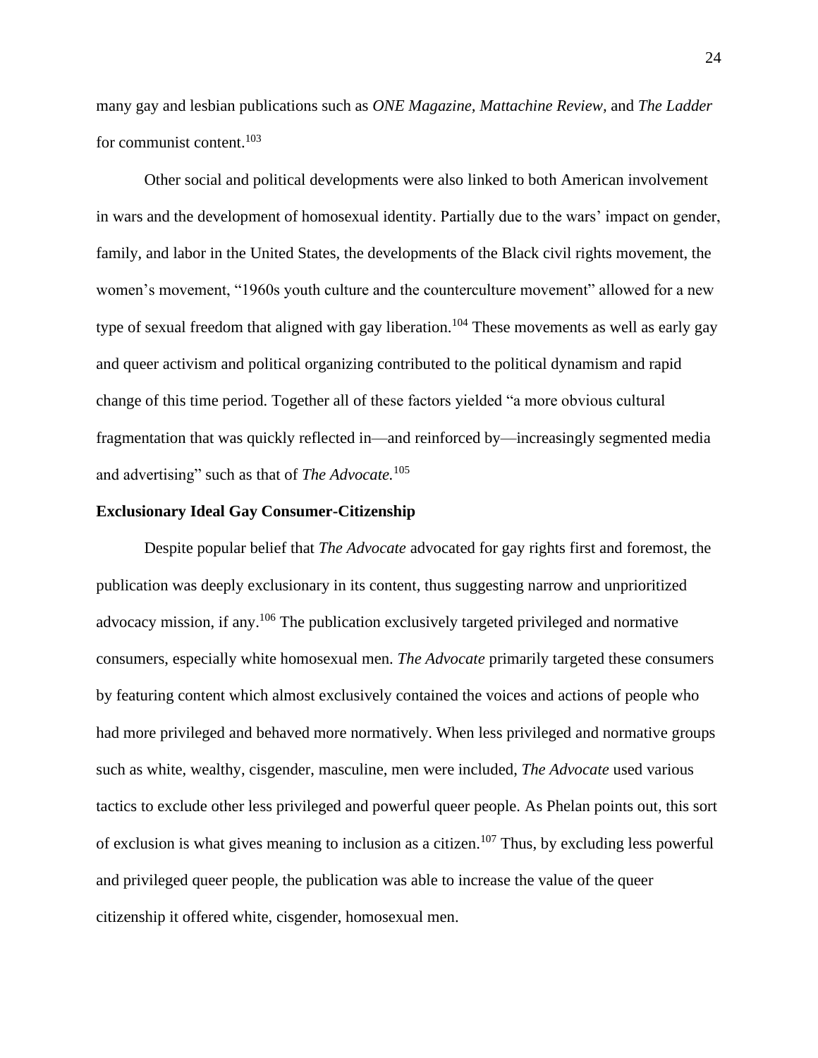many gay and lesbian publications such as *ONE Magazine, Mattachine Review,* and *The Ladder* for communist content.[103]

Other social and political developments were also linked to both American involvement in wars and the development of homosexual identity. Partially due to the wars' impact on gender, family, and labor in the United States, the developments of the Black civil rights movement, the women's movement, "1960s youth culture and the counterculture movement" allowed for a new type of sexual freedom that aligned with gay liberation.[104] These movements as well as early gay and queer activism and political organizing contributed to the political dynamism and rapid change of this time period. Together all of these factors yielded "a more obvious cultural fragmentation that was quickly reflected in—and reinforced by—increasingly segmented media and advertising" such as that of *The Advocate.*[105]

## Exclusionary Ideal Gay Consumer-Citizenship

Despite popular belief that *The Advocate* advocated for gay rights first and foremost, the publication was deeply exclusionary in its content, thus suggesting narrow and unprioritized advocacy mission, if any.[106] The publication exclusively targeted privileged and normative consumers, especially white homosexual men. *The Advocate* primarily targeted these consumers by featuring content which almost exclusively contained the voices and actions of people who had more privileged and behaved more normatively. When less privileged and normative groups such as white, wealthy, cisgender, masculine, men were included, *The Advocate* used various tactics to exclude other less privileged and powerful queer people. As Phelan points out, this sort of exclusion is what gives meaning to inclusion as a citizen.[107] Thus, by excluding less powerful and privileged queer people, the publication was able to increase the value of the queer citizenship it offered white, cisgender, homosexual men.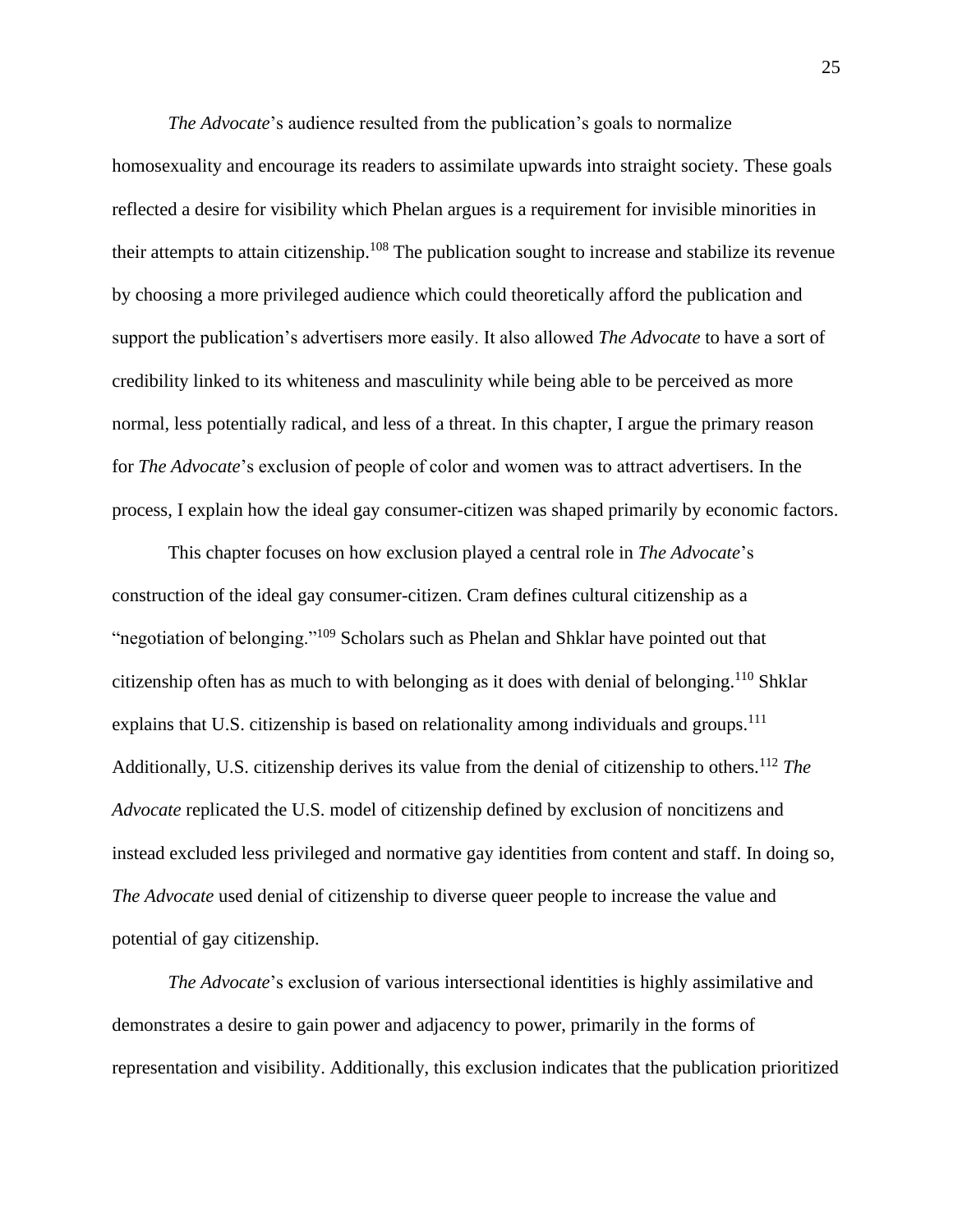*The Advocate*'s audience resulted from the publication's goals to normalize homosexuality and encourage its readers to assimilate upwards into straight society. These goals reflected a desire for visibility which Phelan argues is a requirement for invisible minorities in their attempts to attain citizenship.[108] The publication sought to increase and stabilize its revenue by choosing a more privileged audience which could theoretically afford the publication and support the publication's advertisers more easily. It also allowed *The Advocate* to have a sort of credibility linked to its whiteness and masculinity while being able to be perceived as more normal, less potentially radical, and less of a threat. In this chapter, I argue the primary reason for *The Advocate*'s exclusion of people of color and women was to attract advertisers. In the process, I explain how the ideal gay consumer-citizen was shaped primarily by economic factors.

This chapter focuses on how exclusion played a central role in *The Advocate*'s construction of the ideal gay consumer-citizen. Cram defines cultural citizenship as a "negotiation of belonging."[109] Scholars such as Phelan and Shklar have pointed out that citizenship often has as much to with belonging as it does with denial of belonging.[110] Shklar explains that U.S. citizenship is based on relationality among individuals and groups.[111] Additionally, U.S. citizenship derives its value from the denial of citizenship to others.[112] *The Advocate* replicated the U.S. model of citizenship defined by exclusion of noncitizens and instead excluded less privileged and normative gay identities from content and staff. In doing so, *The Advocate* used denial of citizenship to diverse queer people to increase the value and potential of gay citizenship.

*The Advocate*'s exclusion of various intersectional identities is highly assimilative and demonstrates a desire to gain power and adjacency to power, primarily in the forms of representation and visibility. Additionally, this exclusion indicates that the publication prioritized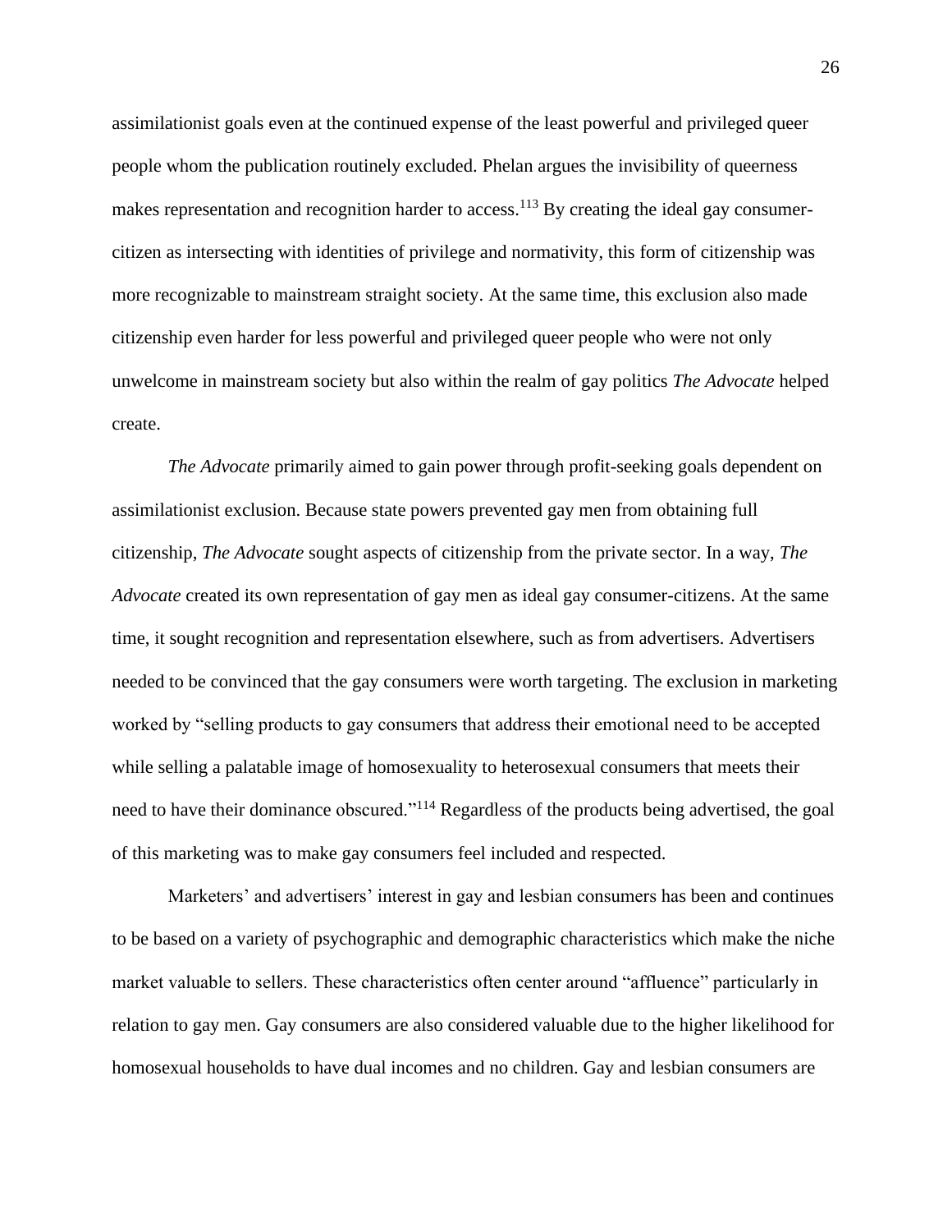assimilationist goals even at the continued expense of the least powerful and privileged queer people whom the publication routinely excluded. Phelan argues the invisibility of queerness makes representation and recognition harder to access.[113] By creating the ideal gay consumer-citizen as intersecting with identities of privilege and normativity, this form of citizenship was more recognizable to mainstream straight society. At the same time, this exclusion also made citizenship even harder for less powerful and privileged queer people who were not only unwelcome in mainstream society but also within the realm of gay politics *The Advocate* helped create.

*The Advocate* primarily aimed to gain power through profit-seeking goals dependent on assimilationist exclusion. Because state powers prevented gay men from obtaining full citizenship, *The Advocate* sought aspects of citizenship from the private sector. In a way, *The Advocate* created its own representation of gay men as ideal gay consumer-citizens. At the same time, it sought recognition and representation elsewhere, such as from advertisers. Advertisers needed to be convinced that the gay consumers were worth targeting. The exclusion in marketing worked by "selling products to gay consumers that address their emotional need to be accepted while selling a palatable image of homosexuality to heterosexual consumers that meets their need to have their dominance obscured."[114] Regardless of the products being advertised, the goal of this marketing was to make gay consumers feel included and respected.

Marketers' and advertisers' interest in gay and lesbian consumers has been and continues to be based on a variety of psychographic and demographic characteristics which make the niche market valuable to sellers. These characteristics often center around "affluence" particularly in relation to gay men. Gay consumers are also considered valuable due to the higher likelihood for homosexual households to have dual incomes and no children. Gay and lesbian consumers are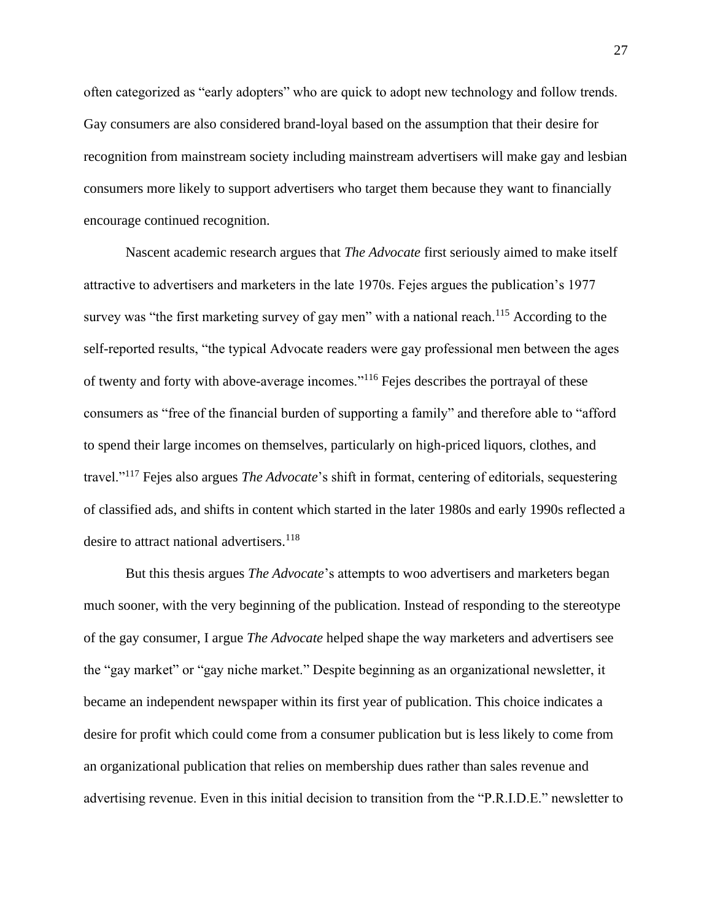often categorized as "early adopters" who are quick to adopt new technology and follow trends. Gay consumers are also considered brand-loyal based on the assumption that their desire for recognition from mainstream society including mainstream advertisers will make gay and lesbian consumers more likely to support advertisers who target them because they want to financially encourage continued recognition.

Nascent academic research argues that *The Advocate* first seriously aimed to make itself attractive to advertisers and marketers in the late 1970s. Fejes argues the publication's 1977 survey was "the first marketing survey of gay men" with a national reach.[115] According to the self-reported results, "the typical Advocate readers were gay professional men between the ages of twenty and forty with above-average incomes."[116] Fejes describes the portrayal of these consumers as "free of the financial burden of supporting a family" and therefore able to "afford to spend their large incomes on themselves, particularly on high-priced liquors, clothes, and travel."[117] Fejes also argues *The Advocate*'s shift in format, centering of editorials, sequestering of classified ads, and shifts in content which started in the later 1980s and early 1990s reflected a desire to attract national advertisers.[118]

But this thesis argues *The Advocate*'s attempts to woo advertisers and marketers began much sooner, with the very beginning of the publication. Instead of responding to the stereotype of the gay consumer, I argue *The Advocate* helped shape the way marketers and advertisers see the "gay market" or "gay niche market." Despite beginning as an organizational newsletter, it became an independent newspaper within its first year of publication. This choice indicates a desire for profit which could come from a consumer publication but is less likely to come from an organizational publication that relies on membership dues rather than sales revenue and advertising revenue. Even in this initial decision to transition from the "P.R.I.D.E." newsletter to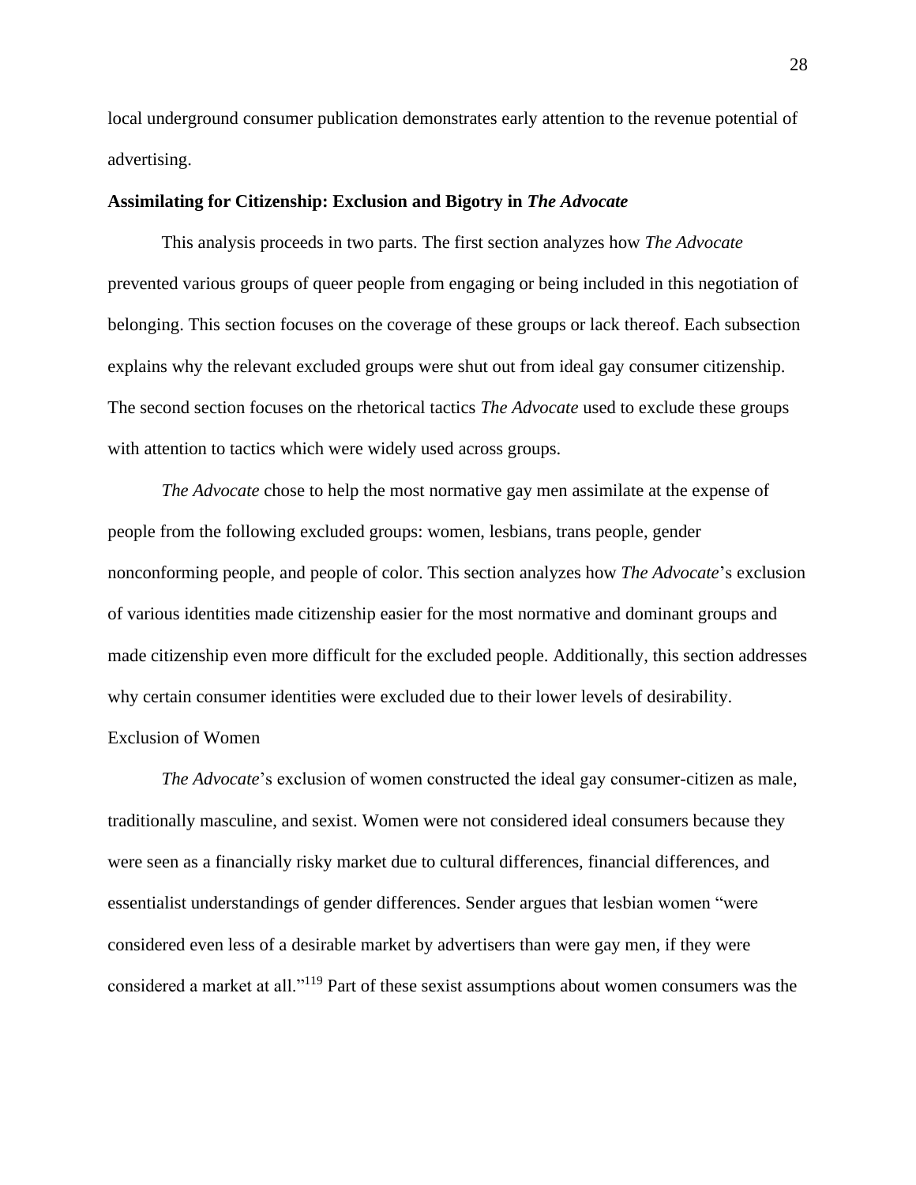local underground consumer publication demonstrates early attention to the revenue potential of advertising.

**Assimilating for Citizenship: Exclusion and Bigotry in *The Advocate***

This analysis proceeds in two parts. The first section analyzes how *The Advocate* prevented various groups of queer people from engaging or being included in this negotiation of belonging. This section focuses on the coverage of these groups or lack thereof. Each subsection explains why the relevant excluded groups were shut out from ideal gay consumer citizenship. The second section focuses on the rhetorical tactics *The Advocate* used to exclude these groups with attention to tactics which were widely used across groups.

*The Advocate* chose to help the most normative gay men assimilate at the expense of people from the following excluded groups: women, lesbians, trans people, gender nonconforming people, and people of color. This section analyzes how *The Advocate*'s exclusion of various identities made citizenship easier for the most normative and dominant groups and made citizenship even more difficult for the excluded people. Additionally, this section addresses why certain consumer identities were excluded due to their lower levels of desirability.

Exclusion of Women

*The Advocate*'s exclusion of women constructed the ideal gay consumer-citizen as male, traditionally masculine, and sexist. Women were not considered ideal consumers because they were seen as a financially risky market due to cultural differences, financial differences, and essentialist understandings of gender differences. Sender argues that lesbian women "were considered even less of a desirable market by advertisers than were gay men, if they were considered a market at all."[119] Part of these sexist assumptions about women consumers was the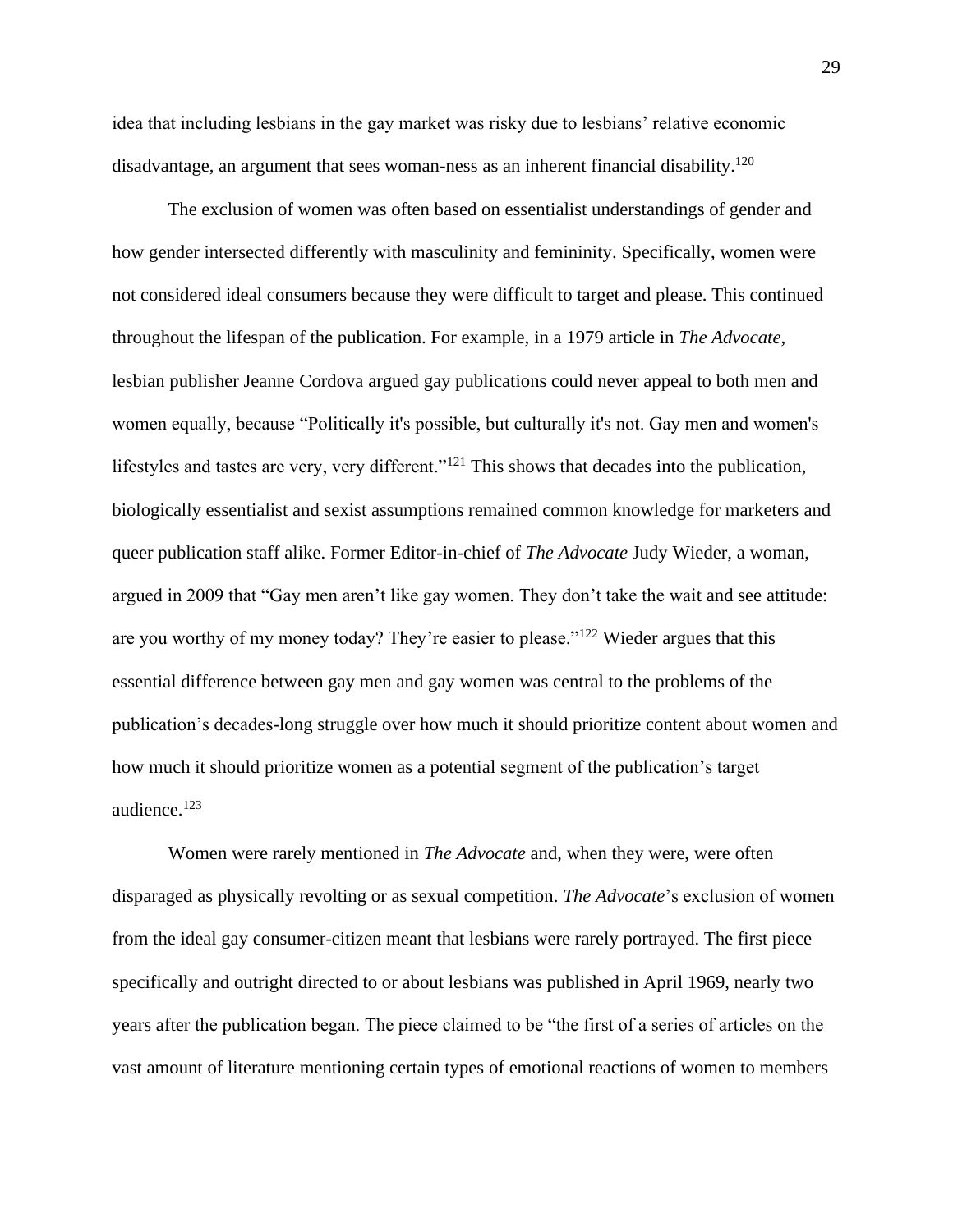idea that including lesbians in the gay market was risky due to lesbians' relative economic disadvantage, an argument that sees woman-ness as an inherent financial disability.[120]

The exclusion of women was often based on essentialist understandings of gender and how gender intersected differently with masculinity and femininity. Specifically, women were not considered ideal consumers because they were difficult to target and please. This continued throughout the lifespan of the publication. For example, in a 1979 article in *The Advocate*, lesbian publisher Jeanne Cordova argued gay publications could never appeal to both men and women equally, because "Politically it's possible, but culturally it's not. Gay men and women's lifestyles and tastes are very, very different."[121] This shows that decades into the publication, biologically essentialist and sexist assumptions remained common knowledge for marketers and queer publication staff alike. Former Editor-in-chief of *The Advocate* Judy Wieder, a woman, argued in 2009 that "Gay men aren't like gay women. They don't take the wait and see attitude: are you worthy of my money today? They're easier to please."[122] Wieder argues that this essential difference between gay men and gay women was central to the problems of the publication's decades-long struggle over how much it should prioritize content about women and how much it should prioritize women as a potential segment of the publication's target audience.[123]

Women were rarely mentioned in *The Advocate* and, when they were, were often disparaged as physically revolting or as sexual competition. *The Advocate*'s exclusion of women from the ideal gay consumer-citizen meant that lesbians were rarely portrayed. The first piece specifically and outright directed to or about lesbians was published in April 1969, nearly two years after the publication began. The piece claimed to be "the first of a series of articles on the vast amount of literature mentioning certain types of emotional reactions of women to members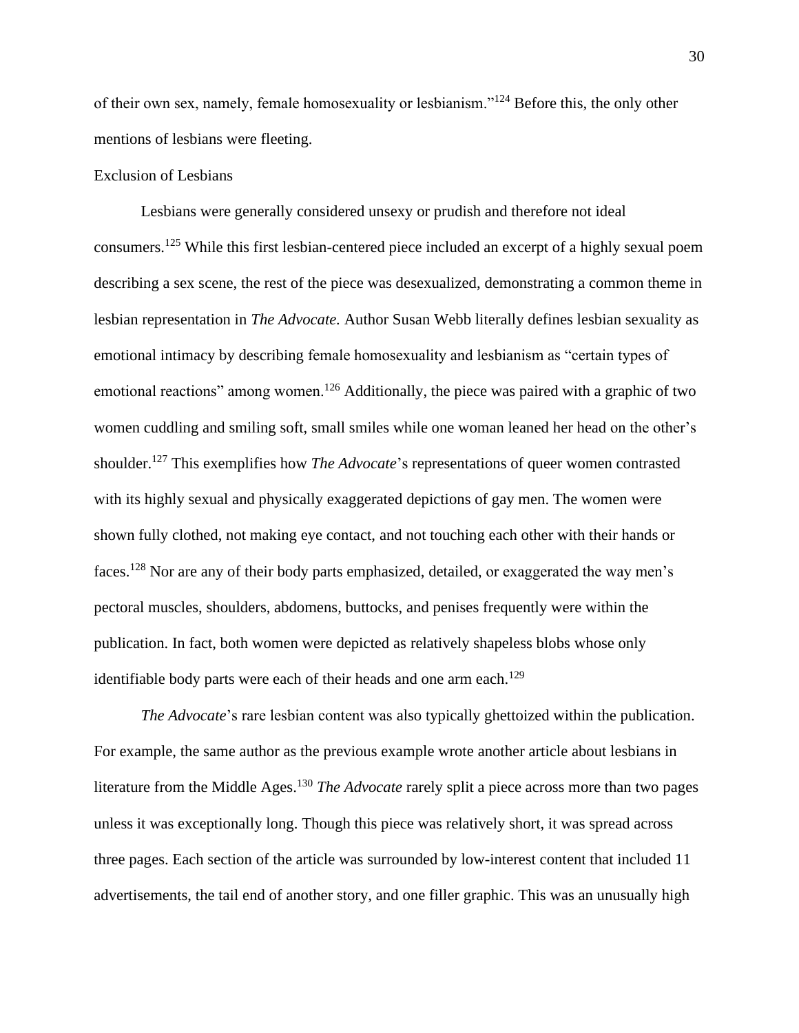of their own sex, namely, female homosexuality or lesbianism."[124] Before this, the only other mentions of lesbians were fleeting.

## Exclusion of Lesbians

Lesbians were generally considered unsexy or prudish and therefore not ideal consumers.[125] While this first lesbian-centered piece included an excerpt of a highly sexual poem describing a sex scene, the rest of the piece was desexualized, demonstrating a common theme in lesbian representation in *The Advocate.* Author Susan Webb literally defines lesbian sexuality as emotional intimacy by describing female homosexuality and lesbianism as "certain types of emotional reactions" among women.[126] Additionally, the piece was paired with a graphic of two women cuddling and smiling soft, small smiles while one woman leaned her head on the other's shoulder.[127] This exemplifies how *The Advocate*'s representations of queer women contrasted with its highly sexual and physically exaggerated depictions of gay men. The women were shown fully clothed, not making eye contact, and not touching each other with their hands or faces.[128] Nor are any of their body parts emphasized, detailed, or exaggerated the way men's pectoral muscles, shoulders, abdomens, buttocks, and penises frequently were within the publication. In fact, both women were depicted as relatively shapeless blobs whose only identifiable body parts were each of their heads and one arm each.[129]

*The Advocate*'s rare lesbian content was also typically ghettoized within the publication. For example, the same author as the previous example wrote another article about lesbians in literature from the Middle Ages.[130] *The Advocate* rarely split a piece across more than two pages unless it was exceptionally long. Though this piece was relatively short, it was spread across three pages. Each section of the article was surrounded by low-interest content that included 11 advertisements, the tail end of another story, and one filler graphic. This was an unusually high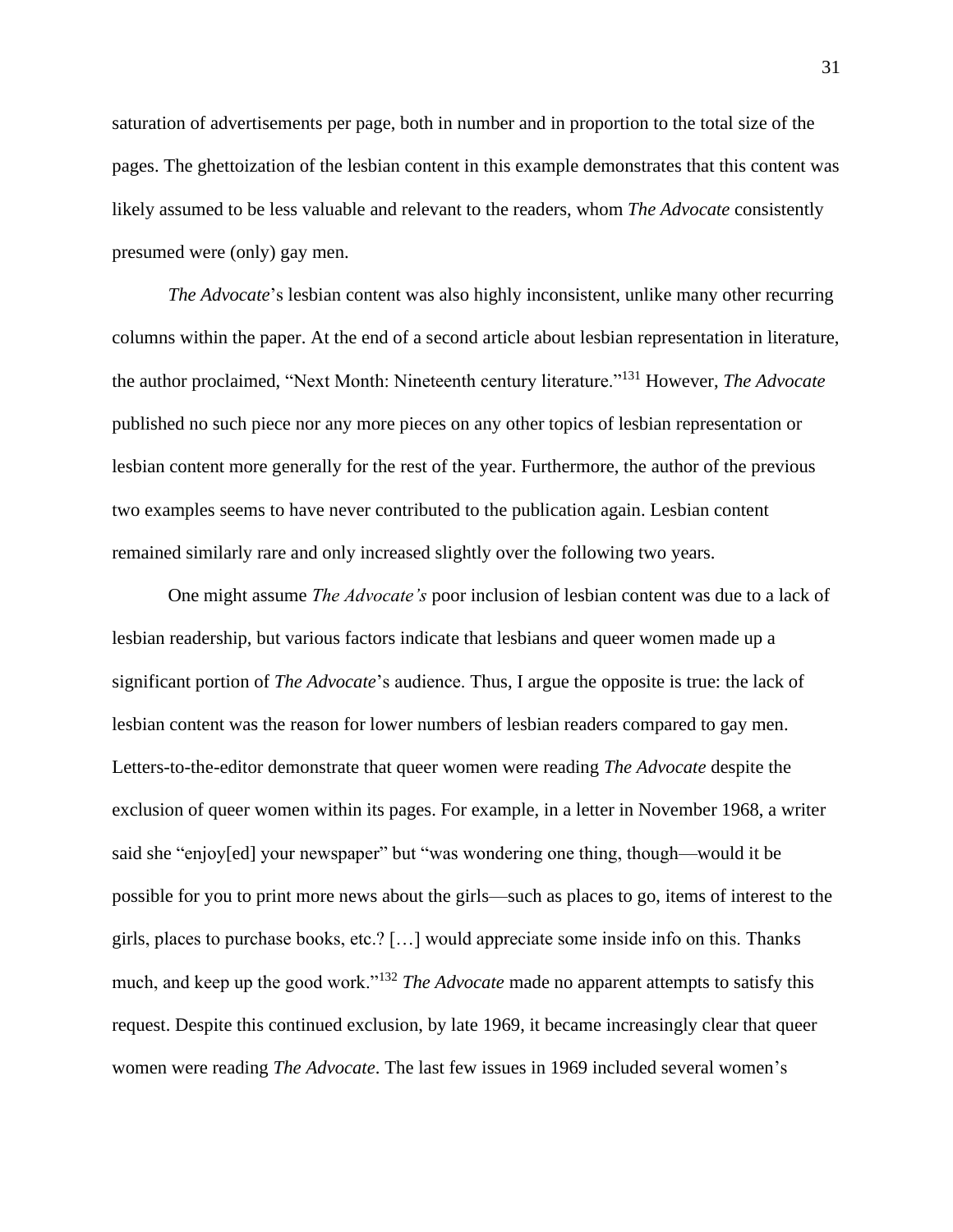saturation of advertisements per page, both in number and in proportion to the total size of the pages. The ghettoization of the lesbian content in this example demonstrates that this content was likely assumed to be less valuable and relevant to the readers, whom *The Advocate* consistently presumed were (only) gay men.

*The Advocate*'s lesbian content was also highly inconsistent, unlike many other recurring columns within the paper. At the end of a second article about lesbian representation in literature, the author proclaimed, "Next Month: Nineteenth century literature."[131] However, *The Advocate* published no such piece nor any more pieces on any other topics of lesbian representation or lesbian content more generally for the rest of the year. Furthermore, the author of the previous two examples seems to have never contributed to the publication again. Lesbian content remained similarly rare and only increased slightly over the following two years.

One might assume *The Advocate's* poor inclusion of lesbian content was due to a lack of lesbian readership, but various factors indicate that lesbians and queer women made up a significant portion of *The Advocate*'s audience. Thus, I argue the opposite is true: the lack of lesbian content was the reason for lower numbers of lesbian readers compared to gay men. Letters-to-the-editor demonstrate that queer women were reading *The Advocate* despite the exclusion of queer women within its pages. For example, in a letter in November 1968, a writer said she "enjoy[ed] your newspaper" but "was wondering one thing, though—would it be possible for you to print more news about the girls—such as places to go, items of interest to the girls, places to purchase books, etc.? […] would appreciate some inside info on this. Thanks much, and keep up the good work."[132] *The Advocate* made no apparent attempts to satisfy this request. Despite this continued exclusion, by late 1969, it became increasingly clear that queer women were reading *The Advocate*. The last few issues in 1969 included several women's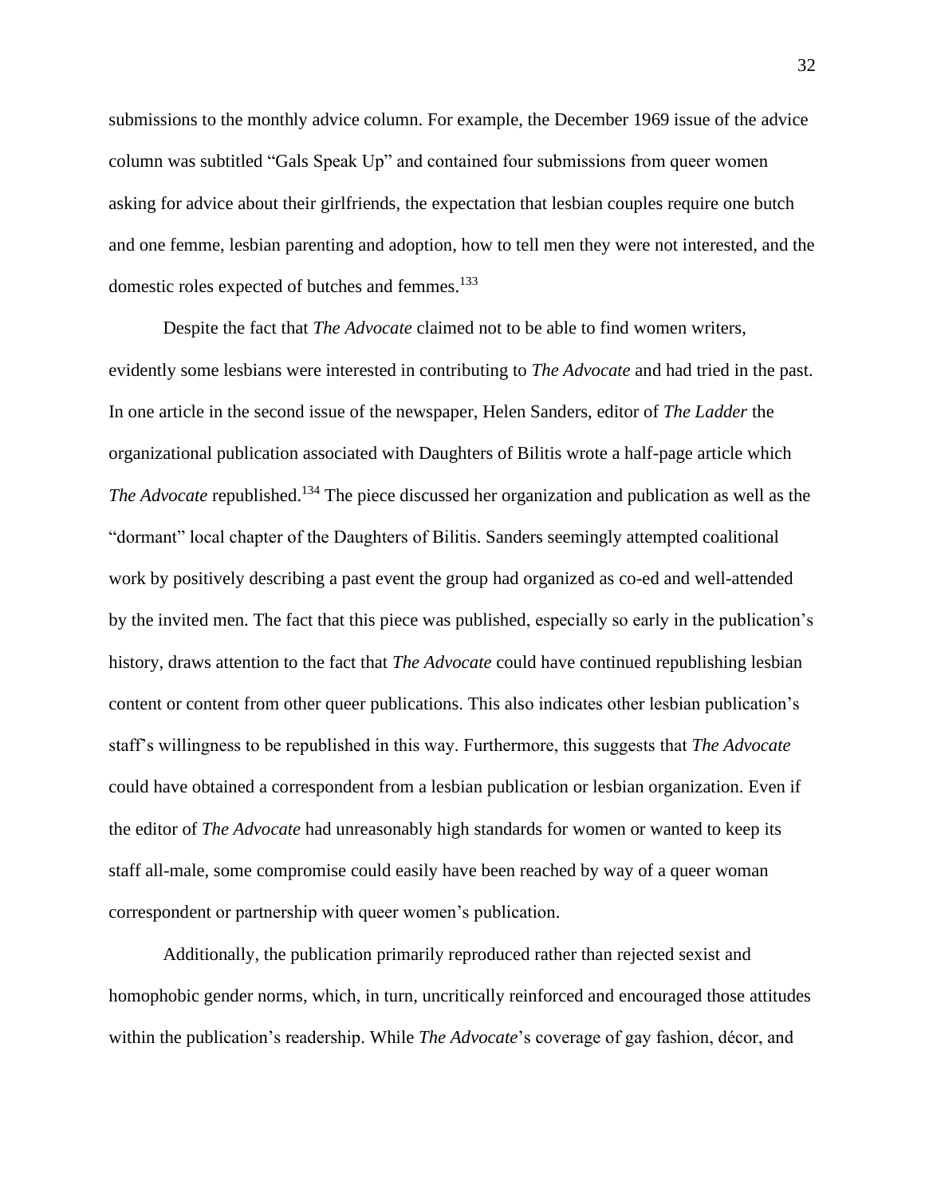submissions to the monthly advice column. For example, the December 1969 issue of the advice column was subtitled “Gals Speak Up” and contained four submissions from queer women asking for advice about their girlfriends, the expectation that lesbian couples require one butch and one femme, lesbian parenting and adoption, how to tell men they were not interested, and the domestic roles expected of butches and femmes.[133]

Despite the fact that *The Advocate* claimed not to be able to find women writers, evidently some lesbians were interested in contributing to *The Advocate* and had tried in the past. In one article in the second issue of the newspaper, Helen Sanders, editor of *The Ladder* the organizational publication associated with Daughters of Bilitis wrote a half-page article which *The Advocate* republished.[134] The piece discussed her organization and publication as well as the “dormant” local chapter of the Daughters of Bilitis. Sanders seemingly attempted coalitional work by positively describing a past event the group had organized as co-ed and well-attended by the invited men. The fact that this piece was published, especially so early in the publication’s history, draws attention to the fact that *The Advocate* could have continued republishing lesbian content or content from other queer publications. This also indicates other lesbian publication’s staff’s willingness to be republished in this way. Furthermore, this suggests that *The Advocate* could have obtained a correspondent from a lesbian publication or lesbian organization. Even if the editor of *The Advocate* had unreasonably high standards for women or wanted to keep its staff all-male, some compromise could easily have been reached by way of a queer woman correspondent or partnership with queer women’s publication.

Additionally, the publication primarily reproduced rather than rejected sexist and homophobic gender norms, which, in turn, uncritically reinforced and encouraged those attitudes within the publication’s readership. While *The Advocate*’s coverage of gay fashion, décor, and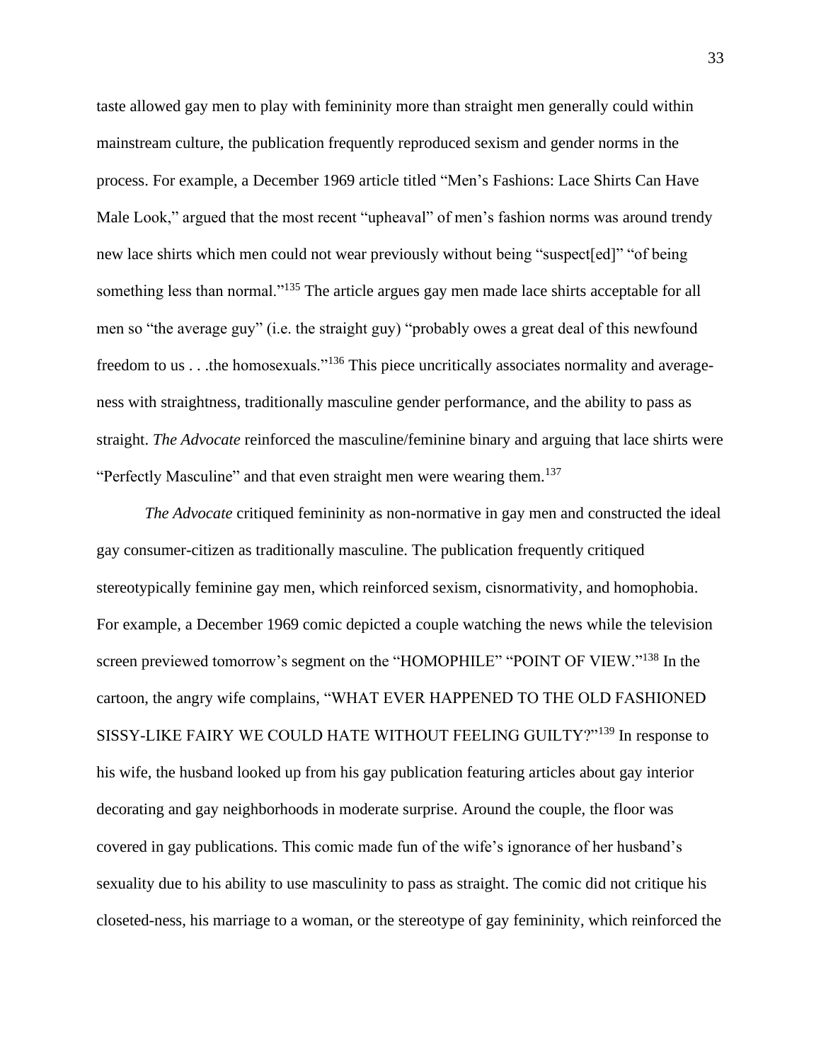taste allowed gay men to play with femininity more than straight men generally could within mainstream culture, the publication frequently reproduced sexism and gender norms in the process. For example, a December 1969 article titled "Men's Fashions: Lace Shirts Can Have Male Look," argued that the most recent "upheaval" of men's fashion norms was around trendy new lace shirts which men could not wear previously without being "suspect[ed]" "of being something less than normal."[135] The article argues gay men made lace shirts acceptable for all men so "the average guy" (i.e. the straight guy) "probably owes a great deal of this newfound freedom to us . . .the homosexuals."[136] This piece uncritically associates normality and average-ness with straightness, traditionally masculine gender performance, and the ability to pass as straight. *The Advocate* reinforced the masculine/feminine binary and arguing that lace shirts were "Perfectly Masculine" and that even straight men were wearing them.[137]

*The Advocate* critiqued femininity as non-normative in gay men and constructed the ideal gay consumer-citizen as traditionally masculine. The publication frequently critiqued stereotypically feminine gay men, which reinforced sexism, cisnormativity, and homophobia. For example, a December 1969 comic depicted a couple watching the news while the television screen previewed tomorrow's segment on the "HOMOPHILE" "POINT OF VIEW."[138] In the cartoon, the angry wife complains, "WHAT EVER HAPPENED TO THE OLD FASHIONED SISSY-LIKE FAIRY WE COULD HATE WITHOUT FEELING GUILTY?"[139] In response to his wife, the husband looked up from his gay publication featuring articles about gay interior decorating and gay neighborhoods in moderate surprise. Around the couple, the floor was covered in gay publications. This comic made fun of the wife's ignorance of her husband's sexuality due to his ability to use masculinity to pass as straight. The comic did not critique his closeted-ness, his marriage to a woman, or the stereotype of gay femininity, which reinforced the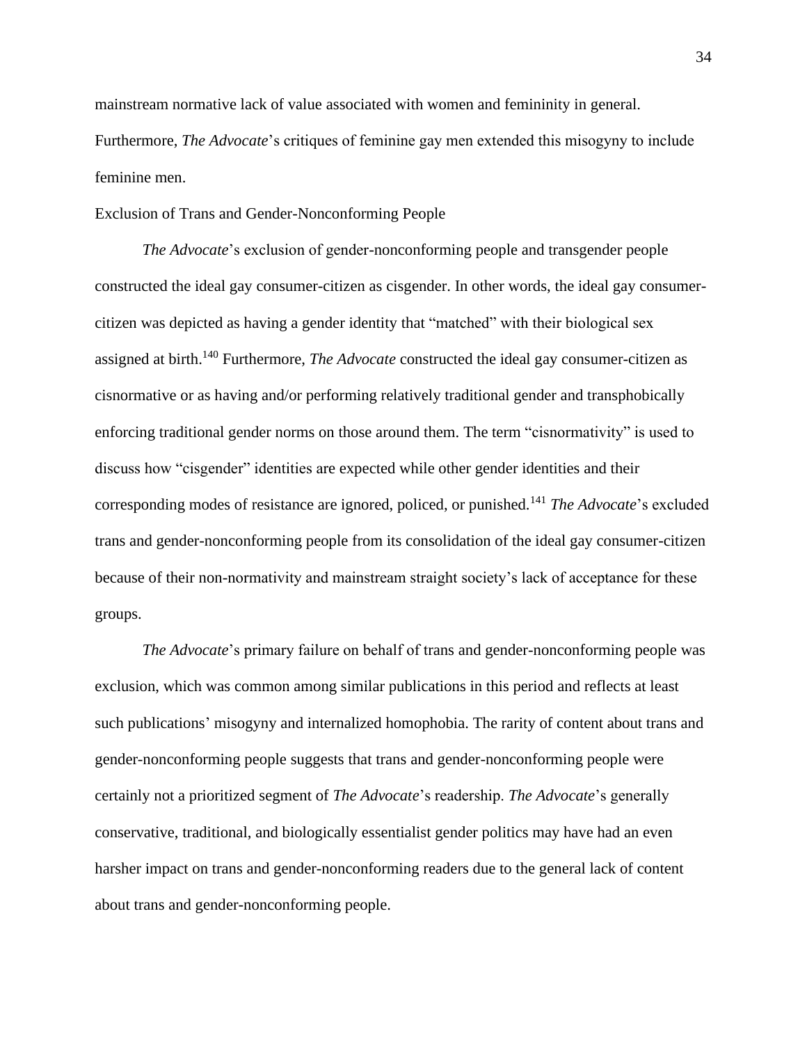mainstream normative lack of value associated with women and femininity in general. Furthermore, *The Advocate*'s critiques of feminine gay men extended this misogyny to include feminine men.

## Exclusion of Trans and Gender-Nonconforming People

*The Advocate*'s exclusion of gender-nonconforming people and transgender people constructed the ideal gay consumer-citizen as cisgender. In other words, the ideal gay consumer-citizen was depicted as having a gender identity that "matched" with their biological sex assigned at birth.[140] Furthermore, *The Advocate* constructed the ideal gay consumer-citizen as cisnormative or as having and/or performing relatively traditional gender and transphobically enforcing traditional gender norms on those around them. The term "cisnormativity" is used to discuss how "cisgender" identities are expected while other gender identities and their corresponding modes of resistance are ignored, policed, or punished.[141] *The Advocate*'s excluded trans and gender-nonconforming people from its consolidation of the ideal gay consumer-citizen because of their non-normativity and mainstream straight society's lack of acceptance for these groups.

*The Advocate*'s primary failure on behalf of trans and gender-nonconforming people was exclusion, which was common among similar publications in this period and reflects at least such publications' misogyny and internalized homophobia. The rarity of content about trans and gender-nonconforming people suggests that trans and gender-nonconforming people were certainly not a prioritized segment of *The Advocate*'s readership. *The Advocate*'s generally conservative, traditional, and biologically essentialist gender politics may have had an even harsher impact on trans and gender-nonconforming readers due to the general lack of content about trans and gender-nonconforming people.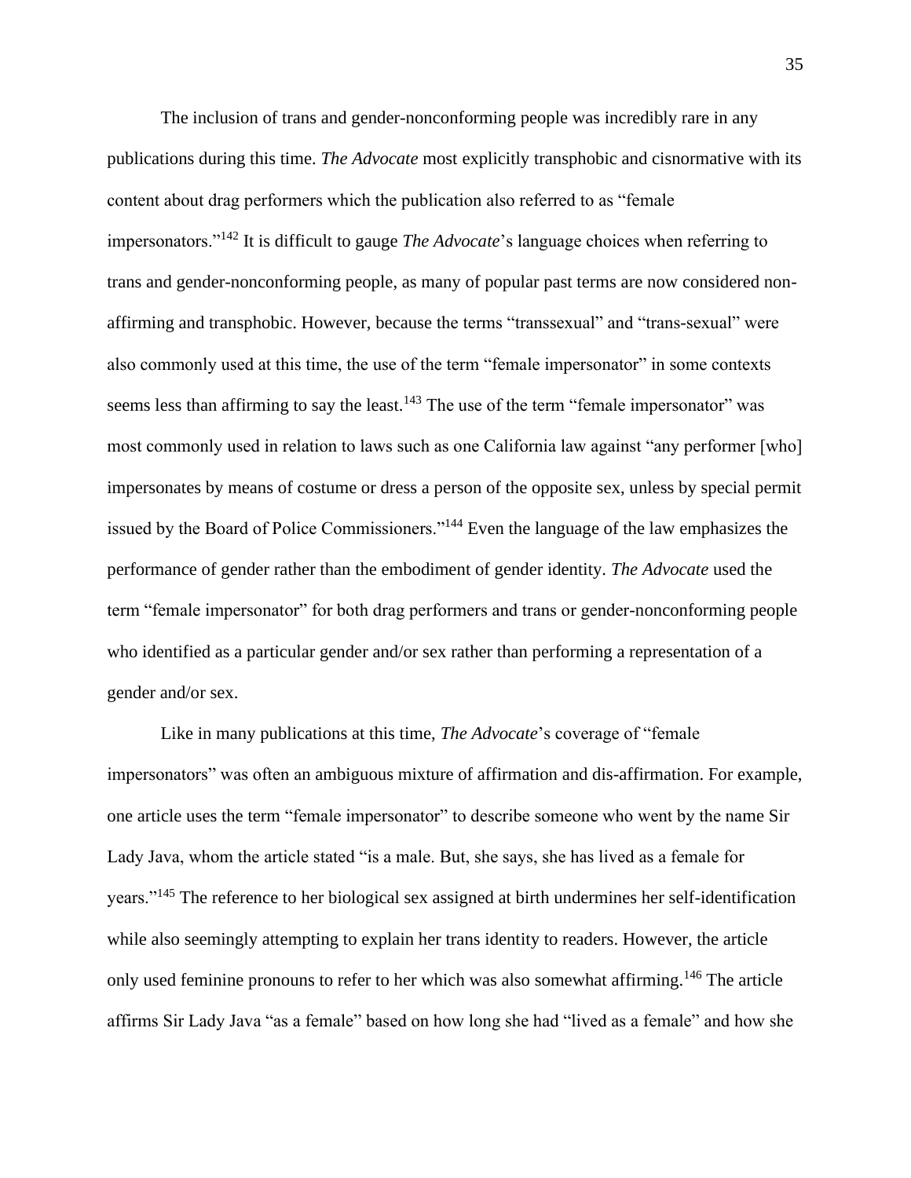The inclusion of trans and gender-nonconforming people was incredibly rare in any publications during this time. *The Advocate* most explicitly transphobic and cisnormative with its content about drag performers which the publication also referred to as "female impersonators."[142] It is difficult to gauge *The Advocate*'s language choices when referring to trans and gender-nonconforming people, as many of popular past terms are now considered non-affirming and transphobic. However, because the terms "transsexual" and "trans-sexual" were also commonly used at this time, the use of the term "female impersonator" in some contexts seems less than affirming to say the least.[143] The use of the term "female impersonator" was most commonly used in relation to laws such as one California law against "any performer [who] impersonates by means of costume or dress a person of the opposite sex, unless by special permit issued by the Board of Police Commissioners."[144] Even the language of the law emphasizes the performance of gender rather than the embodiment of gender identity. *The Advocate* used the term "female impersonator" for both drag performers and trans or gender-nonconforming people who identified as a particular gender and/or sex rather than performing a representation of a gender and/or sex.

Like in many publications at this time, *The Advocate*'s coverage of "female impersonators" was often an ambiguous mixture of affirmation and dis-affirmation. For example, one article uses the term "female impersonator" to describe someone who went by the name Sir Lady Java, whom the article stated "is a male. But, she says, she has lived as a female for years."[145] The reference to her biological sex assigned at birth undermines her self-identification while also seemingly attempting to explain her trans identity to readers. However, the article only used feminine pronouns to refer to her which was also somewhat affirming.[146] The article affirms Sir Lady Java "as a female" based on how long she had "lived as a female" and how she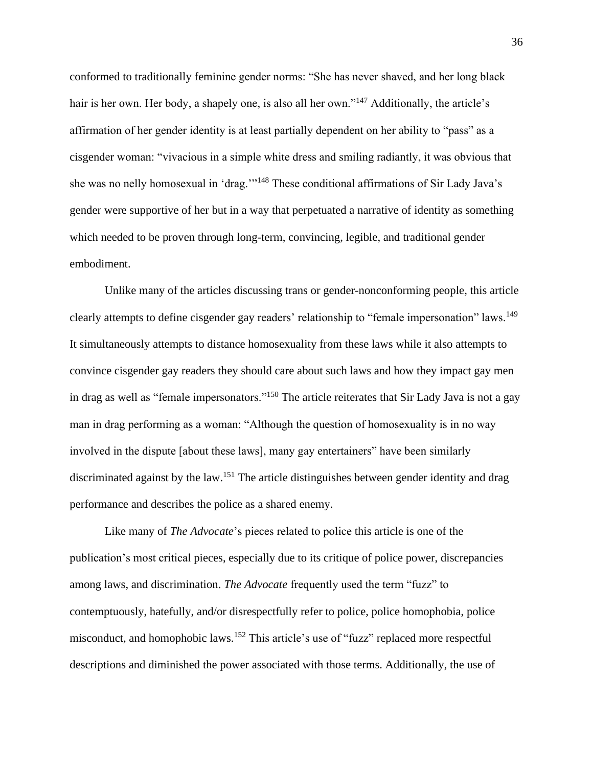conformed to traditionally feminine gender norms: "She has never shaved, and her long black hair is her own. Her body, a shapely one, is also all her own."[147] Additionally, the article's affirmation of her gender identity is at least partially dependent on her ability to "pass" as a cisgender woman: "vivacious in a simple white dress and smiling radiantly, it was obvious that she was no nelly homosexual in 'drag.'"[148] These conditional affirmations of Sir Lady Java's gender were supportive of her but in a way that perpetuated a narrative of identity as something which needed to be proven through long-term, convincing, legible, and traditional gender embodiment.

Unlike many of the articles discussing trans or gender-nonconforming people, this article clearly attempts to define cisgender gay readers' relationship to "female impersonation" laws.[149] It simultaneously attempts to distance homosexuality from these laws while it also attempts to convince cisgender gay readers they should care about such laws and how they impact gay men in drag as well as "female impersonators."[150] The article reiterates that Sir Lady Java is not a gay man in drag performing as a woman: "Although the question of homosexuality is in no way involved in the dispute [about these laws], many gay entertainers" have been similarly discriminated against by the law.[151] The article distinguishes between gender identity and drag performance and describes the police as a shared enemy.

Like many of *The Advocate*'s pieces related to police this article is one of the publication's most critical pieces, especially due to its critique of police power, discrepancies among laws, and discrimination. *The Advocate* frequently used the term "fuzz" to contemptuously, hatefully, and/or disrespectfully refer to police, police homophobia, police misconduct, and homophobic laws.[152] This article's use of "fuzz" replaced more respectful descriptions and diminished the power associated with those terms. Additionally, the use of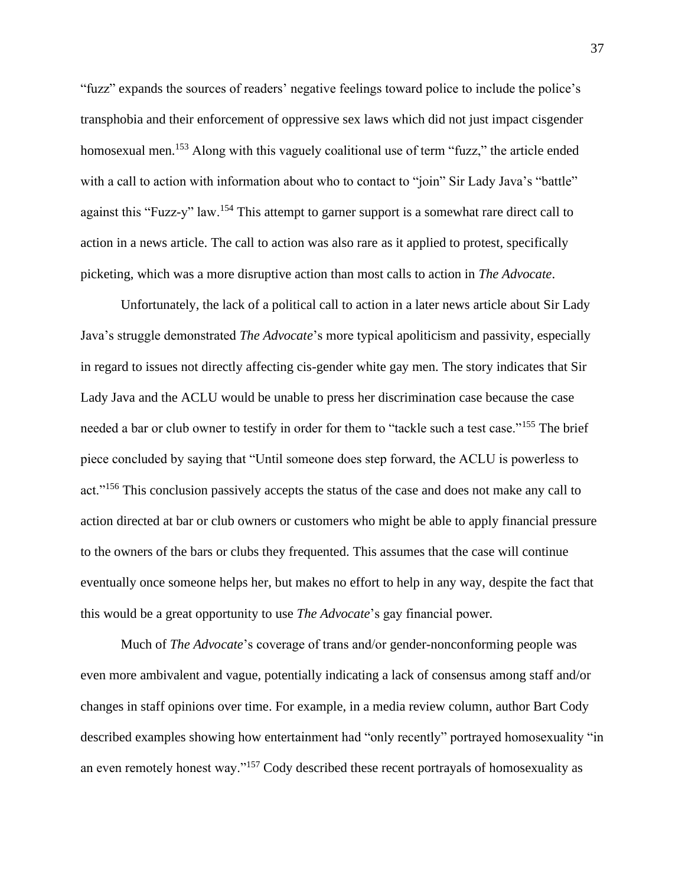"fuzz" expands the sources of readers' negative feelings toward police to include the police's transphobia and their enforcement of oppressive sex laws which did not just impact cisgender homosexual men.[153] Along with this vaguely coalitional use of term "fuzz," the article ended with a call to action with information about who to contact to "join" Sir Lady Java's "battle" against this "Fuzz-y" law.[154] This attempt to garner support is a somewhat rare direct call to action in a news article. The call to action was also rare as it applied to protest, specifically picketing, which was a more disruptive action than most calls to action in *The Advocate*.

Unfortunately, the lack of a political call to action in a later news article about Sir Lady Java's struggle demonstrated *The Advocate*'s more typical apoliticism and passivity, especially in regard to issues not directly affecting cis-gender white gay men. The story indicates that Sir Lady Java and the ACLU would be unable to press her discrimination case because the case needed a bar or club owner to testify in order for them to "tackle such a test case."[155] The brief piece concluded by saying that "Until someone does step forward, the ACLU is powerless to act."[156] This conclusion passively accepts the status of the case and does not make any call to action directed at bar or club owners or customers who might be able to apply financial pressure to the owners of the bars or clubs they frequented. This assumes that the case will continue eventually once someone helps her, but makes no effort to help in any way, despite the fact that this would be a great opportunity to use *The Advocate*'s gay financial power.

Much of *The Advocate*'s coverage of trans and/or gender-nonconforming people was even more ambivalent and vague, potentially indicating a lack of consensus among staff and/or changes in staff opinions over time. For example, in a media review column, author Bart Cody described examples showing how entertainment had "only recently" portrayed homosexuality "in an even remotely honest way."[157] Cody described these recent portrayals of homosexuality as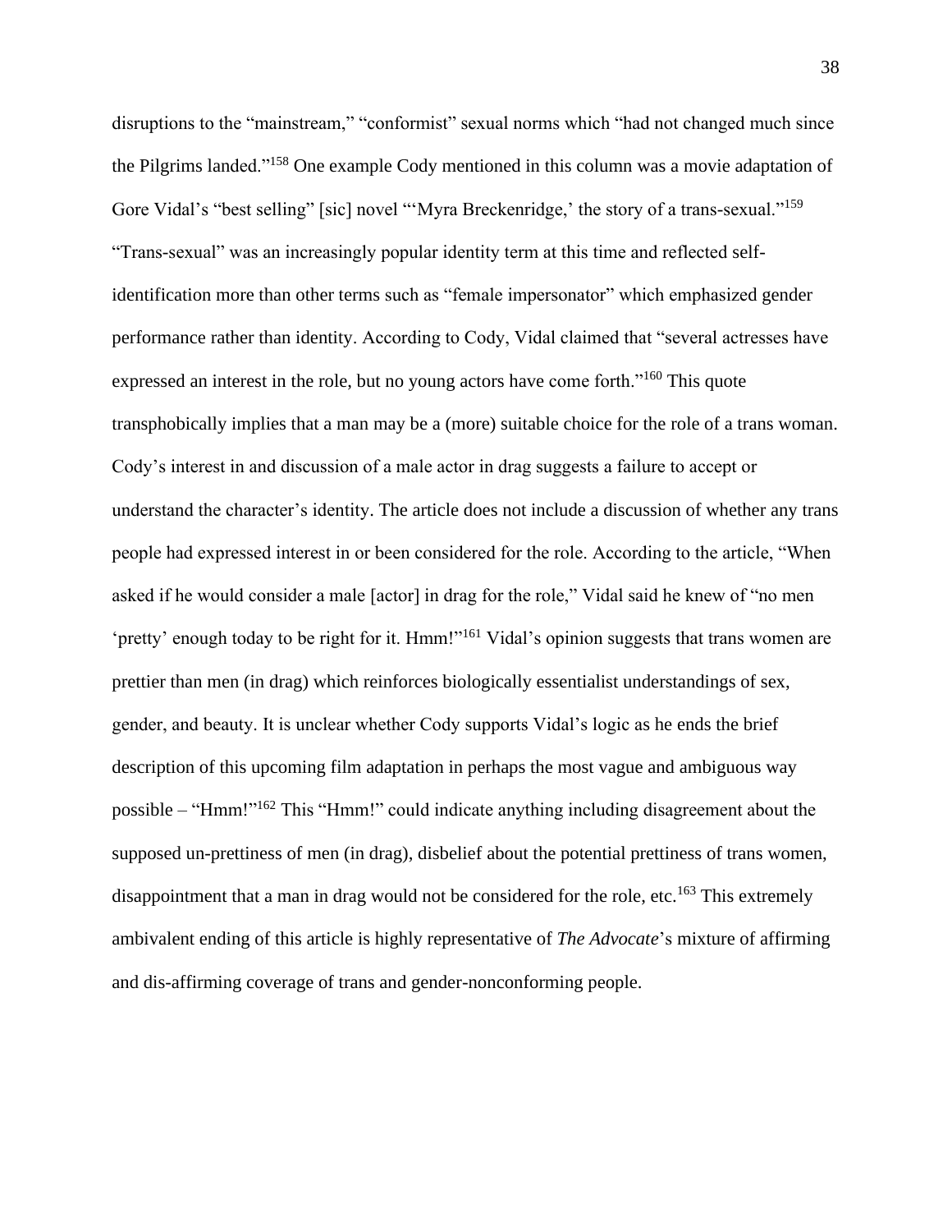disruptions to the "mainstream," "conformist" sexual norms which "had not changed much since the Pilgrims landed."[158] One example Cody mentioned in this column was a movie adaptation of Gore Vidal's "best selling" [sic] novel "'Myra Breckenridge,' the story of a trans-sexual."[159] "Trans-sexual" was an increasingly popular identity term at this time and reflected self-identification more than other terms such as "female impersonator" which emphasized gender performance rather than identity. According to Cody, Vidal claimed that "several actresses have expressed an interest in the role, but no young actors have come forth."[160] This quote transphobically implies that a man may be a (more) suitable choice for the role of a trans woman. Cody's interest in and discussion of a male actor in drag suggests a failure to accept or understand the character's identity. The article does not include a discussion of whether any trans people had expressed interest in or been considered for the role. According to the article, "When asked if he would consider a male [actor] in drag for the role," Vidal said he knew of "no men 'pretty' enough today to be right for it. Hmm!"[161] Vidal's opinion suggests that trans women are prettier than men (in drag) which reinforces biologically essentialist understandings of sex, gender, and beauty. It is unclear whether Cody supports Vidal's logic as he ends the brief description of this upcoming film adaptation in perhaps the most vague and ambiguous way possible – "Hmm!"[162] This "Hmm!" could indicate anything including disagreement about the supposed un-prettiness of men (in drag), disbelief about the potential prettiness of trans women, disappointment that a man in drag would not be considered for the role, etc.[163] This extremely ambivalent ending of this article is highly representative of *The Advocate*'s mixture of affirming and dis-affirming coverage of trans and gender-nonconforming people.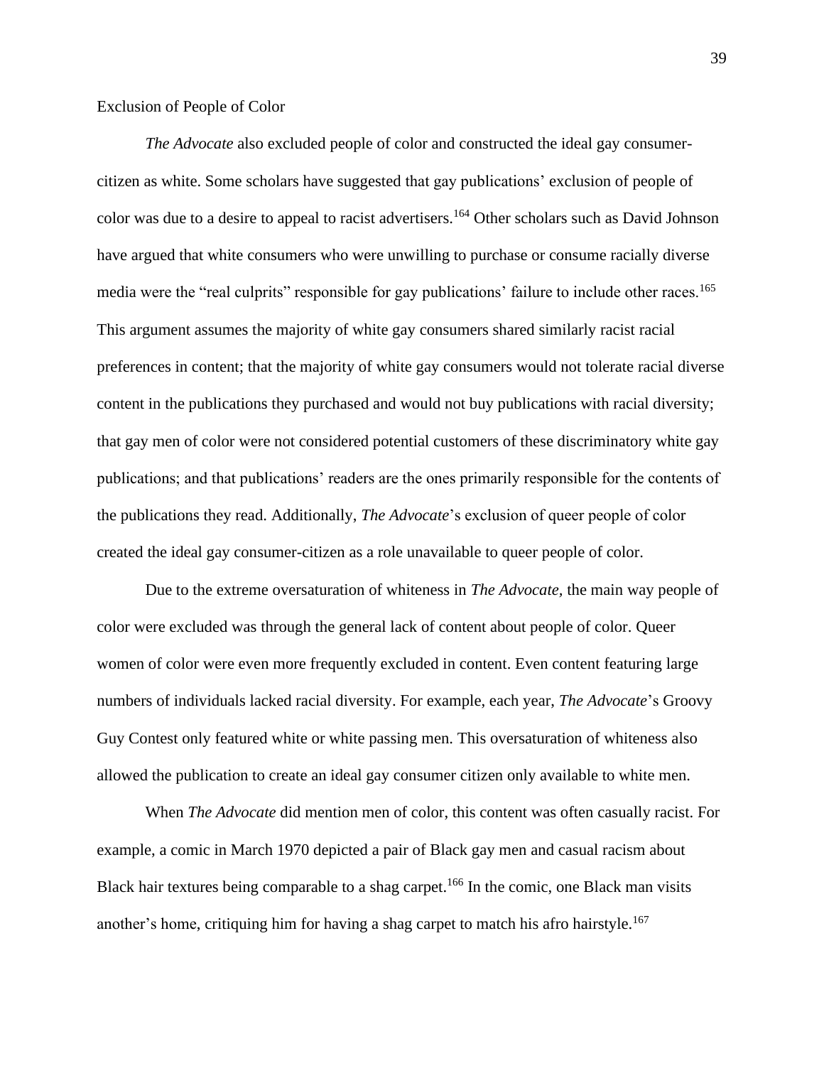## Exclusion of People of Color

*The Advocate* also excluded people of color and constructed the ideal gay consumer-citizen as white. Some scholars have suggested that gay publications' exclusion of people of color was due to a desire to appeal to racist advertisers.[164] Other scholars such as David Johnson have argued that white consumers who were unwilling to purchase or consume racially diverse media were the "real culprits" responsible for gay publications' failure to include other races.[165] This argument assumes the majority of white gay consumers shared similarly racist racial preferences in content; that the majority of white gay consumers would not tolerate racial diverse content in the publications they purchased and would not buy publications with racial diversity; that gay men of color were not considered potential customers of these discriminatory white gay publications; and that publications' readers are the ones primarily responsible for the contents of the publications they read. Additionally, *The Advocate*'s exclusion of queer people of color created the ideal gay consumer-citizen as a role unavailable to queer people of color.

Due to the extreme oversaturation of whiteness in *The Advocate*, the main way people of color were excluded was through the general lack of content about people of color. Queer women of color were even more frequently excluded in content. Even content featuring large numbers of individuals lacked racial diversity. For example, each year, *The Advocate*'s Groovy Guy Contest only featured white or white passing men. This oversaturation of whiteness also allowed the publication to create an ideal gay consumer citizen only available to white men.

When *The Advocate* did mention men of color, this content was often casually racist. For example, a comic in March 1970 depicted a pair of Black gay men and casual racism about Black hair textures being comparable to a shag carpet.[166] In the comic, one Black man visits another's home, critiquing him for having a shag carpet to match his afro hairstyle.[167]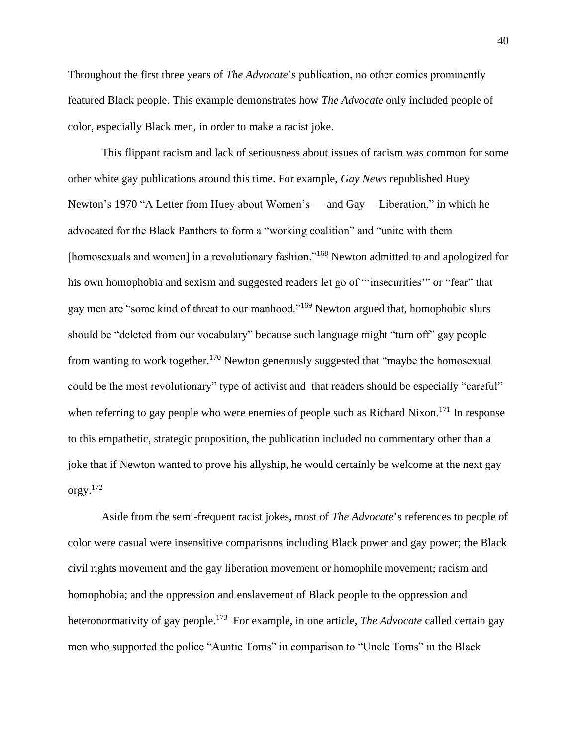Throughout the first three years of *The Advocate*'s publication, no other comics prominently featured Black people. This example demonstrates how *The Advocate* only included people of color, especially Black men, in order to make a racist joke.

This flippant racism and lack of seriousness about issues of racism was common for some other white gay publications around this time. For example, *Gay News* republished Huey Newton's 1970 "A Letter from Huey about Women's — and Gay— Liberation," in which he advocated for the Black Panthers to form a "working coalition" and "unite with them [homosexuals and women] in a revolutionary fashion."[168] Newton admitted to and apologized for his own homophobia and sexism and suggested readers let go of "'insecurities'" or "fear" that gay men are "some kind of threat to our manhood."[169] Newton argued that, homophobic slurs should be "deleted from our vocabulary" because such language might "turn off" gay people from wanting to work together.[170] Newton generously suggested that "maybe the homosexual could be the most revolutionary" type of activist and that readers should be especially "careful" when referring to gay people who were enemies of people such as Richard Nixon.[171] In response to this empathetic, strategic proposition, the publication included no commentary other than a joke that if Newton wanted to prove his allyship, he would certainly be welcome at the next gay orgy.[172]

Aside from the semi-frequent racist jokes, most of *The Advocate*'s references to people of color were casual were insensitive comparisons including Black power and gay power; the Black civil rights movement and the gay liberation movement or homophile movement; racism and homophobia; and the oppression and enslavement of Black people to the oppression and heteronormativity of gay people.[173] For example, in one article, *The Advocate* called certain gay men who supported the police "Auntie Toms" in comparison to "Uncle Toms" in the Black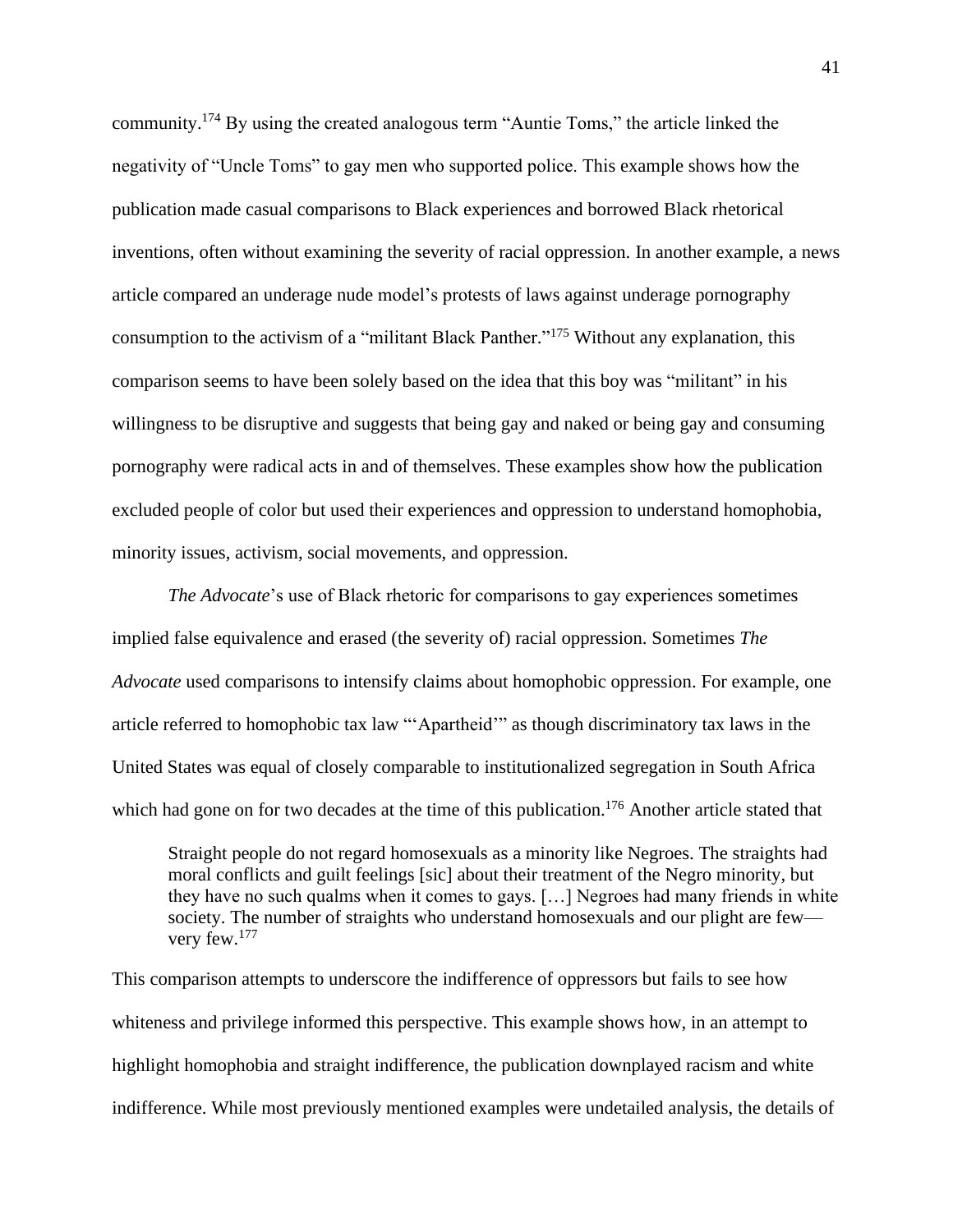community.[174] By using the created analogous term "Auntie Toms," the article linked the negativity of "Uncle Toms" to gay men who supported police. This example shows how the publication made casual comparisons to Black experiences and borrowed Black rhetorical inventions, often without examining the severity of racial oppression. In another example, a news article compared an underage nude model's protests of laws against underage pornography consumption to the activism of a "militant Black Panther."[175] Without any explanation, this comparison seems to have been solely based on the idea that this boy was "militant" in his willingness to be disruptive and suggests that being gay and naked or being gay and consuming pornography were radical acts in and of themselves. These examples show how the publication excluded people of color but used their experiences and oppression to understand homophobia, minority issues, activism, social movements, and oppression.

*The Advocate*'s use of Black rhetoric for comparisons to gay experiences sometimes implied false equivalence and erased (the severity of) racial oppression. Sometimes *The Advocate* used comparisons to intensify claims about homophobic oppression. For example, one article referred to homophobic tax law "'Apartheid'" as though discriminatory tax laws in the United States was equal of closely comparable to institutionalized segregation in South Africa which had gone on for two decades at the time of this publication.[176] Another article stated that

> Straight people do not regard homosexuals as a minority like Negroes. The straights had moral conflicts and guilt feelings [sic] about their treatment of the Negro minority, but they have no such qualms when it comes to gays. […] Negroes had many friends in white society. The number of straights who understand homosexuals and our plight are few—very few.[177]

This comparison attempts to underscore the indifference of oppressors but fails to see how whiteness and privilege informed this perspective. This example shows how, in an attempt to highlight homophobia and straight indifference, the publication downplayed racism and white indifference. While most previously mentioned examples were undetailed analysis, the details of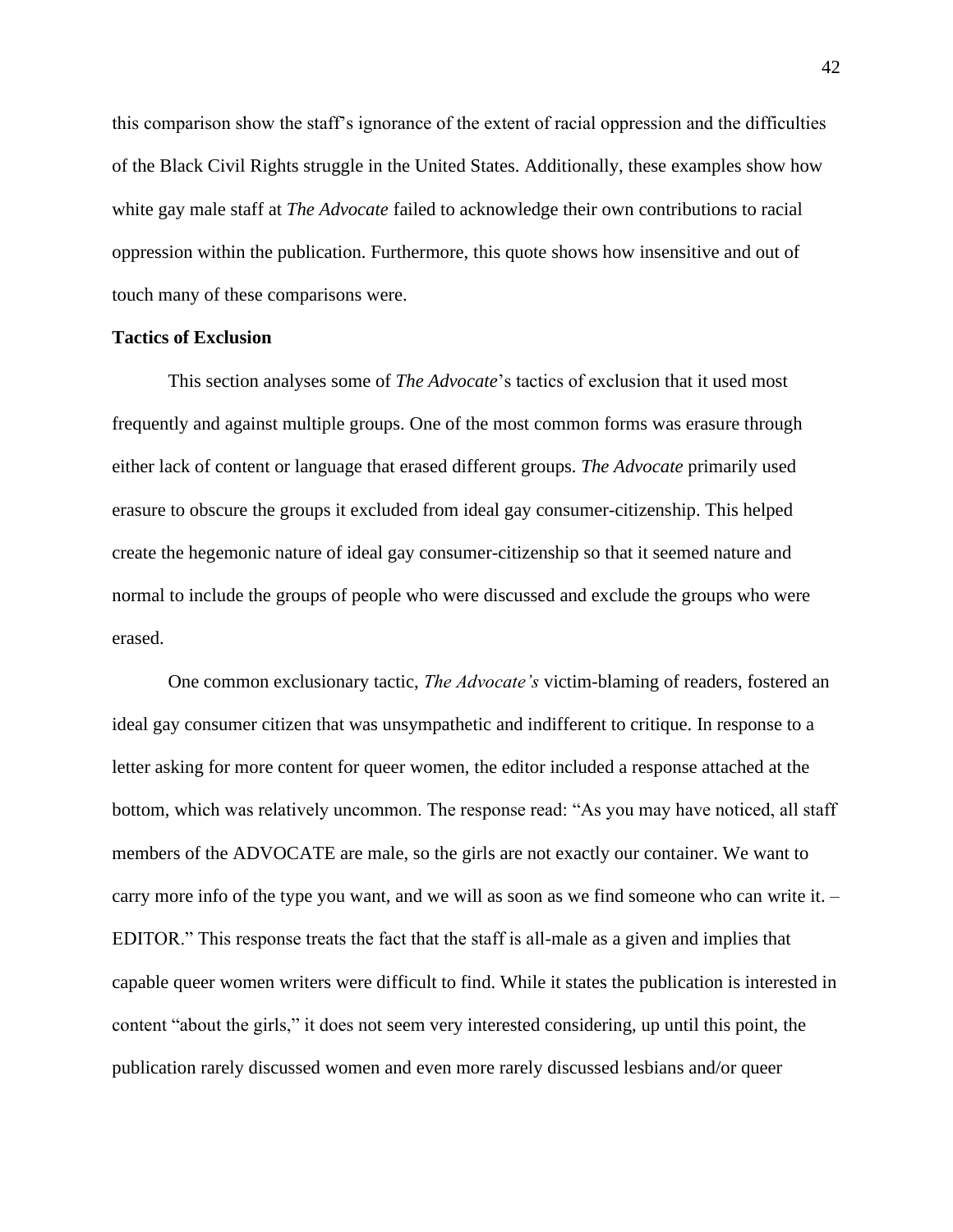this comparison show the staff's ignorance of the extent of racial oppression and the difficulties of the Black Civil Rights struggle in the United States. Additionally, these examples show how white gay male staff at *The Advocate* failed to acknowledge their own contributions to racial oppression within the publication. Furthermore, this quote shows how insensitive and out of touch many of these comparisons were.

**Tactics of Exclusion**

This section analyses some of *The Advocate*'s tactics of exclusion that it used most frequently and against multiple groups. One of the most common forms was erasure through either lack of content or language that erased different groups. *The Advocate* primarily used erasure to obscure the groups it excluded from ideal gay consumer-citizenship. This helped create the hegemonic nature of ideal gay consumer-citizenship so that it seemed nature and normal to include the groups of people who were discussed and exclude the groups who were erased.

One common exclusionary tactic, *The Advocate's* victim-blaming of readers, fostered an ideal gay consumer citizen that was unsympathetic and indifferent to critique. In response to a letter asking for more content for queer women, the editor included a response attached at the bottom, which was relatively uncommon. The response read: "As you may have noticed, all staff members of the ADVOCATE are male, so the girls are not exactly our container. We want to carry more info of the type you want, and we will as soon as we find someone who can write it. – EDITOR." This response treats the fact that the staff is all-male as a given and implies that capable queer women writers were difficult to find. While it states the publication is interested in content "about the girls," it does not seem very interested considering, up until this point, the publication rarely discussed women and even more rarely discussed lesbians and/or queer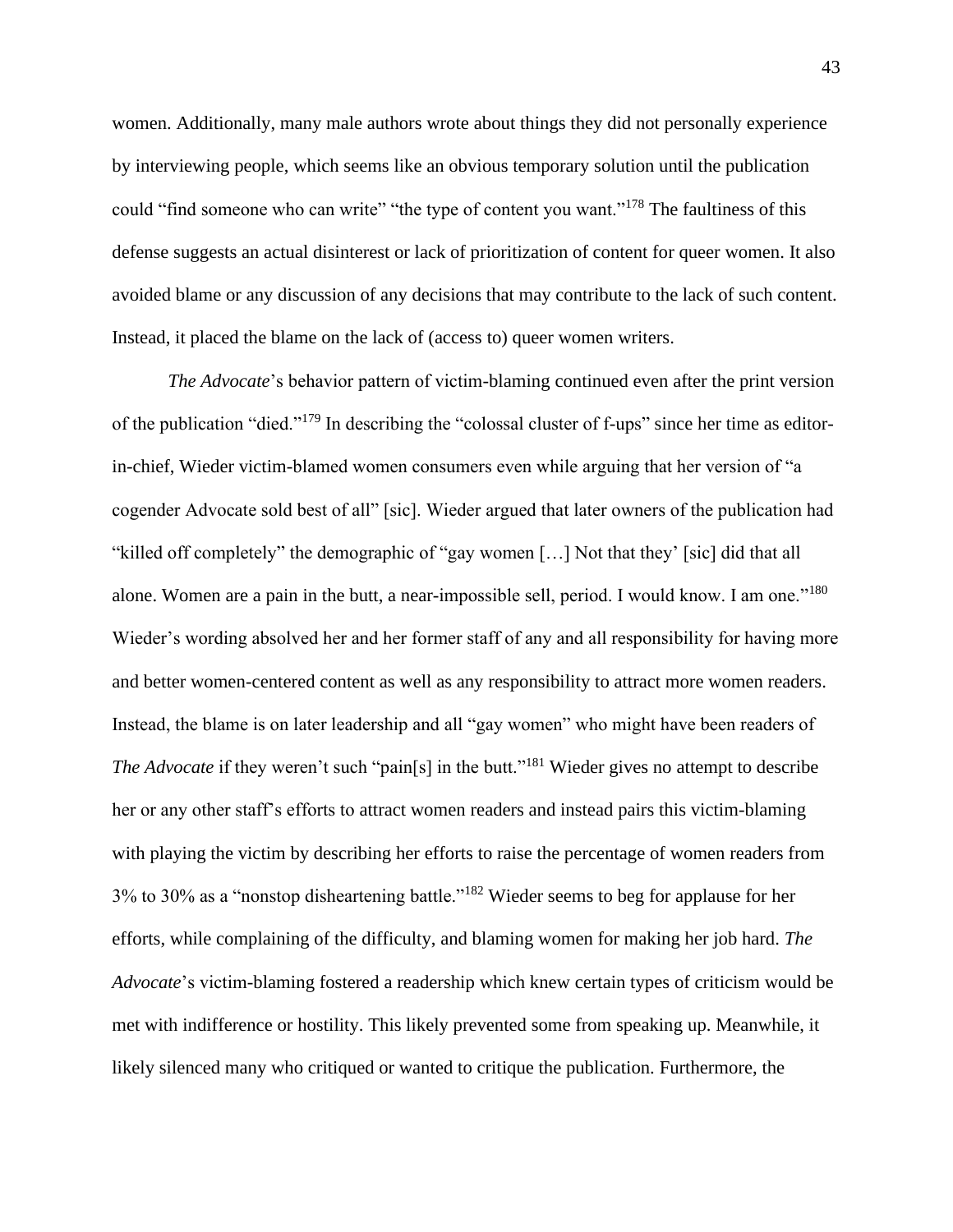women. Additionally, many male authors wrote about things they did not personally experience by interviewing people, which seems like an obvious temporary solution until the publication could "find someone who can write" "the type of content you want."[178] The faultiness of this defense suggests an actual disinterest or lack of prioritization of content for queer women. It also avoided blame or any discussion of any decisions that may contribute to the lack of such content. Instead, it placed the blame on the lack of (access to) queer women writers.

*The Advocate*'s behavior pattern of victim-blaming continued even after the print version of the publication "died."[179] In describing the "colossal cluster of f-ups" since her time as editor-in-chief, Wieder victim-blamed women consumers even while arguing that her version of "a cogender Advocate sold best of all" [sic]. Wieder argued that later owners of the publication had "killed off completely" the demographic of "gay women […] Not that they' [sic] did that all alone. Women are a pain in the butt, a near-impossible sell, period. I would know. I am one."[180] Wieder's wording absolved her and her former staff of any and all responsibility for having more and better women-centered content as well as any responsibility to attract more women readers. Instead, the blame is on later leadership and all "gay women" who might have been readers of *The Advocate* if they weren't such "pain[s] in the butt."[181] Wieder gives no attempt to describe her or any other staff's efforts to attract women readers and instead pairs this victim-blaming with playing the victim by describing her efforts to raise the percentage of women readers from 3% to 30% as a "nonstop disheartening battle."[182] Wieder seems to beg for applause for her efforts, while complaining of the difficulty, and blaming women for making her job hard. *The Advocate*'s victim-blaming fostered a readership which knew certain types of criticism would be met with indifference or hostility. This likely prevented some from speaking up. Meanwhile, it likely silenced many who critiqued or wanted to critique the publication. Furthermore, the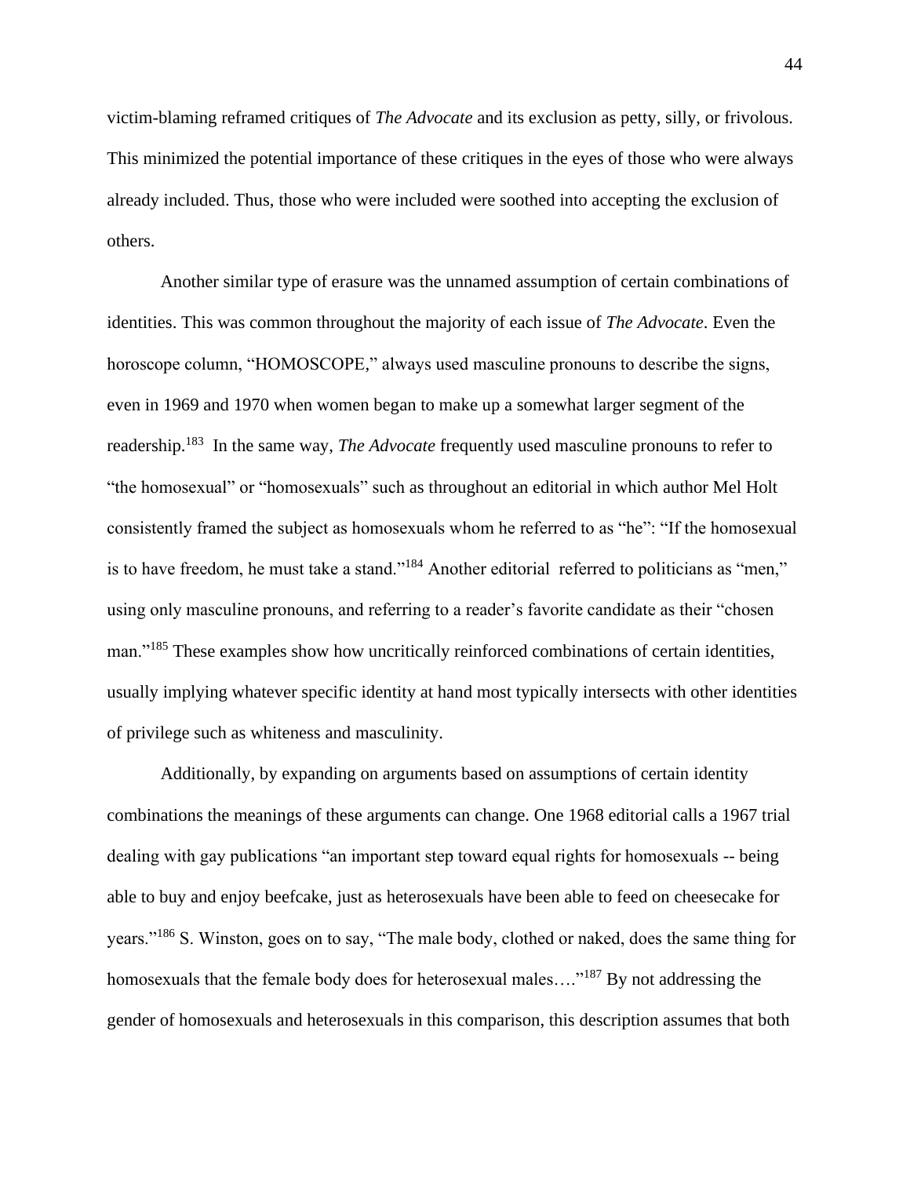victim-blaming reframed critiques of *The Advocate* and its exclusion as petty, silly, or frivolous. This minimized the potential importance of these critiques in the eyes of those who were always already included. Thus, those who were included were soothed into accepting the exclusion of others.

Another similar type of erasure was the unnamed assumption of certain combinations of identities. This was common throughout the majority of each issue of *The Advocate*. Even the horoscope column, "HOMOSCOPE," always used masculine pronouns to describe the signs, even in 1969 and 1970 when women began to make up a somewhat larger segment of the readership.[183] In the same way, *The Advocate* frequently used masculine pronouns to refer to "the homosexual" or "homosexuals" such as throughout an editorial in which author Mel Holt consistently framed the subject as homosexuals whom he referred to as "he": "If the homosexual is to have freedom, he must take a stand."[184] Another editorial referred to politicians as "men," using only masculine pronouns, and referring to a reader's favorite candidate as their "chosen man."[185] These examples show how uncritically reinforced combinations of certain identities, usually implying whatever specific identity at hand most typically intersects with other identities of privilege such as whiteness and masculinity.

Additionally, by expanding on arguments based on assumptions of certain identity combinations the meanings of these arguments can change. One 1968 editorial calls a 1967 trial dealing with gay publications "an important step toward equal rights for homosexuals -- being able to buy and enjoy beefcake, just as heterosexuals have been able to feed on cheesecake for years."[186] S. Winston, goes on to say, "The male body, clothed or naked, does the same thing for homosexuals that the female body does for heterosexual males…."[187] By not addressing the gender of homosexuals and heterosexuals in this comparison, this description assumes that both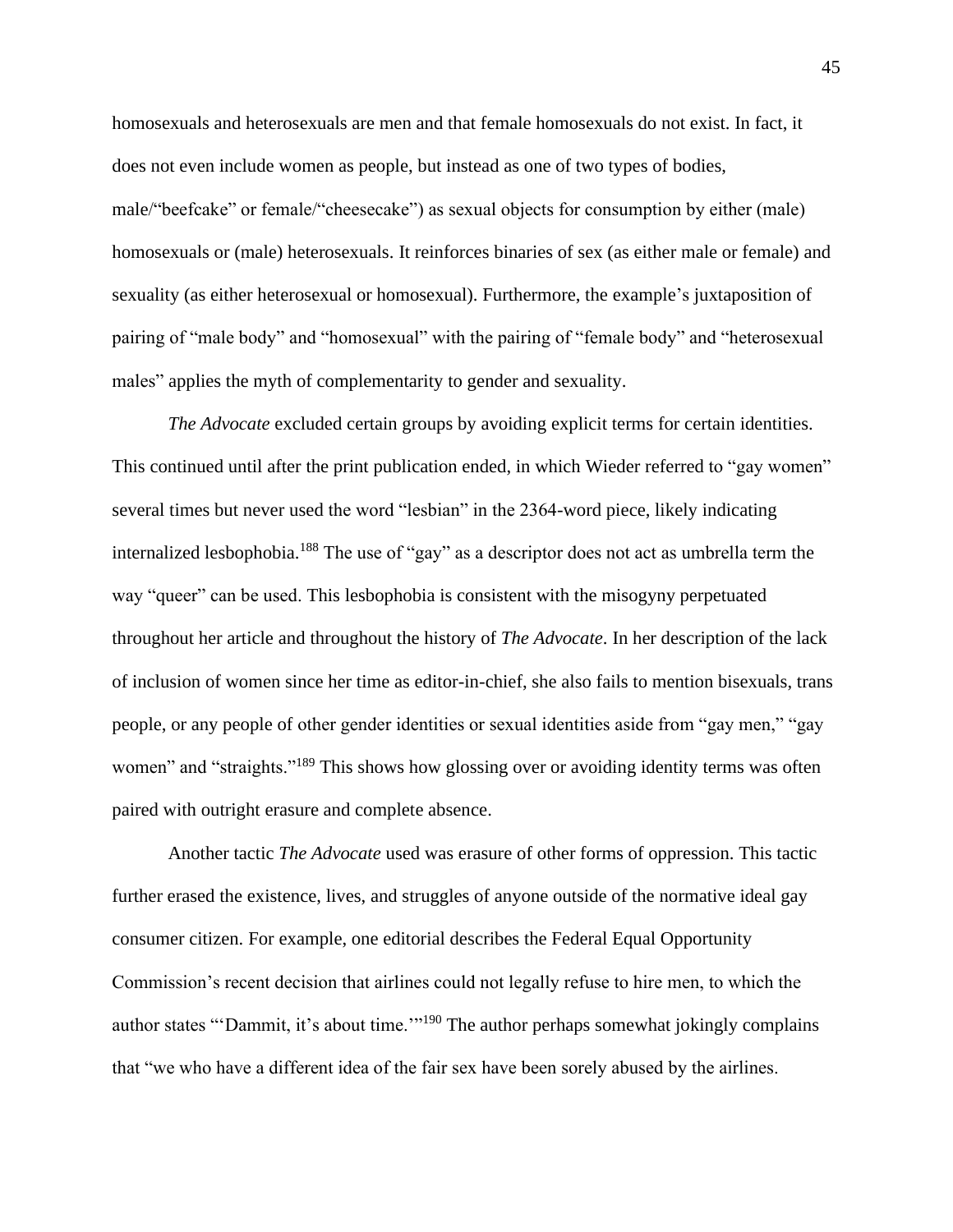homosexuals and heterosexuals are men and that female homosexuals do not exist. In fact, it does not even include women as people, but instead as one of two types of bodies, male/“beefcake” or female/“cheesecake”) as sexual objects for consumption by either (male) homosexuals or (male) heterosexuals. It reinforces binaries of sex (as either male or female) and sexuality (as either heterosexual or homosexual). Furthermore, the example’s juxtaposition of pairing of “male body” and “homosexual” with the pairing of “female body” and “heterosexual males” applies the myth of complementarity to gender and sexuality.

*The Advocate* excluded certain groups by avoiding explicit terms for certain identities. This continued until after the print publication ended, in which Wieder referred to “gay women” several times but never used the word “lesbian” in the 2364-word piece, likely indicating internalized lesbophobia.[188] The use of “gay” as a descriptor does not act as umbrella term the way “queer” can be used. This lesbophobia is consistent with the misogyny perpetuated throughout her article and throughout the history of *The Advocate*. In her description of the lack of inclusion of women since her time as editor-in-chief, she also fails to mention bisexuals, trans people, or any people of other gender identities or sexual identities aside from “gay men,” “gay women” and “straights.”[189] This shows how glossing over or avoiding identity terms was often paired with outright erasure and complete absence.

Another tactic *The Advocate* used was erasure of other forms of oppression. This tactic further erased the existence, lives, and struggles of anyone outside of the normative ideal gay consumer citizen. For example, one editorial describes the Federal Equal Opportunity Commission’s recent decision that airlines could not legally refuse to hire men, to which the author states “‘Dammit, it’s about time.’”[190] The author perhaps somewhat jokingly complains that “we who have a different idea of the fair sex have been sorely abused by the airlines.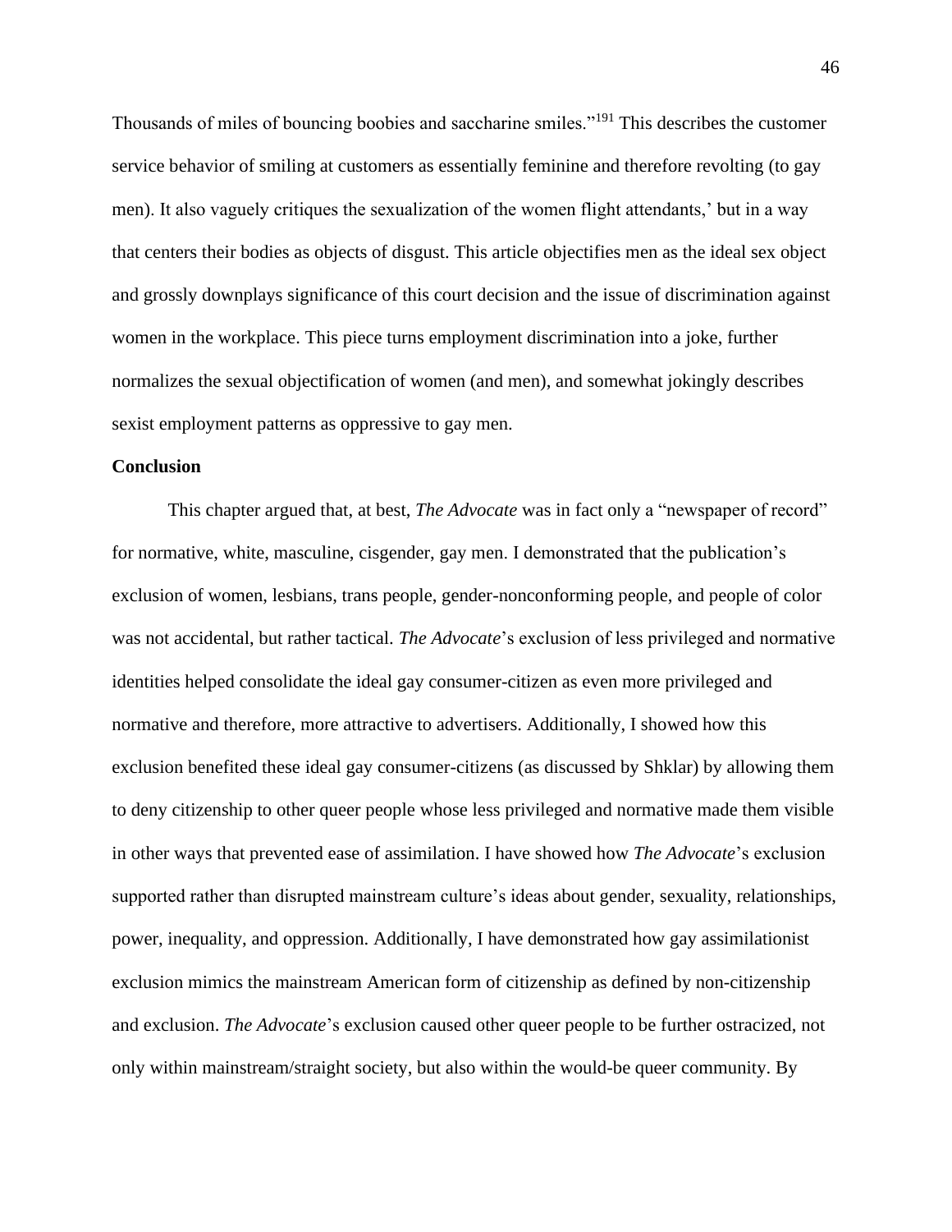Thousands of miles of bouncing boobies and saccharine smiles."[191] This describes the customer service behavior of smiling at customers as essentially feminine and therefore revolting (to gay men). It also vaguely critiques the sexualization of the women flight attendants,' but in a way that centers their bodies as objects of disgust. This article objectifies men as the ideal sex object and grossly downplays significance of this court decision and the issue of discrimination against women in the workplace. This piece turns employment discrimination into a joke, further normalizes the sexual objectification of women (and men), and somewhat jokingly describes sexist employment patterns as oppressive to gay men.

**Conclusion**

This chapter argued that, at best, *The Advocate* was in fact only a "newspaper of record" for normative, white, masculine, cisgender, gay men. I demonstrated that the publication's exclusion of women, lesbians, trans people, gender-nonconforming people, and people of color was not accidental, but rather tactical. *The Advocate*'s exclusion of less privileged and normative identities helped consolidate the ideal gay consumer-citizen as even more privileged and normative and therefore, more attractive to advertisers. Additionally, I showed how this exclusion benefited these ideal gay consumer-citizens (as discussed by Shklar) by allowing them to deny citizenship to other queer people whose less privileged and normative made them visible in other ways that prevented ease of assimilation. I have showed how *The Advocate*'s exclusion supported rather than disrupted mainstream culture's ideas about gender, sexuality, relationships, power, inequality, and oppression. Additionally, I have demonstrated how gay assimilationist exclusion mimics the mainstream American form of citizenship as defined by non-citizenship and exclusion. *The Advocate*'s exclusion caused other queer people to be further ostracized, not only within mainstream/straight society, but also within the would-be queer community. By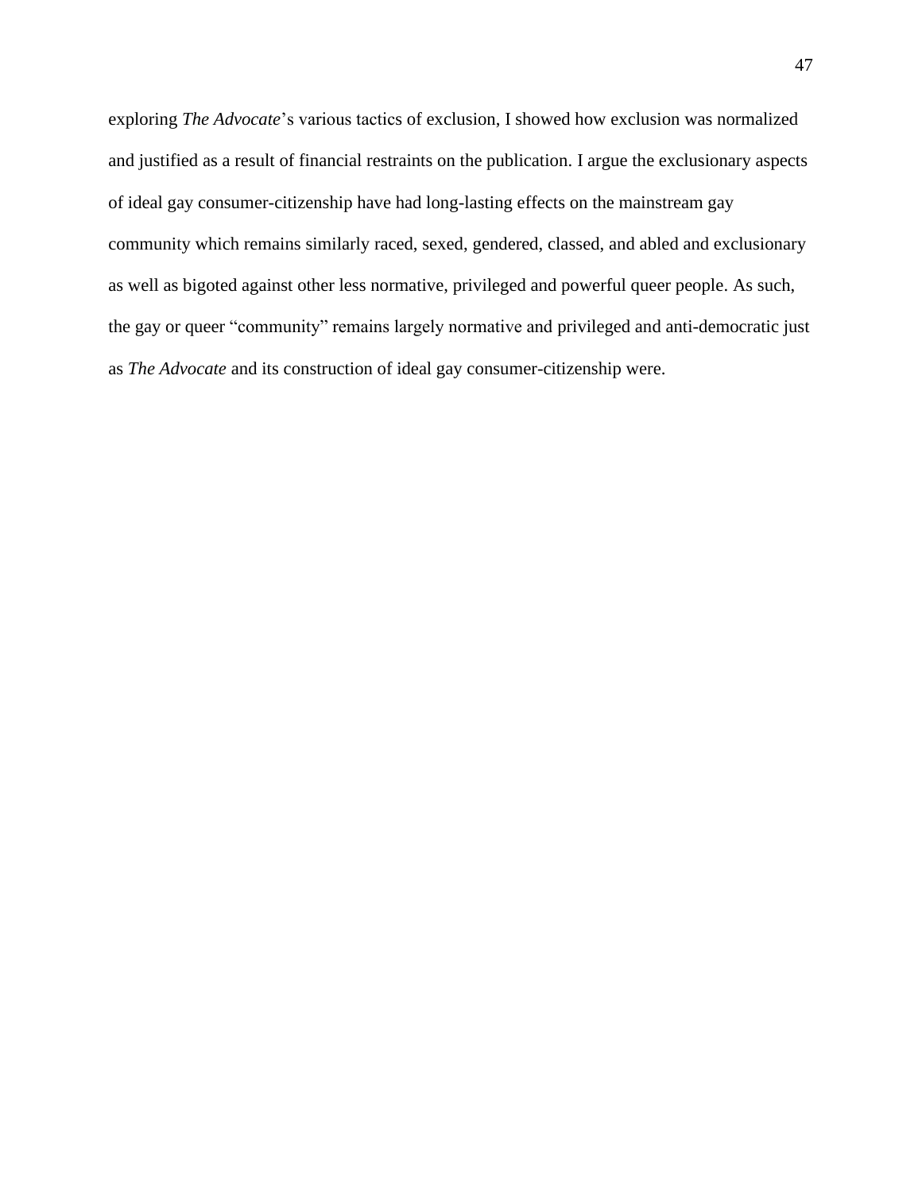exploring *The Advocate*'s various tactics of exclusion, I showed how exclusion was normalized and justified as a result of financial restraints on the publication. I argue the exclusionary aspects of ideal gay consumer-citizenship have had long-lasting effects on the mainstream gay community which remains similarly raced, sexed, gendered, classed, and abled and exclusionary as well as bigoted against other less normative, privileged and powerful queer people. As such, the gay or queer "community" remains largely normative and privileged and anti-democratic just as *The Advocate* and its construction of ideal gay consumer-citizenship were.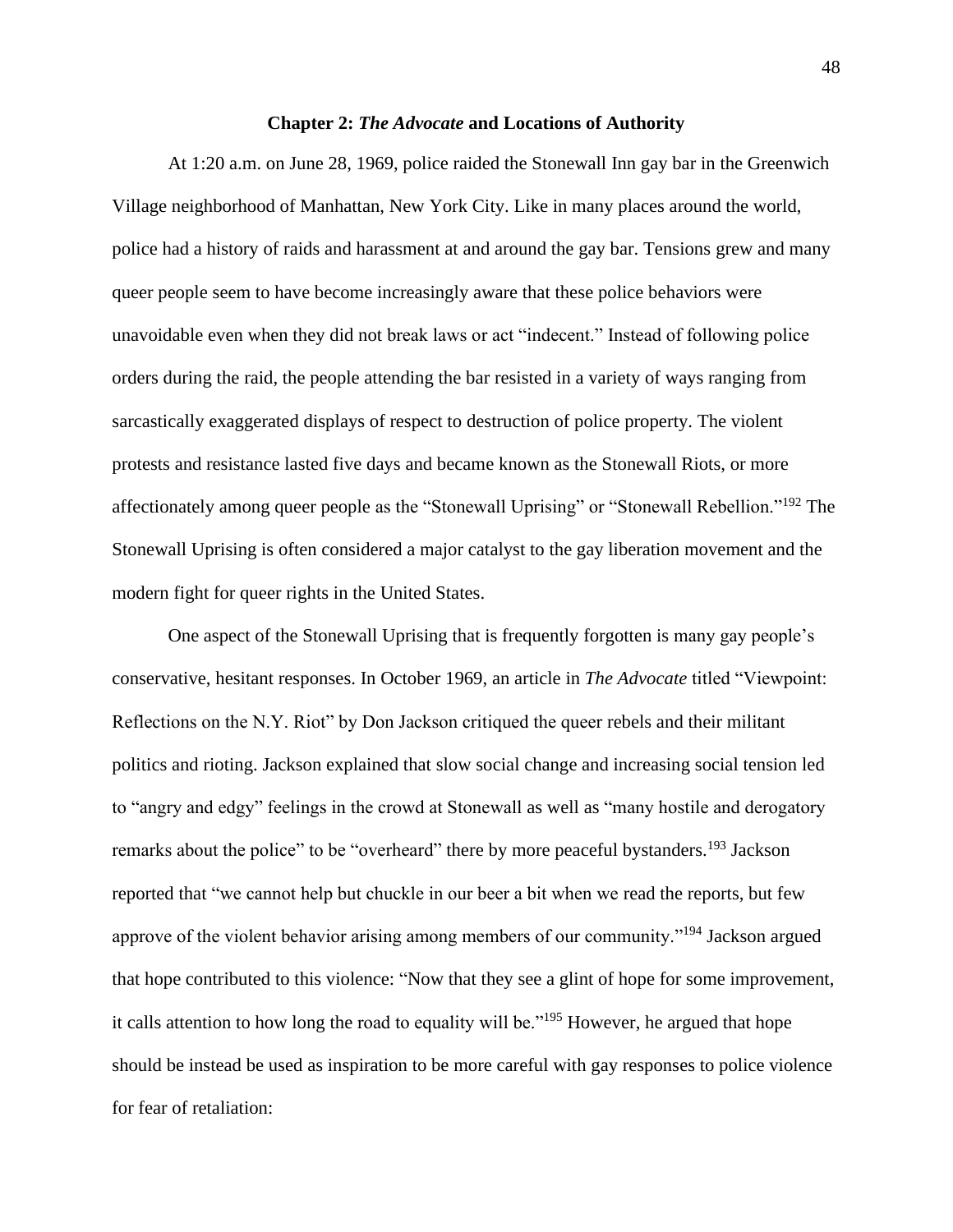## Chapter 2: *The Advocate* and Locations of Authority

At 1:20 a.m. on June 28, 1969, police raided the Stonewall Inn gay bar in the Greenwich Village neighborhood of Manhattan, New York City. Like in many places around the world, police had a history of raids and harassment at and around the gay bar. Tensions grew and many queer people seem to have become increasingly aware that these police behaviors were unavoidable even when they did not break laws or act "indecent." Instead of following police orders during the raid, the people attending the bar resisted in a variety of ways ranging from sarcastically exaggerated displays of respect to destruction of police property. The violent protests and resistance lasted five days and became known as the Stonewall Riots, or more affectionately among queer people as the "Stonewall Uprising" or "Stonewall Rebellion."[192] The Stonewall Uprising is often considered a major catalyst to the gay liberation movement and the modern fight for queer rights in the United States.

One aspect of the Stonewall Uprising that is frequently forgotten is many gay people's conservative, hesitant responses. In October 1969, an article in *The Advocate* titled "Viewpoint: Reflections on the N.Y. Riot" by Don Jackson critiqued the queer rebels and their militant politics and rioting. Jackson explained that slow social change and increasing social tension led to "angry and edgy" feelings in the crowd at Stonewall as well as "many hostile and derogatory remarks about the police" to be "overheard" there by more peaceful bystanders.[193] Jackson reported that "we cannot help but chuckle in our beer a bit when we read the reports, but few approve of the violent behavior arising among members of our community."[194] Jackson argued that hope contributed to this violence: "Now that they see a glint of hope for some improvement, it calls attention to how long the road to equality will be."[195] However, he argued that hope should be instead be used as inspiration to be more careful with gay responses to police violence for fear of retaliation: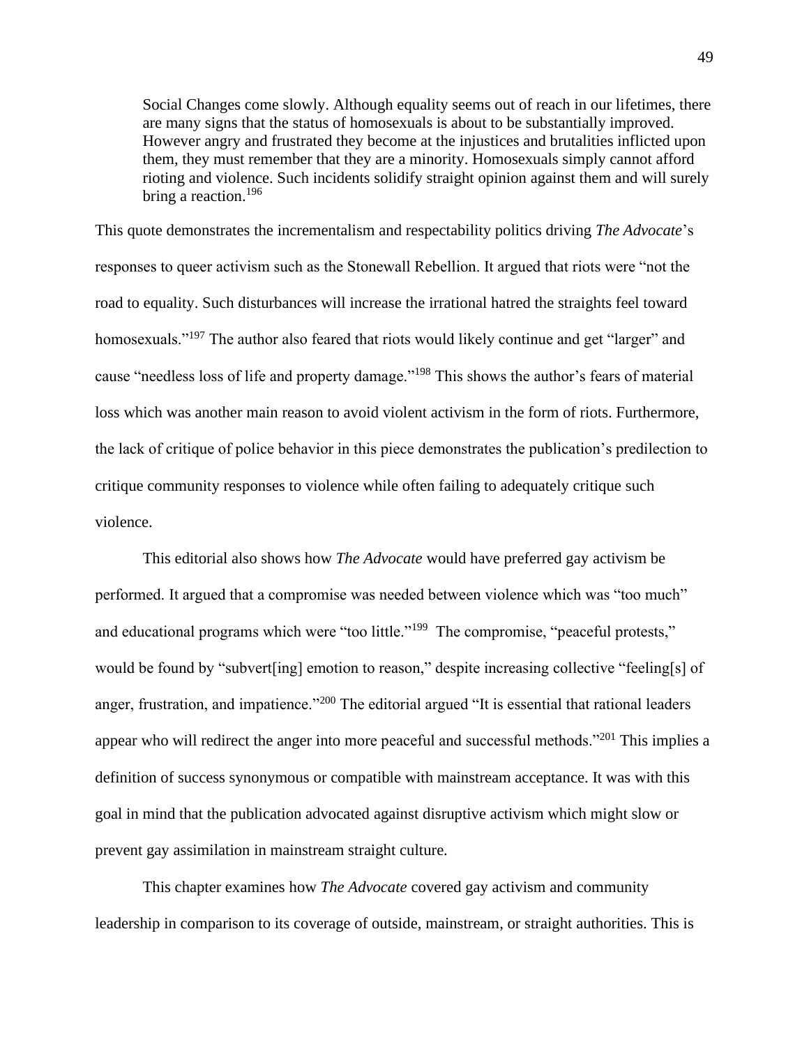> Social Changes come slowly. Although equality seems out of reach in our lifetimes, there are many signs that the status of homosexuals is about to be substantially improved. However angry and frustrated they become at the injustices and brutalities inflicted upon them, they must remember that they are a minority. Homosexuals simply cannot afford rioting and violence. Such incidents solidify straight opinion against them and will surely bring a reaction.[196]

This quote demonstrates the incrementalism and respectability politics driving *The Advocate*'s responses to queer activism such as the Stonewall Rebellion. It argued that riots were "not the road to equality. Such disturbances will increase the irrational hatred the straights feel toward homosexuals."[197] The author also feared that riots would likely continue and get "larger" and cause "needless loss of life and property damage."[198] This shows the author's fears of material loss which was another main reason to avoid violent activism in the form of riots. Furthermore, the lack of critique of police behavior in this piece demonstrates the publication's predilection to critique community responses to violence while often failing to adequately critique such violence.

This editorial also shows how *The Advocate* would have preferred gay activism be performed. It argued that a compromise was needed between violence which was "too much" and educational programs which were "too little."[199] The compromise, "peaceful protests," would be found by "subvert[ing] emotion to reason," despite increasing collective "feeling[s] of anger, frustration, and impatience."[200] The editorial argued "It is essential that rational leaders appear who will redirect the anger into more peaceful and successful methods."[201] This implies a definition of success synonymous or compatible with mainstream acceptance. It was with this goal in mind that the publication advocated against disruptive activism which might slow or prevent gay assimilation in mainstream straight culture.

This chapter examines how *The Advocate* covered gay activism and community leadership in comparison to its coverage of outside, mainstream, or straight authorities. This is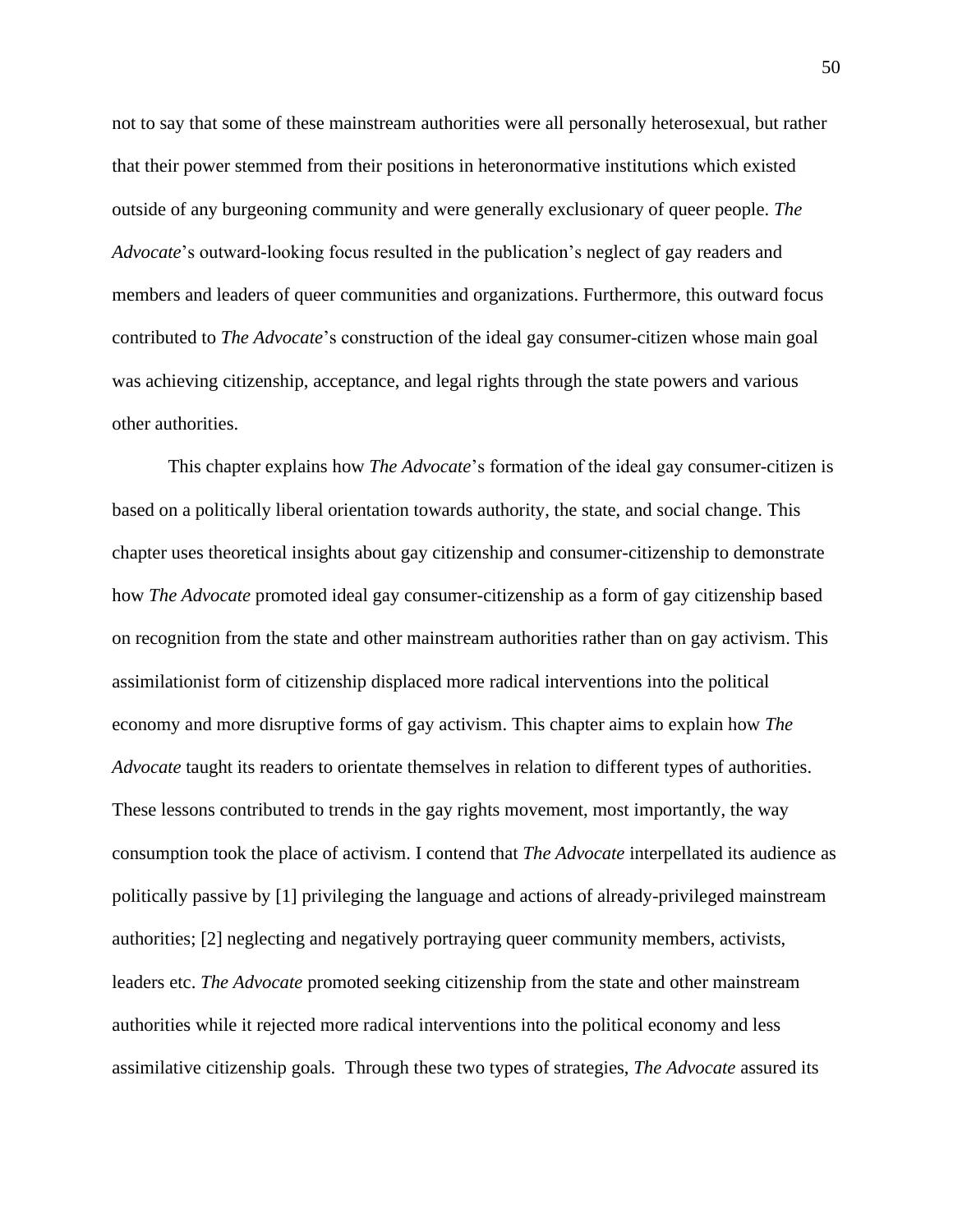not to say that some of these mainstream authorities were all personally heterosexual, but rather that their power stemmed from their positions in heteronormative institutions which existed outside of any burgeoning community and were generally exclusionary of queer people. *The Advocate*'s outward-looking focus resulted in the publication's neglect of gay readers and members and leaders of queer communities and organizations. Furthermore, this outward focus contributed to *The Advocate*'s construction of the ideal gay consumer-citizen whose main goal was achieving citizenship, acceptance, and legal rights through the state powers and various other authorities.

This chapter explains how *The Advocate*'s formation of the ideal gay consumer-citizen is based on a politically liberal orientation towards authority, the state, and social change. This chapter uses theoretical insights about gay citizenship and consumer-citizenship to demonstrate how *The Advocate* promoted ideal gay consumer-citizenship as a form of gay citizenship based on recognition from the state and other mainstream authorities rather than on gay activism. This assimilationist form of citizenship displaced more radical interventions into the political economy and more disruptive forms of gay activism. This chapter aims to explain how *The Advocate* taught its readers to orientate themselves in relation to different types of authorities. These lessons contributed to trends in the gay rights movement, most importantly, the way consumption took the place of activism. I contend that *The Advocate* interpellated its audience as politically passive by [1] privileging the language and actions of already-privileged mainstream authorities; [2] neglecting and negatively portraying queer community members, activists, leaders etc. *The Advocate* promoted seeking citizenship from the state and other mainstream authorities while it rejected more radical interventions into the political economy and less assimilative citizenship goals. Through these two types of strategies, *The Advocate* assured its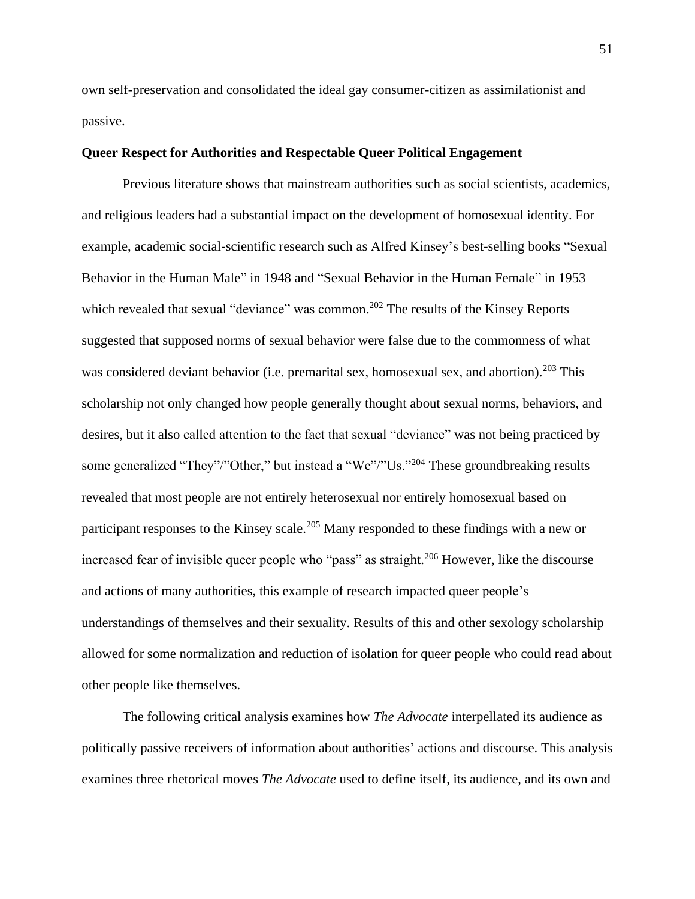own self-preservation and consolidated the ideal gay consumer-citizen as assimilationist and passive.

**Queer Respect for Authorities and Respectable Queer Political Engagement**

Previous literature shows that mainstream authorities such as social scientists, academics, and religious leaders had a substantial impact on the development of homosexual identity. For example, academic social-scientific research such as Alfred Kinsey's best-selling books "Sexual Behavior in the Human Male" in 1948 and "Sexual Behavior in the Human Female" in 1953 which revealed that sexual "deviance" was common.[202] The results of the Kinsey Reports suggested that supposed norms of sexual behavior were false due to the commonness of what was considered deviant behavior (i.e. premarital sex, homosexual sex, and abortion).[203] This scholarship not only changed how people generally thought about sexual norms, behaviors, and desires, but it also called attention to the fact that sexual "deviance" was not being practiced by some generalized "They"/"Other," but instead a "We"/"Us."[204] These groundbreaking results revealed that most people are not entirely heterosexual nor entirely homosexual based on participant responses to the Kinsey scale.[205] Many responded to these findings with a new or increased fear of invisible queer people who "pass" as straight.[206] However, like the discourse and actions of many authorities, this example of research impacted queer people's understandings of themselves and their sexuality. Results of this and other sexology scholarship allowed for some normalization and reduction of isolation for queer people who could read about other people like themselves.

The following critical analysis examines how *The Advocate* interpellated its audience as politically passive receivers of information about authorities' actions and discourse. This analysis examines three rhetorical moves *The Advocate* used to define itself, its audience, and its own and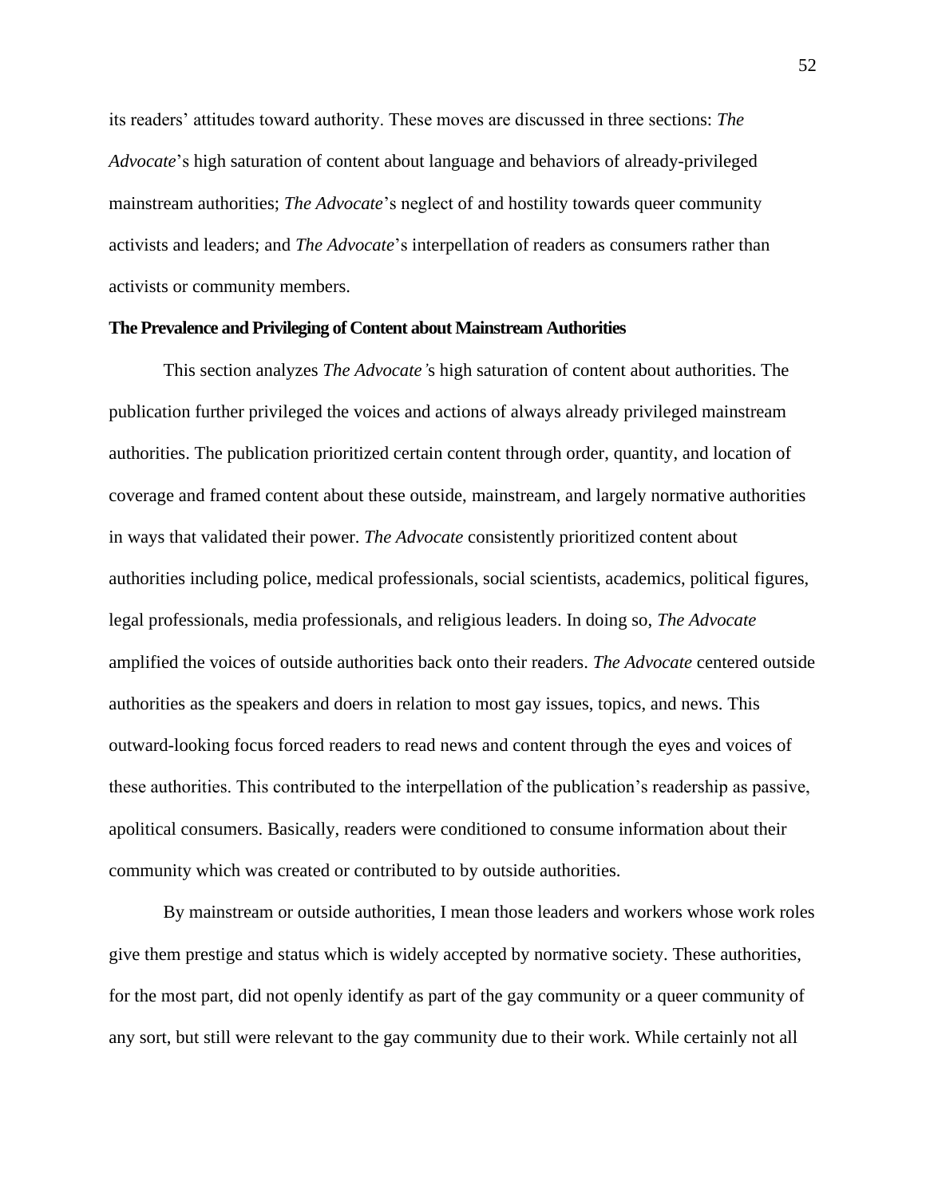its readers' attitudes toward authority. These moves are discussed in three sections: *The Advocate*'s high saturation of content about language and behaviors of already-privileged mainstream authorities; *The Advocate*'s neglect of and hostility towards queer community activists and leaders; and *The Advocate*'s interpellation of readers as consumers rather than activists or community members.

**The Prevalence and Privileging of Content about Mainstream Authorities**

This section analyzes *The Advocate'*s high saturation of content about authorities. The publication further privileged the voices and actions of always already privileged mainstream authorities. The publication prioritized certain content through order, quantity, and location of coverage and framed content about these outside, mainstream, and largely normative authorities in ways that validated their power. *The Advocate* consistently prioritized content about authorities including police, medical professionals, social scientists, academics, political figures, legal professionals, media professionals, and religious leaders. In doing so, *The Advocate* amplified the voices of outside authorities back onto their readers. *The Advocate* centered outside authorities as the speakers and doers in relation to most gay issues, topics, and news. This outward-looking focus forced readers to read news and content through the eyes and voices of these authorities. This contributed to the interpellation of the publication's readership as passive, apolitical consumers. Basically, readers were conditioned to consume information about their community which was created or contributed to by outside authorities.

By mainstream or outside authorities, I mean those leaders and workers whose work roles give them prestige and status which is widely accepted by normative society. These authorities, for the most part, did not openly identify as part of the gay community or a queer community of any sort, but still were relevant to the gay community due to their work. While certainly not all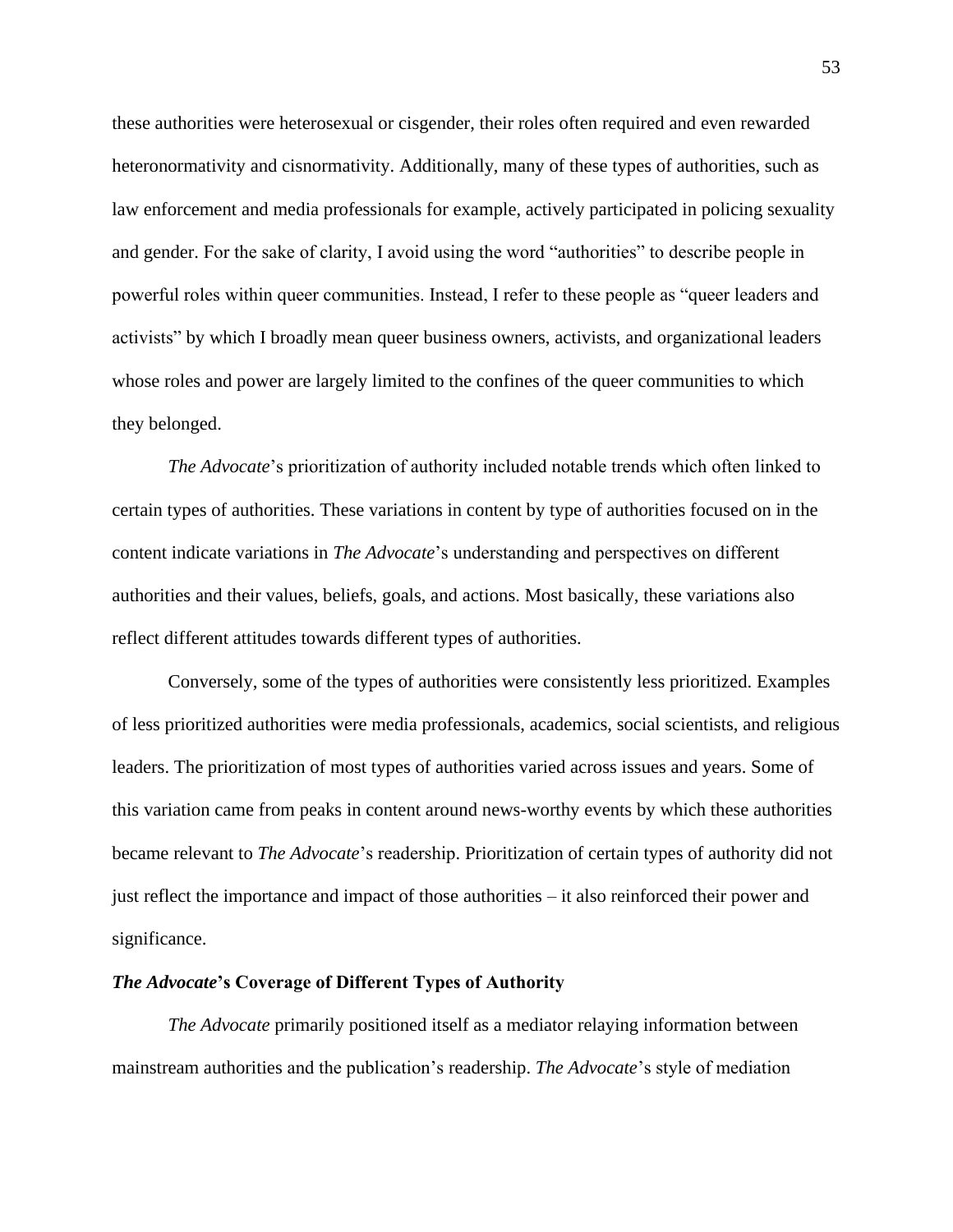these authorities were heterosexual or cisgender, their roles often required and even rewarded heteronormativity and cisnormativity. Additionally, many of these types of authorities, such as law enforcement and media professionals for example, actively participated in policing sexuality and gender. For the sake of clarity, I avoid using the word "authorities" to describe people in powerful roles within queer communities. Instead, I refer to these people as "queer leaders and activists" by which I broadly mean queer business owners, activists, and organizational leaders whose roles and power are largely limited to the confines of the queer communities to which they belonged.

*The Advocate*'s prioritization of authority included notable trends which often linked to certain types of authorities. These variations in content by type of authorities focused on in the content indicate variations in *The Advocate*'s understanding and perspectives on different authorities and their values, beliefs, goals, and actions. Most basically, these variations also reflect different attitudes towards different types of authorities.

Conversely, some of the types of authorities were consistently less prioritized. Examples of less prioritized authorities were media professionals, academics, social scientists, and religious leaders. The prioritization of most types of authorities varied across issues and years. Some of this variation came from peaks in content around news-worthy events by which these authorities became relevant to *The Advocate*'s readership. Prioritization of certain types of authority did not just reflect the importance and impact of those authorities – it also reinforced their power and significance.

### ***The Advocate*'s Coverage of Different Types of Authority**

*The Advocate* primarily positioned itself as a mediator relaying information between mainstream authorities and the publication's readership. *The Advocate*'s style of mediation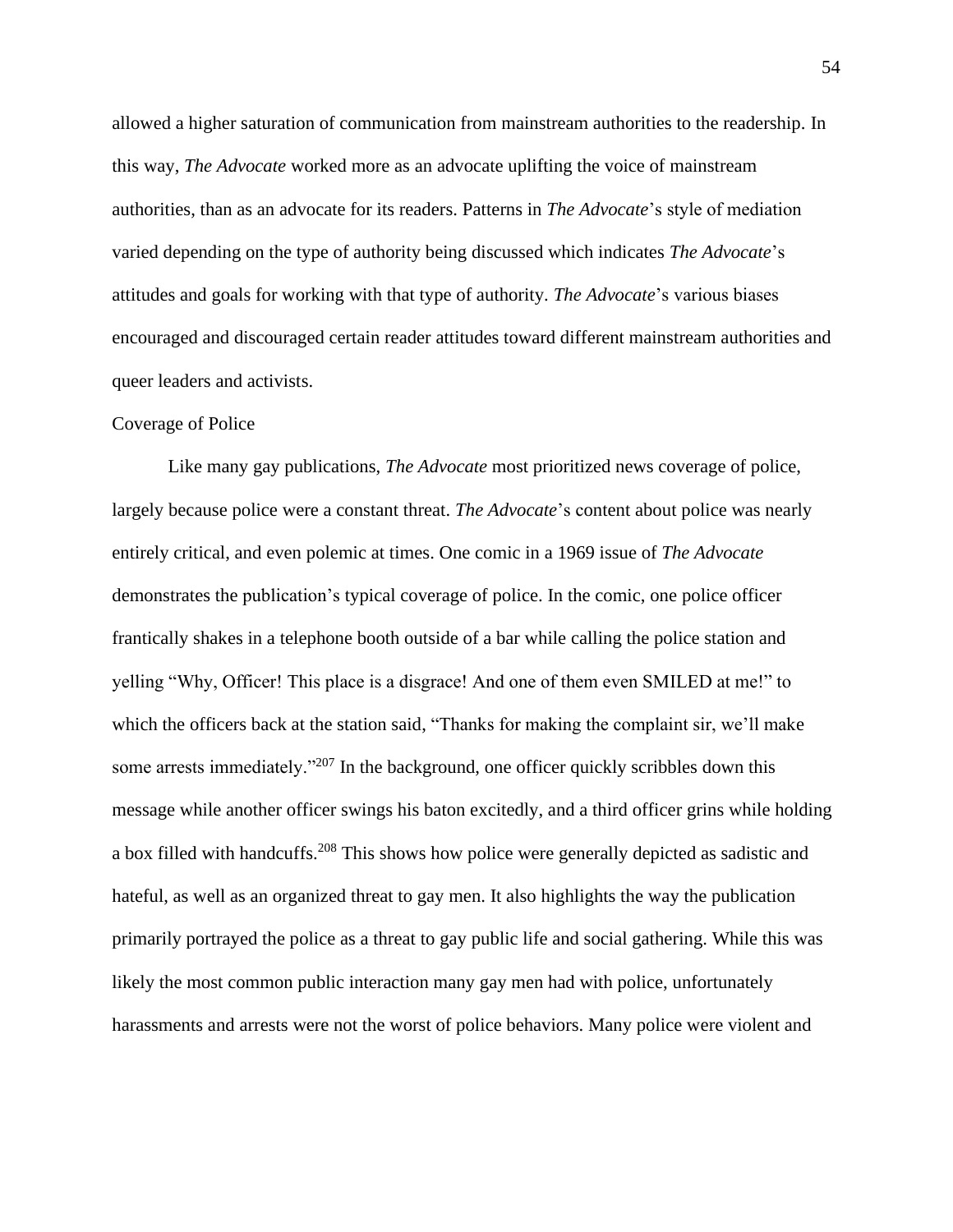allowed a higher saturation of communication from mainstream authorities to the readership. In this way, *The Advocate* worked more as an advocate uplifting the voice of mainstream authorities, than as an advocate for its readers. Patterns in *The Advocate*'s style of mediation varied depending on the type of authority being discussed which indicates *The Advocate*'s attitudes and goals for working with that type of authority. *The Advocate*'s various biases encouraged and discouraged certain reader attitudes toward different mainstream authorities and queer leaders and activists.

## Coverage of Police

Like many gay publications, *The Advocate* most prioritized news coverage of police, largely because police were a constant threat. *The Advocate*'s content about police was nearly entirely critical, and even polemic at times. One comic in a 1969 issue of *The Advocate* demonstrates the publication's typical coverage of police. In the comic, one police officer frantically shakes in a telephone booth outside of a bar while calling the police station and yelling "Why, Officer! This place is a disgrace! And one of them even SMILED at me!" to which the officers back at the station said, "Thanks for making the complaint sir, we'll make some arrests immediately."[207] In the background, one officer quickly scribbles down this message while another officer swings his baton excitedly, and a third officer grins while holding a box filled with handcuffs.[208] This shows how police were generally depicted as sadistic and hateful, as well as an organized threat to gay men. It also highlights the way the publication primarily portrayed the police as a threat to gay public life and social gathering. While this was likely the most common public interaction many gay men had with police, unfortunately harassments and arrests were not the worst of police behaviors. Many police were violent and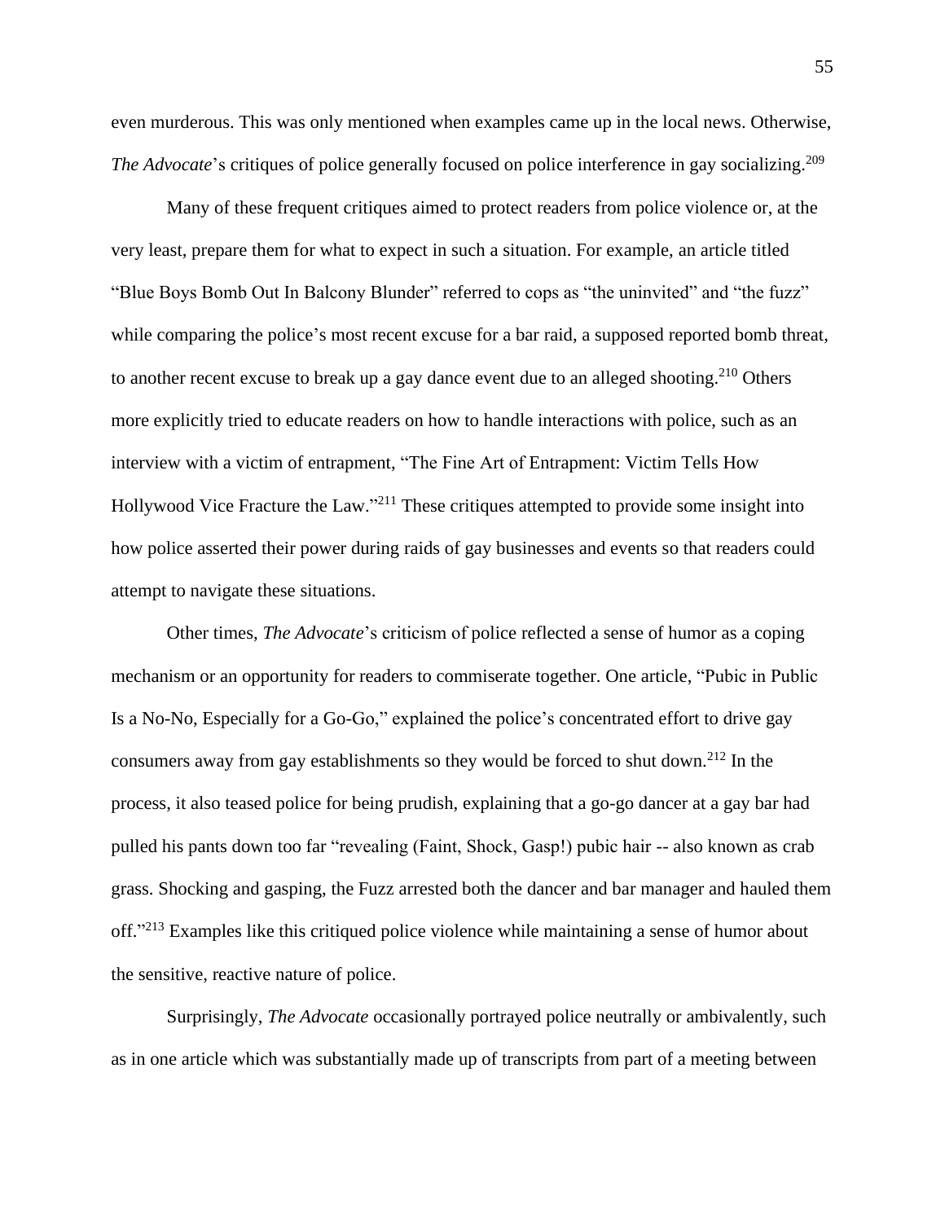even murderous. This was only mentioned when examples came up in the local news. Otherwise, *The Advocate*'s critiques of police generally focused on police interference in gay socializing.[209]

Many of these frequent critiques aimed to protect readers from police violence or, at the very least, prepare them for what to expect in such a situation. For example, an article titled "Blue Boys Bomb Out In Balcony Blunder" referred to cops as "the uninvited" and "the fuzz" while comparing the police's most recent excuse for a bar raid, a supposed reported bomb threat, to another recent excuse to break up a gay dance event due to an alleged shooting.[210] Others more explicitly tried to educate readers on how to handle interactions with police, such as an interview with a victim of entrapment, "The Fine Art of Entrapment: Victim Tells How Hollywood Vice Fracture the Law."[211] These critiques attempted to provide some insight into how police asserted their power during raids of gay businesses and events so that readers could attempt to navigate these situations.

Other times, *The Advocate*'s criticism of police reflected a sense of humor as a coping mechanism or an opportunity for readers to commiserate together. One article, "Pubic in Public Is a No-No, Especially for a Go-Go," explained the police's concentrated effort to drive gay consumers away from gay establishments so they would be forced to shut down.[212] In the process, it also teased police for being prudish, explaining that a go-go dancer at a gay bar had pulled his pants down too far "revealing (Faint, Shock, Gasp!) pubic hair -- also known as crab grass. Shocking and gasping, the Fuzz arrested both the dancer and bar manager and hauled them off."[213] Examples like this critiqued police violence while maintaining a sense of humor about the sensitive, reactive nature of police.

Surprisingly, *The Advocate* occasionally portrayed police neutrally or ambivalently, such as in one article which was substantially made up of transcripts from part of a meeting between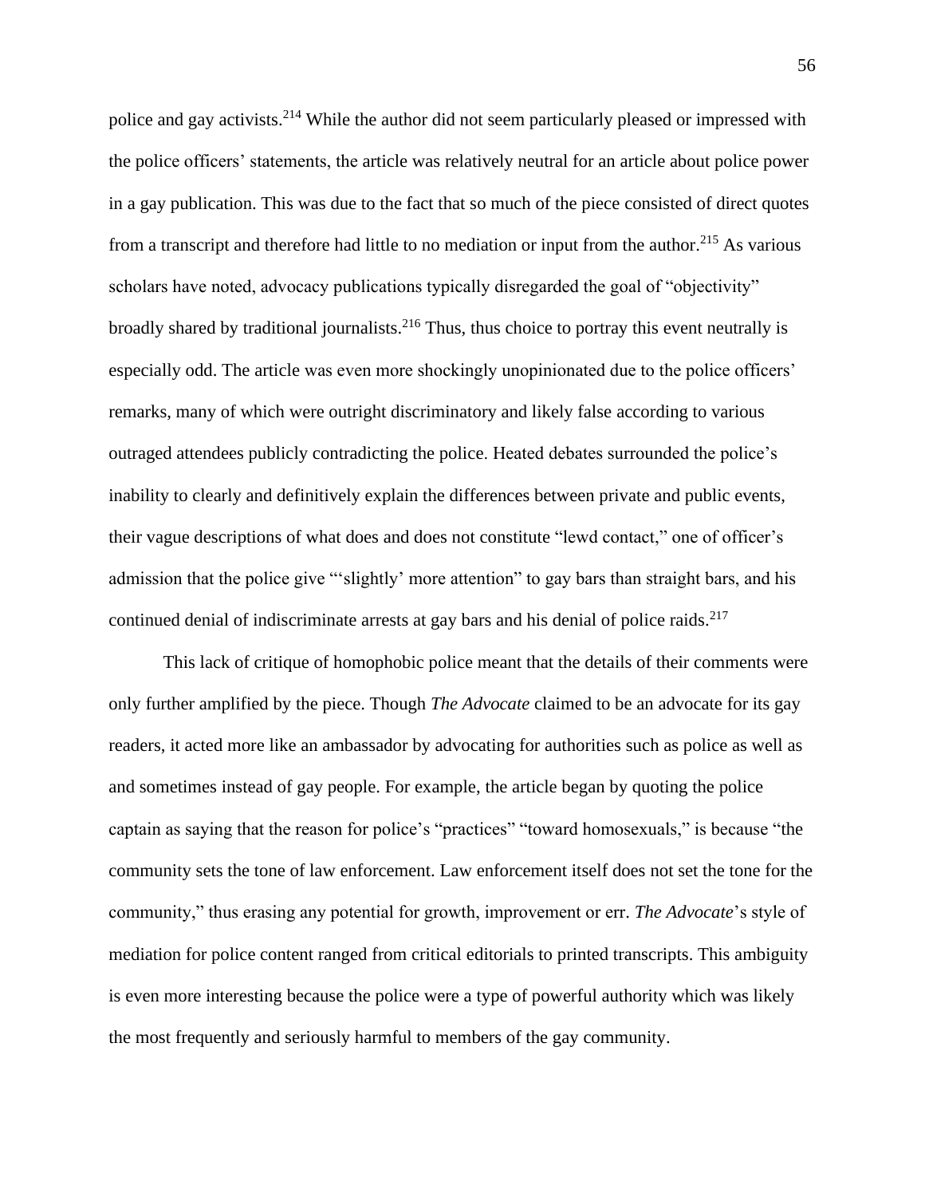police and gay activists.[214] While the author did not seem particularly pleased or impressed with the police officers' statements, the article was relatively neutral for an article about police power in a gay publication. This was due to the fact that so much of the piece consisted of direct quotes from a transcript and therefore had little to no mediation or input from the author.[215] As various scholars have noted, advocacy publications typically disregarded the goal of "objectivity" broadly shared by traditional journalists.[216] Thus, thus choice to portray this event neutrally is especially odd. The article was even more shockingly unopinionated due to the police officers' remarks, many of which were outright discriminatory and likely false according to various outraged attendees publicly contradicting the police. Heated debates surrounded the police's inability to clearly and definitively explain the differences between private and public events, their vague descriptions of what does and does not constitute "lewd contact," one of officer's admission that the police give "'slightly' more attention" to gay bars than straight bars, and his continued denial of indiscriminate arrests at gay bars and his denial of police raids.[217]

This lack of critique of homophobic police meant that the details of their comments were only further amplified by the piece. Though *The Advocate* claimed to be an advocate for its gay readers, it acted more like an ambassador by advocating for authorities such as police as well as and sometimes instead of gay people. For example, the article began by quoting the police captain as saying that the reason for police's "practices" "toward homosexuals," is because "the community sets the tone of law enforcement. Law enforcement itself does not set the tone for the community," thus erasing any potential for growth, improvement or err. *The Advocate*'s style of mediation for police content ranged from critical editorials to printed transcripts. This ambiguity is even more interesting because the police were a type of powerful authority which was likely the most frequently and seriously harmful to members of the gay community.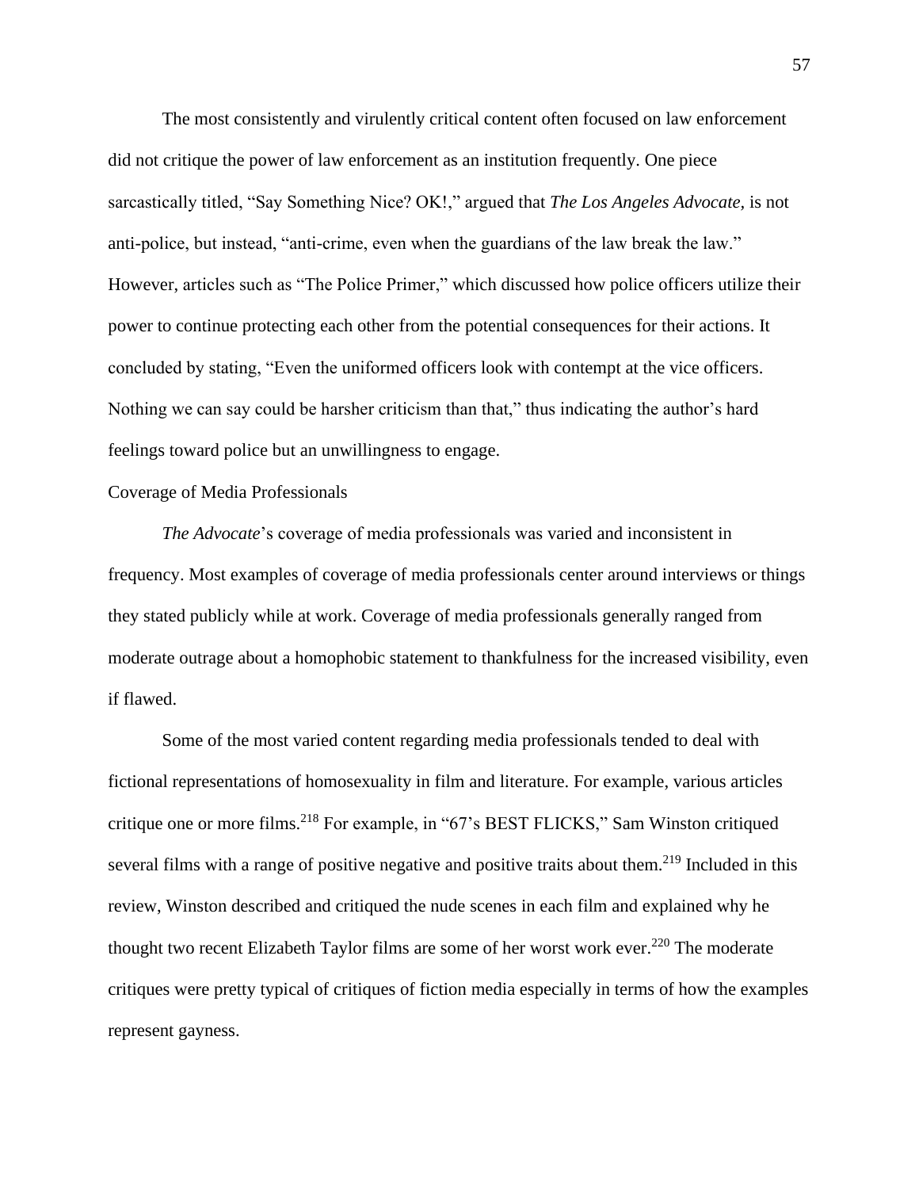The most consistently and virulently critical content often focused on law enforcement did not critique the power of law enforcement as an institution frequently. One piece sarcastically titled, “Say Something Nice? OK!,” argued that *The Los Angeles Advocate,* is not anti-police, but instead, “anti-crime, even when the guardians of the law break the law.” However, articles such as “The Police Primer,” which discussed how police officers utilize their power to continue protecting each other from the potential consequences for their actions. It concluded by stating, “Even the uniformed officers look with contempt at the vice officers. Nothing we can say could be harsher criticism than that,” thus indicating the author’s hard feelings toward police but an unwillingness to engage.

Coverage of Media Professionals

*The Advocate*’s coverage of media professionals was varied and inconsistent in frequency. Most examples of coverage of media professionals center around interviews or things they stated publicly while at work. Coverage of media professionals generally ranged from moderate outrage about a homophobic statement to thankfulness for the increased visibility, even if flawed.

Some of the most varied content regarding media professionals tended to deal with fictional representations of homosexuality in film and literature. For example, various articles critique one or more films.[218] For example, in “67’s BEST FLICKS,” Sam Winston critiqued several films with a range of positive negative and positive traits about them.[219] Included in this review, Winston described and critiqued the nude scenes in each film and explained why he thought two recent Elizabeth Taylor films are some of her worst work ever.[220] The moderate critiques were pretty typical of critiques of fiction media especially in terms of how the examples represent gayness.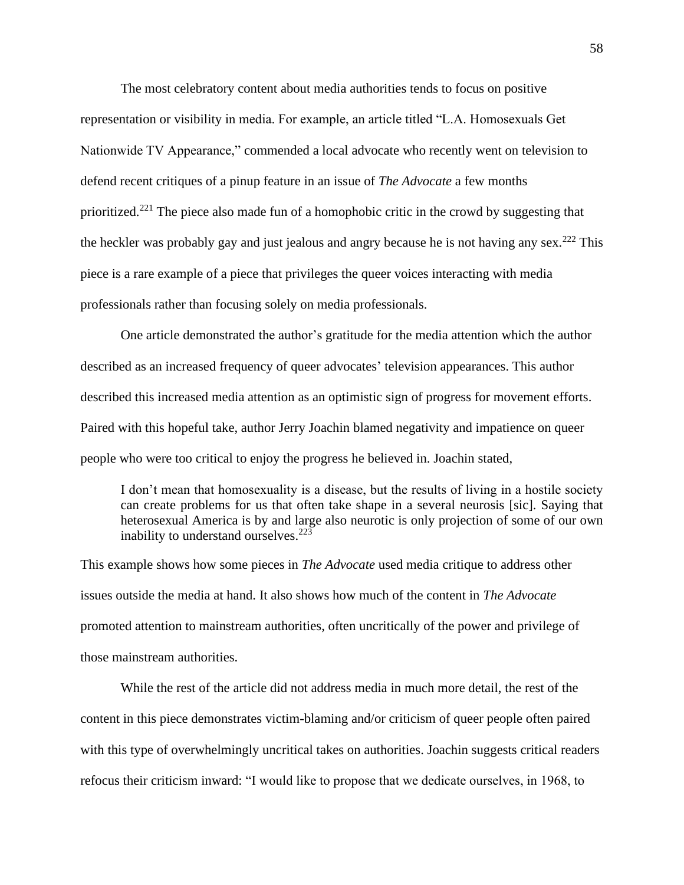The most celebratory content about media authorities tends to focus on positive representation or visibility in media. For example, an article titled "L.A. Homosexuals Get Nationwide TV Appearance," commended a local advocate who recently went on television to defend recent critiques of a pinup feature in an issue of *The Advocate* a few months prioritized.[221] The piece also made fun of a homophobic critic in the crowd by suggesting that the heckler was probably gay and just jealous and angry because he is not having any sex.[222] This piece is a rare example of a piece that privileges the queer voices interacting with media professionals rather than focusing solely on media professionals.

One article demonstrated the author's gratitude for the media attention which the author described as an increased frequency of queer advocates' television appearances. This author described this increased media attention as an optimistic sign of progress for movement efforts. Paired with this hopeful take, author Jerry Joachin blamed negativity and impatience on queer people who were too critical to enjoy the progress he believed in. Joachin stated,

> I don't mean that homosexuality is a disease, but the results of living in a hostile society can create problems for us that often take shape in a several neurosis [sic]. Saying that heterosexual America is by and large also neurotic is only projection of some of our own inability to understand ourselves.[223]

This example shows how some pieces in *The Advocate* used media critique to address other issues outside the media at hand. It also shows how much of the content in *The Advocate* promoted attention to mainstream authorities, often uncritically of the power and privilege of those mainstream authorities.

While the rest of the article did not address media in much more detail, the rest of the content in this piece demonstrates victim-blaming and/or criticism of queer people often paired with this type of overwhelmingly uncritical takes on authorities. Joachin suggests critical readers refocus their criticism inward: "I would like to propose that we dedicate ourselves, in 1968, to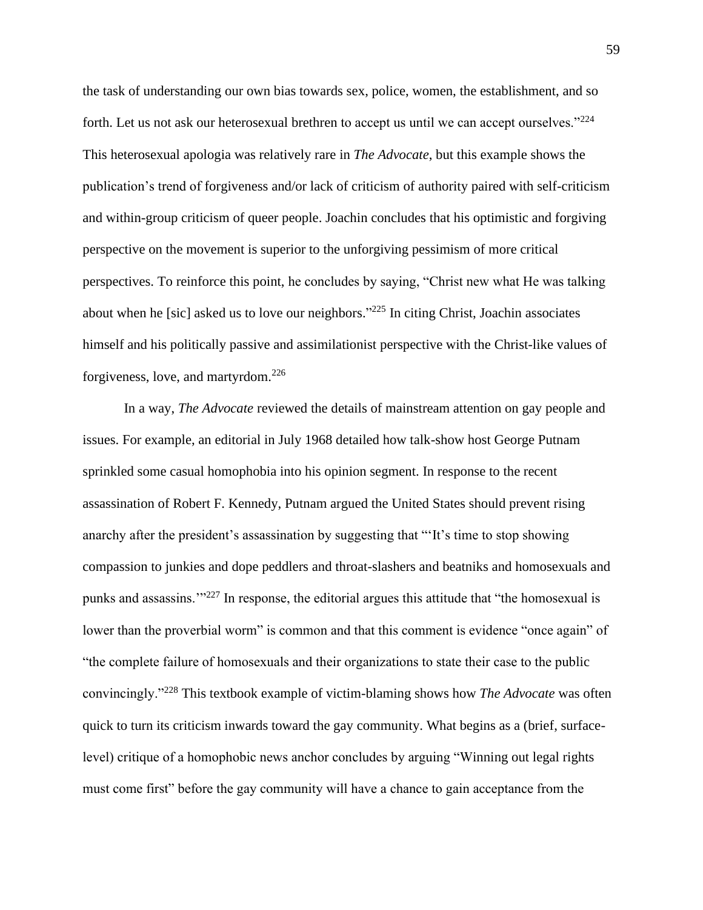the task of understanding our own bias towards sex, police, women, the establishment, and so forth. Let us not ask our heterosexual brethren to accept us until we can accept ourselves."[224] This heterosexual apologia was relatively rare in *The Advocate*, but this example shows the publication's trend of forgiveness and/or lack of criticism of authority paired with self-criticism and within-group criticism of queer people. Joachin concludes that his optimistic and forgiving perspective on the movement is superior to the unforgiving pessimism of more critical perspectives. To reinforce this point, he concludes by saying, "Christ new what He was talking about when he [sic] asked us to love our neighbors."[225] In citing Christ, Joachin associates himself and his politically passive and assimilationist perspective with the Christ-like values of forgiveness, love, and martyrdom.[226]

In a way, *The Advocate* reviewed the details of mainstream attention on gay people and issues. For example, an editorial in July 1968 detailed how talk-show host George Putnam sprinkled some casual homophobia into his opinion segment. In response to the recent assassination of Robert F. Kennedy, Putnam argued the United States should prevent rising anarchy after the president's assassination by suggesting that "'It's time to stop showing compassion to junkies and dope peddlers and throat-slashers and beatniks and homosexuals and punks and assassins.'"[227] In response, the editorial argues this attitude that "the homosexual is lower than the proverbial worm" is common and that this comment is evidence "once again" of "the complete failure of homosexuals and their organizations to state their case to the public convincingly."[228] This textbook example of victim-blaming shows how *The Advocate* was often quick to turn its criticism inwards toward the gay community. What begins as a (brief, surface-level) critique of a homophobic news anchor concludes by arguing "Winning out legal rights must come first" before the gay community will have a chance to gain acceptance from the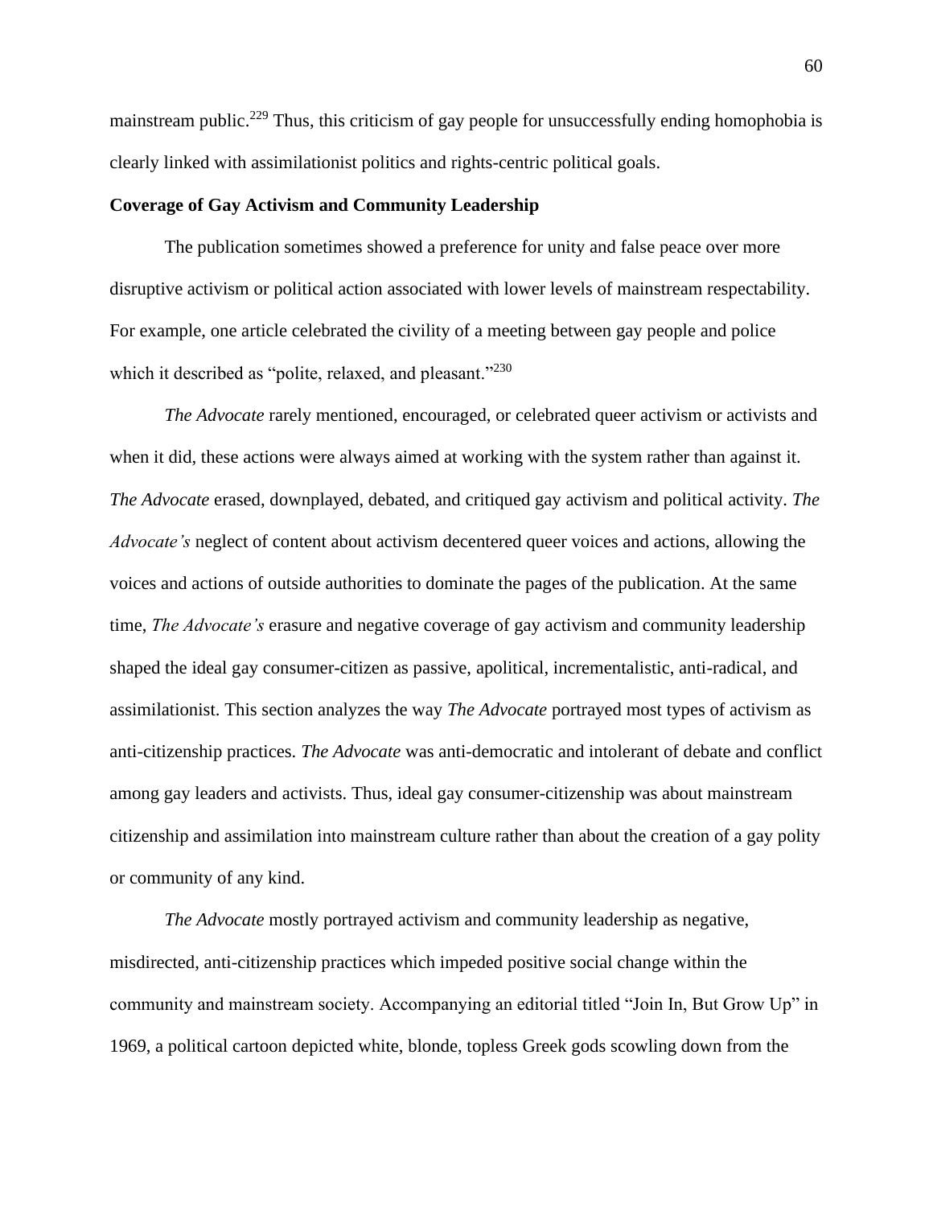mainstream public.[229] Thus, this criticism of gay people for unsuccessfully ending homophobia is clearly linked with assimilationist politics and rights-centric political goals.

**Coverage of Gay Activism and Community Leadership**

The publication sometimes showed a preference for unity and false peace over more disruptive activism or political action associated with lower levels of mainstream respectability. For example, one article celebrated the civility of a meeting between gay people and police which it described as "polite, relaxed, and pleasant."[230]

*The Advocate* rarely mentioned, encouraged, or celebrated queer activism or activists and when it did, these actions were always aimed at working with the system rather than against it. *The Advocate* erased, downplayed, debated, and critiqued gay activism and political activity. *The Advocate's* neglect of content about activism decentered queer voices and actions, allowing the voices and actions of outside authorities to dominate the pages of the publication. At the same time, *The Advocate's* erasure and negative coverage of gay activism and community leadership shaped the ideal gay consumer-citizen as passive, apolitical, incrementalistic, anti-radical, and assimilationist. This section analyzes the way *The Advocate* portrayed most types of activism as anti-citizenship practices. *The Advocate* was anti-democratic and intolerant of debate and conflict among gay leaders and activists. Thus, ideal gay consumer-citizenship was about mainstream citizenship and assimilation into mainstream culture rather than about the creation of a gay polity or community of any kind.

*The Advocate* mostly portrayed activism and community leadership as negative, misdirected, anti-citizenship practices which impeded positive social change within the community and mainstream society. Accompanying an editorial titled "Join In, But Grow Up" in 1969, a political cartoon depicted white, blonde, topless Greek gods scowling down from the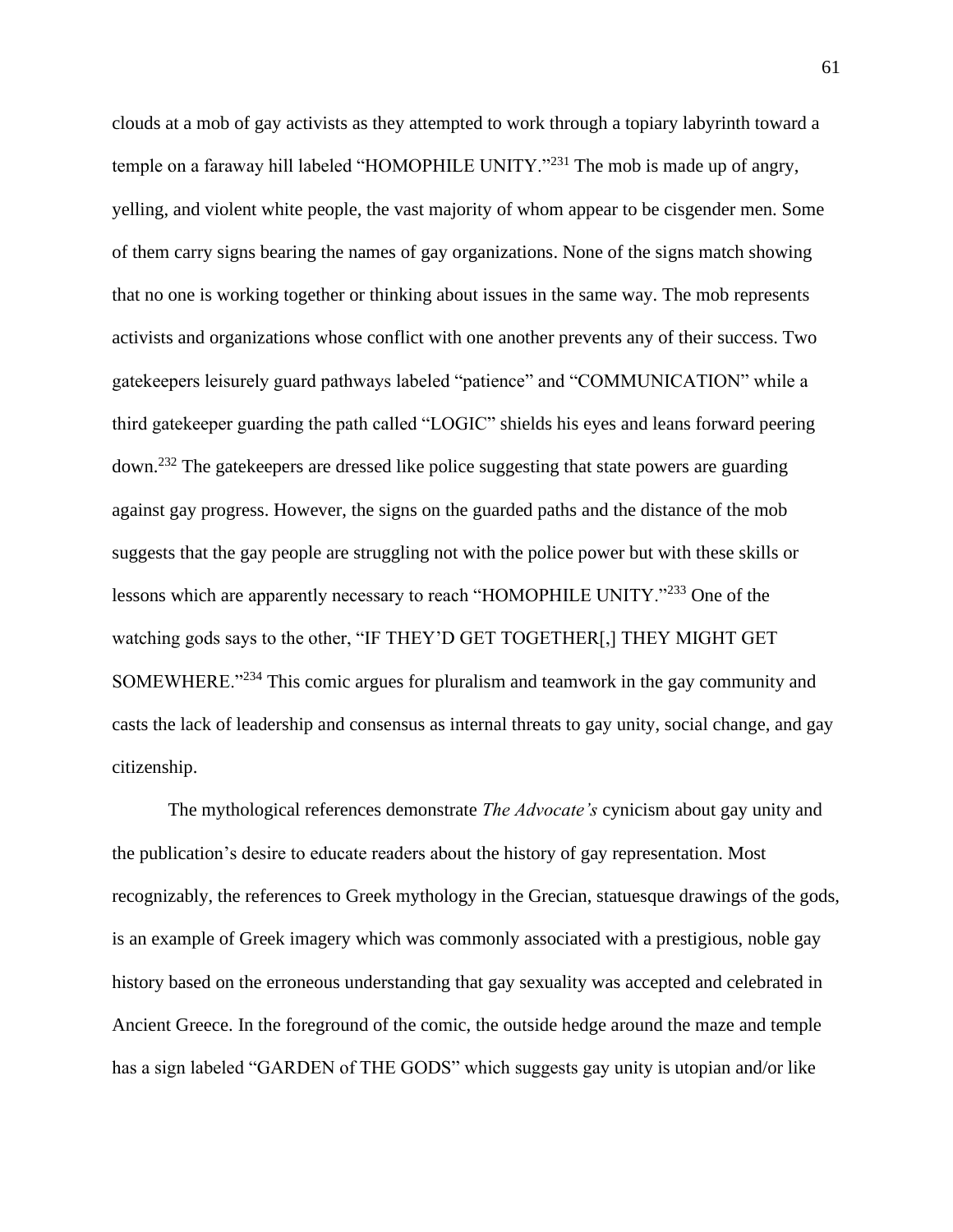clouds at a mob of gay activists as they attempted to work through a topiary labyrinth toward a temple on a faraway hill labeled "HOMOPHILE UNITY."[231] The mob is made up of angry, yelling, and violent white people, the vast majority of whom appear to be cisgender men. Some of them carry signs bearing the names of gay organizations. None of the signs match showing that no one is working together or thinking about issues in the same way. The mob represents activists and organizations whose conflict with one another prevents any of their success. Two gatekeepers leisurely guard pathways labeled "patience" and "COMMUNICATION" while a third gatekeeper guarding the path called "LOGIC" shields his eyes and leans forward peering down.[232] The gatekeepers are dressed like police suggesting that state powers are guarding against gay progress. However, the signs on the guarded paths and the distance of the mob suggests that the gay people are struggling not with the police power but with these skills or lessons which are apparently necessary to reach "HOMOPHILE UNITY."[233] One of the watching gods says to the other, "IF THEY'D GET TOGETHER[,] THEY MIGHT GET SOMEWHERE."[234] This comic argues for pluralism and teamwork in the gay community and casts the lack of leadership and consensus as internal threats to gay unity, social change, and gay citizenship.

The mythological references demonstrate *The Advocate's* cynicism about gay unity and the publication's desire to educate readers about the history of gay representation. Most recognizably, the references to Greek mythology in the Grecian, statuesque drawings of the gods, is an example of Greek imagery which was commonly associated with a prestigious, noble gay history based on the erroneous understanding that gay sexuality was accepted and celebrated in Ancient Greece. In the foreground of the comic, the outside hedge around the maze and temple has a sign labeled "GARDEN of THE GODS" which suggests gay unity is utopian and/or like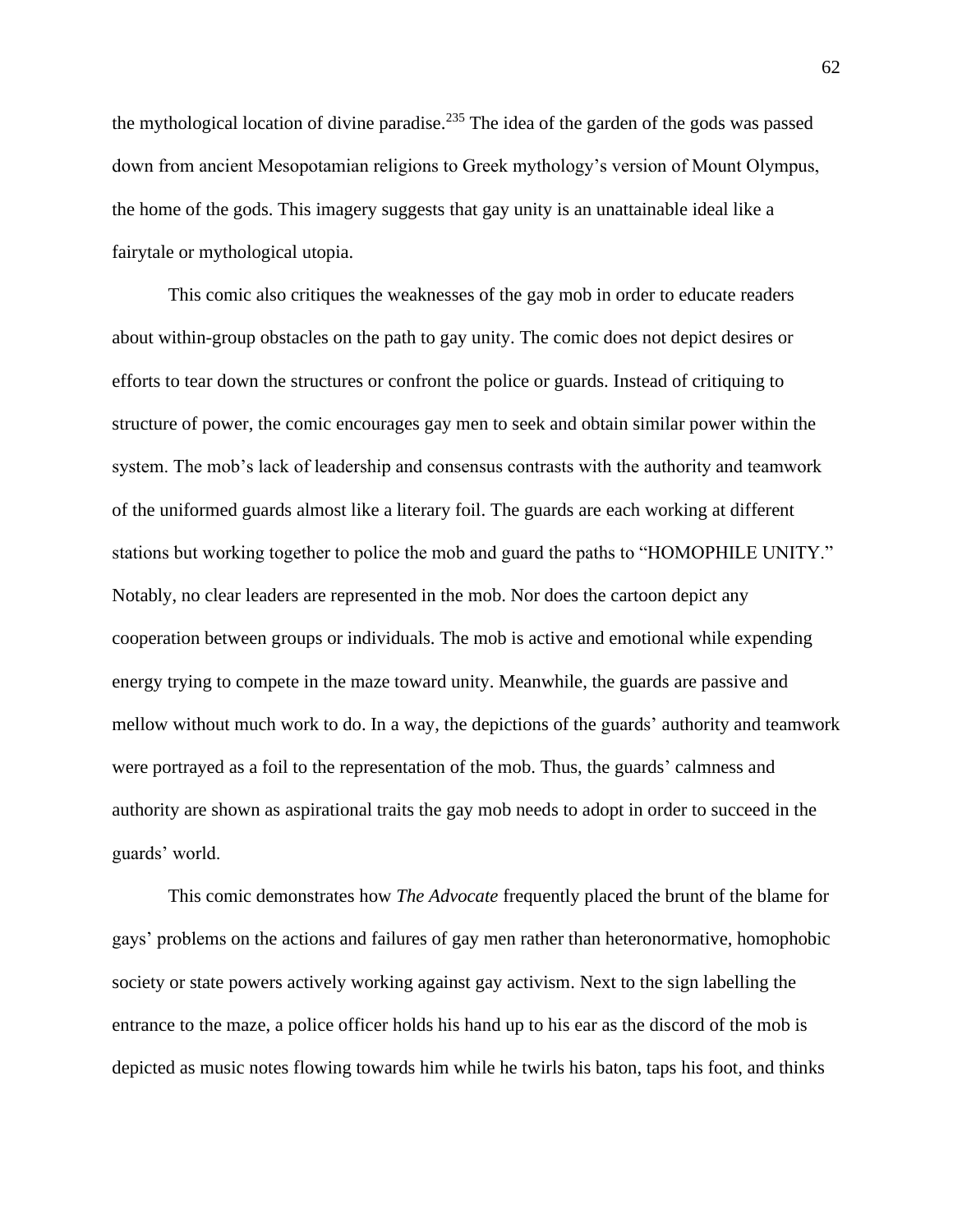the mythological location of divine paradise.[235] The idea of the garden of the gods was passed down from ancient Mesopotamian religions to Greek mythology's version of Mount Olympus, the home of the gods. This imagery suggests that gay unity is an unattainable ideal like a fairytale or mythological utopia.

This comic also critiques the weaknesses of the gay mob in order to educate readers about within-group obstacles on the path to gay unity. The comic does not depict desires or efforts to tear down the structures or confront the police or guards. Instead of critiquing to structure of power, the comic encourages gay men to seek and obtain similar power within the system. The mob's lack of leadership and consensus contrasts with the authority and teamwork of the uniformed guards almost like a literary foil. The guards are each working at different stations but working together to police the mob and guard the paths to "HOMOPHILE UNITY." Notably, no clear leaders are represented in the mob. Nor does the cartoon depict any cooperation between groups or individuals. The mob is active and emotional while expending energy trying to compete in the maze toward unity. Meanwhile, the guards are passive and mellow without much work to do. In a way, the depictions of the guards' authority and teamwork were portrayed as a foil to the representation of the mob. Thus, the guards' calmness and authority are shown as aspirational traits the gay mob needs to adopt in order to succeed in the guards' world.

This comic demonstrates how *The Advocate* frequently placed the brunt of the blame for gays' problems on the actions and failures of gay men rather than heteronormative, homophobic society or state powers actively working against gay activism. Next to the sign labelling the entrance to the maze, a police officer holds his hand up to his ear as the discord of the mob is depicted as music notes flowing towards him while he twirls his baton, taps his foot, and thinks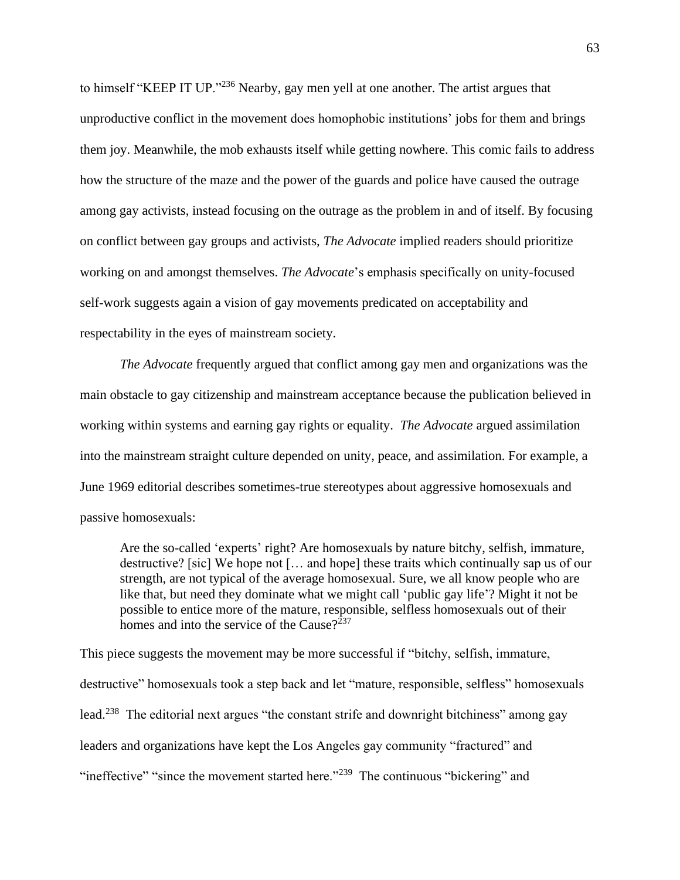to himself "KEEP IT UP."[236] Nearby, gay men yell at one another. The artist argues that unproductive conflict in the movement does homophobic institutions' jobs for them and brings them joy. Meanwhile, the mob exhausts itself while getting nowhere. This comic fails to address how the structure of the maze and the power of the guards and police have caused the outrage among gay activists, instead focusing on the outrage as the problem in and of itself. By focusing on conflict between gay groups and activists, *The Advocate* implied readers should prioritize working on and amongst themselves. *The Advocate*'s emphasis specifically on unity-focused self-work suggests again a vision of gay movements predicated on acceptability and respectability in the eyes of mainstream society.

*The Advocate* frequently argued that conflict among gay men and organizations was the main obstacle to gay citizenship and mainstream acceptance because the publication believed in working within systems and earning gay rights or equality. *The Advocate* argued assimilation into the mainstream straight culture depended on unity, peace, and assimilation. For example, a June 1969 editorial describes sometimes-true stereotypes about aggressive homosexuals and passive homosexuals:

> Are the so-called 'experts' right? Are homosexuals by nature bitchy, selfish, immature, destructive? [sic] We hope not [… and hope] these traits which continually sap us of our strength, are not typical of the average homosexual. Sure, we all know people who are like that, but need they dominate what we might call 'public gay life'? Might it not be possible to entice more of the mature, responsible, selfless homosexuals out of their homes and into the service of the Cause?[237]

This piece suggests the movement may be more successful if "bitchy, selfish, immature, destructive" homosexuals took a step back and let "mature, responsible, selfless" homosexuals lead.[238] The editorial next argues "the constant strife and downright bitchiness" among gay leaders and organizations have kept the Los Angeles gay community "fractured" and "ineffective" "since the movement started here."[239] The continuous "bickering" and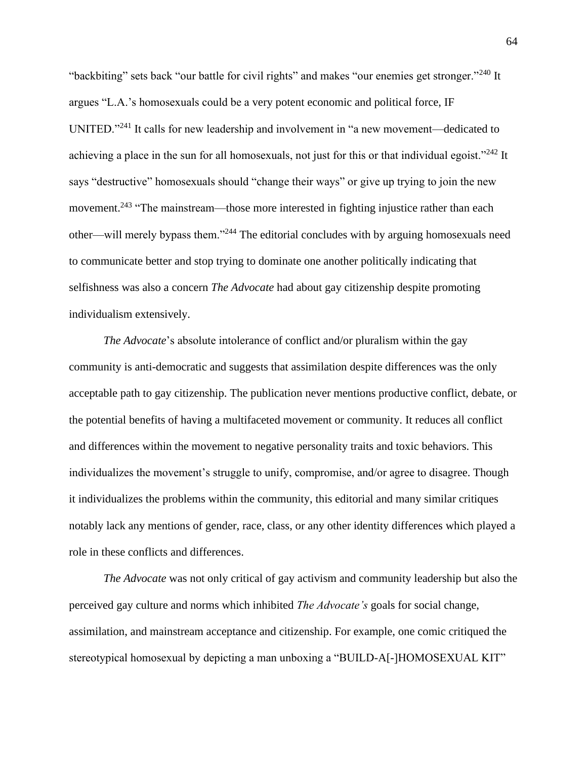"backbiting" sets back "our battle for civil rights" and makes "our enemies get stronger."[240] It argues "L.A.'s homosexuals could be a very potent economic and political force, IF UNITED."[241] It calls for new leadership and involvement in "a new movement—dedicated to achieving a place in the sun for all homosexuals, not just for this or that individual egoist."[242] It says "destructive" homosexuals should "change their ways" or give up trying to join the new movement.[243] "The mainstream—those more interested in fighting injustice rather than each other—will merely bypass them."[244] The editorial concludes with by arguing homosexuals need to communicate better and stop trying to dominate one another politically indicating that selfishness was also a concern *The Advocate* had about gay citizenship despite promoting individualism extensively.

*The Advocate*'s absolute intolerance of conflict and/or pluralism within the gay community is anti-democratic and suggests that assimilation despite differences was the only acceptable path to gay citizenship. The publication never mentions productive conflict, debate, or the potential benefits of having a multifaceted movement or community. It reduces all conflict and differences within the movement to negative personality traits and toxic behaviors. This individualizes the movement's struggle to unify, compromise, and/or agree to disagree. Though it individualizes the problems within the community, this editorial and many similar critiques notably lack any mentions of gender, race, class, or any other identity differences which played a role in these conflicts and differences.

*The Advocate* was not only critical of gay activism and community leadership but also the perceived gay culture and norms which inhibited *The Advocate's* goals for social change, assimilation, and mainstream acceptance and citizenship. For example, one comic critiqued the stereotypical homosexual by depicting a man unboxing a "BUILD-A[-]HOMOSEXUAL KIT"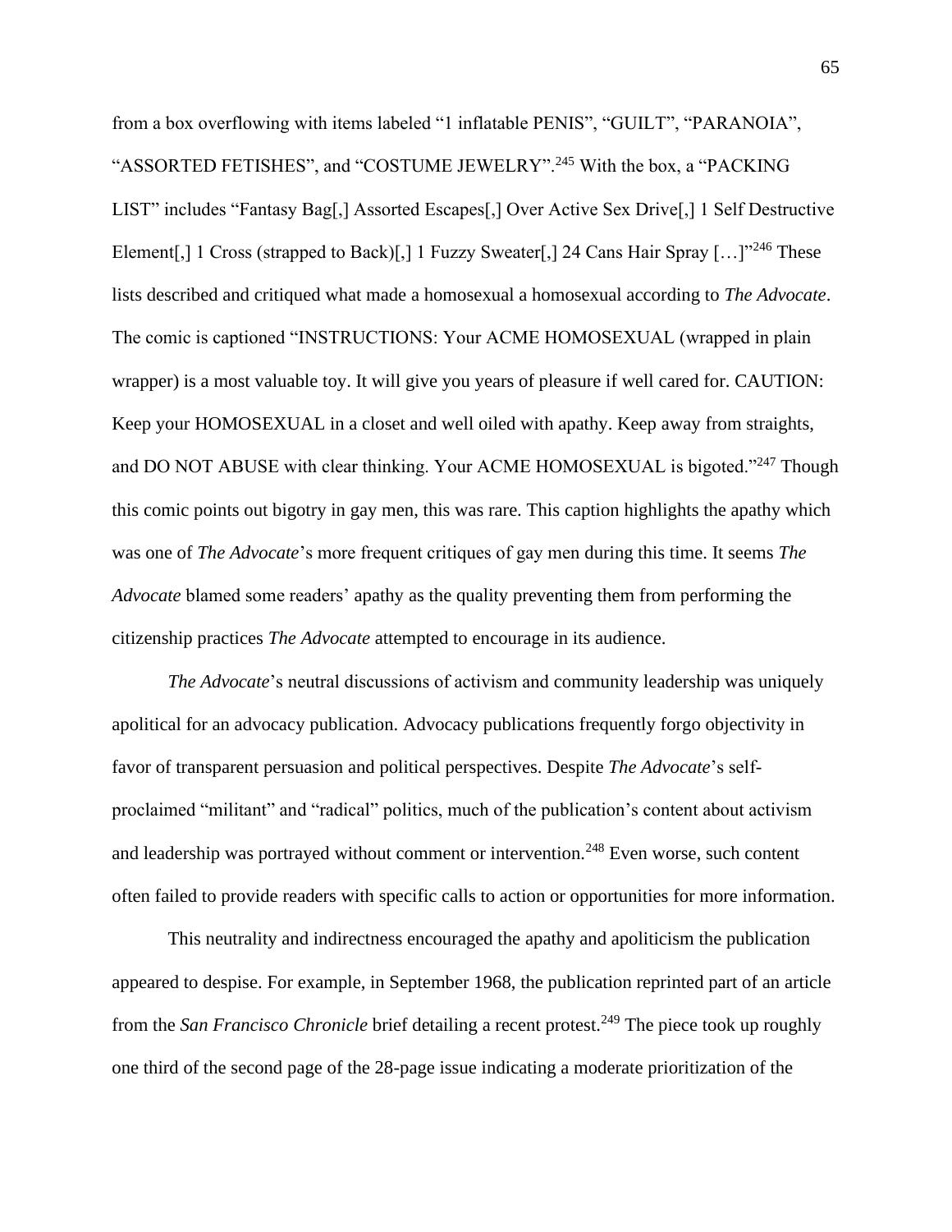from a box overflowing with items labeled “1 inflatable PENIS”, “GUILT”, “PARANOIA”, “ASSORTED FETISHES”, and “COSTUME JEWELRY”.[245] With the box, a “PACKING LIST” includes “Fantasy Bag[,] Assorted Escapes[,] Over Active Sex Drive[,] 1 Self Destructive Element[,] 1 Cross (strapped to Back)[,] 1 Fuzzy Sweater[,] 24 Cans Hair Spray […]”[246] These lists described and critiqued what made a homosexual a homosexual according to *The Advocate*. The comic is captioned “INSTRUCTIONS: Your ACME HOMOSEXUAL (wrapped in plain wrapper) is a most valuable toy. It will give you years of pleasure if well cared for. CAUTION: Keep your HOMOSEXUAL in a closet and well oiled with apathy. Keep away from straights, and DO NOT ABUSE with clear thinking. Your ACME HOMOSEXUAL is bigoted.”[247] Though this comic points out bigotry in gay men, this was rare. This caption highlights the apathy which was one of *The Advocate*’s more frequent critiques of gay men during this time. It seems *The Advocate* blamed some readers’ apathy as the quality preventing them from performing the citizenship practices *The Advocate* attempted to encourage in its audience.

*The Advocate*’s neutral discussions of activism and community leadership was uniquely apolitical for an advocacy publication. Advocacy publications frequently forgo objectivity in favor of transparent persuasion and political perspectives. Despite *The Advocate*’s self-proclaimed “militant” and “radical” politics, much of the publication’s content about activism and leadership was portrayed without comment or intervention.[248] Even worse, such content often failed to provide readers with specific calls to action or opportunities for more information.

This neutrality and indirectness encouraged the apathy and apoliticism the publication appeared to despise. For example, in September 1968, the publication reprinted part of an article from the *San Francisco Chronicle* brief detailing a recent protest.[249] The piece took up roughly one third of the second page of the 28-page issue indicating a moderate prioritization of the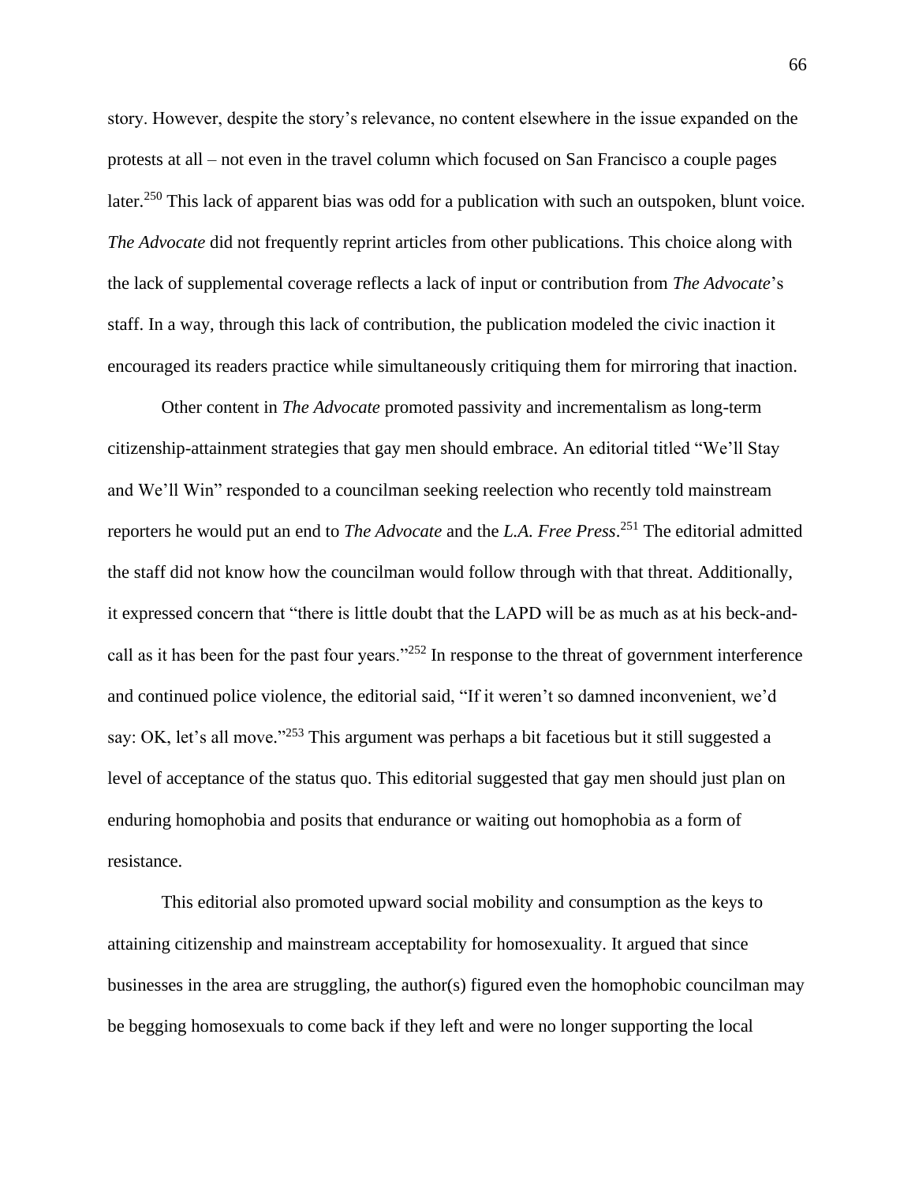story. However, despite the story's relevance, no content elsewhere in the issue expanded on the protests at all – not even in the travel column which focused on San Francisco a couple pages later.[250] This lack of apparent bias was odd for a publication with such an outspoken, blunt voice. *The Advocate* did not frequently reprint articles from other publications. This choice along with the lack of supplemental coverage reflects a lack of input or contribution from *The Advocate*'s staff. In a way, through this lack of contribution, the publication modeled the civic inaction it encouraged its readers practice while simultaneously critiquing them for mirroring that inaction.

Other content in *The Advocate* promoted passivity and incrementalism as long-term citizenship-attainment strategies that gay men should embrace. An editorial titled "We'll Stay and We'll Win" responded to a councilman seeking reelection who recently told mainstream reporters he would put an end to *The Advocate* and the *L.A. Free Press*.[251] The editorial admitted the staff did not know how the councilman would follow through with that threat. Additionally, it expressed concern that "there is little doubt that the LAPD will be as much as at his beck-and-call as it has been for the past four years."[252] In response to the threat of government interference and continued police violence, the editorial said, "If it weren't so damned inconvenient, we'd say: OK, let's all move."[253] This argument was perhaps a bit facetious but it still suggested a level of acceptance of the status quo. This editorial suggested that gay men should just plan on enduring homophobia and posits that endurance or waiting out homophobia as a form of resistance.

This editorial also promoted upward social mobility and consumption as the keys to attaining citizenship and mainstream acceptability for homosexuality. It argued that since businesses in the area are struggling, the author(s) figured even the homophobic councilman may be begging homosexuals to come back if they left and were no longer supporting the local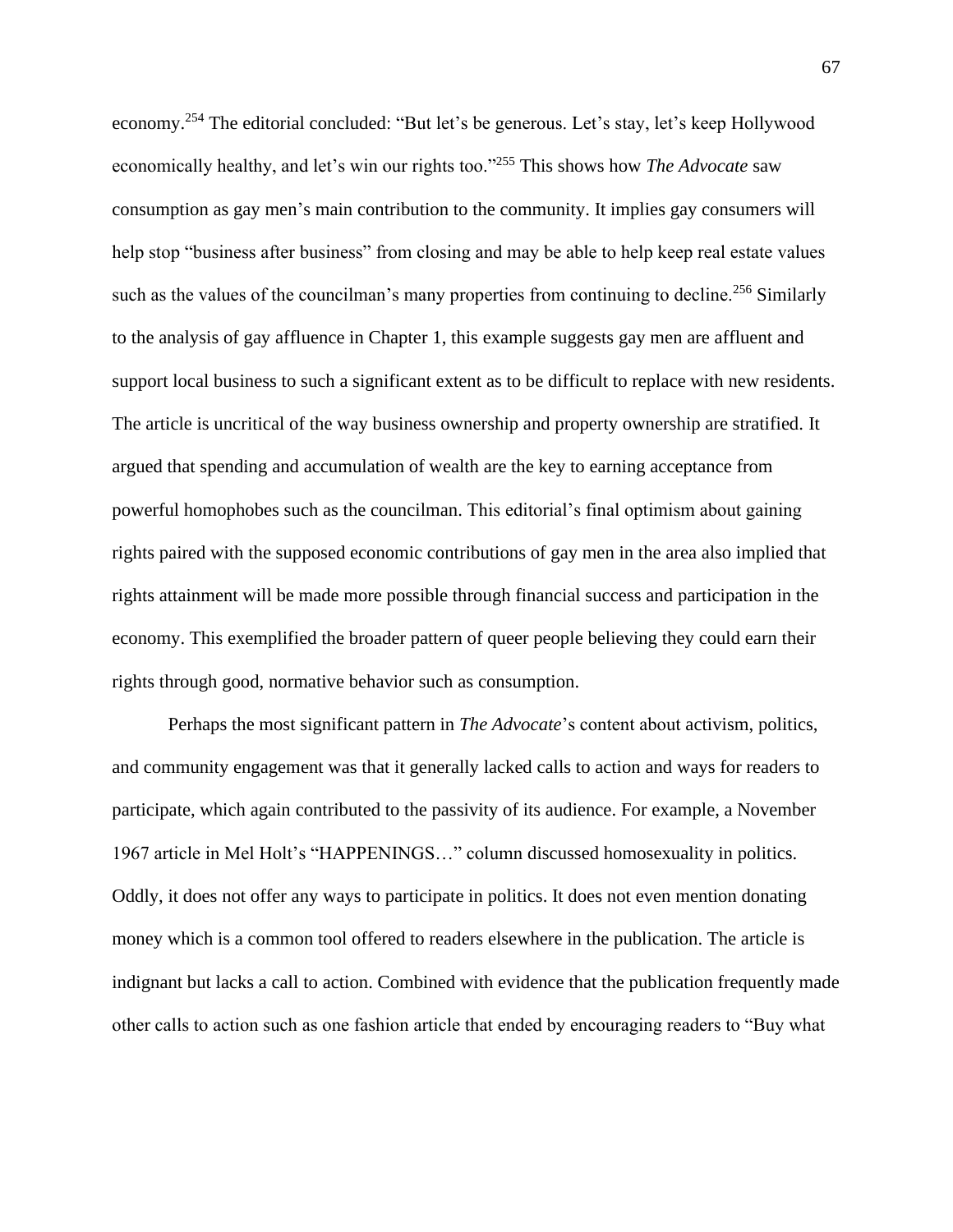economy.[254] The editorial concluded: "But let's be generous. Let's stay, let's keep Hollywood economically healthy, and let's win our rights too."[255] This shows how *The Advocate* saw consumption as gay men's main contribution to the community. It implies gay consumers will help stop "business after business" from closing and may be able to help keep real estate values such as the values of the councilman's many properties from continuing to decline.[256] Similarly to the analysis of gay affluence in Chapter 1, this example suggests gay men are affluent and support local business to such a significant extent as to be difficult to replace with new residents. The article is uncritical of the way business ownership and property ownership are stratified. It argued that spending and accumulation of wealth are the key to earning acceptance from powerful homophobes such as the councilman. This editorial's final optimism about gaining rights paired with the supposed economic contributions of gay men in the area also implied that rights attainment will be made more possible through financial success and participation in the economy. This exemplified the broader pattern of queer people believing they could earn their rights through good, normative behavior such as consumption.

Perhaps the most significant pattern in *The Advocate*'s content about activism, politics, and community engagement was that it generally lacked calls to action and ways for readers to participate, which again contributed to the passivity of its audience. For example, a November 1967 article in Mel Holt's "HAPPENINGS…" column discussed homosexuality in politics. Oddly, it does not offer any ways to participate in politics. It does not even mention donating money which is a common tool offered to readers elsewhere in the publication. The article is indignant but lacks a call to action. Combined with evidence that the publication frequently made other calls to action such as one fashion article that ended by encouraging readers to "Buy what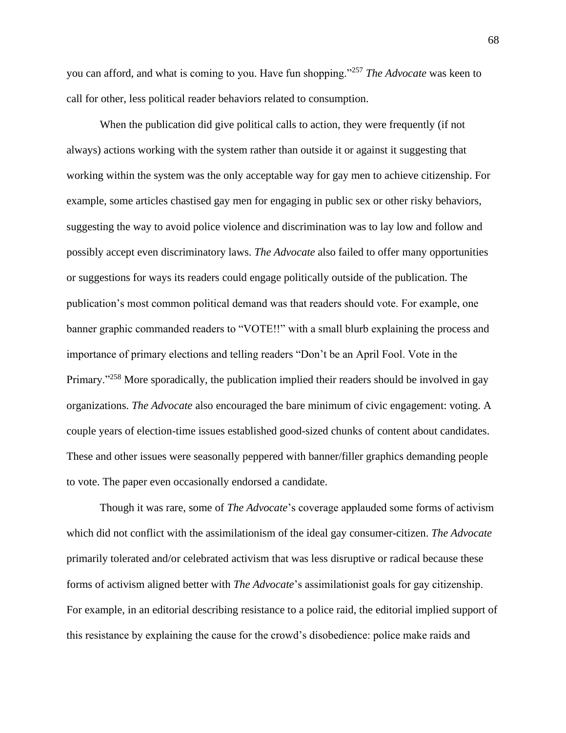you can afford, and what is coming to you. Have fun shopping."[257] *The Advocate* was keen to call for other, less political reader behaviors related to consumption.

When the publication did give political calls to action, they were frequently (if not always) actions working with the system rather than outside it or against it suggesting that working within the system was the only acceptable way for gay men to achieve citizenship. For example, some articles chastised gay men for engaging in public sex or other risky behaviors, suggesting the way to avoid police violence and discrimination was to lay low and follow and possibly accept even discriminatory laws. *The Advocate* also failed to offer many opportunities or suggestions for ways its readers could engage politically outside of the publication. The publication's most common political demand was that readers should vote. For example, one banner graphic commanded readers to "VOTE!!" with a small blurb explaining the process and importance of primary elections and telling readers "Don't be an April Fool. Vote in the Primary."[258] More sporadically, the publication implied their readers should be involved in gay organizations. *The Advocate* also encouraged the bare minimum of civic engagement: voting. A couple years of election-time issues established good-sized chunks of content about candidates. These and other issues were seasonally peppered with banner/filler graphics demanding people to vote. The paper even occasionally endorsed a candidate.

Though it was rare, some of *The Advocate*'s coverage applauded some forms of activism which did not conflict with the assimilationism of the ideal gay consumer-citizen. *The Advocate* primarily tolerated and/or celebrated activism that was less disruptive or radical because these forms of activism aligned better with *The Advocate*'s assimilationist goals for gay citizenship. For example, in an editorial describing resistance to a police raid, the editorial implied support of this resistance by explaining the cause for the crowd's disobedience: police make raids and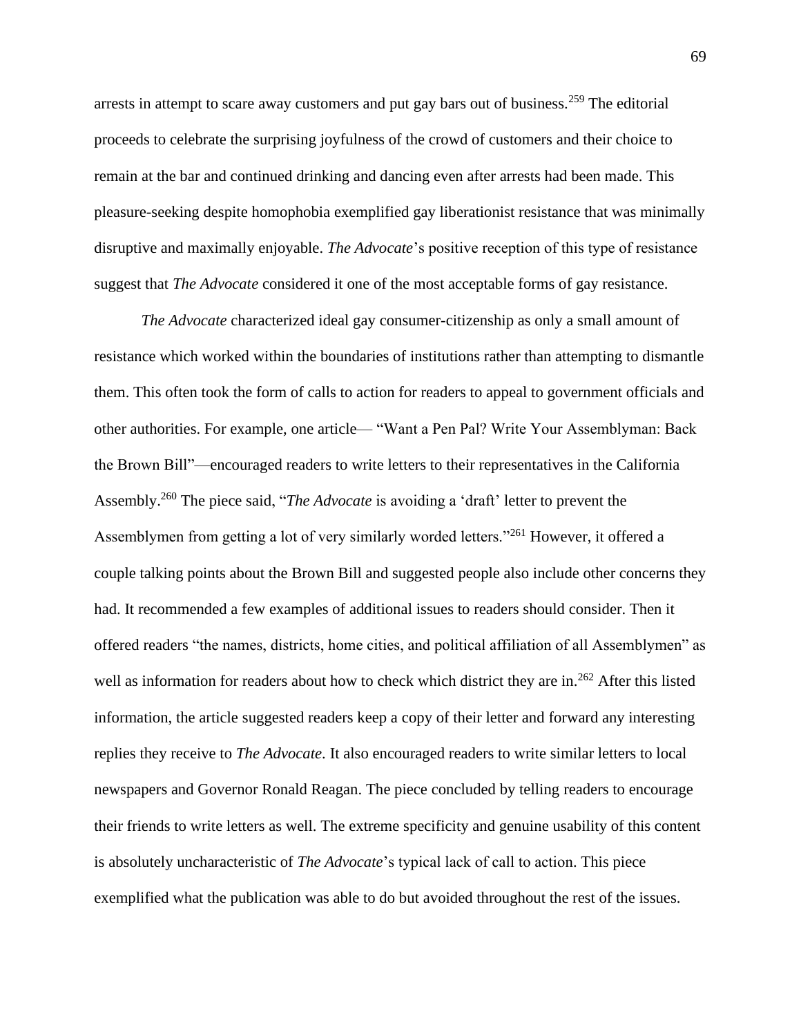arrests in attempt to scare away customers and put gay bars out of business.[259] The editorial proceeds to celebrate the surprising joyfulness of the crowd of customers and their choice to remain at the bar and continued drinking and dancing even after arrests had been made. This pleasure-seeking despite homophobia exemplified gay liberationist resistance that was minimally disruptive and maximally enjoyable. *The Advocate*'s positive reception of this type of resistance suggest that *The Advocate* considered it one of the most acceptable forms of gay resistance.

*The Advocate* characterized ideal gay consumer-citizenship as only a small amount of resistance which worked within the boundaries of institutions rather than attempting to dismantle them. This often took the form of calls to action for readers to appeal to government officials and other authorities. For example, one article— "Want a Pen Pal? Write Your Assemblyman: Back the Brown Bill"—encouraged readers to write letters to their representatives in the California Assembly.[260] The piece said, "*The Advocate* is avoiding a 'draft' letter to prevent the Assemblymen from getting a lot of very similarly worded letters."[261] However, it offered a couple talking points about the Brown Bill and suggested people also include other concerns they had. It recommended a few examples of additional issues to readers should consider. Then it offered readers "the names, districts, home cities, and political affiliation of all Assemblymen" as well as information for readers about how to check which district they are in.[262] After this listed information, the article suggested readers keep a copy of their letter and forward any interesting replies they receive to *The Advocate*. It also encouraged readers to write similar letters to local newspapers and Governor Ronald Reagan. The piece concluded by telling readers to encourage their friends to write letters as well. The extreme specificity and genuine usability of this content is absolutely uncharacteristic of *The Advocate*'s typical lack of call to action. This piece exemplified what the publication was able to do but avoided throughout the rest of the issues.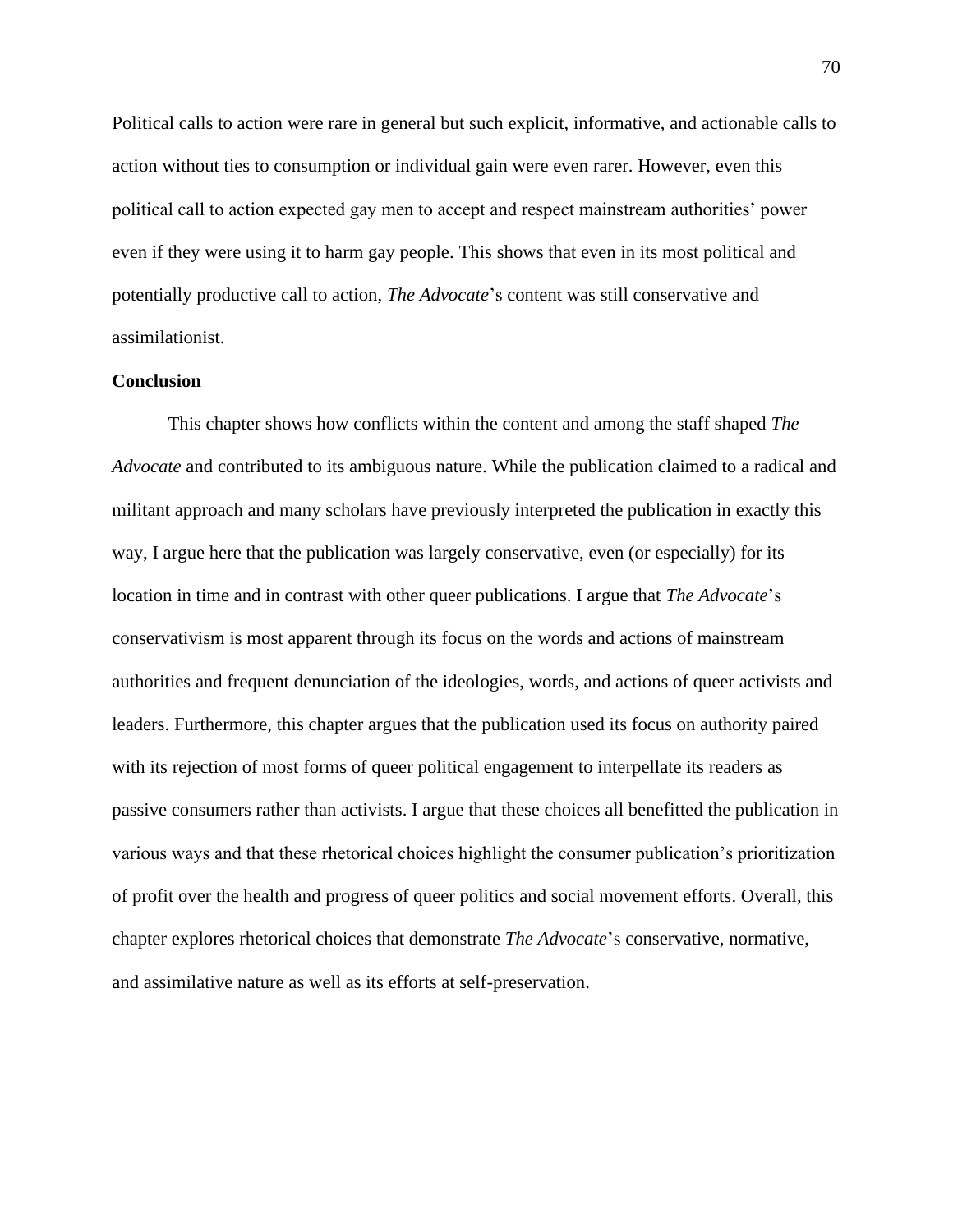Political calls to action were rare in general but such explicit, informative, and actionable calls to action without ties to consumption or individual gain were even rarer. However, even this political call to action expected gay men to accept and respect mainstream authorities' power even if they were using it to harm gay people. This shows that even in its most political and potentially productive call to action, *The Advocate*'s content was still conservative and assimilationist.

**Conclusion**

This chapter shows how conflicts within the content and among the staff shaped *The Advocate* and contributed to its ambiguous nature. While the publication claimed to a radical and militant approach and many scholars have previously interpreted the publication in exactly this way, I argue here that the publication was largely conservative, even (or especially) for its location in time and in contrast with other queer publications. I argue that *The Advocate*'s conservativism is most apparent through its focus on the words and actions of mainstream authorities and frequent denunciation of the ideologies, words, and actions of queer activists and leaders. Furthermore, this chapter argues that the publication used its focus on authority paired with its rejection of most forms of queer political engagement to interpellate its readers as passive consumers rather than activists. I argue that these choices all benefitted the publication in various ways and that these rhetorical choices highlight the consumer publication's prioritization of profit over the health and progress of queer politics and social movement efforts. Overall, this chapter explores rhetorical choices that demonstrate *The Advocate*'s conservative, normative, and assimilative nature as well as its efforts at self-preservation.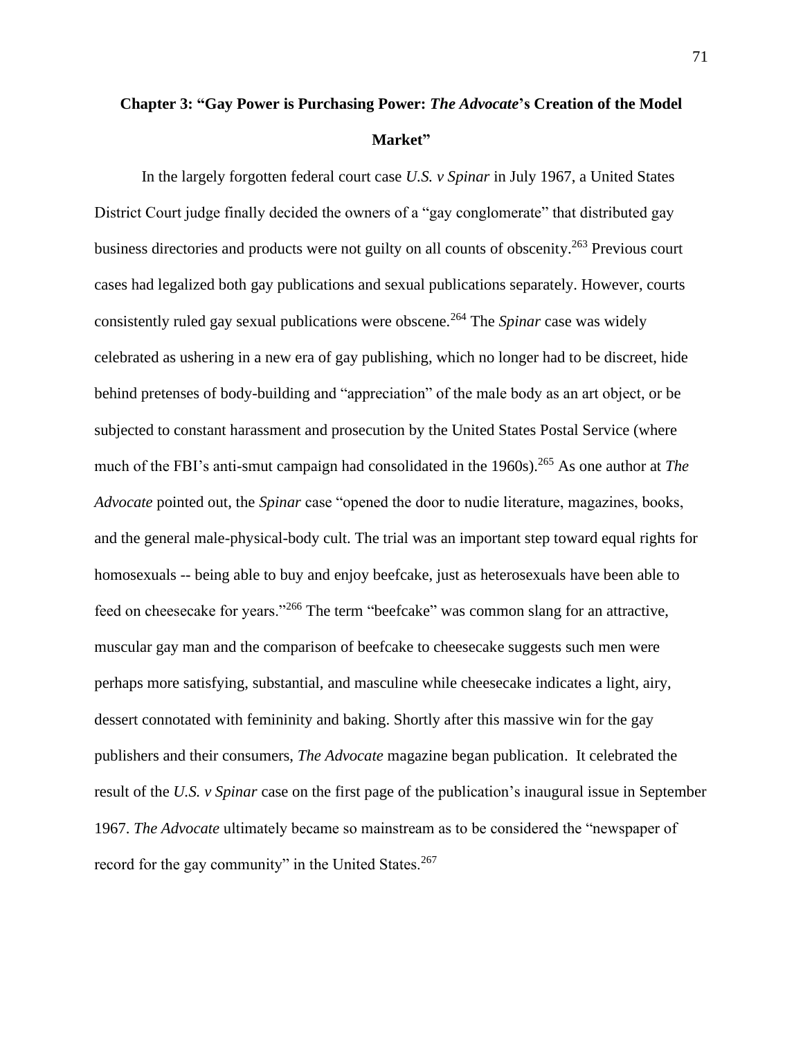## Chapter 3: "Gay Power is Purchasing Power: *The Advocate*'s Creation of the Model Market"

In the largely forgotten federal court case *U.S. v Spinar* in July 1967, a United States District Court judge finally decided the owners of a "gay conglomerate" that distributed gay business directories and products were not guilty on all counts of obscenity.[263] Previous court cases had legalized both gay publications and sexual publications separately. However, courts consistently ruled gay sexual publications were obscene.[264] The *Spinar* case was widely celebrated as ushering in a new era of gay publishing, which no longer had to be discreet, hide behind pretenses of body-building and "appreciation" of the male body as an art object, or be subjected to constant harassment and prosecution by the United States Postal Service (where much of the FBI's anti-smut campaign had consolidated in the 1960s).[265] As one author at *The Advocate* pointed out, the *Spinar* case "opened the door to nudie literature, magazines, books, and the general male-physical-body cult. The trial was an important step toward equal rights for homosexuals -- being able to buy and enjoy beefcake, just as heterosexuals have been able to feed on cheesecake for years."[266] The term "beefcake" was common slang for an attractive, muscular gay man and the comparison of beefcake to cheesecake suggests such men were perhaps more satisfying, substantial, and masculine while cheesecake indicates a light, airy, dessert connotated with femininity and baking. Shortly after this massive win for the gay publishers and their consumers, *The Advocate* magazine began publication. It celebrated the result of the *U.S. v Spinar* case on the first page of the publication's inaugural issue in September 1967. *The Advocate* ultimately became so mainstream as to be considered the "newspaper of record for the gay community" in the United States.[267]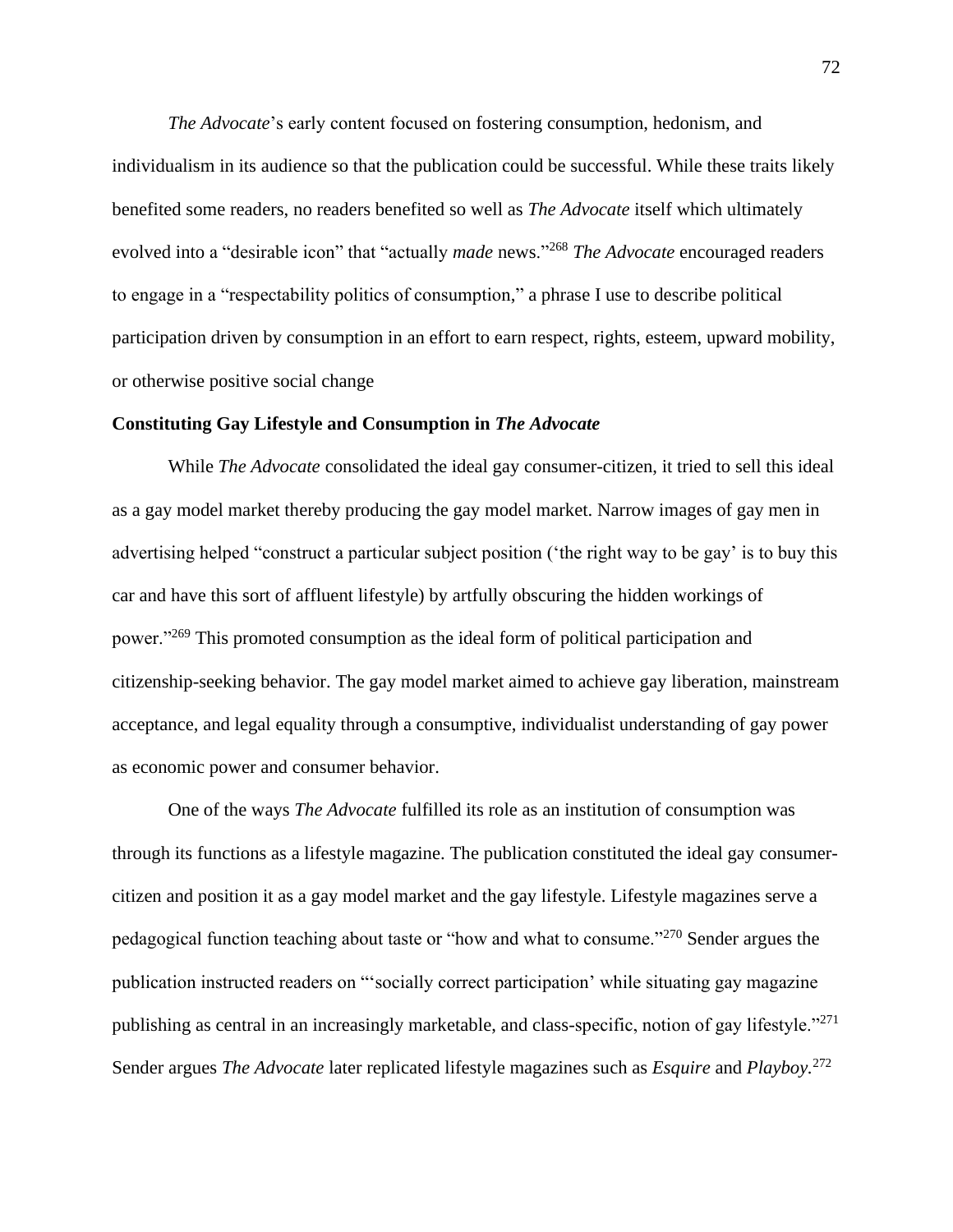*The Advocate*'s early content focused on fostering consumption, hedonism, and individualism in its audience so that the publication could be successful. While these traits likely benefited some readers, no readers benefited so well as *The Advocate* itself which ultimately evolved into a "desirable icon" that "actually *made* news."[268] *The Advocate* encouraged readers to engage in a "respectability politics of consumption," a phrase I use to describe political participation driven by consumption in an effort to earn respect, rights, esteem, upward mobility, or otherwise positive social change

**Constituting Gay Lifestyle and Consumption in *The Advocate***

While *The Advocate* consolidated the ideal gay consumer-citizen, it tried to sell this ideal as a gay model market thereby producing the gay model market. Narrow images of gay men in advertising helped "construct a particular subject position ('the right way to be gay' is to buy this car and have this sort of affluent lifestyle) by artfully obscuring the hidden workings of power."[269] This promoted consumption as the ideal form of political participation and citizenship-seeking behavior. The gay model market aimed to achieve gay liberation, mainstream acceptance, and legal equality through a consumptive, individualist understanding of gay power as economic power and consumer behavior.

One of the ways *The Advocate* fulfilled its role as an institution of consumption was through its functions as a lifestyle magazine. The publication constituted the ideal gay consumer-citizen and position it as a gay model market and the gay lifestyle. Lifestyle magazines serve a pedagogical function teaching about taste or "how and what to consume."[270] Sender argues the publication instructed readers on "'socially correct participation' while situating gay magazine publishing as central in an increasingly marketable, and class-specific, notion of gay lifestyle."[271] Sender argues *The Advocate* later replicated lifestyle magazines such as *Esquire* and *Playboy*.[272]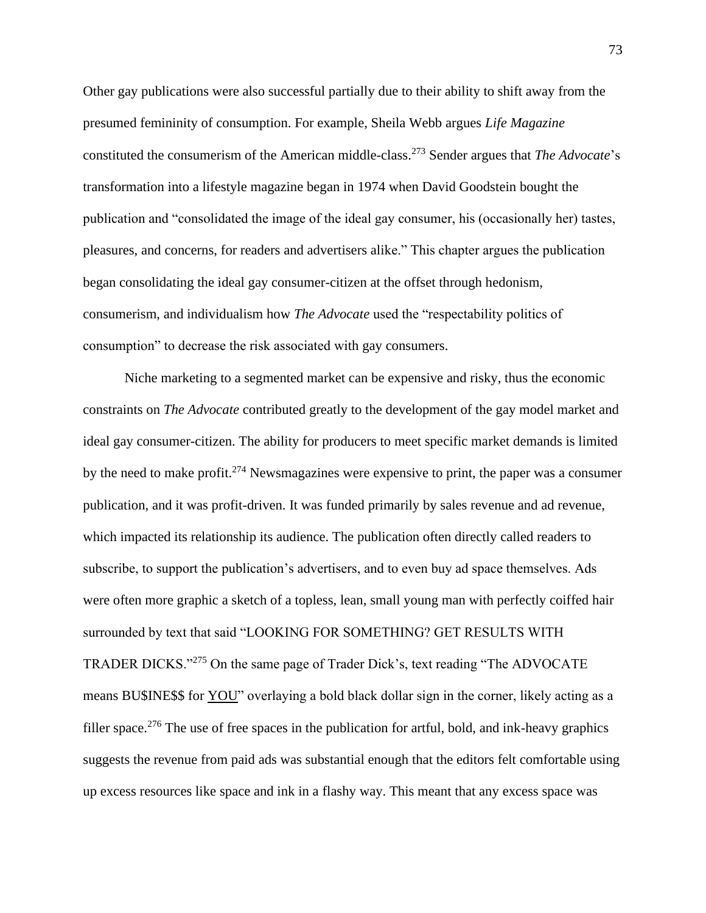Other gay publications were also successful partially due to their ability to shift away from the presumed femininity of consumption. For example, Sheila Webb argues *Life Magazine* constituted the consumerism of the American middle-class.[273] Sender argues that *The Advocate*'s transformation into a lifestyle magazine began in 1974 when David Goodstein bought the publication and "consolidated the image of the ideal gay consumer, his (occasionally her) tastes, pleasures, and concerns, for readers and advertisers alike." This chapter argues the publication began consolidating the ideal gay consumer-citizen at the offset through hedonism, consumerism, and individualism how *The Advocate* used the "respectability politics of consumption" to decrease the risk associated with gay consumers.

Niche marketing to a segmented market can be expensive and risky, thus the economic constraints on *The Advocate* contributed greatly to the development of the gay model market and ideal gay consumer-citizen. The ability for producers to meet specific market demands is limited by the need to make profit.[274] Newsmagazines were expensive to print, the paper was a consumer publication, and it was profit-driven. It was funded primarily by sales revenue and ad revenue, which impacted its relationship its audience. The publication often directly called readers to subscribe, to support the publication's advertisers, and to even buy ad space themselves. Ads were often more graphic a sketch of a topless, lean, small young man with perfectly coiffed hair surrounded by text that said "LOOKING FOR SOMETHING? GET RESULTS WITH TRADER DICKS."[275] On the same page of Trader Dick's, text reading "The ADVOCATE means BU$INE$$ for <u>YOU</u>" overlaying a bold black dollar sign in the corner, likely acting as a filler space.[276] The use of free spaces in the publication for artful, bold, and ink-heavy graphics suggests the revenue from paid ads was substantial enough that the editors felt comfortable using up excess resources like space and ink in a flashy way. This meant that any excess space was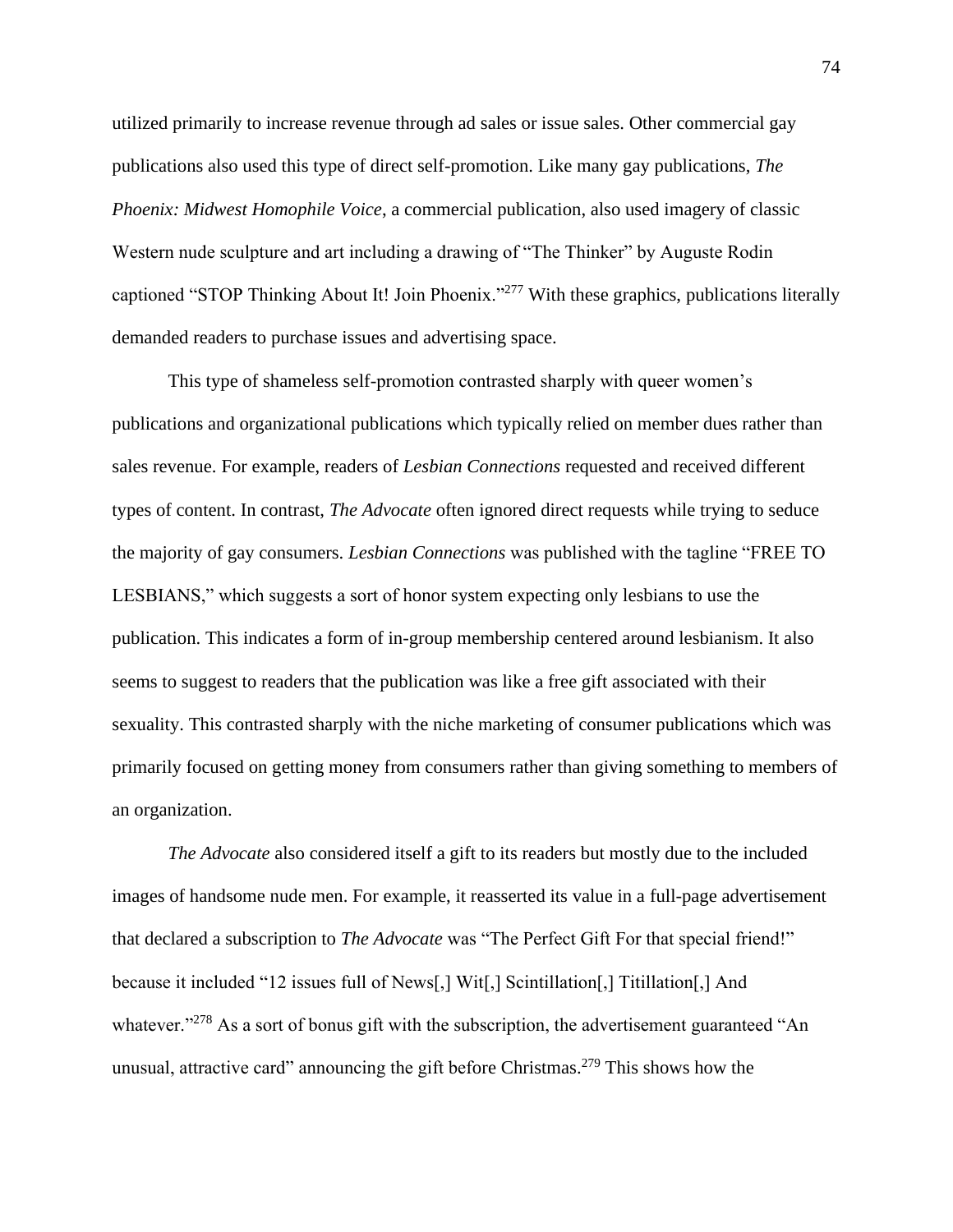utilized primarily to increase revenue through ad sales or issue sales. Other commercial gay publications also used this type of direct self-promotion. Like many gay publications, *The Phoenix: Midwest Homophile Voice*, a commercial publication, also used imagery of classic Western nude sculpture and art including a drawing of "The Thinker" by Auguste Rodin captioned "STOP Thinking About It! Join Phoenix."[277] With these graphics, publications literally demanded readers to purchase issues and advertising space.

This type of shameless self-promotion contrasted sharply with queer women's publications and organizational publications which typically relied on member dues rather than sales revenue. For example, readers of *Lesbian Connections* requested and received different types of content. In contrast, *The Advocate* often ignored direct requests while trying to seduce the majority of gay consumers. *Lesbian Connections* was published with the tagline "FREE TO LESBIANS," which suggests a sort of honor system expecting only lesbians to use the publication. This indicates a form of in-group membership centered around lesbianism. It also seems to suggest to readers that the publication was like a free gift associated with their sexuality. This contrasted sharply with the niche marketing of consumer publications which was primarily focused on getting money from consumers rather than giving something to members of an organization.

*The Advocate* also considered itself a gift to its readers but mostly due to the included images of handsome nude men. For example, it reasserted its value in a full-page advertisement that declared a subscription to *The Advocate* was "The Perfect Gift For that special friend!" because it included "12 issues full of News[,] Wit[,] Scintillation[,] Titillation[,] And whatever."[278] As a sort of bonus gift with the subscription, the advertisement guaranteed "An unusual, attractive card" announcing the gift before Christmas.[279] This shows how the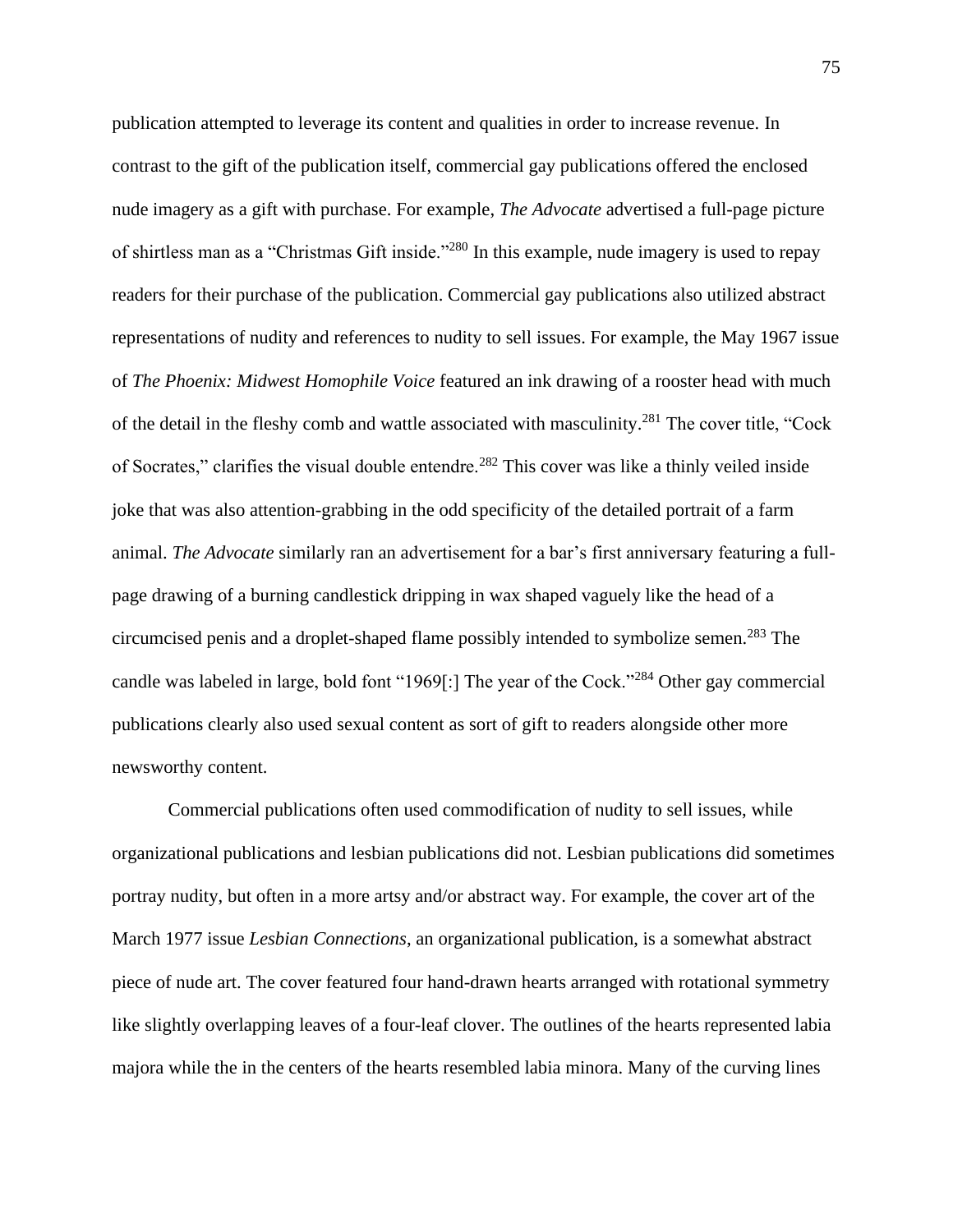publication attempted to leverage its content and qualities in order to increase revenue. In contrast to the gift of the publication itself, commercial gay publications offered the enclosed nude imagery as a gift with purchase. For example, *The Advocate* advertised a full-page picture of shirtless man as a "Christmas Gift inside."[280] In this example, nude imagery is used to repay readers for their purchase of the publication. Commercial gay publications also utilized abstract representations of nudity and references to nudity to sell issues. For example, the May 1967 issue of *The Phoenix: Midwest Homophile Voice* featured an ink drawing of a rooster head with much of the detail in the fleshy comb and wattle associated with masculinity.[281] The cover title, "Cock of Socrates," clarifies the visual double entendre.[282] This cover was like a thinly veiled inside joke that was also attention-grabbing in the odd specificity of the detailed portrait of a farm animal. *The Advocate* similarly ran an advertisement for a bar's first anniversary featuring a full-page drawing of a burning candlestick dripping in wax shaped vaguely like the head of a circumcised penis and a droplet-shaped flame possibly intended to symbolize semen.[283] The candle was labeled in large, bold font "1969[:] The year of the Cock."[284] Other gay commercial publications clearly also used sexual content as sort of gift to readers alongside other more newsworthy content.

Commercial publications often used commodification of nudity to sell issues, while organizational publications and lesbian publications did not. Lesbian publications did sometimes portray nudity, but often in a more artsy and/or abstract way. For example, the cover art of the March 1977 issue *Lesbian Connections*, an organizational publication, is a somewhat abstract piece of nude art. The cover featured four hand-drawn hearts arranged with rotational symmetry like slightly overlapping leaves of a four-leaf clover. The outlines of the hearts represented labia majora while the in the centers of the hearts resembled labia minora. Many of the curving lines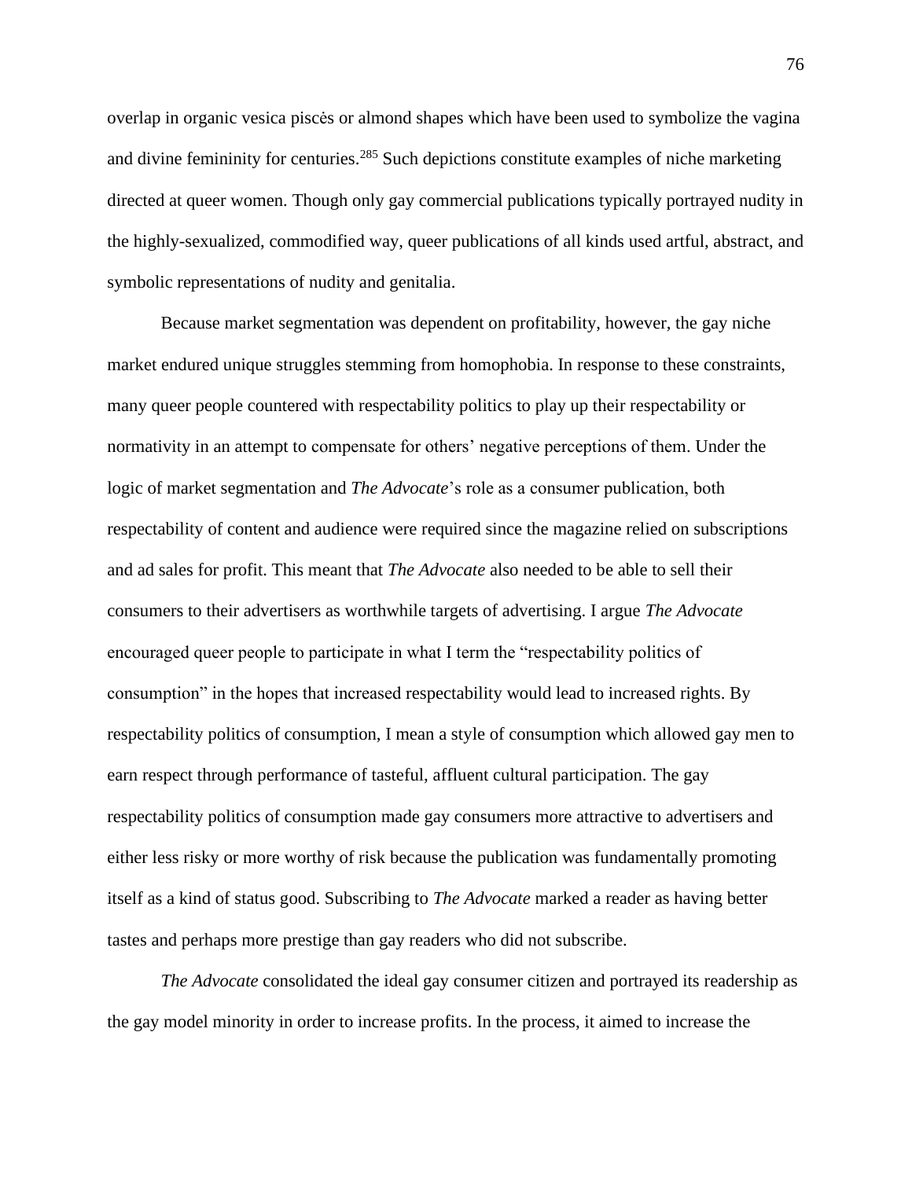overlap in organic vesica piscės or almond shapes which have been used to symbolize the vagina and divine femininity for centuries.[285] Such depictions constitute examples of niche marketing directed at queer women. Though only gay commercial publications typically portrayed nudity in the highly-sexualized, commodified way, queer publications of all kinds used artful, abstract, and symbolic representations of nudity and genitalia.

Because market segmentation was dependent on profitability, however, the gay niche market endured unique struggles stemming from homophobia. In response to these constraints, many queer people countered with respectability politics to play up their respectability or normativity in an attempt to compensate for others' negative perceptions of them. Under the logic of market segmentation and *The Advocate*'s role as a consumer publication, both respectability of content and audience were required since the magazine relied on subscriptions and ad sales for profit. This meant that *The Advocate* also needed to be able to sell their consumers to their advertisers as worthwhile targets of advertising. I argue *The Advocate* encouraged queer people to participate in what I term the "respectability politics of consumption" in the hopes that increased respectability would lead to increased rights. By respectability politics of consumption, I mean a style of consumption which allowed gay men to earn respect through performance of tasteful, affluent cultural participation. The gay respectability politics of consumption made gay consumers more attractive to advertisers and either less risky or more worthy of risk because the publication was fundamentally promoting itself as a kind of status good. Subscribing to *The Advocate* marked a reader as having better tastes and perhaps more prestige than gay readers who did not subscribe.

*The Advocate* consolidated the ideal gay consumer citizen and portrayed its readership as the gay model minority in order to increase profits. In the process, it aimed to increase the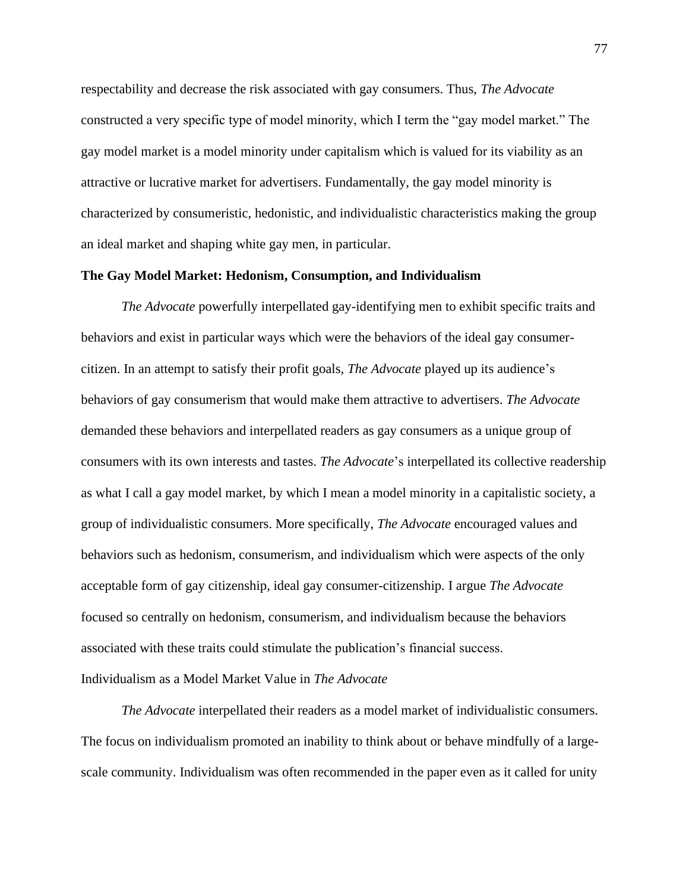respectability and decrease the risk associated with gay consumers. Thus, *The Advocate* constructed a very specific type of model minority, which I term the "gay model market." The gay model market is a model minority under capitalism which is valued for its viability as an attractive or lucrative market for advertisers. Fundamentally, the gay model minority is characterized by consumeristic, hedonistic, and individualistic characteristics making the group an ideal market and shaping white gay men, in particular.

## The Gay Model Market: Hedonism, Consumption, and Individualism

*The Advocate* powerfully interpellated gay-identifying men to exhibit specific traits and behaviors and exist in particular ways which were the behaviors of the ideal gay consumer-citizen. In an attempt to satisfy their profit goals, *The Advocate* played up its audience's behaviors of gay consumerism that would make them attractive to advertisers. *The Advocate* demanded these behaviors and interpellated readers as gay consumers as a unique group of consumers with its own interests and tastes. *The Advocate*'s interpellated its collective readership as what I call a gay model market, by which I mean a model minority in a capitalistic society, a group of individualistic consumers. More specifically, *The Advocate* encouraged values and behaviors such as hedonism, consumerism, and individualism which were aspects of the only acceptable form of gay citizenship, ideal gay consumer-citizenship. I argue *The Advocate* focused so centrally on hedonism, consumerism, and individualism because the behaviors associated with these traits could stimulate the publication's financial success.

### Individualism as a Model Market Value in *The Advocate*

*The Advocate* interpellated their readers as a model market of individualistic consumers. The focus on individualism promoted an inability to think about or behave mindfully of a large-scale community. Individualism was often recommended in the paper even as it called for unity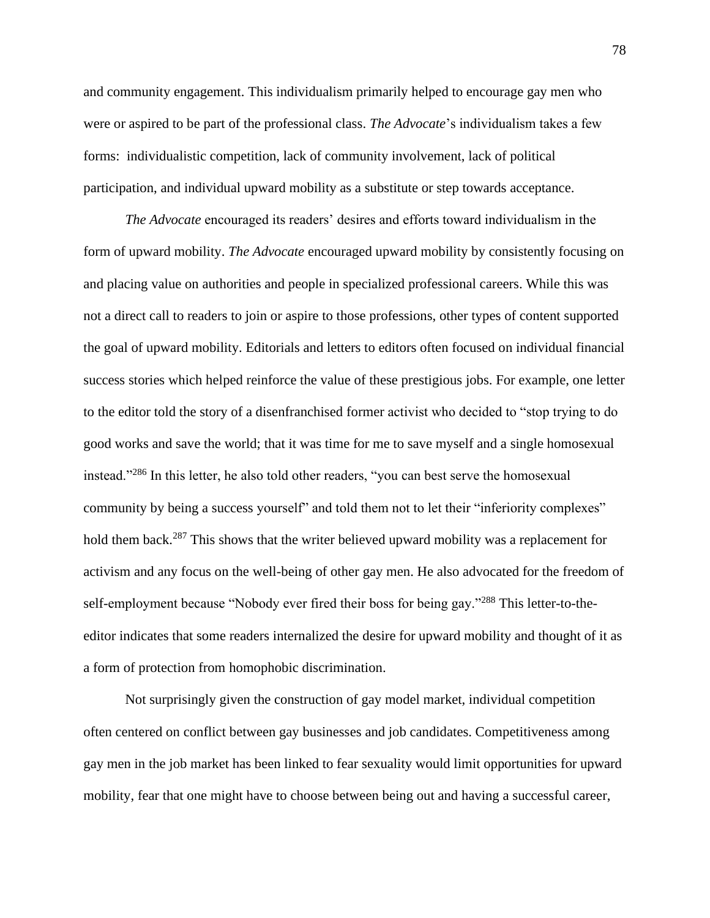and community engagement. This individualism primarily helped to encourage gay men who were or aspired to be part of the professional class. *The Advocate*'s individualism takes a few forms: individualistic competition, lack of community involvement, lack of political participation, and individual upward mobility as a substitute or step towards acceptance.

*The Advocate* encouraged its readers' desires and efforts toward individualism in the form of upward mobility. *The Advocate* encouraged upward mobility by consistently focusing on and placing value on authorities and people in specialized professional careers. While this was not a direct call to readers to join or aspire to those professions, other types of content supported the goal of upward mobility. Editorials and letters to editors often focused on individual financial success stories which helped reinforce the value of these prestigious jobs. For example, one letter to the editor told the story of a disenfranchised former activist who decided to "stop trying to do good works and save the world; that it was time for me to save myself and a single homosexual instead."[286] In this letter, he also told other readers, "you can best serve the homosexual community by being a success yourself" and told them not to let their "inferiority complexes" hold them back.[287] This shows that the writer believed upward mobility was a replacement for activism and any focus on the well-being of other gay men. He also advocated for the freedom of self-employment because "Nobody ever fired their boss for being gay."[288] This letter-to-the-editor indicates that some readers internalized the desire for upward mobility and thought of it as a form of protection from homophobic discrimination.

Not surprisingly given the construction of gay model market, individual competition often centered on conflict between gay businesses and job candidates. Competitiveness among gay men in the job market has been linked to fear sexuality would limit opportunities for upward mobility, fear that one might have to choose between being out and having a successful career,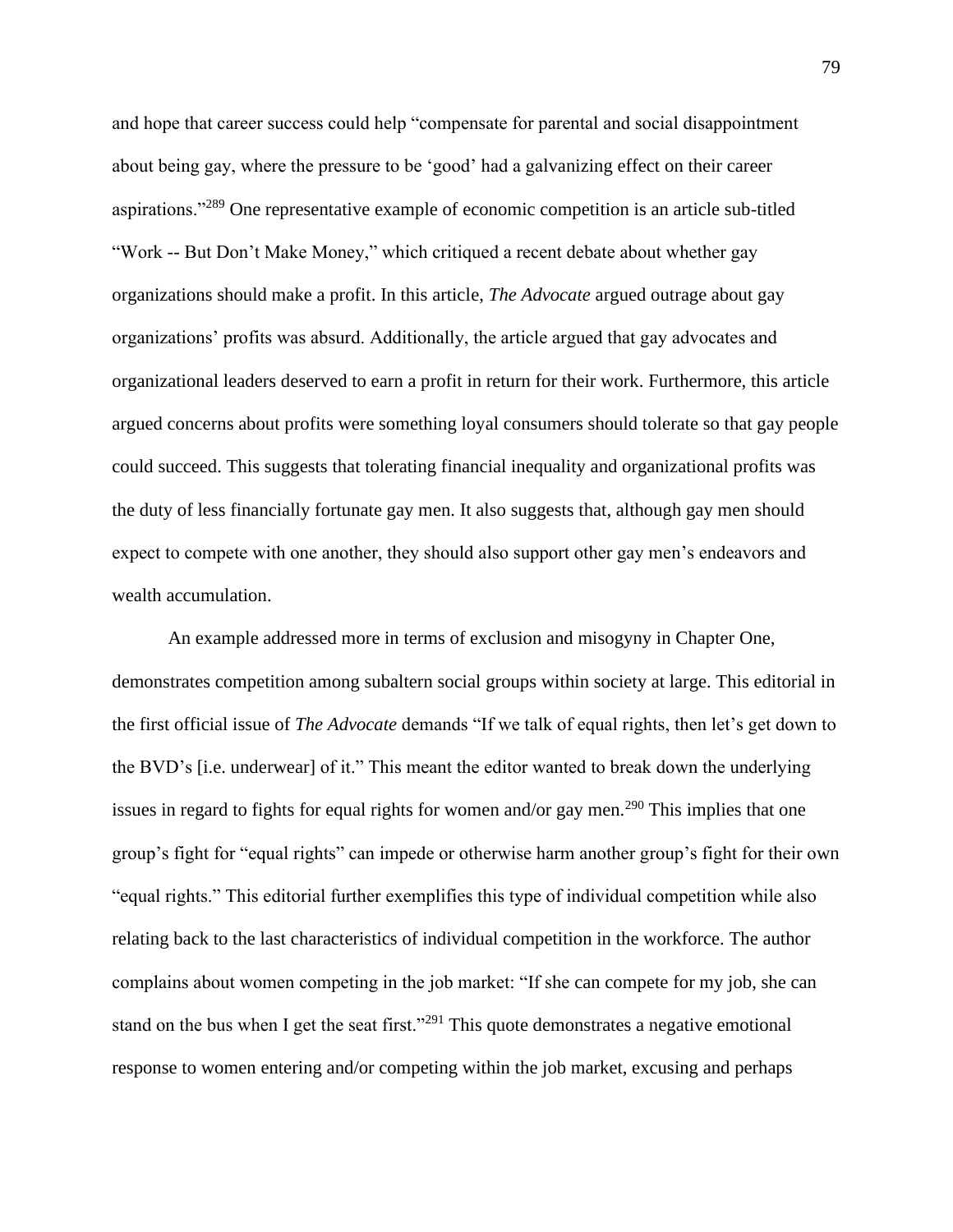and hope that career success could help "compensate for parental and social disappointment about being gay, where the pressure to be 'good' had a galvanizing effect on their career aspirations."[289] One representative example of economic competition is an article sub-titled "Work -- But Don't Make Money," which critiqued a recent debate about whether gay organizations should make a profit. In this article, *The Advocate* argued outrage about gay organizations' profits was absurd. Additionally, the article argued that gay advocates and organizational leaders deserved to earn a profit in return for their work. Furthermore, this article argued concerns about profits were something loyal consumers should tolerate so that gay people could succeed. This suggests that tolerating financial inequality and organizational profits was the duty of less financially fortunate gay men. It also suggests that, although gay men should expect to compete with one another, they should also support other gay men's endeavors and wealth accumulation.

An example addressed more in terms of exclusion and misogyny in Chapter One, demonstrates competition among subaltern social groups within society at large. This editorial in the first official issue of *The Advocate* demands "If we talk of equal rights, then let's get down to the BVD's [i.e. underwear] of it." This meant the editor wanted to break down the underlying issues in regard to fights for equal rights for women and/or gay men.[290] This implies that one group's fight for "equal rights" can impede or otherwise harm another group's fight for their own "equal rights." This editorial further exemplifies this type of individual competition while also relating back to the last characteristics of individual competition in the workforce. The author complains about women competing in the job market: "If she can compete for my job, she can stand on the bus when I get the seat first."[291] This quote demonstrates a negative emotional response to women entering and/or competing within the job market, excusing and perhaps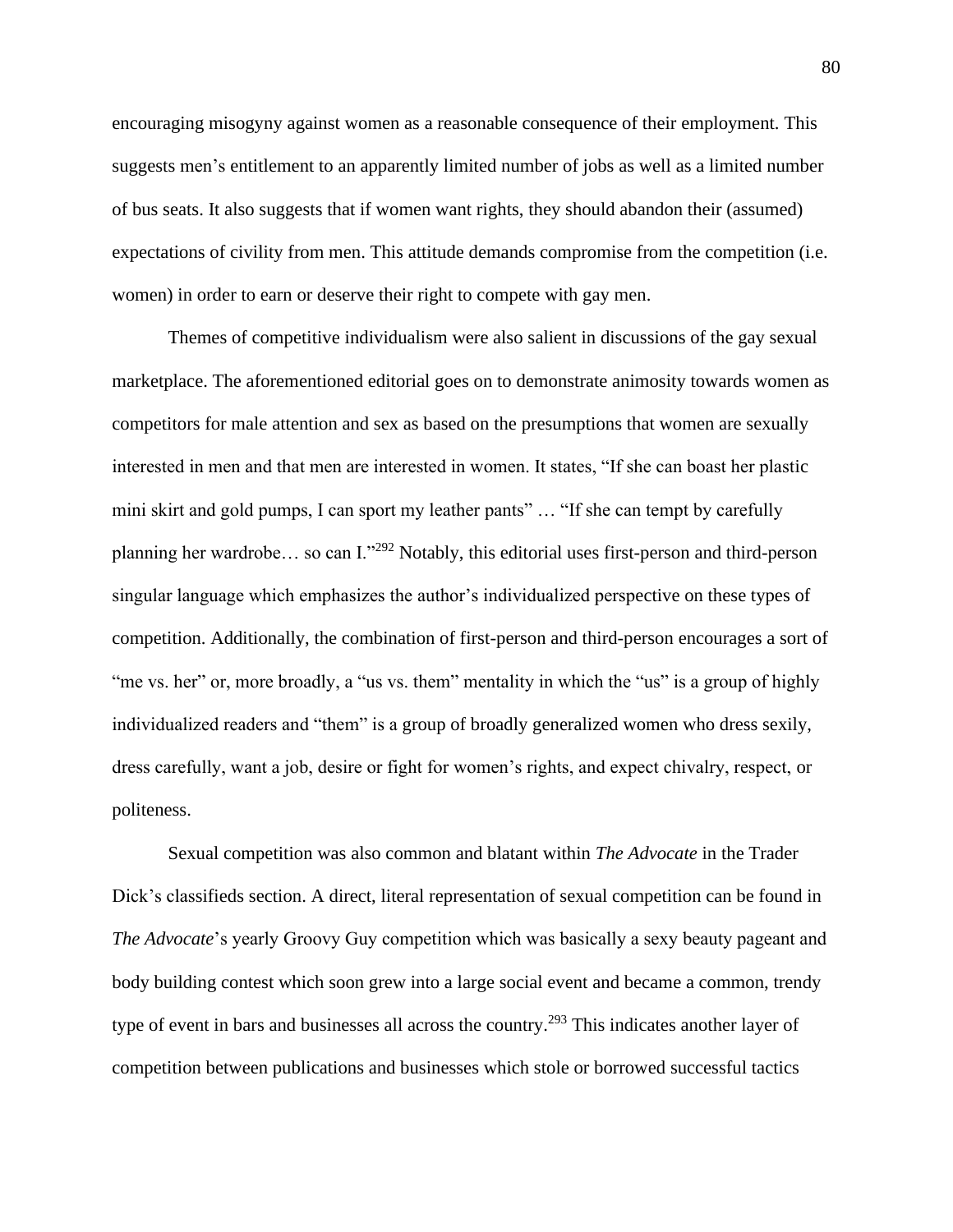encouraging misogyny against women as a reasonable consequence of their employment. This suggests men's entitlement to an apparently limited number of jobs as well as a limited number of bus seats. It also suggests that if women want rights, they should abandon their (assumed) expectations of civility from men. This attitude demands compromise from the competition (i.e. women) in order to earn or deserve their right to compete with gay men.

Themes of competitive individualism were also salient in discussions of the gay sexual marketplace. The aforementioned editorial goes on to demonstrate animosity towards women as competitors for male attention and sex as based on the presumptions that women are sexually interested in men and that men are interested in women. It states, "If she can boast her plastic mini skirt and gold pumps, I can sport my leather pants" … "If she can tempt by carefully planning her wardrobe… so can I."[292] Notably, this editorial uses first-person and third-person singular language which emphasizes the author's individualized perspective on these types of competition. Additionally, the combination of first-person and third-person encourages a sort of "me vs. her" or, more broadly, a "us vs. them" mentality in which the "us" is a group of highly individualized readers and "them" is a group of broadly generalized women who dress sexily, dress carefully, want a job, desire or fight for women's rights, and expect chivalry, respect, or politeness.

Sexual competition was also common and blatant within *The Advocate* in the Trader Dick's classifieds section. A direct, literal representation of sexual competition can be found in *The Advocate*'s yearly Groovy Guy competition which was basically a sexy beauty pageant and body building contest which soon grew into a large social event and became a common, trendy type of event in bars and businesses all across the country.[293] This indicates another layer of competition between publications and businesses which stole or borrowed successful tactics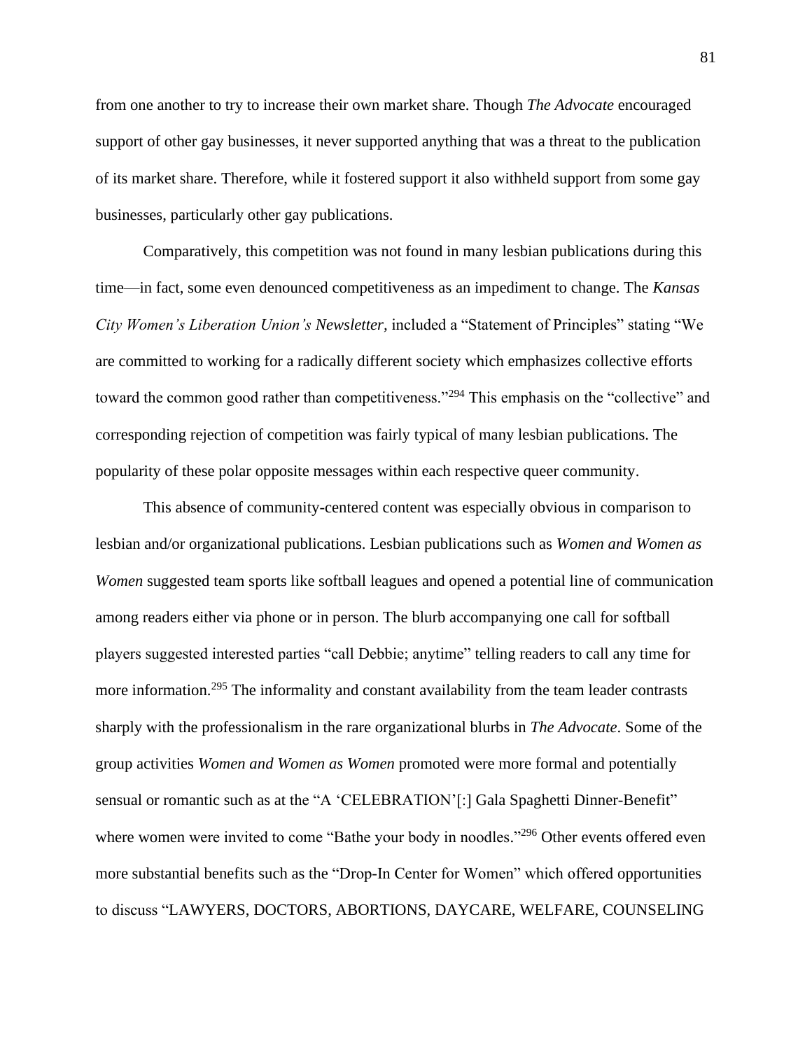from one another to try to increase their own market share. Though *The Advocate* encouraged support of other gay businesses, it never supported anything that was a threat to the publication of its market share. Therefore, while it fostered support it also withheld support from some gay businesses, particularly other gay publications.

Comparatively, this competition was not found in many lesbian publications during this time—in fact, some even denounced competitiveness as an impediment to change. The *Kansas City Women's Liberation Union's Newsletter,* included a "Statement of Principles" stating "We are committed to working for a radically different society which emphasizes collective efforts toward the common good rather than competitiveness."[294] This emphasis on the "collective" and corresponding rejection of competition was fairly typical of many lesbian publications. The popularity of these polar opposite messages within each respective queer community.

This absence of community-centered content was especially obvious in comparison to lesbian and/or organizational publications. Lesbian publications such as *Women and Women as Women* suggested team sports like softball leagues and opened a potential line of communication among readers either via phone or in person. The blurb accompanying one call for softball players suggested interested parties "call Debbie; anytime" telling readers to call any time for more information.[295] The informality and constant availability from the team leader contrasts sharply with the professionalism in the rare organizational blurbs in *The Advocate*. Some of the group activities *Women and Women as Women* promoted were more formal and potentially sensual or romantic such as at the "A 'CELEBRATION'[:] Gala Spaghetti Dinner-Benefit" where women were invited to come "Bathe your body in noodles."[296] Other events offered even more substantial benefits such as the "Drop-In Center for Women" which offered opportunities to discuss "LAWYERS, DOCTORS, ABORTIONS, DAYCARE, WELFARE, COUNSELING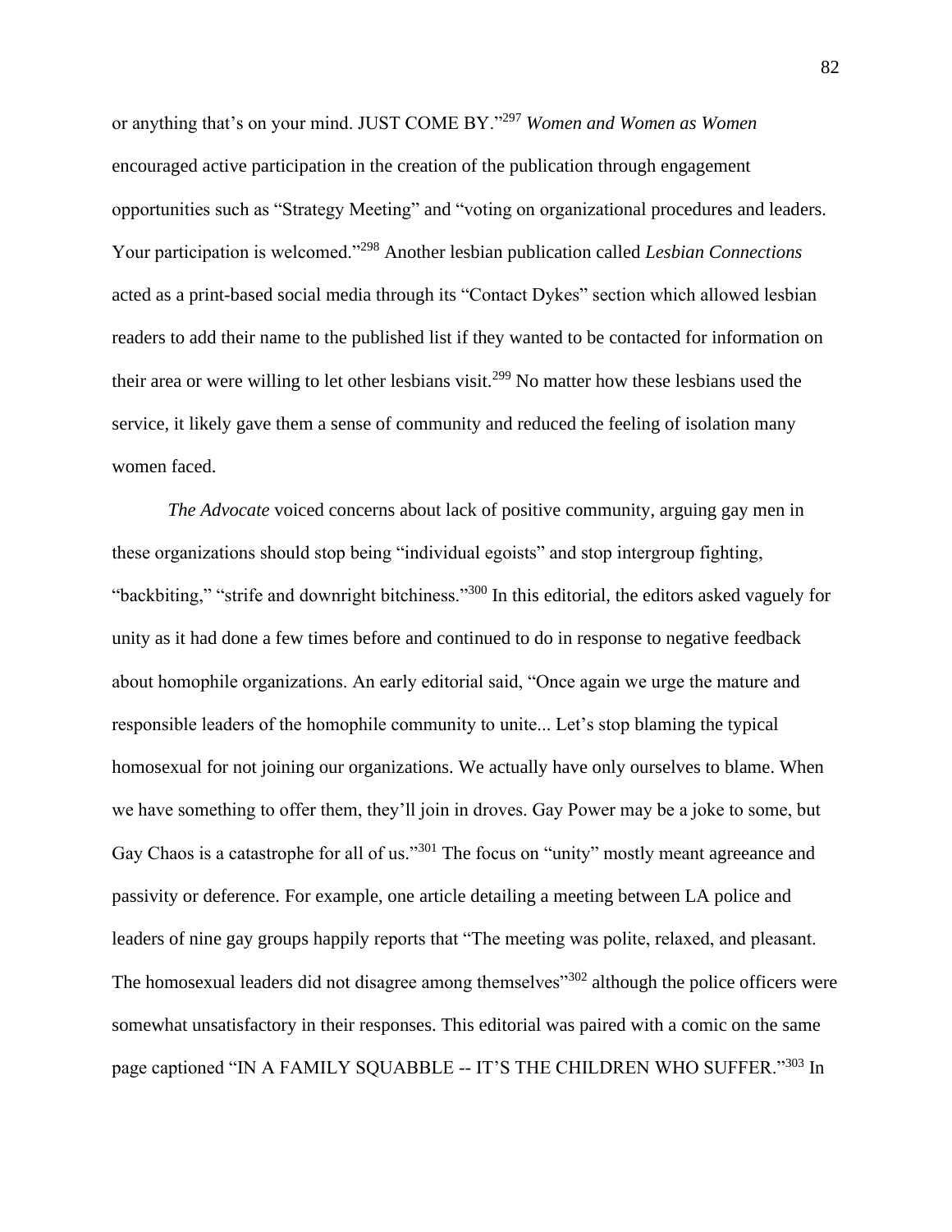or anything that's on your mind. JUST COME BY."[297] *Women and Women as Women* encouraged active participation in the creation of the publication through engagement opportunities such as "Strategy Meeting" and "voting on organizational procedures and leaders. Your participation is welcomed."[298] Another lesbian publication called *Lesbian Connections* acted as a print-based social media through its "Contact Dykes" section which allowed lesbian readers to add their name to the published list if they wanted to be contacted for information on their area or were willing to let other lesbians visit.[299] No matter how these lesbians used the service, it likely gave them a sense of community and reduced the feeling of isolation many women faced.

*The Advocate* voiced concerns about lack of positive community, arguing gay men in these organizations should stop being "individual egoists" and stop intergroup fighting, "backbiting," "strife and downright bitchiness."[300] In this editorial, the editors asked vaguely for unity as it had done a few times before and continued to do in response to negative feedback about homophile organizations. An early editorial said, "Once again we urge the mature and responsible leaders of the homophile community to unite... Let's stop blaming the typical homosexual for not joining our organizations. We actually have only ourselves to blame. When we have something to offer them, they'll join in droves. Gay Power may be a joke to some, but Gay Chaos is a catastrophe for all of us."[301] The focus on "unity" mostly meant agreeance and passivity or deference. For example, one article detailing a meeting between LA police and leaders of nine gay groups happily reports that "The meeting was polite, relaxed, and pleasant. The homosexual leaders did not disagree among themselves"[302] although the police officers were somewhat unsatisfactory in their responses. This editorial was paired with a comic on the same page captioned "IN A FAMILY SQUABBLE -- IT'S THE CHILDREN WHO SUFFER."[303] In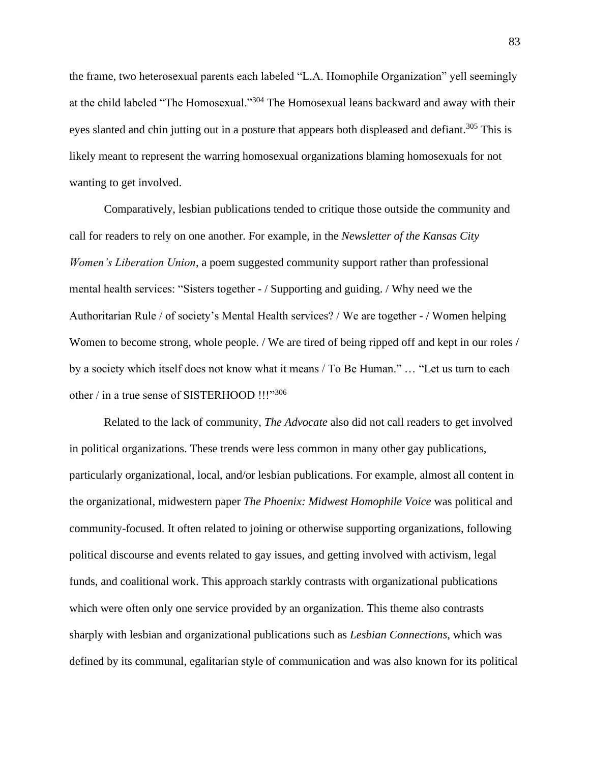the frame, two heterosexual parents each labeled "L.A. Homophile Organization" yell seemingly at the child labeled "The Homosexual."[304] The Homosexual leans backward and away with their eyes slanted and chin jutting out in a posture that appears both displeased and defiant.[305] This is likely meant to represent the warring homosexual organizations blaming homosexuals for not wanting to get involved.

Comparatively, lesbian publications tended to critique those outside the community and call for readers to rely on one another. For example, in the *Newsletter of the Kansas City Women's Liberation Union*, a poem suggested community support rather than professional mental health services: "Sisters together - / Supporting and guiding. / Why need we the Authoritarian Rule / of society's Mental Health services? / We are together - / Women helping Women to become strong, whole people. / We are tired of being ripped off and kept in our roles / by a society which itself does not know what it means / To Be Human." … "Let us turn to each other / in a true sense of SISTERHOOD !!!"[306]

Related to the lack of community, *The Advocate* also did not call readers to get involved in political organizations. These trends were less common in many other gay publications, particularly organizational, local, and/or lesbian publications. For example, almost all content in the organizational, midwestern paper *The Phoenix: Midwest Homophile Voice* was political and community-focused. It often related to joining or otherwise supporting organizations, following political discourse and events related to gay issues, and getting involved with activism, legal funds, and coalitional work. This approach starkly contrasts with organizational publications which were often only one service provided by an organization. This theme also contrasts sharply with lesbian and organizational publications such as *Lesbian Connections*, which was defined by its communal, egalitarian style of communication and was also known for its political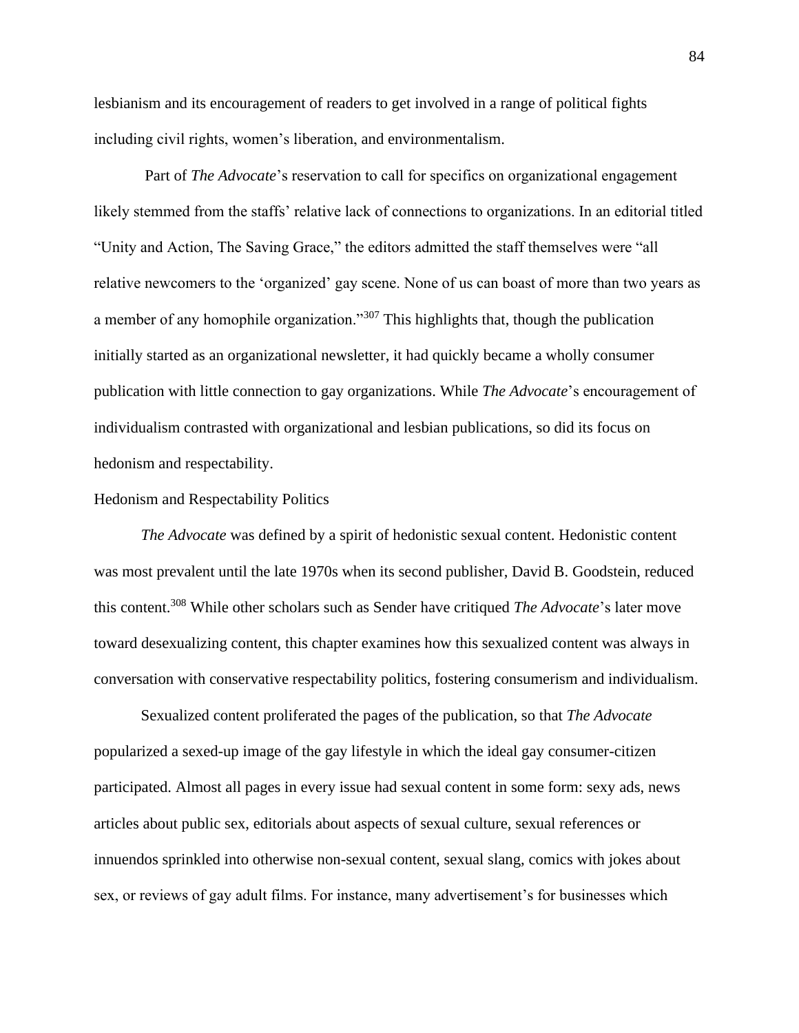lesbianism and its encouragement of readers to get involved in a range of political fights including civil rights, women's liberation, and environmentalism.

Part of *The Advocate*'s reservation to call for specifics on organizational engagement likely stemmed from the staffs' relative lack of connections to organizations. In an editorial titled "Unity and Action, The Saving Grace," the editors admitted the staff themselves were "all relative newcomers to the 'organized' gay scene. None of us can boast of more than two years as a member of any homophile organization."[307] This highlights that, though the publication initially started as an organizational newsletter, it had quickly became a wholly consumer publication with little connection to gay organizations. While *The Advocate*'s encouragement of individualism contrasted with organizational and lesbian publications, so did its focus on hedonism and respectability.

## Hedonism and Respectability Politics

*The Advocate* was defined by a spirit of hedonistic sexual content. Hedonistic content was most prevalent until the late 1970s when its second publisher, David B. Goodstein, reduced this content.[308] While other scholars such as Sender have critiqued *The Advocate*'s later move toward desexualizing content, this chapter examines how this sexualized content was always in conversation with conservative respectability politics, fostering consumerism and individualism.

Sexualized content proliferated the pages of the publication, so that *The Advocate* popularized a sexed-up image of the gay lifestyle in which the ideal gay consumer-citizen participated. Almost all pages in every issue had sexual content in some form: sexy ads, news articles about public sex, editorials about aspects of sexual culture, sexual references or innuendos sprinkled into otherwise non-sexual content, sexual slang, comics with jokes about sex, or reviews of gay adult films. For instance, many advertisement's for businesses which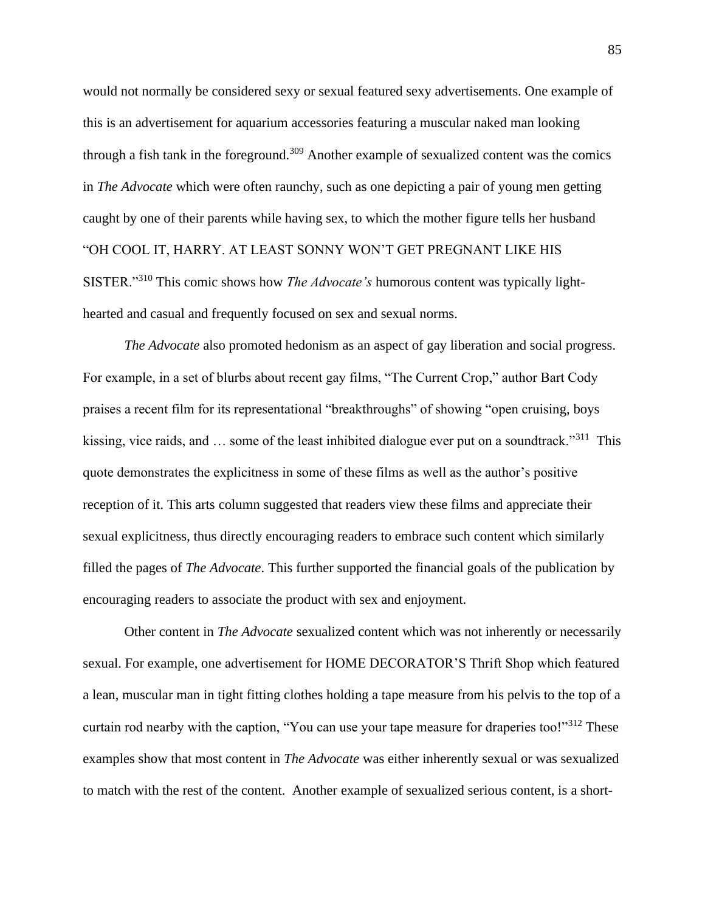would not normally be considered sexy or sexual featured sexy advertisements. One example of this is an advertisement for aquarium accessories featuring a muscular naked man looking through a fish tank in the foreground.[309] Another example of sexualized content was the comics in *The Advocate* which were often raunchy, such as one depicting a pair of young men getting caught by one of their parents while having sex, to which the mother figure tells her husband "OH COOL IT, HARRY. AT LEAST SONNY WON'T GET PREGNANT LIKE HIS SISTER."[310] This comic shows how *The Advocate's* humorous content was typically light-hearted and casual and frequently focused on sex and sexual norms.

*The Advocate* also promoted hedonism as an aspect of gay liberation and social progress. For example, in a set of blurbs about recent gay films, "The Current Crop," author Bart Cody praises a recent film for its representational "breakthroughs" of showing "open cruising, boys kissing, vice raids, and … some of the least inhibited dialogue ever put on a soundtrack."[311] This quote demonstrates the explicitness in some of these films as well as the author's positive reception of it. This arts column suggested that readers view these films and appreciate their sexual explicitness, thus directly encouraging readers to embrace such content which similarly filled the pages of *The Advocate*. This further supported the financial goals of the publication by encouraging readers to associate the product with sex and enjoyment.

Other content in *The Advocate* sexualized content which was not inherently or necessarily sexual. For example, one advertisement for HOME DECORATOR'S Thrift Shop which featured a lean, muscular man in tight fitting clothes holding a tape measure from his pelvis to the top of a curtain rod nearby with the caption, "You can use your tape measure for draperies too!"[312] These examples show that most content in *The Advocate* was either inherently sexual or was sexualized to match with the rest of the content. Another example of sexualized serious content, is a short-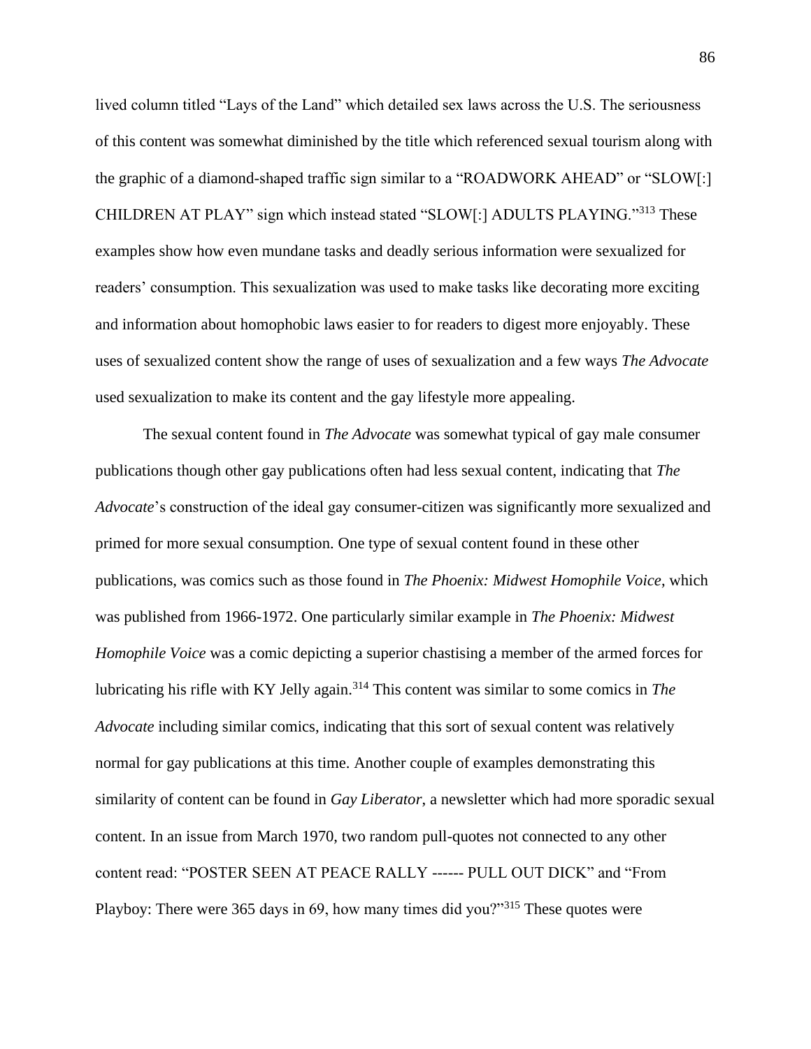lived column titled “Lays of the Land” which detailed sex laws across the U.S. The seriousness of this content was somewhat diminished by the title which referenced sexual tourism along with the graphic of a diamond-shaped traffic sign similar to a “ROADWORK AHEAD” or “SLOW[:] CHILDREN AT PLAY” sign which instead stated “SLOW[:] ADULTS PLAYING.”[313] These examples show how even mundane tasks and deadly serious information were sexualized for readers’ consumption. This sexualization was used to make tasks like decorating more exciting and information about homophobic laws easier to for readers to digest more enjoyably. These uses of sexualized content show the range of uses of sexualization and a few ways *The Advocate* used sexualization to make its content and the gay lifestyle more appealing.

The sexual content found in *The Advocate* was somewhat typical of gay male consumer publications though other gay publications often had less sexual content, indicating that *The Advocate*’s construction of the ideal gay consumer-citizen was significantly more sexualized and primed for more sexual consumption. One type of sexual content found in these other publications, was comics such as those found in *The Phoenix: Midwest Homophile Voice*, which was published from 1966-1972. One particularly similar example in *The Phoenix: Midwest Homophile Voice* was a comic depicting a superior chastising a member of the armed forces for lubricating his rifle with KY Jelly again.[314] This content was similar to some comics in *The Advocate* including similar comics, indicating that this sort of sexual content was relatively normal for gay publications at this time. Another couple of examples demonstrating this similarity of content can be found in *Gay Liberator*, a newsletter which had more sporadic sexual content. In an issue from March 1970, two random pull-quotes not connected to any other content read: “POSTER SEEN AT PEACE RALLY ------ PULL OUT DICK” and “From Playboy: There were 365 days in 69, how many times did you?”[315] These quotes were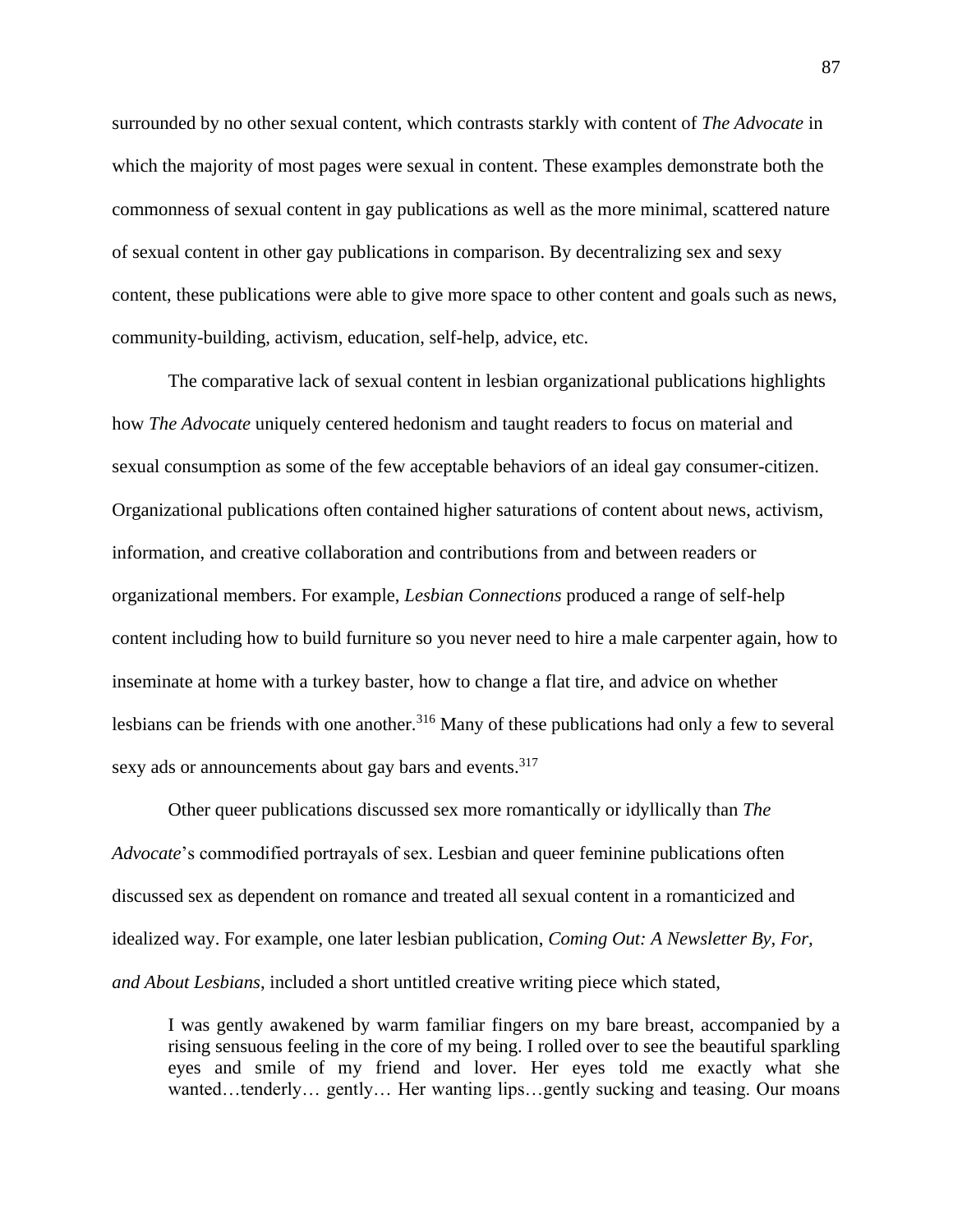surrounded by no other sexual content, which contrasts starkly with content of *The Advocate* in which the majority of most pages were sexual in content. These examples demonstrate both the commonness of sexual content in gay publications as well as the more minimal, scattered nature of sexual content in other gay publications in comparison. By decentralizing sex and sexy content, these publications were able to give more space to other content and goals such as news, community-building, activism, education, self-help, advice, etc.

The comparative lack of sexual content in lesbian organizational publications highlights how *The Advocate* uniquely centered hedonism and taught readers to focus on material and sexual consumption as some of the few acceptable behaviors of an ideal gay consumer-citizen. Organizational publications often contained higher saturations of content about news, activism, information, and creative collaboration and contributions from and between readers or organizational members. For example, *Lesbian Connections* produced a range of self-help content including how to build furniture so you never need to hire a male carpenter again, how to inseminate at home with a turkey baster, how to change a flat tire, and advice on whether lesbians can be friends with one another.[316] Many of these publications had only a few to several sexy ads or announcements about gay bars and events.[317]

Other queer publications discussed sex more romantically or idyllically than *The Advocate*'s commodified portrayals of sex. Lesbian and queer feminine publications often discussed sex as dependent on romance and treated all sexual content in a romanticized and idealized way. For example, one later lesbian publication, *Coming Out: A Newsletter By, For, and About Lesbians*, included a short untitled creative writing piece which stated,

> I was gently awakened by warm familiar fingers on my bare breast, accompanied by a rising sensuous feeling in the core of my being. I rolled over to see the beautiful sparkling eyes and smile of my friend and lover. Her eyes told me exactly what she wanted…tenderly… gently… Her wanting lips…gently sucking and teasing. Our moans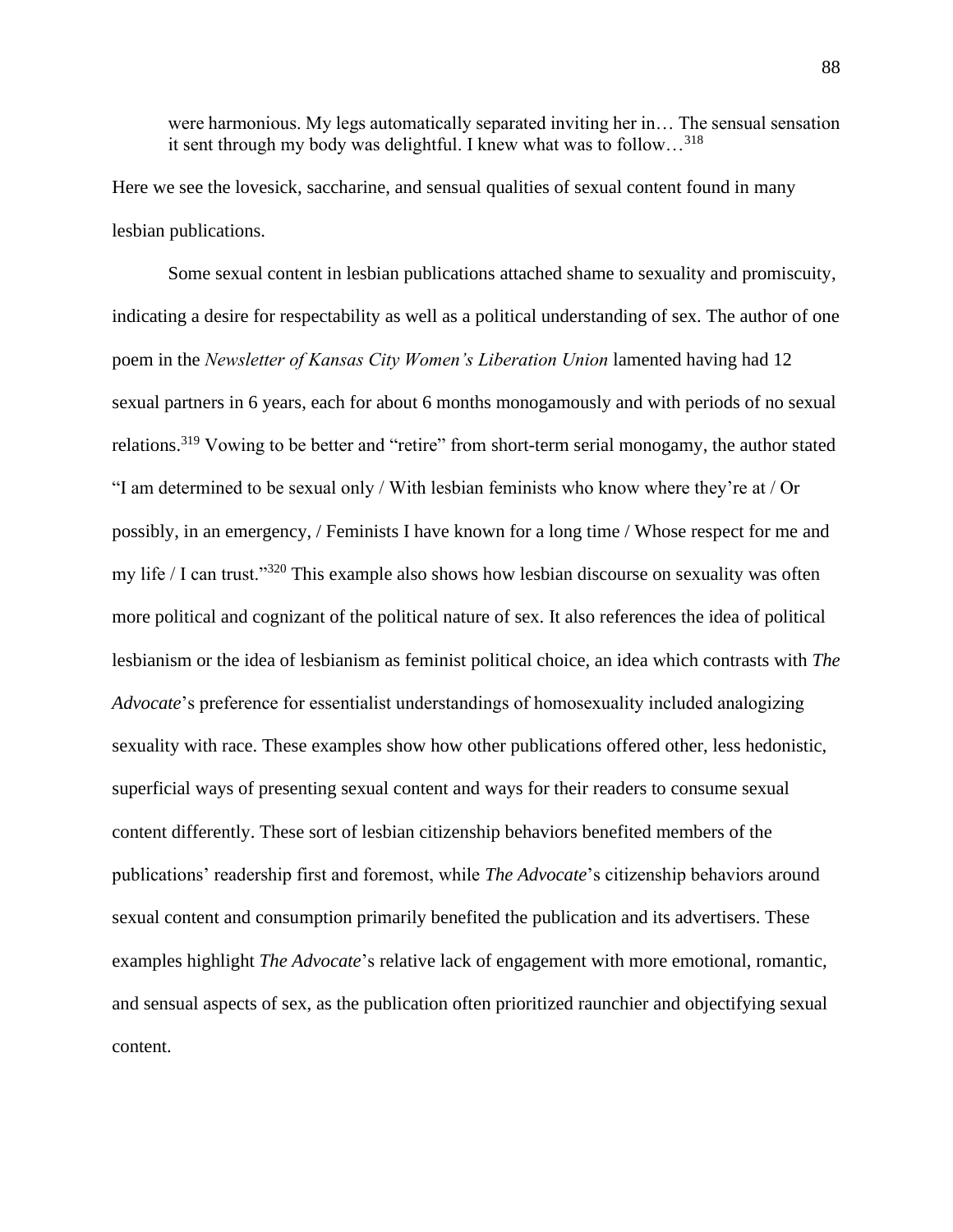> were harmonious. My legs automatically separated inviting her in… The sensual sensation it sent through my body was delightful. I knew what was to follow…[318]

Here we see the lovesick, saccharine, and sensual qualities of sexual content found in many lesbian publications.

Some sexual content in lesbian publications attached shame to sexuality and promiscuity, indicating a desire for respectability as well as a political understanding of sex. The author of one poem in the *Newsletter of Kansas City Women's Liberation Union* lamented having had 12 sexual partners in 6 years, each for about 6 months monogamously and with periods of no sexual relations.[319] Vowing to be better and "retire" from short-term serial monogamy, the author stated "I am determined to be sexual only / With lesbian feminists who know where they're at / Or possibly, in an emergency, / Feminists I have known for a long time / Whose respect for me and my life / I can trust."[320] This example also shows how lesbian discourse on sexuality was often more political and cognizant of the political nature of sex. It also references the idea of political lesbianism or the idea of lesbianism as feminist political choice, an idea which contrasts with *The Advocate*'s preference for essentialist understandings of homosexuality included analogizing sexuality with race. These examples show how other publications offered other, less hedonistic, superficial ways of presenting sexual content and ways for their readers to consume sexual content differently. These sort of lesbian citizenship behaviors benefited members of the publications' readership first and foremost, while *The Advocate*'s citizenship behaviors around sexual content and consumption primarily benefited the publication and its advertisers. These examples highlight *The Advocate*'s relative lack of engagement with more emotional, romantic, and sensual aspects of sex, as the publication often prioritized raunchier and objectifying sexual content.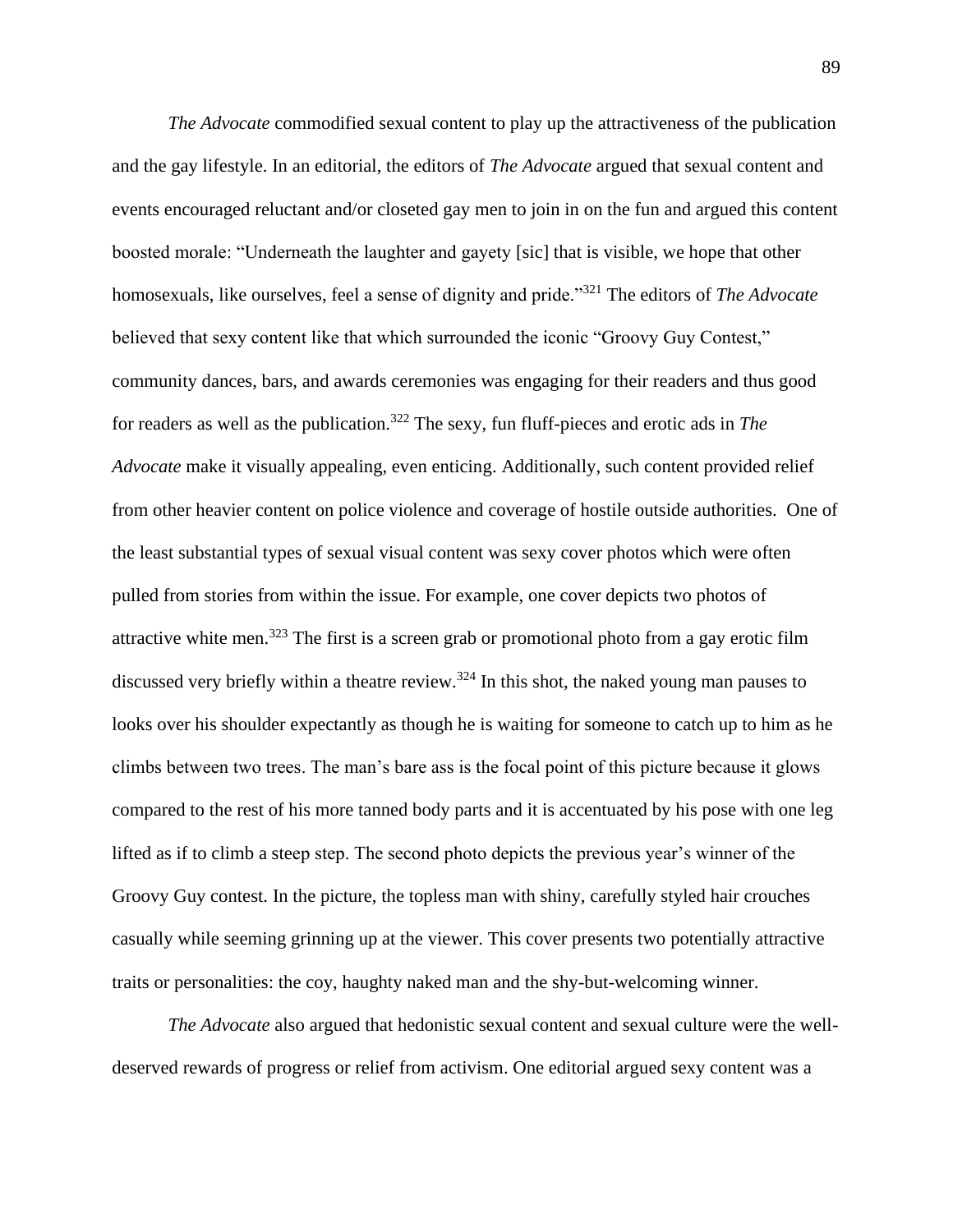*The Advocate* commodified sexual content to play up the attractiveness of the publication and the gay lifestyle. In an editorial, the editors of *The Advocate* argued that sexual content and events encouraged reluctant and/or closeted gay men to join in on the fun and argued this content boosted morale: "Underneath the laughter and gayety [sic] that is visible, we hope that other homosexuals, like ourselves, feel a sense of dignity and pride."[321] The editors of *The Advocate* believed that sexy content like that which surrounded the iconic "Groovy Guy Contest," community dances, bars, and awards ceremonies was engaging for their readers and thus good for readers as well as the publication.[322] The sexy, fun fluff-pieces and erotic ads in *The Advocate* make it visually appealing, even enticing. Additionally, such content provided relief from other heavier content on police violence and coverage of hostile outside authorities. One of the least substantial types of sexual visual content was sexy cover photos which were often pulled from stories from within the issue. For example, one cover depicts two photos of attractive white men.[323] The first is a screen grab or promotional photo from a gay erotic film discussed very briefly within a theatre review.[324] In this shot, the naked young man pauses to looks over his shoulder expectantly as though he is waiting for someone to catch up to him as he climbs between two trees. The man's bare ass is the focal point of this picture because it glows compared to the rest of his more tanned body parts and it is accentuated by his pose with one leg lifted as if to climb a steep step. The second photo depicts the previous year's winner of the Groovy Guy contest. In the picture, the topless man with shiny, carefully styled hair crouches casually while seeming grinning up at the viewer. This cover presents two potentially attractive traits or personalities: the coy, haughty naked man and the shy-but-welcoming winner.

*The Advocate* also argued that hedonistic sexual content and sexual culture were the well-deserved rewards of progress or relief from activism. One editorial argued sexy content was a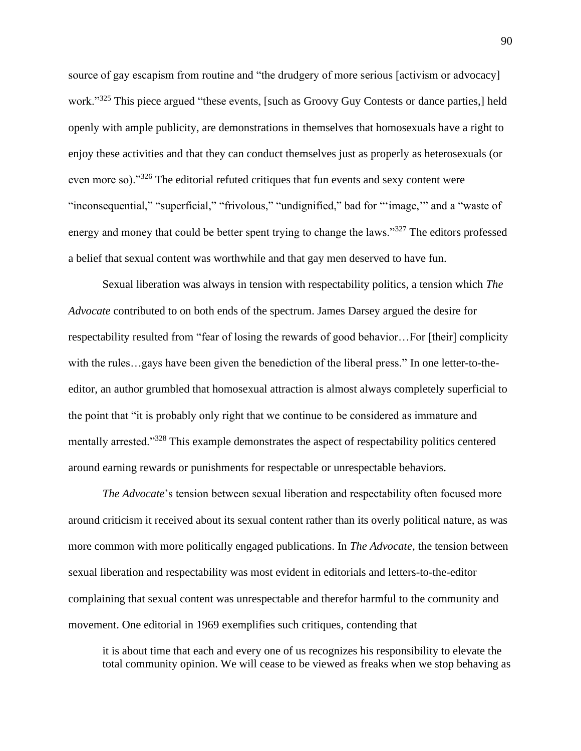source of gay escapism from routine and "the drudgery of more serious [activism or advocacy] work."[325] This piece argued "these events, [such as Groovy Guy Contests or dance parties,] held openly with ample publicity, are demonstrations in themselves that homosexuals have a right to enjoy these activities and that they can conduct themselves just as properly as heterosexuals (or even more so)."[326] The editorial refuted critiques that fun events and sexy content were "inconsequential," "superficial," "frivolous," "undignified," bad for "'image,'" and a "waste of energy and money that could be better spent trying to change the laws."[327] The editors professed a belief that sexual content was worthwhile and that gay men deserved to have fun.

Sexual liberation was always in tension with respectability politics, a tension which *The Advocate* contributed to on both ends of the spectrum. James Darsey argued the desire for respectability resulted from "fear of losing the rewards of good behavior…For [their] complicity with the rules…gays have been given the benediction of the liberal press." In one letter-to-the-editor, an author grumbled that homosexual attraction is almost always completely superficial to the point that "it is probably only right that we continue to be considered as immature and mentally arrested."[328] This example demonstrates the aspect of respectability politics centered around earning rewards or punishments for respectable or unrespectable behaviors.

*The Advocate*'s tension between sexual liberation and respectability often focused more around criticism it received about its sexual content rather than its overly political nature, as was more common with more politically engaged publications. In *The Advocate*, the tension between sexual liberation and respectability was most evident in editorials and letters-to-the-editor complaining that sexual content was unrespectable and therefor harmful to the community and movement. One editorial in 1969 exemplifies such critiques, contending that

> it is about time that each and every one of us recognizes his responsibility to elevate the total community opinion. We will cease to be viewed as freaks when we stop behaving as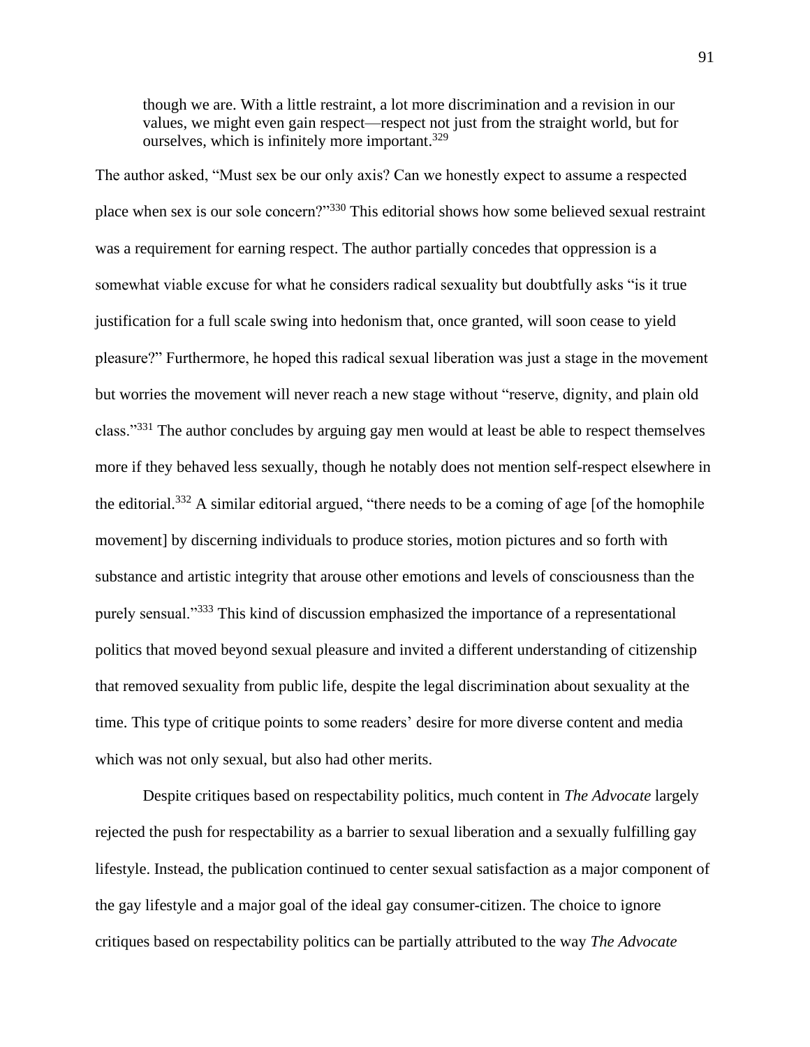> though we are. With a little restraint, a lot more discrimination and a revision in our values, we might even gain respect—respect not just from the straight world, but for ourselves, which is infinitely more important.[329]

The author asked, "Must sex be our only axis? Can we honestly expect to assume a respected place when sex is our sole concern?"[330] This editorial shows how some believed sexual restraint was a requirement for earning respect. The author partially concedes that oppression is a somewhat viable excuse for what he considers radical sexuality but doubtfully asks "is it true justification for a full scale swing into hedonism that, once granted, will soon cease to yield pleasure?" Furthermore, he hoped this radical sexual liberation was just a stage in the movement but worries the movement will never reach a new stage without "reserve, dignity, and plain old class."[331] The author concludes by arguing gay men would at least be able to respect themselves more if they behaved less sexually, though he notably does not mention self-respect elsewhere in the editorial.[332] A similar editorial argued, "there needs to be a coming of age [of the homophile movement] by discerning individuals to produce stories, motion pictures and so forth with substance and artistic integrity that arouse other emotions and levels of consciousness than the purely sensual."[333] This kind of discussion emphasized the importance of a representational politics that moved beyond sexual pleasure and invited a different understanding of citizenship that removed sexuality from public life, despite the legal discrimination about sexuality at the time. This type of critique points to some readers' desire for more diverse content and media which was not only sexual, but also had other merits.

Despite critiques based on respectability politics, much content in *The Advocate* largely rejected the push for respectability as a barrier to sexual liberation and a sexually fulfilling gay lifestyle. Instead, the publication continued to center sexual satisfaction as a major component of the gay lifestyle and a major goal of the ideal gay consumer-citizen. The choice to ignore critiques based on respectability politics can be partially attributed to the way *The Advocate*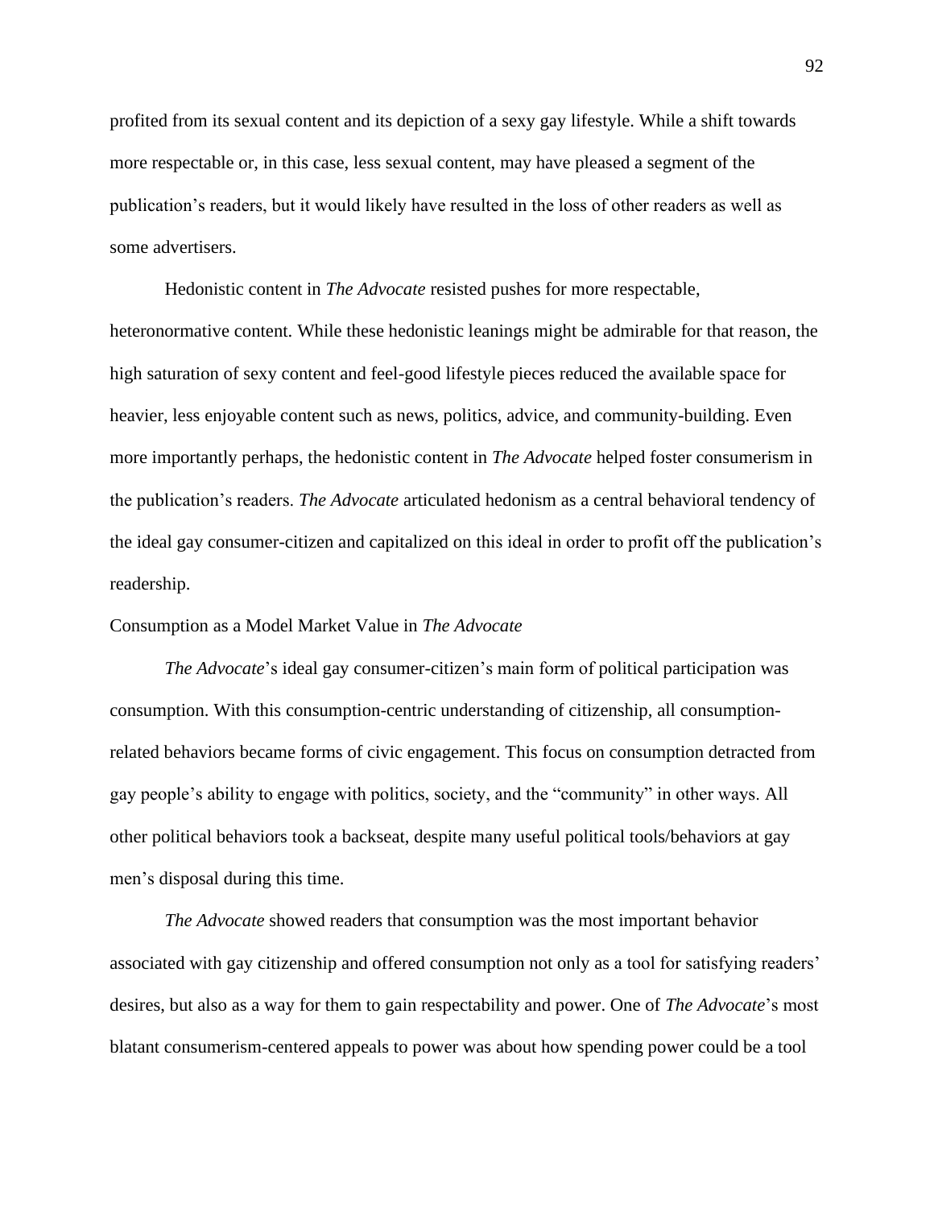profited from its sexual content and its depiction of a sexy gay lifestyle. While a shift towards more respectable or, in this case, less sexual content, may have pleased a segment of the publication's readers, but it would likely have resulted in the loss of other readers as well as some advertisers.

Hedonistic content in *The Advocate* resisted pushes for more respectable, heteronormative content. While these hedonistic leanings might be admirable for that reason, the high saturation of sexy content and feel-good lifestyle pieces reduced the available space for heavier, less enjoyable content such as news, politics, advice, and community-building. Even more importantly perhaps, the hedonistic content in *The Advocate* helped foster consumerism in the publication's readers. *The Advocate* articulated hedonism as a central behavioral tendency of the ideal gay consumer-citizen and capitalized on this ideal in order to profit off the publication's readership.

## Consumption as a Model Market Value in *The Advocate*

*The Advocate*'s ideal gay consumer-citizen's main form of political participation was consumption. With this consumption-centric understanding of citizenship, all consumption-related behaviors became forms of civic engagement. This focus on consumption detracted from gay people's ability to engage with politics, society, and the "community" in other ways. All other political behaviors took a backseat, despite many useful political tools/behaviors at gay men's disposal during this time.

*The Advocate* showed readers that consumption was the most important behavior associated with gay citizenship and offered consumption not only as a tool for satisfying readers' desires, but also as a way for them to gain respectability and power. One of *The Advocate*'s most blatant consumerism-centered appeals to power was about how spending power could be a tool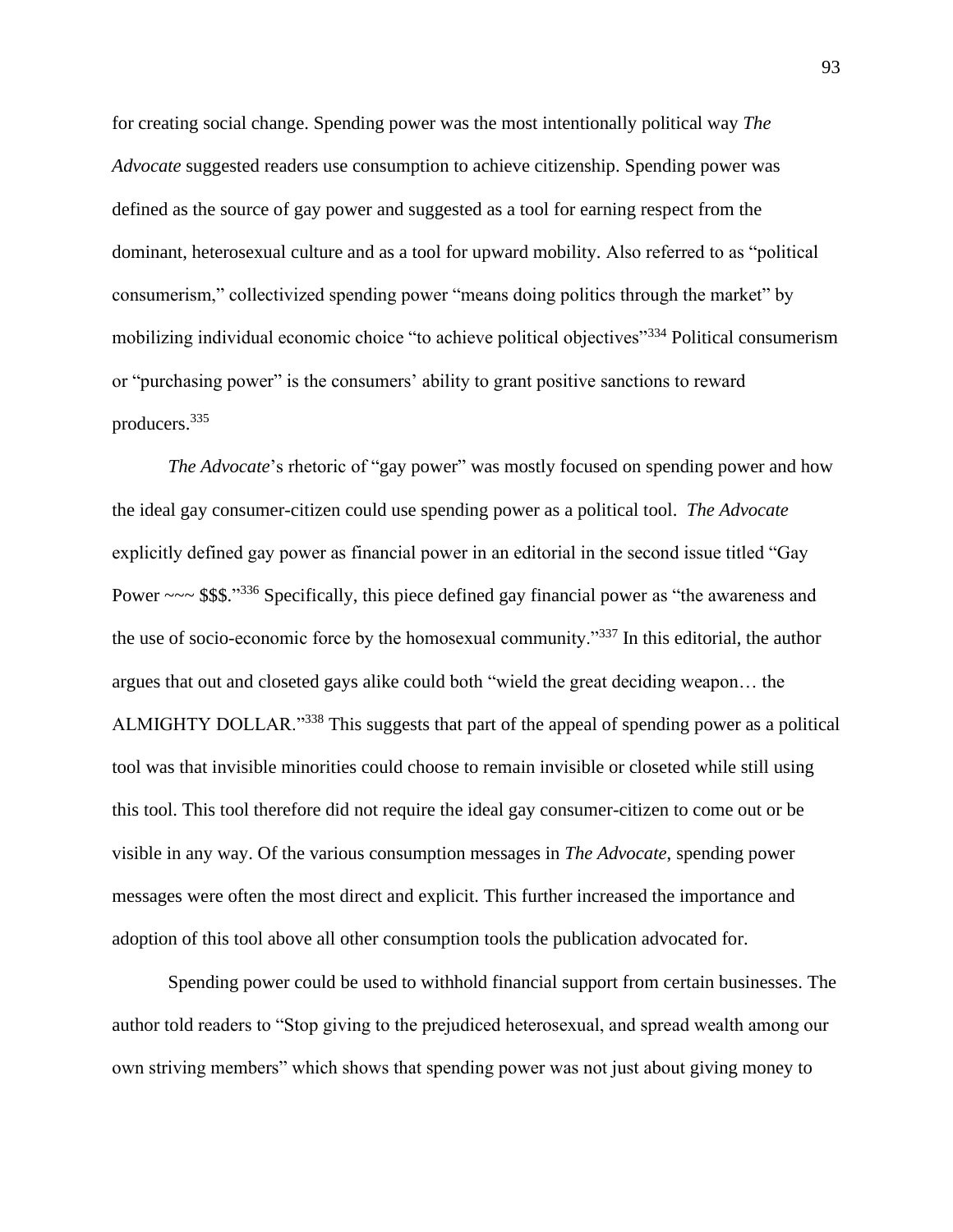for creating social change. Spending power was the most intentionally political way *The Advocate* suggested readers use consumption to achieve citizenship. Spending power was defined as the source of gay power and suggested as a tool for earning respect from the dominant, heterosexual culture and as a tool for upward mobility. Also referred to as "political consumerism," collectivized spending power "means doing politics through the market" by mobilizing individual economic choice "to achieve political objectives"[334] Political consumerism or "purchasing power" is the consumers' ability to grant positive sanctions to reward producers.[335]

*The Advocate*'s rhetoric of "gay power" was mostly focused on spending power and how the ideal gay consumer-citizen could use spending power as a political tool. *The Advocate* explicitly defined gay power as financial power in an editorial in the second issue titled "Gay Power ~~~ $$$."[336] Specifically, this piece defined gay financial power as "the awareness and the use of socio-economic force by the homosexual community."[337] In this editorial, the author argues that out and closeted gays alike could both "wield the great deciding weapon… the ALMIGHTY DOLLAR."[338] This suggests that part of the appeal of spending power as a political tool was that invisible minorities could choose to remain invisible or closeted while still using this tool. This tool therefore did not require the ideal gay consumer-citizen to come out or be visible in any way. Of the various consumption messages in *The Advocate*, spending power messages were often the most direct and explicit. This further increased the importance and adoption of this tool above all other consumption tools the publication advocated for.

Spending power could be used to withhold financial support from certain businesses. The author told readers to "Stop giving to the prejudiced heterosexual, and spread wealth among our own striving members" which shows that spending power was not just about giving money to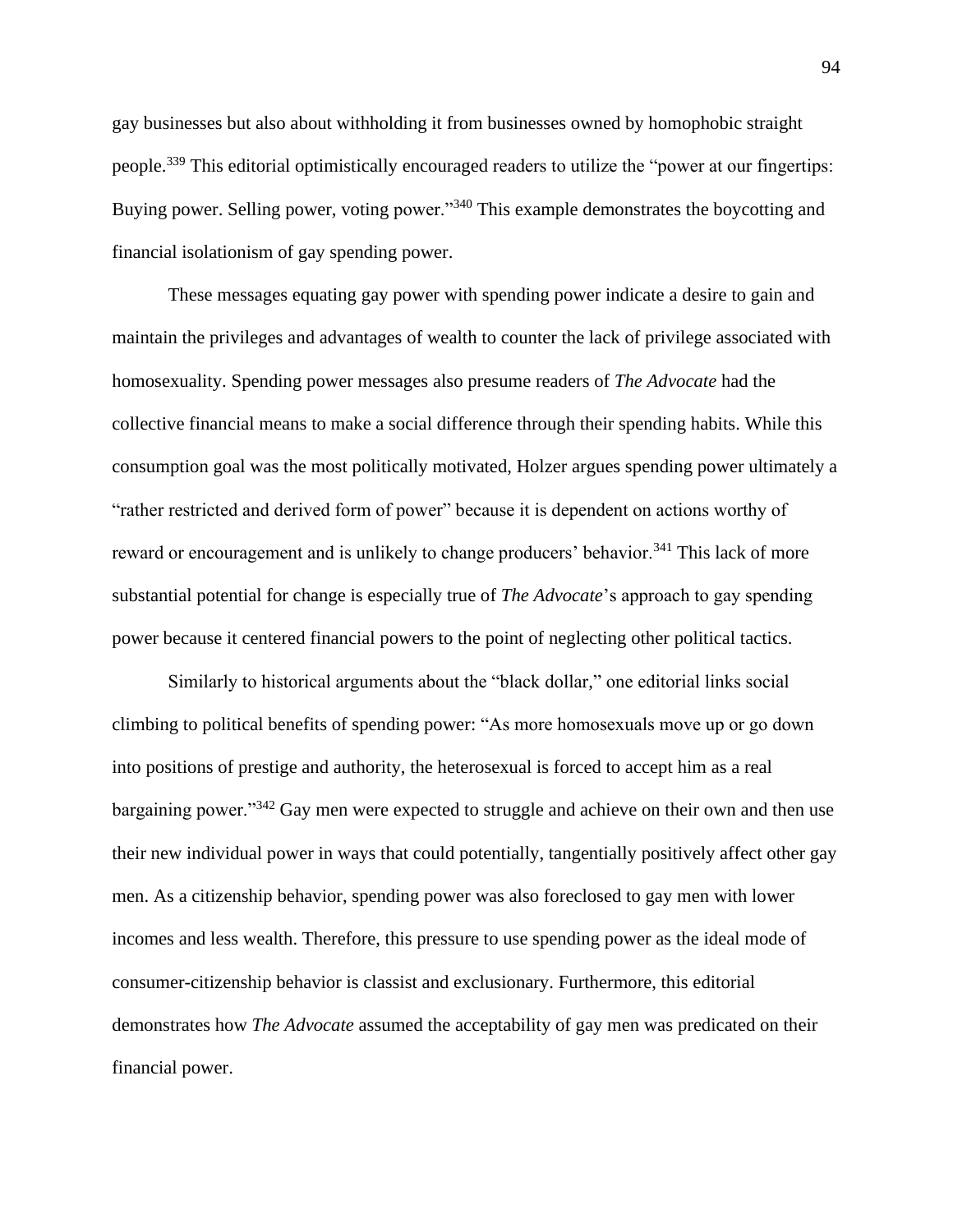gay businesses but also about withholding it from businesses owned by homophobic straight people.[339] This editorial optimistically encouraged readers to utilize the "power at our fingertips: Buying power. Selling power, voting power."[340] This example demonstrates the boycotting and financial isolationism of gay spending power.

These messages equating gay power with spending power indicate a desire to gain and maintain the privileges and advantages of wealth to counter the lack of privilege associated with homosexuality. Spending power messages also presume readers of *The Advocate* had the collective financial means to make a social difference through their spending habits. While this consumption goal was the most politically motivated, Holzer argues spending power ultimately a "rather restricted and derived form of power" because it is dependent on actions worthy of reward or encouragement and is unlikely to change producers' behavior.[341] This lack of more substantial potential for change is especially true of *The Advocate*'s approach to gay spending power because it centered financial powers to the point of neglecting other political tactics.

Similarly to historical arguments about the "black dollar," one editorial links social climbing to political benefits of spending power: "As more homosexuals move up or go down into positions of prestige and authority, the heterosexual is forced to accept him as a real bargaining power."[342] Gay men were expected to struggle and achieve on their own and then use their new individual power in ways that could potentially, tangentially positively affect other gay men. As a citizenship behavior, spending power was also foreclosed to gay men with lower incomes and less wealth. Therefore, this pressure to use spending power as the ideal mode of consumer-citizenship behavior is classist and exclusionary. Furthermore, this editorial demonstrates how *The Advocate* assumed the acceptability of gay men was predicated on their financial power.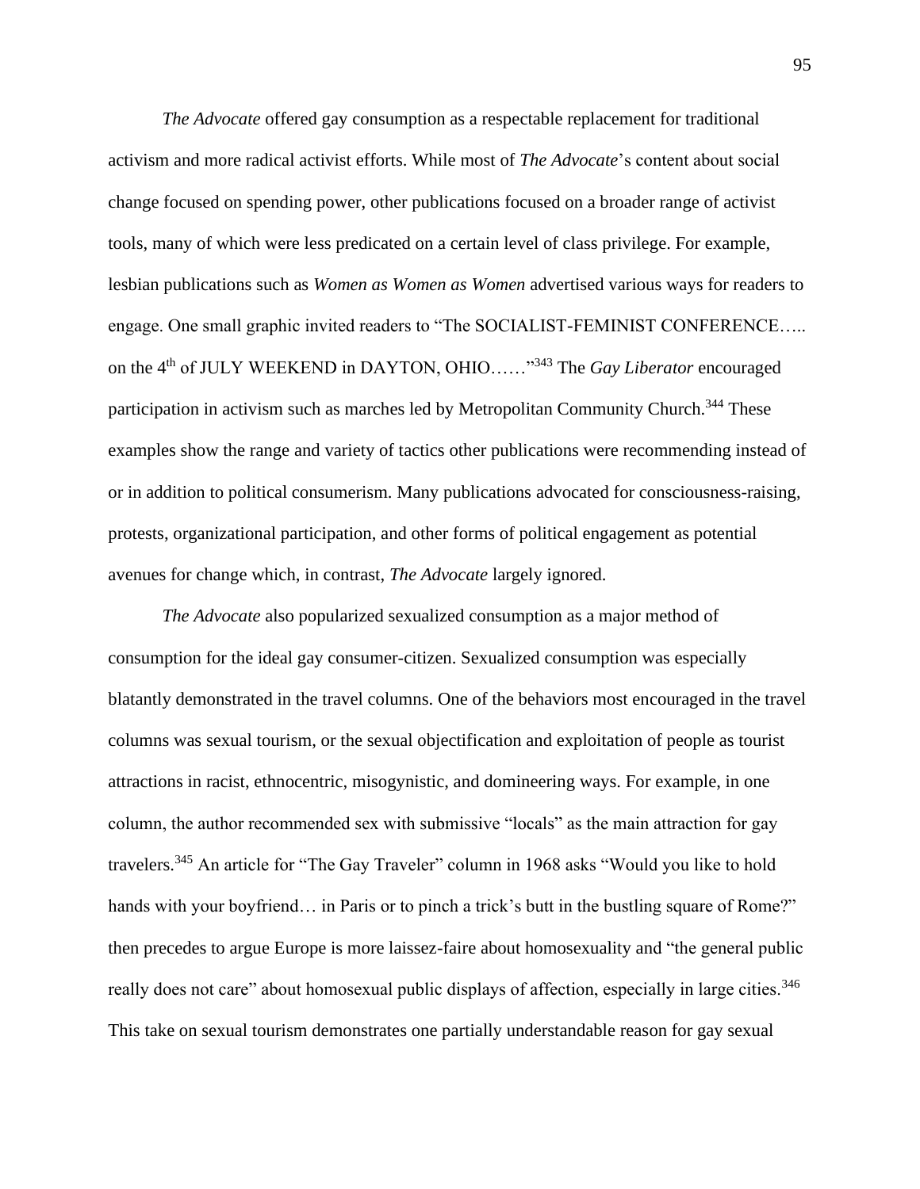*The Advocate* offered gay consumption as a respectable replacement for traditional activism and more radical activist efforts. While most of *The Advocate*'s content about social change focused on spending power, other publications focused on a broader range of activist tools, many of which were less predicated on a certain level of class privilege. For example, lesbian publications such as *Women as Women as Women* advertised various ways for readers to engage. One small graphic invited readers to "The SOCIALIST-FEMINIST CONFERENCE….. on the 4th of JULY WEEKEND in DAYTON, OHIO……"[343] The *Gay Liberator* encouraged participation in activism such as marches led by Metropolitan Community Church.[344] These examples show the range and variety of tactics other publications were recommending instead of or in addition to political consumerism. Many publications advocated for consciousness-raising, protests, organizational participation, and other forms of political engagement as potential avenues for change which, in contrast, *The Advocate* largely ignored.

*The Advocate* also popularized sexualized consumption as a major method of consumption for the ideal gay consumer-citizen. Sexualized consumption was especially blatantly demonstrated in the travel columns. One of the behaviors most encouraged in the travel columns was sexual tourism, or the sexual objectification and exploitation of people as tourist attractions in racist, ethnocentric, misogynistic, and domineering ways. For example, in one column, the author recommended sex with submissive "locals" as the main attraction for gay travelers.[345] An article for "The Gay Traveler" column in 1968 asks "Would you like to hold hands with your boyfriend… in Paris or to pinch a trick's butt in the bustling square of Rome?" then precedes to argue Europe is more laissez-faire about homosexuality and "the general public really does not care" about homosexual public displays of affection, especially in large cities.[346] This take on sexual tourism demonstrates one partially understandable reason for gay sexual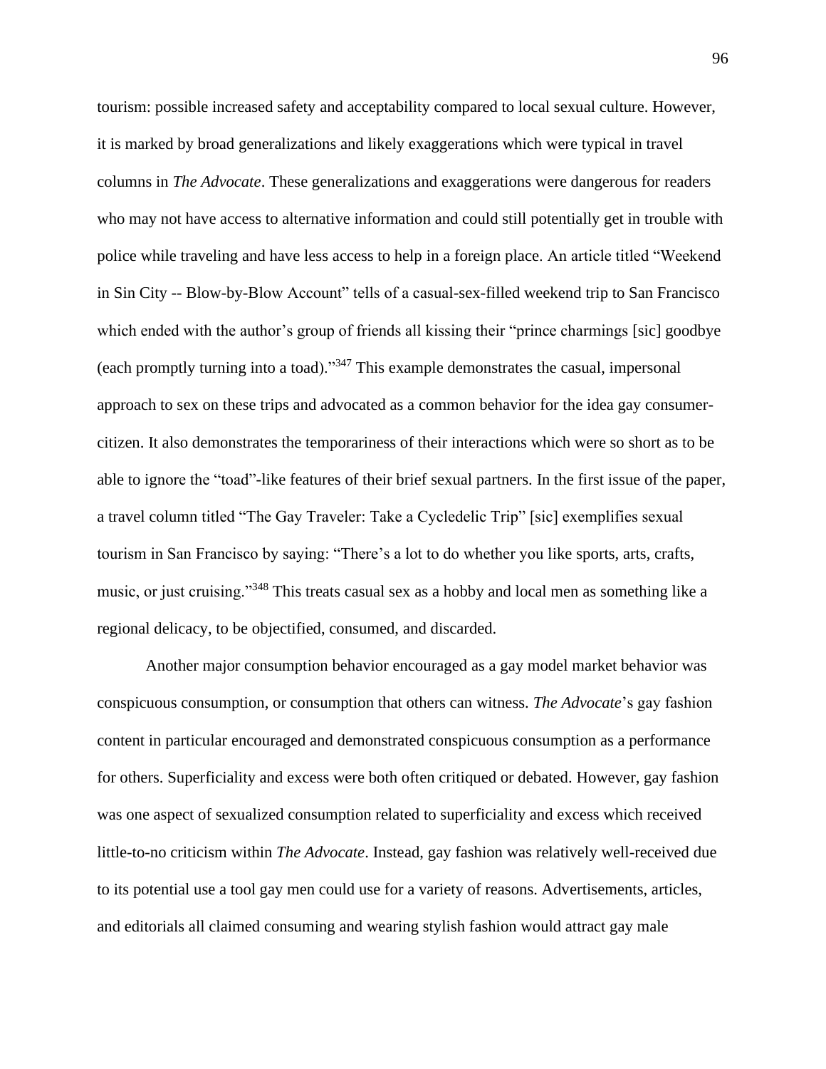tourism: possible increased safety and acceptability compared to local sexual culture. However, it is marked by broad generalizations and likely exaggerations which were typical in travel columns in *The Advocate*. These generalizations and exaggerations were dangerous for readers who may not have access to alternative information and could still potentially get in trouble with police while traveling and have less access to help in a foreign place. An article titled "Weekend in Sin City -- Blow-by-Blow Account" tells of a casual-sex-filled weekend trip to San Francisco which ended with the author's group of friends all kissing their "prince charmings [sic] goodbye (each promptly turning into a toad)."[347] This example demonstrates the casual, impersonal approach to sex on these trips and advocated as a common behavior for the idea gay consumer-citizen. It also demonstrates the temporariness of their interactions which were so short as to be able to ignore the "toad"-like features of their brief sexual partners. In the first issue of the paper, a travel column titled "The Gay Traveler: Take a Cycledelic Trip" [sic] exemplifies sexual tourism in San Francisco by saying: "There's a lot to do whether you like sports, arts, crafts, music, or just cruising."[348] This treats casual sex as a hobby and local men as something like a regional delicacy, to be objectified, consumed, and discarded.

Another major consumption behavior encouraged as a gay model market behavior was conspicuous consumption, or consumption that others can witness. *The Advocate*'s gay fashion content in particular encouraged and demonstrated conspicuous consumption as a performance for others. Superficiality and excess were both often critiqued or debated. However, gay fashion was one aspect of sexualized consumption related to superficiality and excess which received little-to-no criticism within *The Advocate*. Instead, gay fashion was relatively well-received due to its potential use a tool gay men could use for a variety of reasons. Advertisements, articles, and editorials all claimed consuming and wearing stylish fashion would attract gay male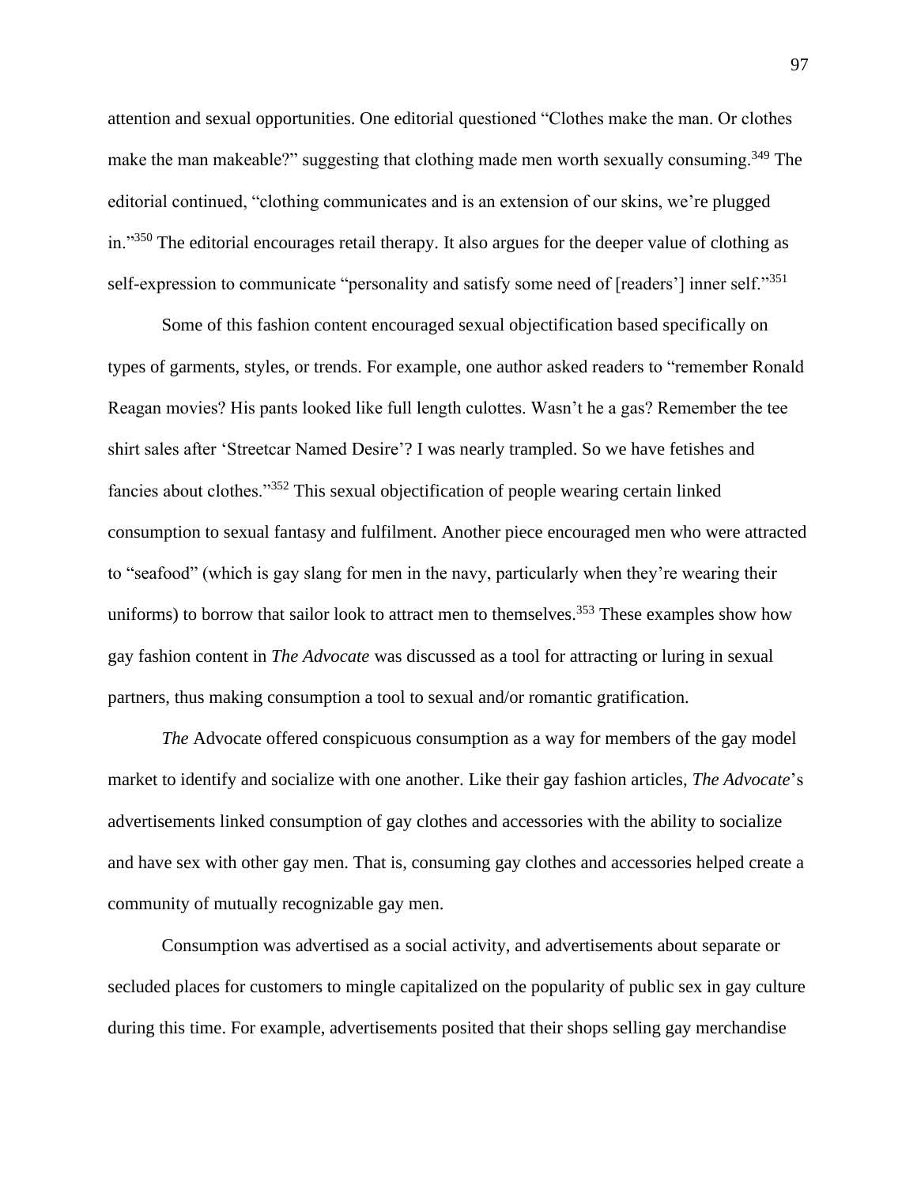attention and sexual opportunities. One editorial questioned "Clothes make the man. Or clothes make the man makeable?" suggesting that clothing made men worth sexually consuming.[349] The editorial continued, "clothing communicates and is an extension of our skins, we're plugged in."[350] The editorial encourages retail therapy. It also argues for the deeper value of clothing as self-expression to communicate "personality and satisfy some need of [readers'] inner self."[351]

Some of this fashion content encouraged sexual objectification based specifically on types of garments, styles, or trends. For example, one author asked readers to "remember Ronald Reagan movies? His pants looked like full length culottes. Wasn't he a gas? Remember the tee shirt sales after 'Streetcar Named Desire'? I was nearly trampled. So we have fetishes and fancies about clothes."[352] This sexual objectification of people wearing certain linked consumption to sexual fantasy and fulfilment. Another piece encouraged men who were attracted to "seafood" (which is gay slang for men in the navy, particularly when they're wearing their uniforms) to borrow that sailor look to attract men to themselves.[353] These examples show how gay fashion content in *The Advocate* was discussed as a tool for attracting or luring in sexual partners, thus making consumption a tool to sexual and/or romantic gratification.

*The* Advocate offered conspicuous consumption as a way for members of the gay model market to identify and socialize with one another. Like their gay fashion articles, *The Advocate*'s advertisements linked consumption of gay clothes and accessories with the ability to socialize and have sex with other gay men. That is, consuming gay clothes and accessories helped create a community of mutually recognizable gay men.

Consumption was advertised as a social activity, and advertisements about separate or secluded places for customers to mingle capitalized on the popularity of public sex in gay culture during this time. For example, advertisements posited that their shops selling gay merchandise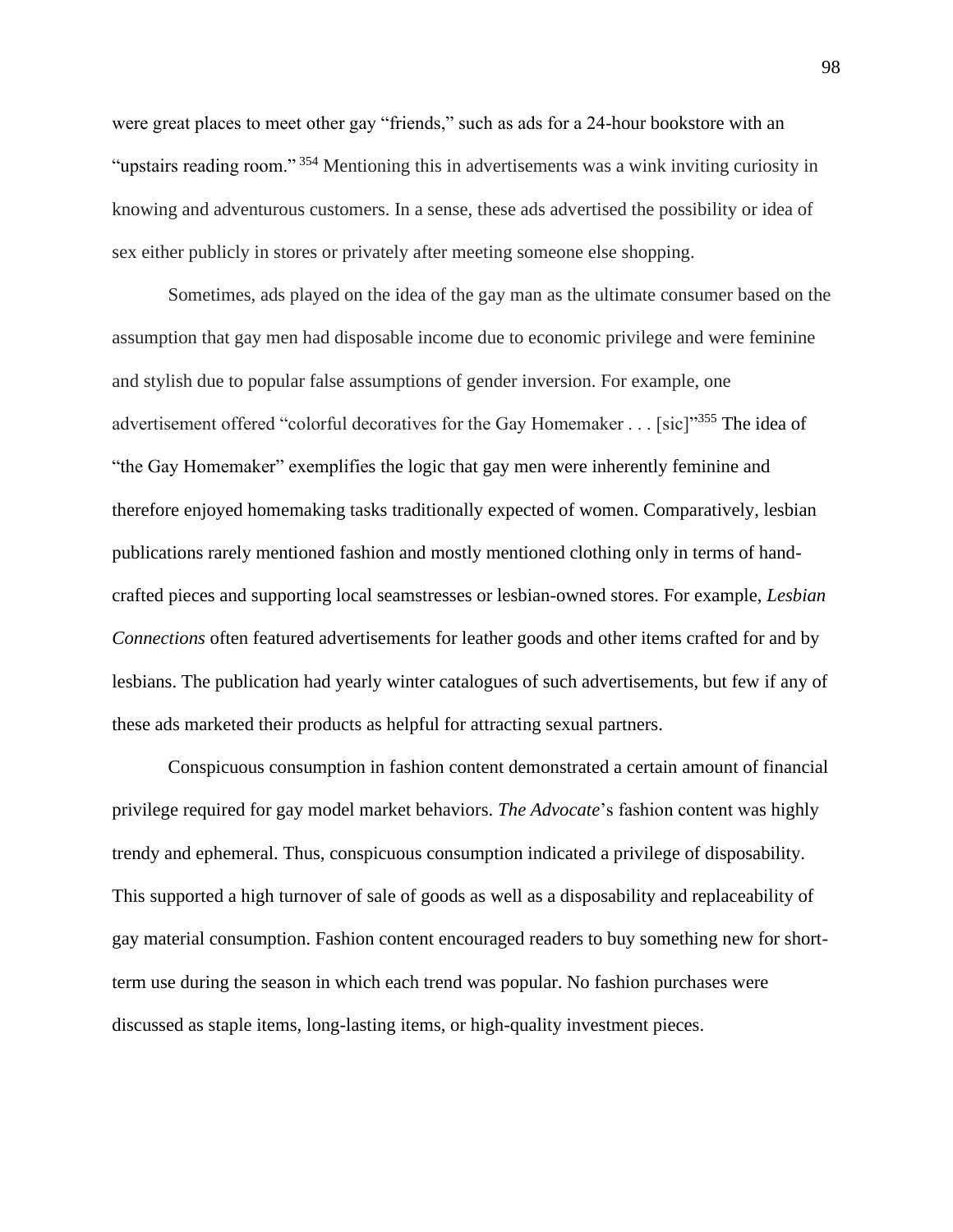were great places to meet other gay "friends," such as ads for a 24-hour bookstore with an "upstairs reading room." [354] Mentioning this in advertisements was a wink inviting curiosity in knowing and adventurous customers. In a sense, these ads advertised the possibility or idea of sex either publicly in stores or privately after meeting someone else shopping.

Sometimes, ads played on the idea of the gay man as the ultimate consumer based on the assumption that gay men had disposable income due to economic privilege and were feminine and stylish due to popular false assumptions of gender inversion. For example, one advertisement offered "colorful decoratives for the Gay Homemaker . . . [sic]"[355] The idea of "the Gay Homemaker" exemplifies the logic that gay men were inherently feminine and therefore enjoyed homemaking tasks traditionally expected of women. Comparatively, lesbian publications rarely mentioned fashion and mostly mentioned clothing only in terms of hand-crafted pieces and supporting local seamstresses or lesbian-owned stores. For example, *Lesbian Connections* often featured advertisements for leather goods and other items crafted for and by lesbians. The publication had yearly winter catalogues of such advertisements, but few if any of these ads marketed their products as helpful for attracting sexual partners.

Conspicuous consumption in fashion content demonstrated a certain amount of financial privilege required for gay model market behaviors. *The Advocate*'s fashion content was highly trendy and ephemeral. Thus, conspicuous consumption indicated a privilege of disposability. This supported a high turnover of sale of goods as well as a disposability and replaceability of gay material consumption. Fashion content encouraged readers to buy something new for short-term use during the season in which each trend was popular. No fashion purchases were discussed as staple items, long-lasting items, or high-quality investment pieces.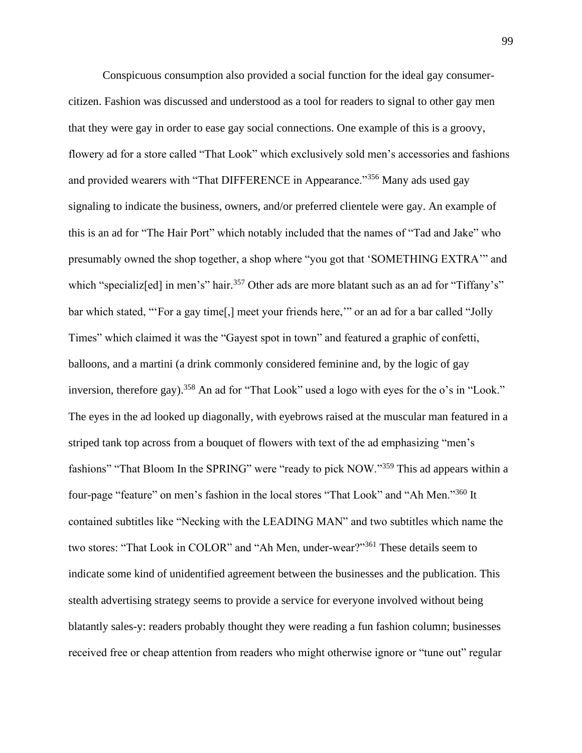Conspicuous consumption also provided a social function for the ideal gay consumer-citizen. Fashion was discussed and understood as a tool for readers to signal to other gay men that they were gay in order to ease gay social connections. One example of this is a groovy, flowery ad for a store called "That Look" which exclusively sold men's accessories and fashions and provided wearers with "That DIFFERENCE in Appearance."[356] Many ads used gay signaling to indicate the business, owners, and/or preferred clientele were gay. An example of this is an ad for "The Hair Port" which notably included that the names of "Tad and Jake" who presumably owned the shop together, a shop where "you got that 'SOMETHING EXTRA'" and which "specializ[ed] in men's" hair.[357] Other ads are more blatant such as an ad for "Tiffany's" bar which stated, "'For a gay time[,] meet your friends here,'" or an ad for a bar called "Jolly Times" which claimed it was the "Gayest spot in town" and featured a graphic of confetti, balloons, and a martini (a drink commonly considered feminine and, by the logic of gay inversion, therefore gay).[358] An ad for "That Look" used a logo with eyes for the o's in "Look." The eyes in the ad looked up diagonally, with eyebrows raised at the muscular man featured in a striped tank top across from a bouquet of flowers with text of the ad emphasizing "men's fashions" "That Bloom In the SPRING" were "ready to pick NOW."[359] This ad appears within a four-page "feature" on men's fashion in the local stores "That Look" and "Ah Men."[360] It contained subtitles like "Necking with the LEADING MAN" and two subtitles which name the two stores: "That Look in COLOR" and "Ah Men, under-wear?"[361] These details seem to indicate some kind of unidentified agreement between the businesses and the publication. This stealth advertising strategy seems to provide a service for everyone involved without being blatantly sales-y: readers probably thought they were reading a fun fashion column; businesses received free or cheap attention from readers who might otherwise ignore or "tune out" regular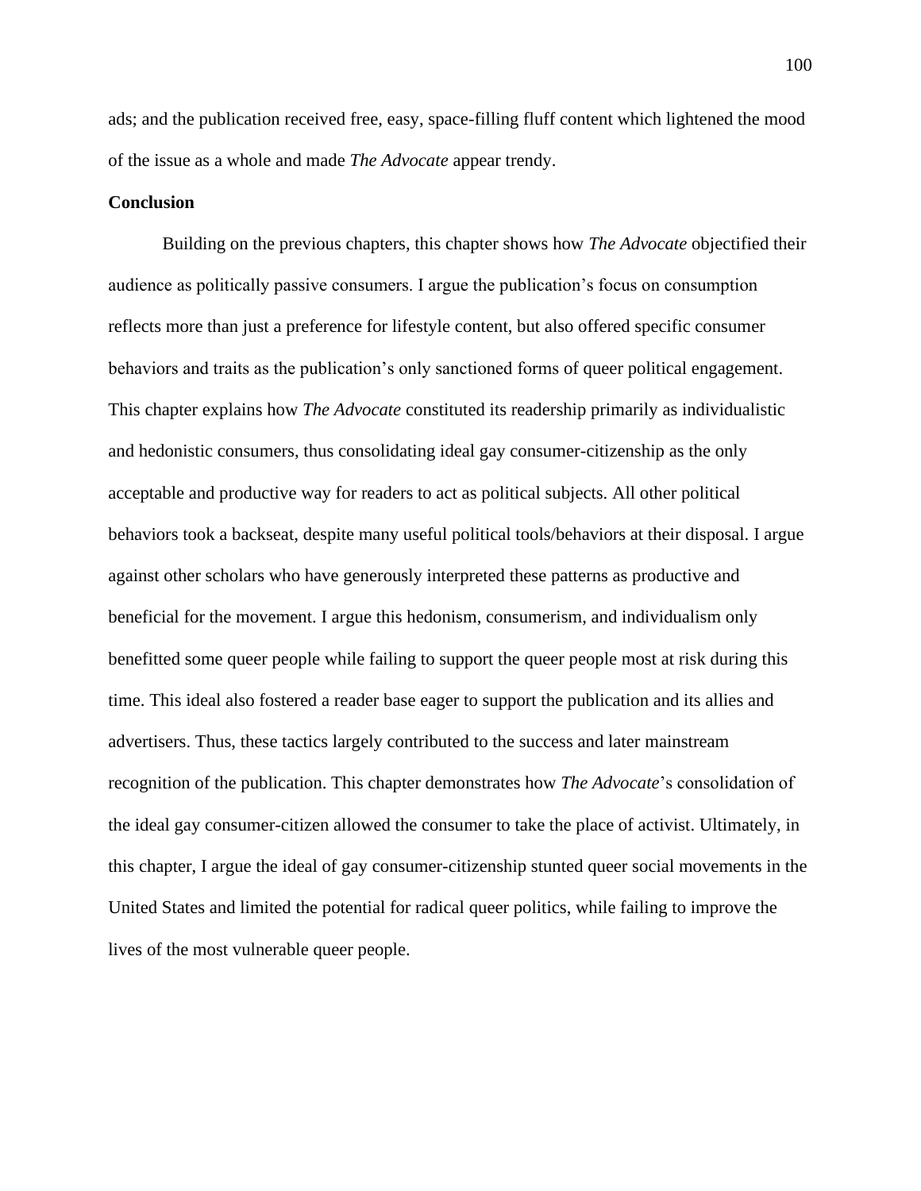ads; and the publication received free, easy, space-filling fluff content which lightened the mood of the issue as a whole and made *The Advocate* appear trendy.

**Conclusion**

Building on the previous chapters, this chapter shows how *The Advocate* objectified their audience as politically passive consumers. I argue the publication's focus on consumption reflects more than just a preference for lifestyle content, but also offered specific consumer behaviors and traits as the publication's only sanctioned forms of queer political engagement. This chapter explains how *The Advocate* constituted its readership primarily as individualistic and hedonistic consumers, thus consolidating ideal gay consumer-citizenship as the only acceptable and productive way for readers to act as political subjects. All other political behaviors took a backseat, despite many useful political tools/behaviors at their disposal. I argue against other scholars who have generously interpreted these patterns as productive and beneficial for the movement. I argue this hedonism, consumerism, and individualism only benefitted some queer people while failing to support the queer people most at risk during this time. This ideal also fostered a reader base eager to support the publication and its allies and advertisers. Thus, these tactics largely contributed to the success and later mainstream recognition of the publication. This chapter demonstrates how *The Advocate*'s consolidation of the ideal gay consumer-citizen allowed the consumer to take the place of activist. Ultimately, in this chapter, I argue the ideal of gay consumer-citizenship stunted queer social movements in the United States and limited the potential for radical queer politics, while failing to improve the lives of the most vulnerable queer people.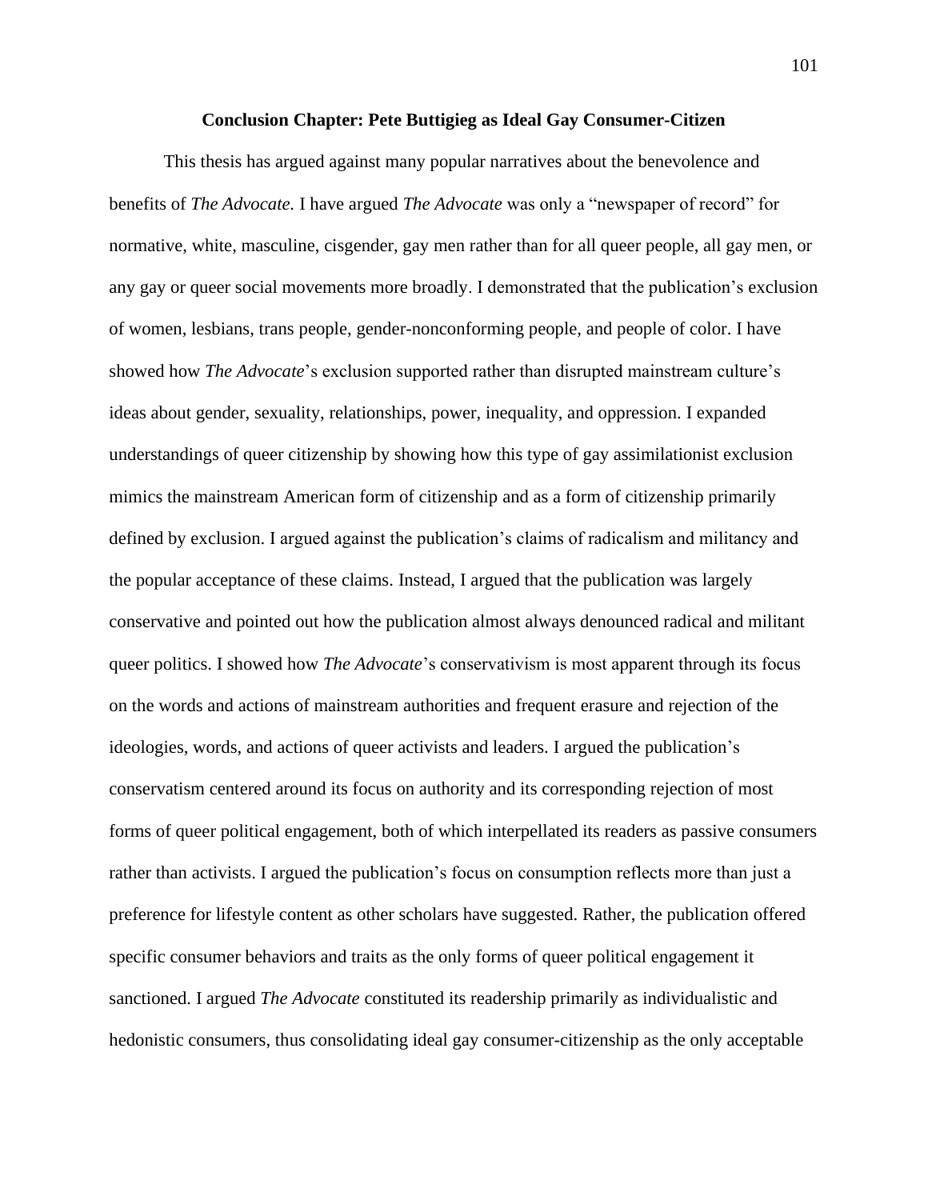## Conclusion Chapter: Pete Buttigieg as Ideal Gay Consumer-Citizen

This thesis has argued against many popular narratives about the benevolence and benefits of *The Advocate.* I have argued *The Advocate* was only a "newspaper of record" for normative, white, masculine, cisgender, gay men rather than for all queer people, all gay men, or any gay or queer social movements more broadly. I demonstrated that the publication's exclusion of women, lesbians, trans people, gender-nonconforming people, and people of color. I have showed how *The Advocate*'s exclusion supported rather than disrupted mainstream culture's ideas about gender, sexuality, relationships, power, inequality, and oppression. I expanded understandings of queer citizenship by showing how this type of gay assimilationist exclusion mimics the mainstream American form of citizenship and as a form of citizenship primarily defined by exclusion. I argued against the publication's claims of radicalism and militancy and the popular acceptance of these claims. Instead, I argued that the publication was largely conservative and pointed out how the publication almost always denounced radical and militant queer politics. I showed how *The Advocate*'s conservativism is most apparent through its focus on the words and actions of mainstream authorities and frequent erasure and rejection of the ideologies, words, and actions of queer activists and leaders. I argued the publication's conservatism centered around its focus on authority and its corresponding rejection of most forms of queer political engagement, both of which interpellated its readers as passive consumers rather than activists. I argued the publication's focus on consumption reflects more than just a preference for lifestyle content as other scholars have suggested. Rather, the publication offered specific consumer behaviors and traits as the only forms of queer political engagement it sanctioned. I argued *The Advocate* constituted its readership primarily as individualistic and hedonistic consumers, thus consolidating ideal gay consumer-citizenship as the only acceptable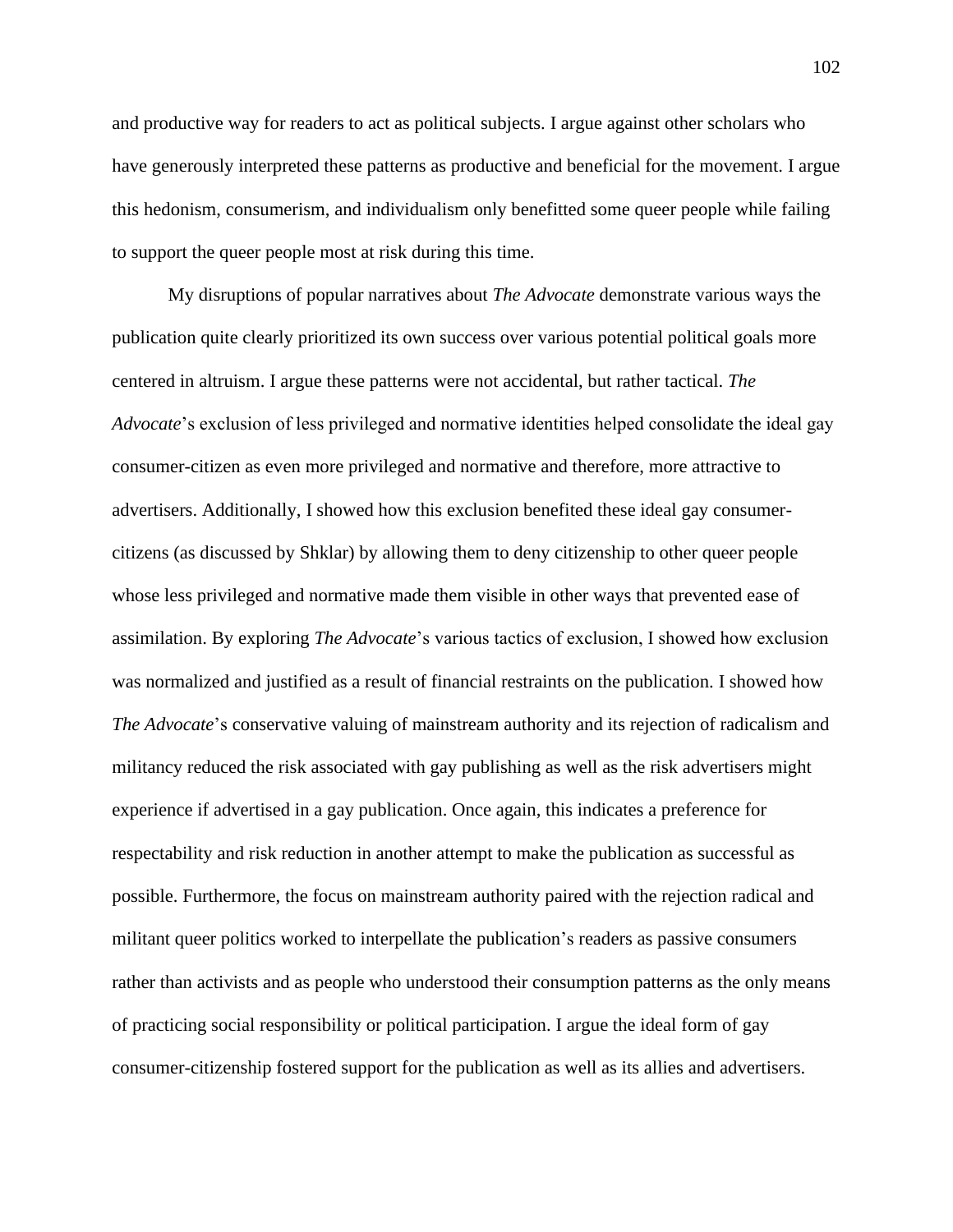and productive way for readers to act as political subjects. I argue against other scholars who have generously interpreted these patterns as productive and beneficial for the movement. I argue this hedonism, consumerism, and individualism only benefitted some queer people while failing to support the queer people most at risk during this time.

My disruptions of popular narratives about *The Advocate* demonstrate various ways the publication quite clearly prioritized its own success over various potential political goals more centered in altruism. I argue these patterns were not accidental, but rather tactical. *The Advocate*'s exclusion of less privileged and normative identities helped consolidate the ideal gay consumer-citizen as even more privileged and normative and therefore, more attractive to advertisers. Additionally, I showed how this exclusion benefited these ideal gay consumer-citizens (as discussed by Shklar) by allowing them to deny citizenship to other queer people whose less privileged and normative made them visible in other ways that prevented ease of assimilation. By exploring *The Advocate*'s various tactics of exclusion, I showed how exclusion was normalized and justified as a result of financial restraints on the publication. I showed how *The Advocate*'s conservative valuing of mainstream authority and its rejection of radicalism and militancy reduced the risk associated with gay publishing as well as the risk advertisers might experience if advertised in a gay publication. Once again, this indicates a preference for respectability and risk reduction in another attempt to make the publication as successful as possible. Furthermore, the focus on mainstream authority paired with the rejection radical and militant queer politics worked to interpellate the publication's readers as passive consumers rather than activists and as people who understood their consumption patterns as the only means of practicing social responsibility or political participation. I argue the ideal form of gay consumer-citizenship fostered support for the publication as well as its allies and advertisers.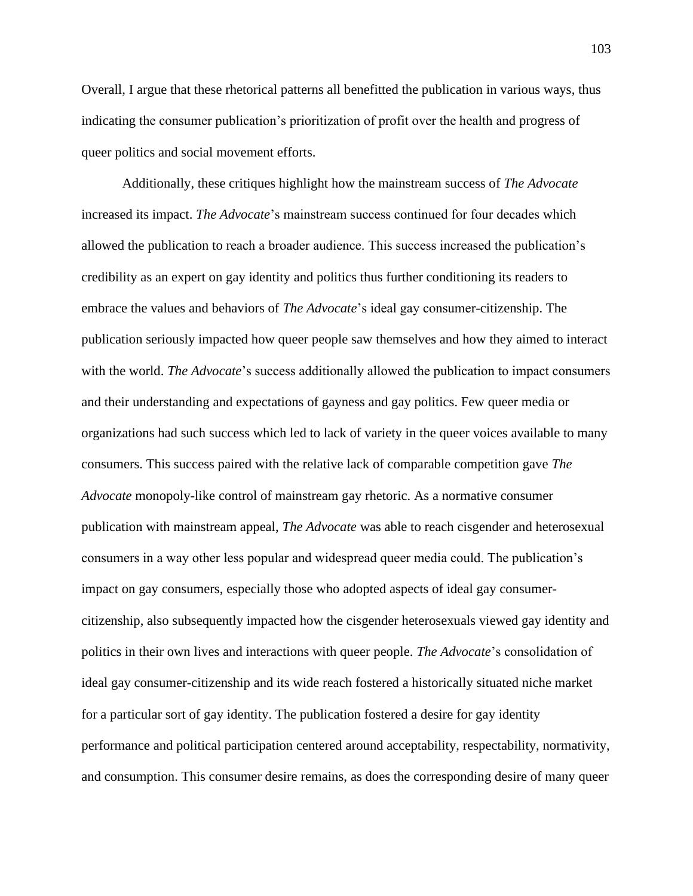Overall, I argue that these rhetorical patterns all benefitted the publication in various ways, thus indicating the consumer publication's prioritization of profit over the health and progress of queer politics and social movement efforts.

Additionally, these critiques highlight how the mainstream success of *The Advocate* increased its impact. *The Advocate*'s mainstream success continued for four decades which allowed the publication to reach a broader audience. This success increased the publication's credibility as an expert on gay identity and politics thus further conditioning its readers to embrace the values and behaviors of *The Advocate*'s ideal gay consumer-citizenship. The publication seriously impacted how queer people saw themselves and how they aimed to interact with the world. *The Advocate*'s success additionally allowed the publication to impact consumers and their understanding and expectations of gayness and gay politics. Few queer media or organizations had such success which led to lack of variety in the queer voices available to many consumers. This success paired with the relative lack of comparable competition gave *The Advocate* monopoly-like control of mainstream gay rhetoric. As a normative consumer publication with mainstream appeal, *The Advocate* was able to reach cisgender and heterosexual consumers in a way other less popular and widespread queer media could. The publication's impact on gay consumers, especially those who adopted aspects of ideal gay consumer-citizenship, also subsequently impacted how the cisgender heterosexuals viewed gay identity and politics in their own lives and interactions with queer people. *The Advocate*'s consolidation of ideal gay consumer-citizenship and its wide reach fostered a historically situated niche market for a particular sort of gay identity. The publication fostered a desire for gay identity performance and political participation centered around acceptability, respectability, normativity, and consumption. This consumer desire remains, as does the corresponding desire of many queer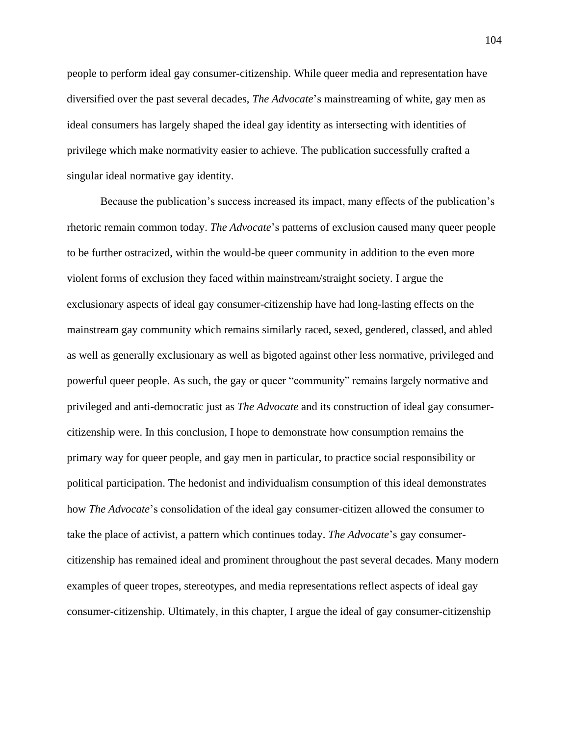people to perform ideal gay consumer-citizenship. While queer media and representation have diversified over the past several decades, *The Advocate*'s mainstreaming of white, gay men as ideal consumers has largely shaped the ideal gay identity as intersecting with identities of privilege which make normativity easier to achieve. The publication successfully crafted a singular ideal normative gay identity.

Because the publication's success increased its impact, many effects of the publication's rhetoric remain common today. *The Advocate*'s patterns of exclusion caused many queer people to be further ostracized, within the would-be queer community in addition to the even more violent forms of exclusion they faced within mainstream/straight society. I argue the exclusionary aspects of ideal gay consumer-citizenship have had long-lasting effects on the mainstream gay community which remains similarly raced, sexed, gendered, classed, and abled as well as generally exclusionary as well as bigoted against other less normative, privileged and powerful queer people. As such, the gay or queer "community" remains largely normative and privileged and anti-democratic just as *The Advocate* and its construction of ideal gay consumer-citizenship were. In this conclusion, I hope to demonstrate how consumption remains the primary way for queer people, and gay men in particular, to practice social responsibility or political participation. The hedonist and individualism consumption of this ideal demonstrates how *The Advocate*'s consolidation of the ideal gay consumer-citizen allowed the consumer to take the place of activist, a pattern which continues today. *The Advocate*'s gay consumer-citizenship has remained ideal and prominent throughout the past several decades. Many modern examples of queer tropes, stereotypes, and media representations reflect aspects of ideal gay consumer-citizenship. Ultimately, in this chapter, I argue the ideal of gay consumer-citizenship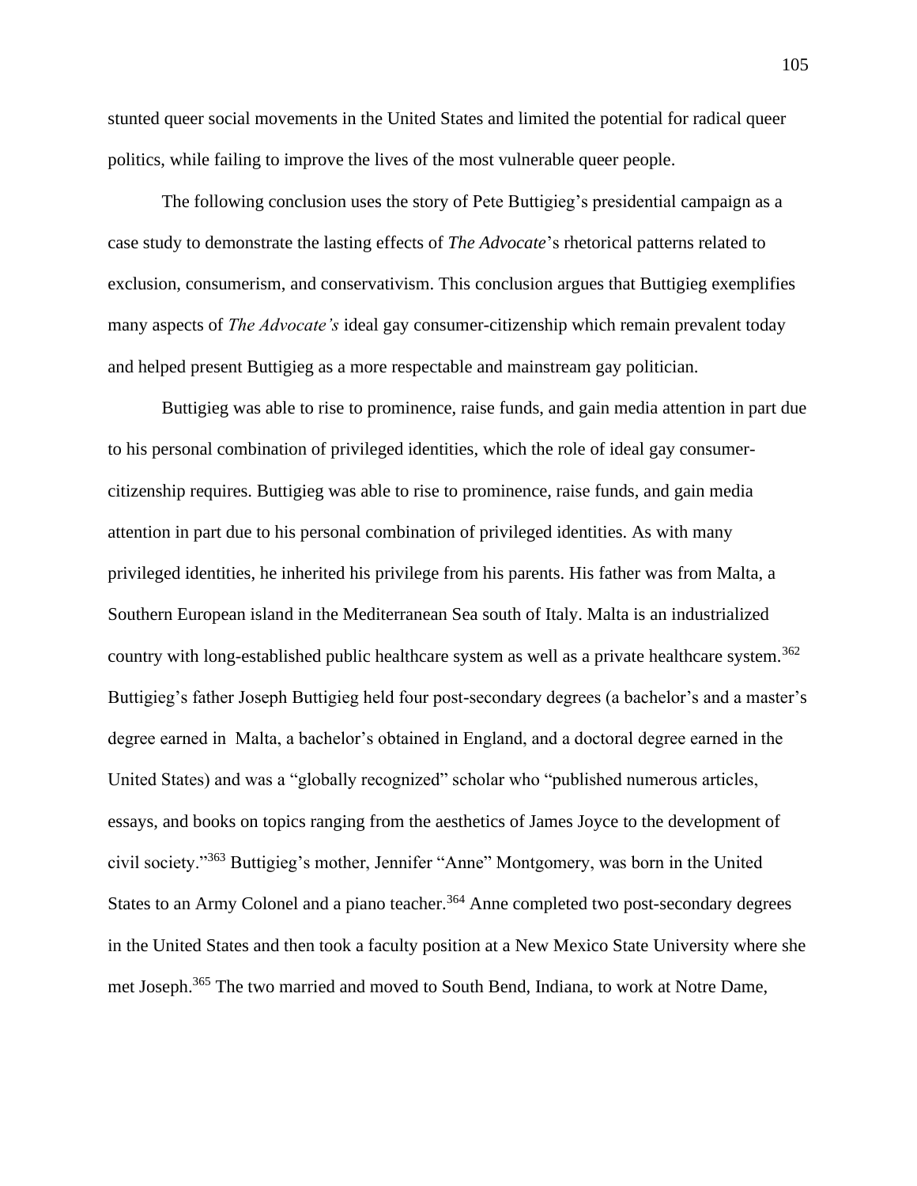stunted queer social movements in the United States and limited the potential for radical queer politics, while failing to improve the lives of the most vulnerable queer people.

The following conclusion uses the story of Pete Buttigieg's presidential campaign as a case study to demonstrate the lasting effects of *The Advocate*'s rhetorical patterns related to exclusion, consumerism, and conservativism. This conclusion argues that Buttigieg exemplifies many aspects of *The Advocate's* ideal gay consumer-citizenship which remain prevalent today and helped present Buttigieg as a more respectable and mainstream gay politician.

Buttigieg was able to rise to prominence, raise funds, and gain media attention in part due to his personal combination of privileged identities, which the role of ideal gay consumer-citizenship requires. Buttigieg was able to rise to prominence, raise funds, and gain media attention in part due to his personal combination of privileged identities. As with many privileged identities, he inherited his privilege from his parents. His father was from Malta, a Southern European island in the Mediterranean Sea south of Italy. Malta is an industrialized country with long-established public healthcare system as well as a private healthcare system.[362] Buttigieg's father Joseph Buttigieg held four post-secondary degrees (a bachelor's and a master's degree earned in Malta, a bachelor's obtained in England, and a doctoral degree earned in the United States) and was a "globally recognized" scholar who "published numerous articles, essays, and books on topics ranging from the aesthetics of James Joyce to the development of civil society."[363] Buttigieg's mother, Jennifer "Anne" Montgomery, was born in the United States to an Army Colonel and a piano teacher.[364] Anne completed two post-secondary degrees in the United States and then took a faculty position at a New Mexico State University where she met Joseph.[365] The two married and moved to South Bend, Indiana, to work at Notre Dame,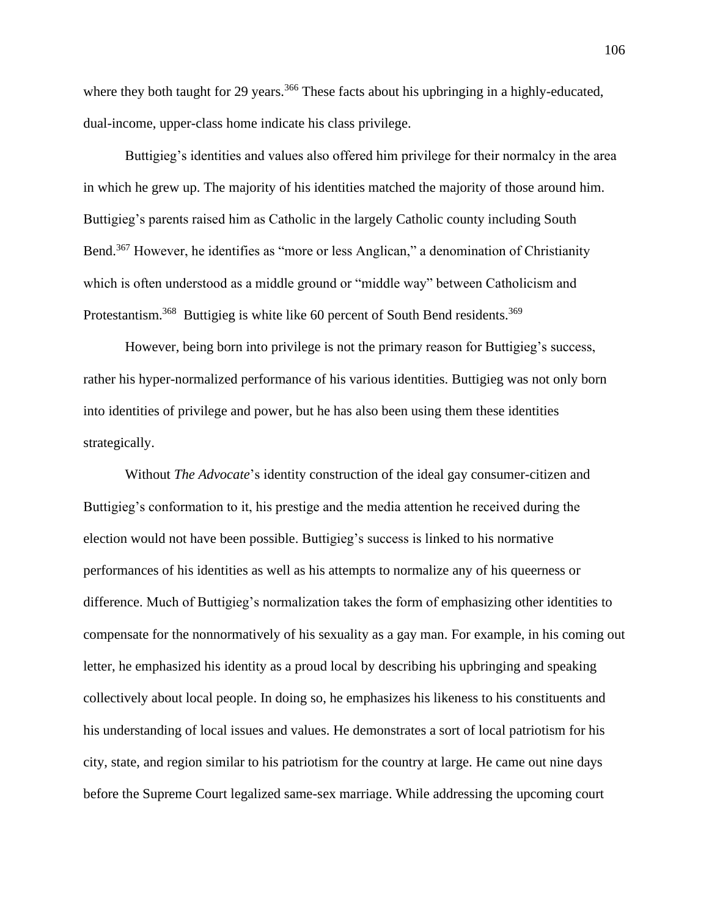where they both taught for 29 years.[366] These facts about his upbringing in a highly-educated, dual-income, upper-class home indicate his class privilege.

Buttigieg's identities and values also offered him privilege for their normalcy in the area in which he grew up. The majority of his identities matched the majority of those around him. Buttigieg's parents raised him as Catholic in the largely Catholic county including South Bend.[367] However, he identifies as "more or less Anglican," a denomination of Christianity which is often understood as a middle ground or "middle way" between Catholicism and Protestantism.[368] Buttigieg is white like 60 percent of South Bend residents.[369]

However, being born into privilege is not the primary reason for Buttigieg's success, rather his hyper-normalized performance of his various identities. Buttigieg was not only born into identities of privilege and power, but he has also been using them these identities strategically.

Without *The Advocate*'s identity construction of the ideal gay consumer-citizen and Buttigieg's conformation to it, his prestige and the media attention he received during the election would not have been possible. Buttigieg's success is linked to his normative performances of his identities as well as his attempts to normalize any of his queerness or difference. Much of Buttigieg's normalization takes the form of emphasizing other identities to compensate for the nonnormatively of his sexuality as a gay man. For example, in his coming out letter, he emphasized his identity as a proud local by describing his upbringing and speaking collectively about local people. In doing so, he emphasizes his likeness to his constituents and his understanding of local issues and values. He demonstrates a sort of local patriotism for his city, state, and region similar to his patriotism for the country at large. He came out nine days before the Supreme Court legalized same-sex marriage. While addressing the upcoming court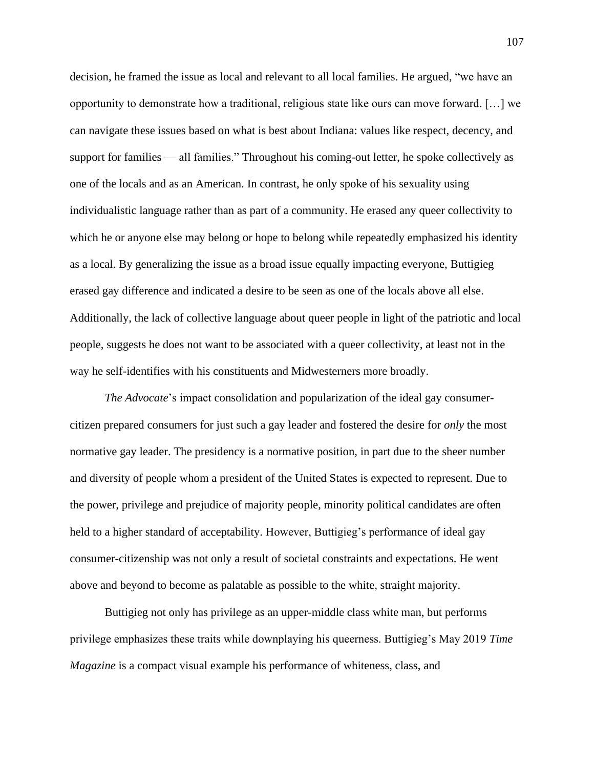decision, he framed the issue as local and relevant to all local families. He argued, "we have an opportunity to demonstrate how a traditional, religious state like ours can move forward. […] we can navigate these issues based on what is best about Indiana: values like respect, decency, and support for families — all families." Throughout his coming-out letter, he spoke collectively as one of the locals and as an American. In contrast, he only spoke of his sexuality using individualistic language rather than as part of a community. He erased any queer collectivity to which he or anyone else may belong or hope to belong while repeatedly emphasized his identity as a local. By generalizing the issue as a broad issue equally impacting everyone, Buttigieg erased gay difference and indicated a desire to be seen as one of the locals above all else. Additionally, the lack of collective language about queer people in light of the patriotic and local people, suggests he does not want to be associated with a queer collectivity, at least not in the way he self-identifies with his constituents and Midwesterners more broadly.

*The Advocate*'s impact consolidation and popularization of the ideal gay consumer-citizen prepared consumers for just such a gay leader and fostered the desire for *only* the most normative gay leader. The presidency is a normative position, in part due to the sheer number and diversity of people whom a president of the United States is expected to represent. Due to the power, privilege and prejudice of majority people, minority political candidates are often held to a higher standard of acceptability. However, Buttigieg's performance of ideal gay consumer-citizenship was not only a result of societal constraints and expectations. He went above and beyond to become as palatable as possible to the white, straight majority.

Buttigieg not only has privilege as an upper-middle class white man, but performs privilege emphasizes these traits while downplaying his queerness. Buttigieg's May 2019 *Time Magazine* is a compact visual example his performance of whiteness, class, and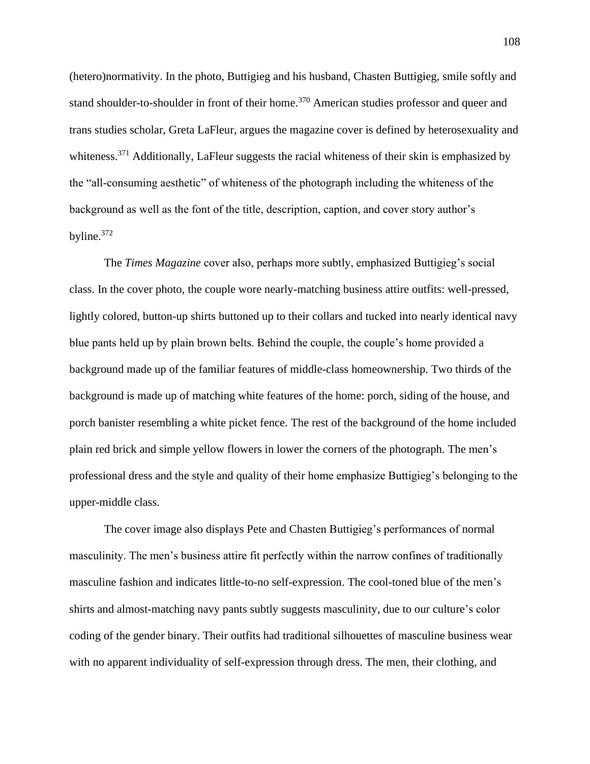(hetero)normativity. In the photo, Buttigieg and his husband, Chasten Buttigieg, smile softly and stand shoulder-to-shoulder in front of their home.[370] American studies professor and queer and trans studies scholar, Greta LaFleur, argues the magazine cover is defined by heterosexuality and whiteness.[371] Additionally, LaFleur suggests the racial whiteness of their skin is emphasized by the "all-consuming aesthetic" of whiteness of the photograph including the whiteness of the background as well as the font of the title, description, caption, and cover story author's byline.[372]

The *Times Magazine* cover also, perhaps more subtly, emphasized Buttigieg's social class. In the cover photo, the couple wore nearly-matching business attire outfits: well-pressed, lightly colored, button-up shirts buttoned up to their collars and tucked into nearly identical navy blue pants held up by plain brown belts. Behind the couple, the couple's home provided a background made up of the familiar features of middle-class homeownership. Two thirds of the background is made up of matching white features of the home: porch, siding of the house, and porch banister resembling a white picket fence. The rest of the background of the home included plain red brick and simple yellow flowers in lower the corners of the photograph. The men's professional dress and the style and quality of their home emphasize Buttigieg's belonging to the upper-middle class.

The cover image also displays Pete and Chasten Buttigieg's performances of normal masculinity. The men's business attire fit perfectly within the narrow confines of traditionally masculine fashion and indicates little-to-no self-expression. The cool-toned blue of the men's shirts and almost-matching navy pants subtly suggests masculinity, due to our culture's color coding of the gender binary. Their outfits had traditional silhouettes of masculine business wear with no apparent individuality of self-expression through dress. The men, their clothing, and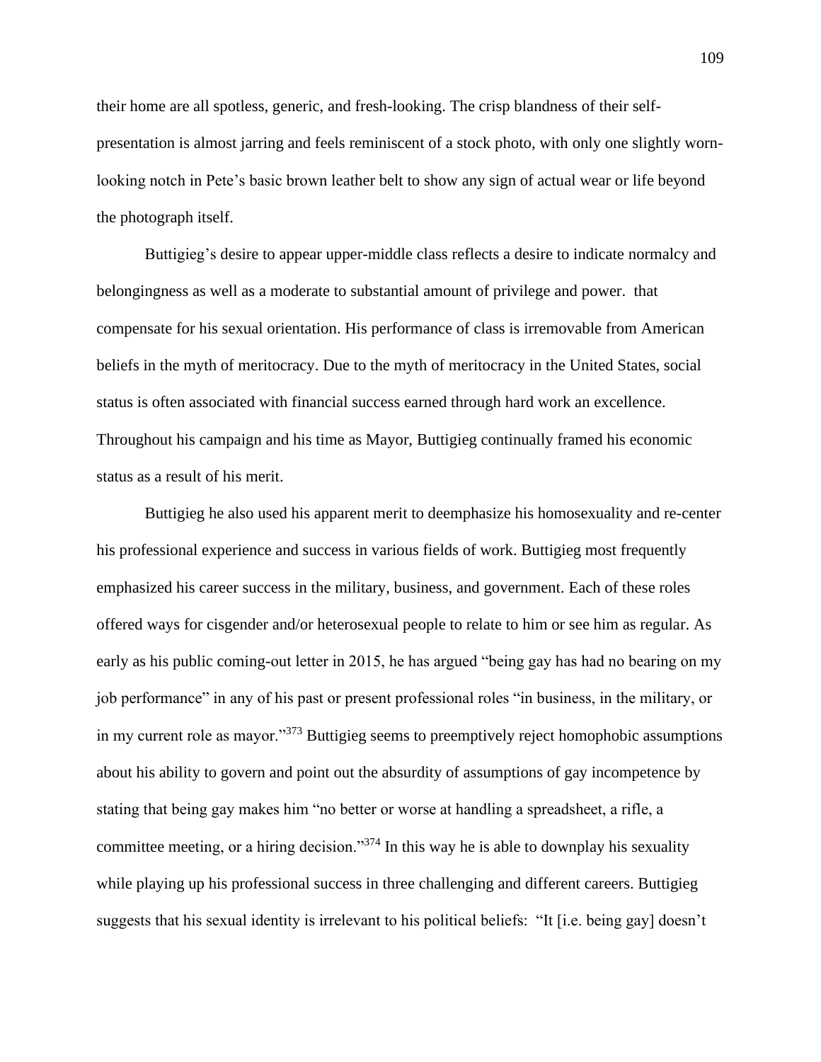their home are all spotless, generic, and fresh-looking. The crisp blandness of their self-presentation is almost jarring and feels reminiscent of a stock photo, with only one slightly worn-looking notch in Pete's basic brown leather belt to show any sign of actual wear or life beyond the photograph itself.

Buttigieg's desire to appear upper-middle class reflects a desire to indicate normalcy and belongingness as well as a moderate to substantial amount of privilege and power.  that compensate for his sexual orientation. His performance of class is irremovable from American beliefs in the myth of meritocracy. Due to the myth of meritocracy in the United States, social status is often associated with financial success earned through hard work an excellence. Throughout his campaign and his time as Mayor, Buttigieg continually framed his economic status as a result of his merit.

Buttigieg he also used his apparent merit to deemphasize his homosexuality and re-center his professional experience and success in various fields of work. Buttigieg most frequently emphasized his career success in the military, business, and government. Each of these roles offered ways for cisgender and/or heterosexual people to relate to him or see him as regular. As early as his public coming-out letter in 2015, he has argued "being gay has had no bearing on my job performance" in any of his past or present professional roles "in business, in the military, or in my current role as mayor."[373] Buttigieg seems to preemptively reject homophobic assumptions about his ability to govern and point out the absurdity of assumptions of gay incompetence by stating that being gay makes him "no better or worse at handling a spreadsheet, a rifle, a committee meeting, or a hiring decision."[374] In this way he is able to downplay his sexuality while playing up his professional success in three challenging and different careers. Buttigieg suggests that his sexual identity is irrelevant to his political beliefs:  "It [i.e. being gay] doesn't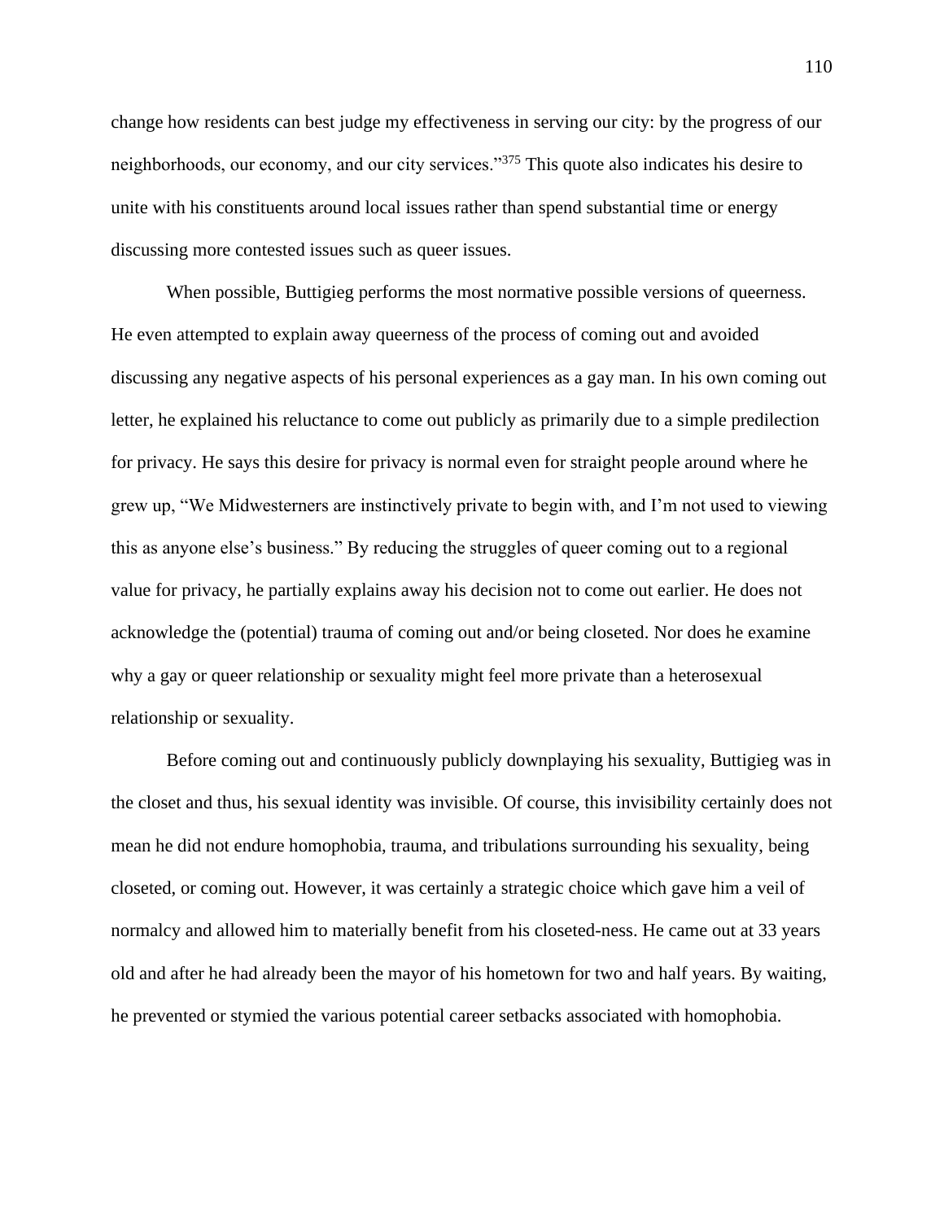change how residents can best judge my effectiveness in serving our city: by the progress of our neighborhoods, our economy, and our city services."[375] This quote also indicates his desire to unite with his constituents around local issues rather than spend substantial time or energy discussing more contested issues such as queer issues.

When possible, Buttigieg performs the most normative possible versions of queerness. He even attempted to explain away queerness of the process of coming out and avoided discussing any negative aspects of his personal experiences as a gay man. In his own coming out letter, he explained his reluctance to come out publicly as primarily due to a simple predilection for privacy. He says this desire for privacy is normal even for straight people around where he grew up, "We Midwesterners are instinctively private to begin with, and I'm not used to viewing this as anyone else's business." By reducing the struggles of queer coming out to a regional value for privacy, he partially explains away his decision not to come out earlier. He does not acknowledge the (potential) trauma of coming out and/or being closeted. Nor does he examine why a gay or queer relationship or sexuality might feel more private than a heterosexual relationship or sexuality.

Before coming out and continuously publicly downplaying his sexuality, Buttigieg was in the closet and thus, his sexual identity was invisible. Of course, this invisibility certainly does not mean he did not endure homophobia, trauma, and tribulations surrounding his sexuality, being closeted, or coming out. However, it was certainly a strategic choice which gave him a veil of normalcy and allowed him to materially benefit from his closeted-ness. He came out at 33 years old and after he had already been the mayor of his hometown for two and half years. By waiting, he prevented or stymied the various potential career setbacks associated with homophobia.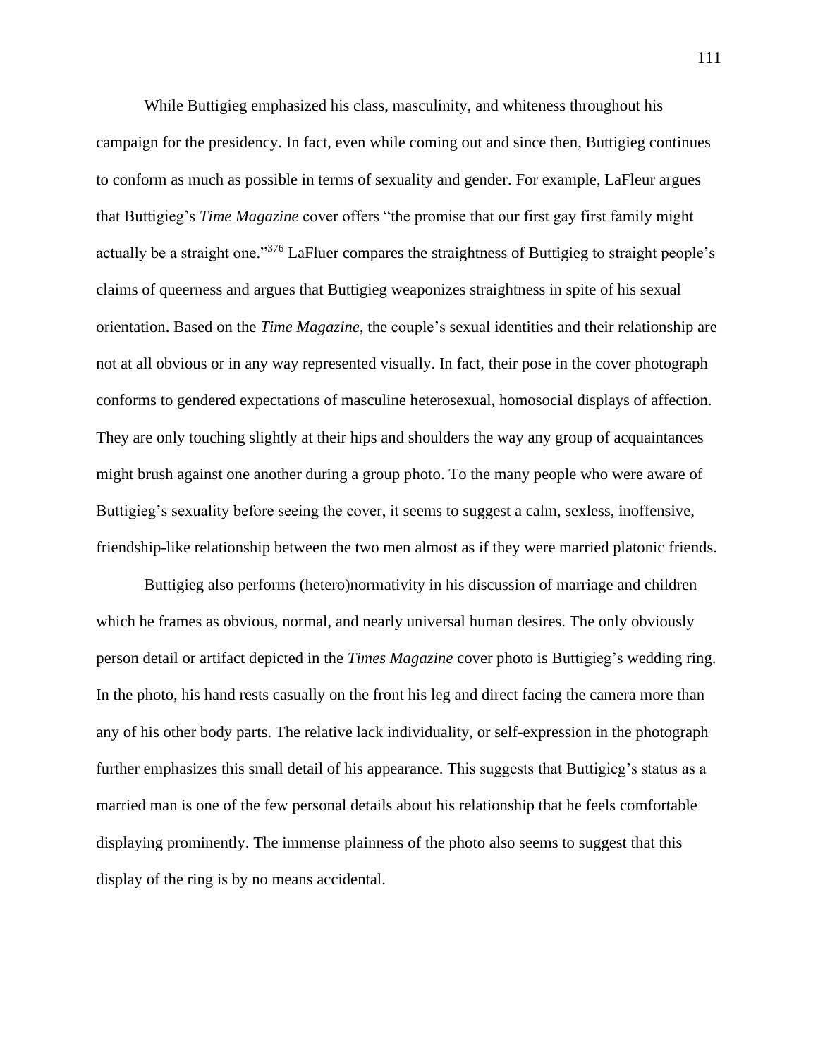While Buttigieg emphasized his class, masculinity, and whiteness throughout his campaign for the presidency. In fact, even while coming out and since then, Buttigieg continues to conform as much as possible in terms of sexuality and gender. For example, LaFleur argues that Buttigieg's *Time Magazine* cover offers "the promise that our first gay first family might actually be a straight one."[376] LaFluer compares the straightness of Buttigieg to straight people's claims of queerness and argues that Buttigieg weaponizes straightness in spite of his sexual orientation. Based on the *Time Magazine*, the couple's sexual identities and their relationship are not at all obvious or in any way represented visually. In fact, their pose in the cover photograph conforms to gendered expectations of masculine heterosexual, homosocial displays of affection. They are only touching slightly at their hips and shoulders the way any group of acquaintances might brush against one another during a group photo. To the many people who were aware of Buttigieg's sexuality before seeing the cover, it seems to suggest a calm, sexless, inoffensive, friendship-like relationship between the two men almost as if they were married platonic friends.

Buttigieg also performs (hetero)normativity in his discussion of marriage and children which he frames as obvious, normal, and nearly universal human desires. The only obviously person detail or artifact depicted in the *Times Magazine* cover photo is Buttigieg's wedding ring. In the photo, his hand rests casually on the front his leg and direct facing the camera more than any of his other body parts. The relative lack individuality, or self-expression in the photograph further emphasizes this small detail of his appearance. This suggests that Buttigieg's status as a married man is one of the few personal details about his relationship that he feels comfortable displaying prominently. The immense plainness of the photo also seems to suggest that this display of the ring is by no means accidental.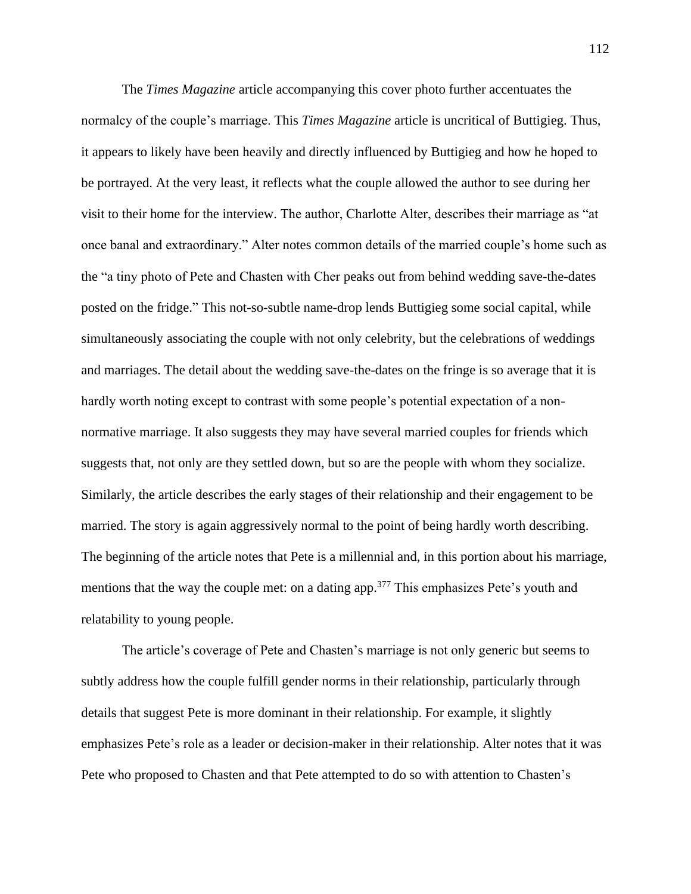The *Times Magazine* article accompanying this cover photo further accentuates the normalcy of the couple's marriage. This *Times Magazine* article is uncritical of Buttigieg. Thus, it appears to likely have been heavily and directly influenced by Buttigieg and how he hoped to be portrayed. At the very least, it reflects what the couple allowed the author to see during her visit to their home for the interview. The author, Charlotte Alter, describes their marriage as "at once banal and extraordinary." Alter notes common details of the married couple's home such as the "a tiny photo of Pete and Chasten with Cher peaks out from behind wedding save-the-dates posted on the fridge." This not-so-subtle name-drop lends Buttigieg some social capital, while simultaneously associating the couple with not only celebrity, but the celebrations of weddings and marriages. The detail about the wedding save-the-dates on the fringe is so average that it is hardly worth noting except to contrast with some people's potential expectation of a non-normative marriage. It also suggests they may have several married couples for friends which suggests that, not only are they settled down, but so are the people with whom they socialize. Similarly, the article describes the early stages of their relationship and their engagement to be married. The story is again aggressively normal to the point of being hardly worth describing. The beginning of the article notes that Pete is a millennial and, in this portion about his marriage, mentions that the way the couple met: on a dating app.[377] This emphasizes Pete's youth and relatability to young people.

The article's coverage of Pete and Chasten's marriage is not only generic but seems to subtly address how the couple fulfill gender norms in their relationship, particularly through details that suggest Pete is more dominant in their relationship. For example, it slightly emphasizes Pete's role as a leader or decision-maker in their relationship. Alter notes that it was Pete who proposed to Chasten and that Pete attempted to do so with attention to Chasten's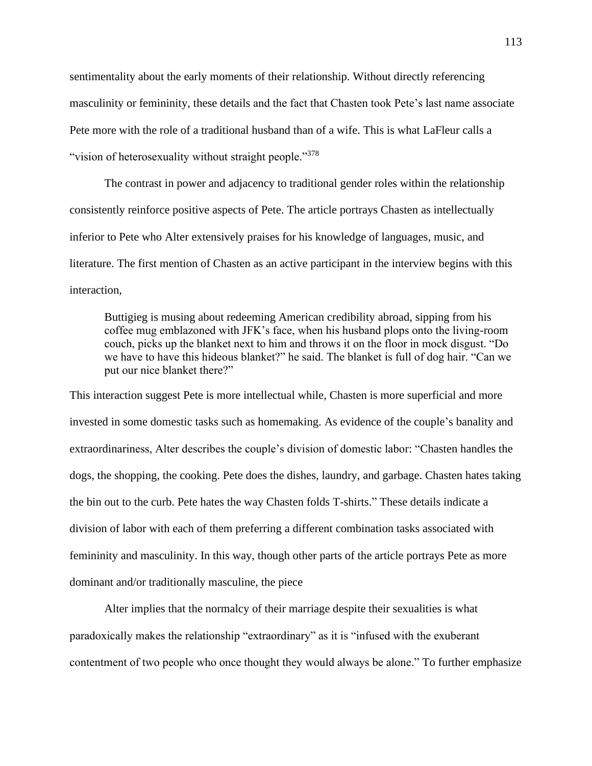sentimentality about the early moments of their relationship. Without directly referencing masculinity or femininity, these details and the fact that Chasten took Pete's last name associate Pete more with the role of a traditional husband than of a wife. This is what LaFleur calls a "vision of heterosexuality without straight people."[378]

The contrast in power and adjacency to traditional gender roles within the relationship consistently reinforce positive aspects of Pete. The article portrays Chasten as intellectually inferior to Pete who Alter extensively praises for his knowledge of languages, music, and literature. The first mention of Chasten as an active participant in the interview begins with this interaction,

> Buttigieg is musing about redeeming American credibility abroad, sipping from his coffee mug emblazoned with JFK's face, when his husband plops onto the living-room couch, picks up the blanket next to him and throws it on the floor in mock disgust. "Do we have to have this hideous blanket?" he said. The blanket is full of dog hair. "Can we put our nice blanket there?"

This interaction suggest Pete is more intellectual while, Chasten is more superficial and more invested in some domestic tasks such as homemaking. As evidence of the couple's banality and extraordinariness, Alter describes the couple's division of domestic labor: "Chasten handles the dogs, the shopping, the cooking. Pete does the dishes, laundry, and garbage. Chasten hates taking the bin out to the curb. Pete hates the way Chasten folds T-shirts." These details indicate a division of labor with each of them preferring a different combination tasks associated with femininity and masculinity. In this way, though other parts of the article portrays Pete as more dominant and/or traditionally masculine, the piece

Alter implies that the normalcy of their marriage despite their sexualities is what paradoxically makes the relationship "extraordinary" as it is "infused with the exuberant contentment of two people who once thought they would always be alone." To further emphasize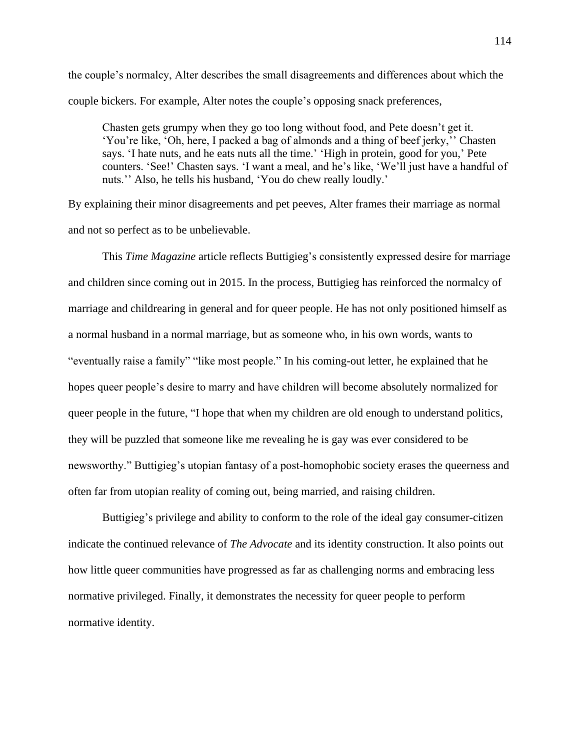the couple's normalcy, Alter describes the small disagreements and differences about which the couple bickers. For example, Alter notes the couple's opposing snack preferences,

> Chasten gets grumpy when they go too long without food, and Pete doesn't get it. 'You're like, 'Oh, here, I packed a bag of almonds and a thing of beef jerky,'' Chasten says. 'I hate nuts, and he eats nuts all the time.' 'High in protein, good for you,' Pete counters. 'See!' Chasten says. 'I want a meal, and he's like, 'We'll just have a handful of nuts.'' Also, he tells his husband, 'You do chew really loudly.'

By explaining their minor disagreements and pet peeves, Alter frames their marriage as normal and not so perfect as to be unbelievable.

This *Time Magazine* article reflects Buttigieg's consistently expressed desire for marriage and children since coming out in 2015. In the process, Buttigieg has reinforced the normalcy of marriage and childrearing in general and for queer people. He has not only positioned himself as a normal husband in a normal marriage, but as someone who, in his own words, wants to "eventually raise a family" "like most people." In his coming-out letter, he explained that he hopes queer people's desire to marry and have children will become absolutely normalized for queer people in the future, "I hope that when my children are old enough to understand politics, they will be puzzled that someone like me revealing he is gay was ever considered to be newsworthy." Buttigieg's utopian fantasy of a post-homophobic society erases the queerness and often far from utopian reality of coming out, being married, and raising children.

Buttigieg's privilege and ability to conform to the role of the ideal gay consumer-citizen indicate the continued relevance of *The Advocate* and its identity construction. It also points out how little queer communities have progressed as far as challenging norms and embracing less normative privileged. Finally, it demonstrates the necessity for queer people to perform normative identity.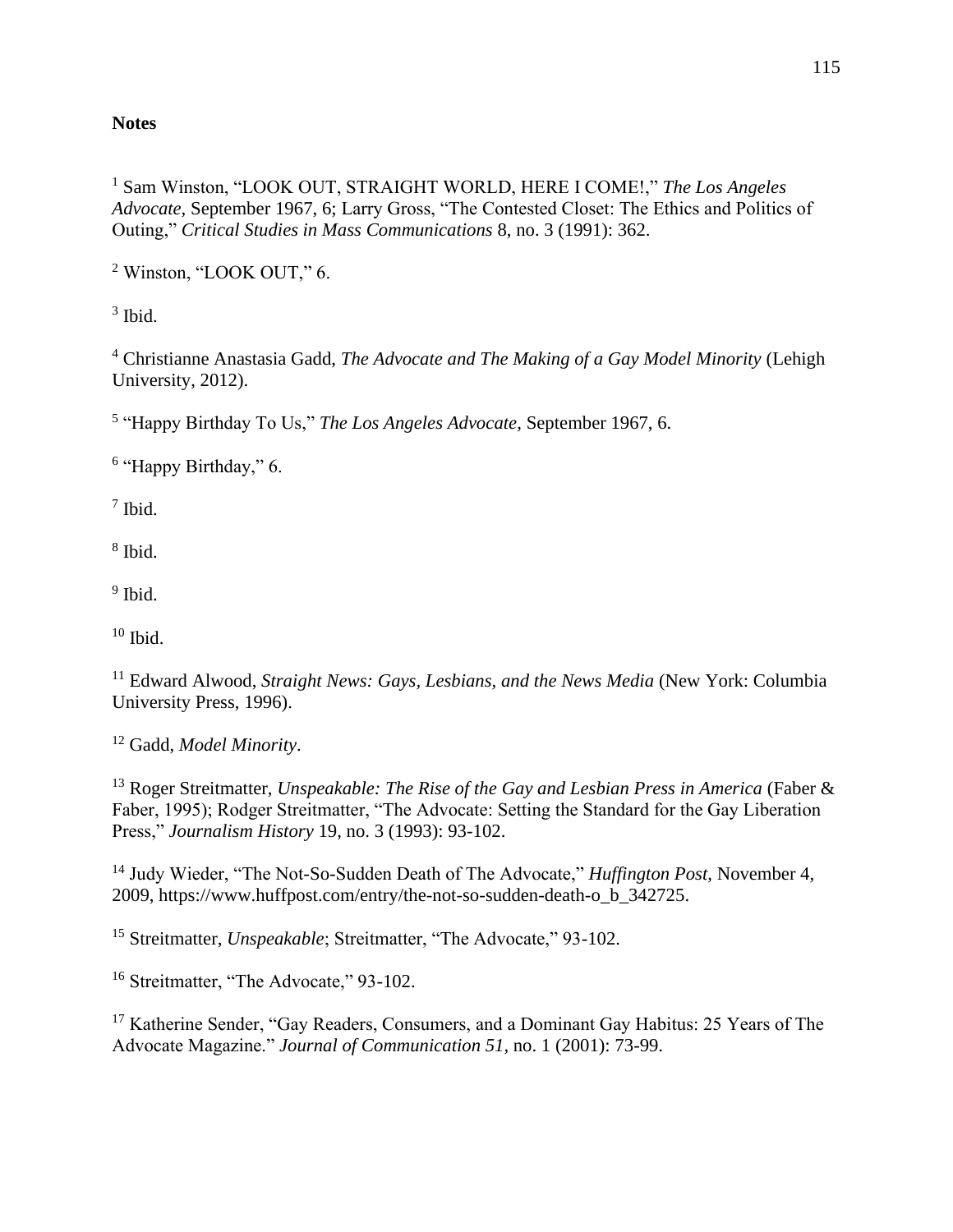**Notes**

[1] Sam Winston, "LOOK OUT, STRAIGHT WORLD, HERE I COME!," *The Los Angeles Advocate,* September 1967, 6; Larry Gross, "The Contested Closet: The Ethics and Politics of Outing," *Critical Studies in Mass Communications* 8, no. 3 (1991): 362.

[2] Winston, "LOOK OUT," 6.

[3] Ibid.

[4] Christianne Anastasia Gadd, *The Advocate and The Making of a Gay Model Minority* (Lehigh University, 2012).

[5] "Happy Birthday To Us," *The Los Angeles Advocate,* September 1967, 6.

[6] "Happy Birthday," 6.

[7] Ibid.

[8] Ibid.

[9] Ibid.

[10] Ibid.

[11] Edward Alwood, *Straight News: Gays, Lesbians, and the News Media* (New York: Columbia University Press, 1996).

[12] Gadd, *Model Minority*.

[13] Roger Streitmatter, *Unspeakable: The Rise of the Gay and Lesbian Press in America* (Faber & Faber, 1995); Rodger Streitmatter, "The Advocate: Setting the Standard for the Gay Liberation Press," *Journalism History* 19, no. 3 (1993): 93-102.

[14] Judy Wieder, "The Not-So-Sudden Death of The Advocate," *Huffington Post,* November 4, 2009, https://www.huffpost.com/entry/the-not-so-sudden-death-o_b_342725.

[15] Streitmatter, *Unspeakable*; Streitmatter, "The Advocate," 93-102.

[16] Streitmatter, "The Advocate," 93-102.

[17] Katherine Sender, "Gay Readers, Consumers, and a Dominant Gay Habitus: 25 Years of The Advocate Magazine." *Journal of Communication 51,* no. 1 (2001): 73-99.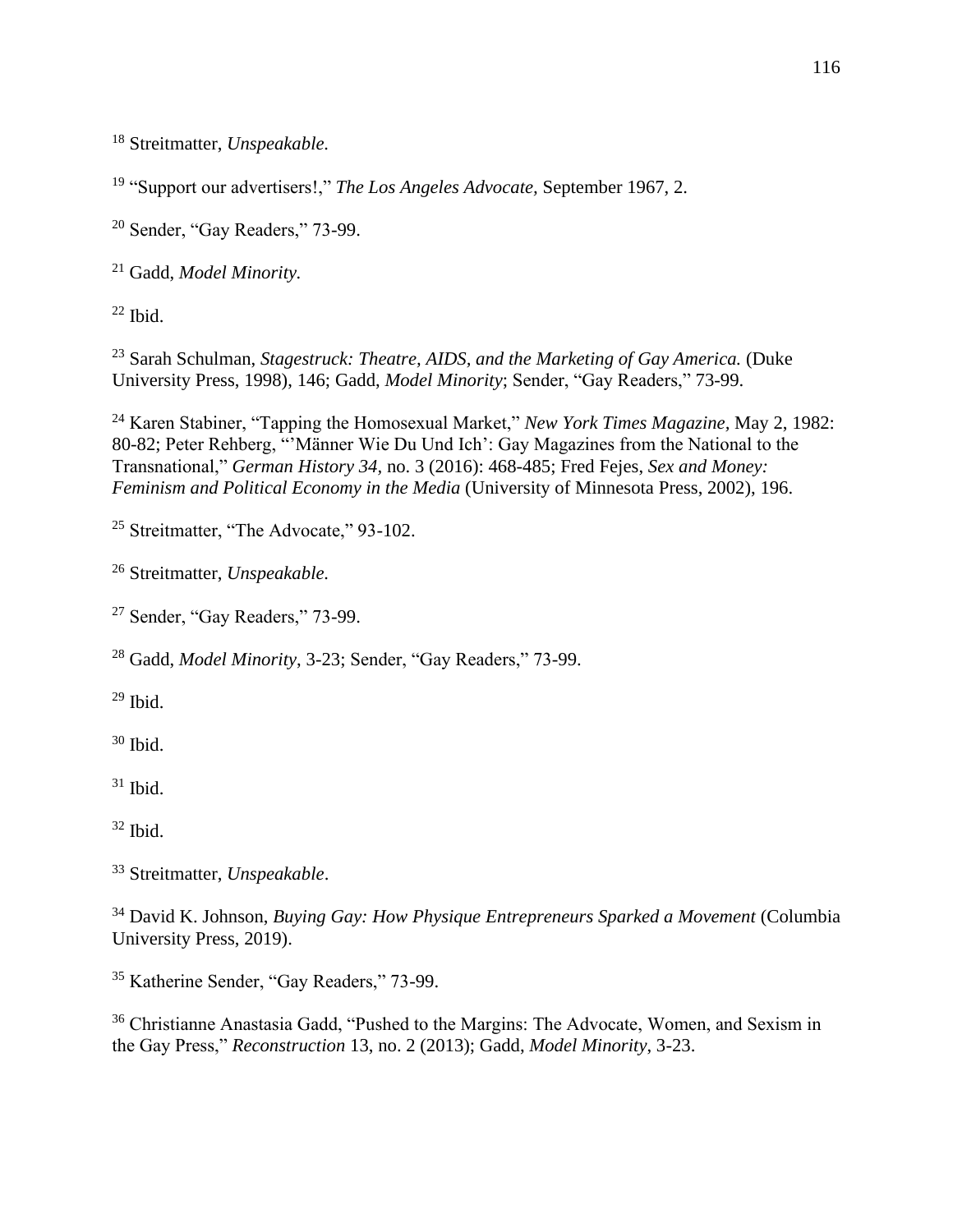[18] Streitmatter, *Unspeakable.*

[19] "Support our advertisers!," *The Los Angeles Advocate,* September 1967, 2.

[20] Sender, "Gay Readers," 73-99.

[21] Gadd, *Model Minority.*

[22] Ibid.

[23] Sarah Schulman, *Stagestruck: Theatre, AIDS, and the Marketing of Gay America.* (Duke University Press, 1998), 146; Gadd, *Model Minority*; Sender, "Gay Readers," 73-99.

[24] Karen Stabiner, "Tapping the Homosexual Market," *New York Times Magazine,* May 2, 1982: 80-82; Peter Rehberg, "'Männer Wie Du Und Ich': Gay Magazines from the National to the Transnational," *German History 34,* no. 3 (2016): 468-485; Fred Fejes, *Sex and Money: Feminism and Political Economy in the Media* (University of Minnesota Press, 2002), 196.

[25] Streitmatter, "The Advocate," 93-102.

[26] Streitmatter, *Unspeakable.*

[27] Sender, "Gay Readers," 73-99.

[28] Gadd, *Model Minority*, 3-23; Sender, "Gay Readers," 73-99.

[29] Ibid.

[30] Ibid.

[31] Ibid.

[32] Ibid.

[33] Streitmatter, *Unspeakable*.

[34] David K. Johnson, *Buying Gay: How Physique Entrepreneurs Sparked a Movement* (Columbia University Press, 2019).

[35] Katherine Sender, "Gay Readers," 73-99.

[36] Christianne Anastasia Gadd, "Pushed to the Margins: The Advocate, Women, and Sexism in the Gay Press," *Reconstruction* 13, no. 2 (2013); Gadd, *Model Minority*, 3-23.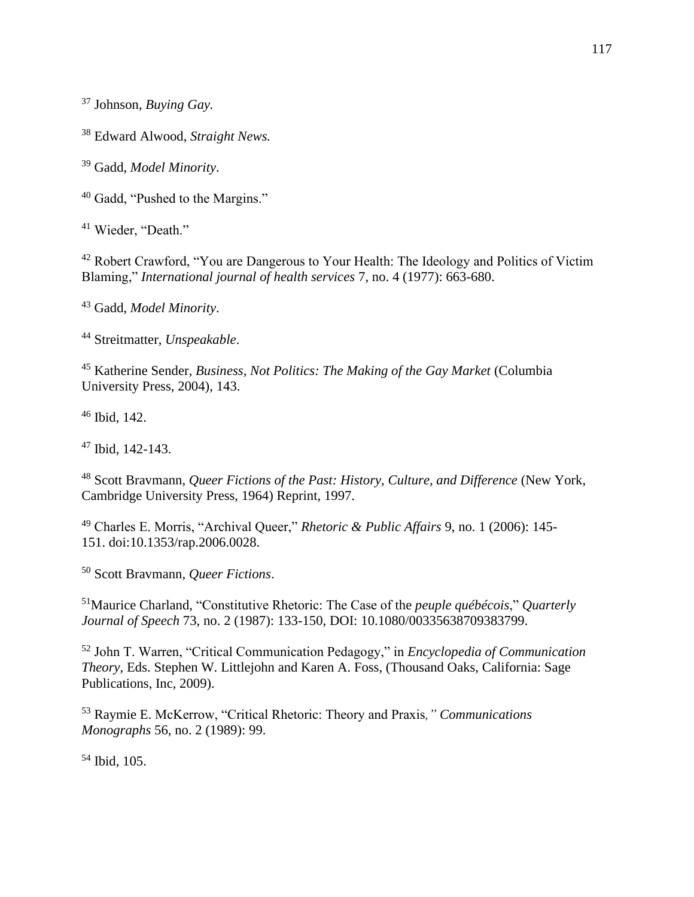[37] Johnson, *Buying Gay.*

[38] Edward Alwood, *Straight News.*

[39] Gadd, *Model Minority*.

[40] Gadd, "Pushed to the Margins."

[41] Wieder, "Death."

[42] Robert Crawford, "You are Dangerous to Your Health: The Ideology and Politics of Victim Blaming," *International journal of health services* 7, no. 4 (1977): 663-680.

[43] Gadd, *Model Minority*.

[44] Streitmatter, *Unspeakable*.

[45] Katherine Sender, *Business, Not Politics: The Making of the Gay Market* (Columbia University Press, 2004), 143.

[46] Ibid, 142.

[47] Ibid, 142-143.

[48] Scott Bravmann, *Queer Fictions of the Past: History, Culture, and Difference* (New York, Cambridge University Press, 1964) Reprint, 1997.

[49] Charles E. Morris, "Archival Queer," *Rhetoric & Public Affairs* 9, no. 1 (2006): 145-151. doi:10.1353/rap.2006.0028.

[50] Scott Bravmann, *Queer Fictions*.

[51] Maurice Charland, "Constitutive Rhetoric: The Case of the *peuple québécois*," *Quarterly Journal of Speech* 73, no. 2 (1987): 133-150, DOI: 10.1080/00335638709383799.

[52] John T. Warren, "Critical Communication Pedagogy," in *Encyclopedia of Communication Theory,* Eds. Stephen W. Littlejohn and Karen A. Foss, (Thousand Oaks, California: Sage Publications, Inc, 2009).

[53] Raymie E. McKerrow, "Critical Rhetoric: Theory and Praxis*," Communications Monographs* 56, no. 2 (1989): 99.

[54] Ibid, 105.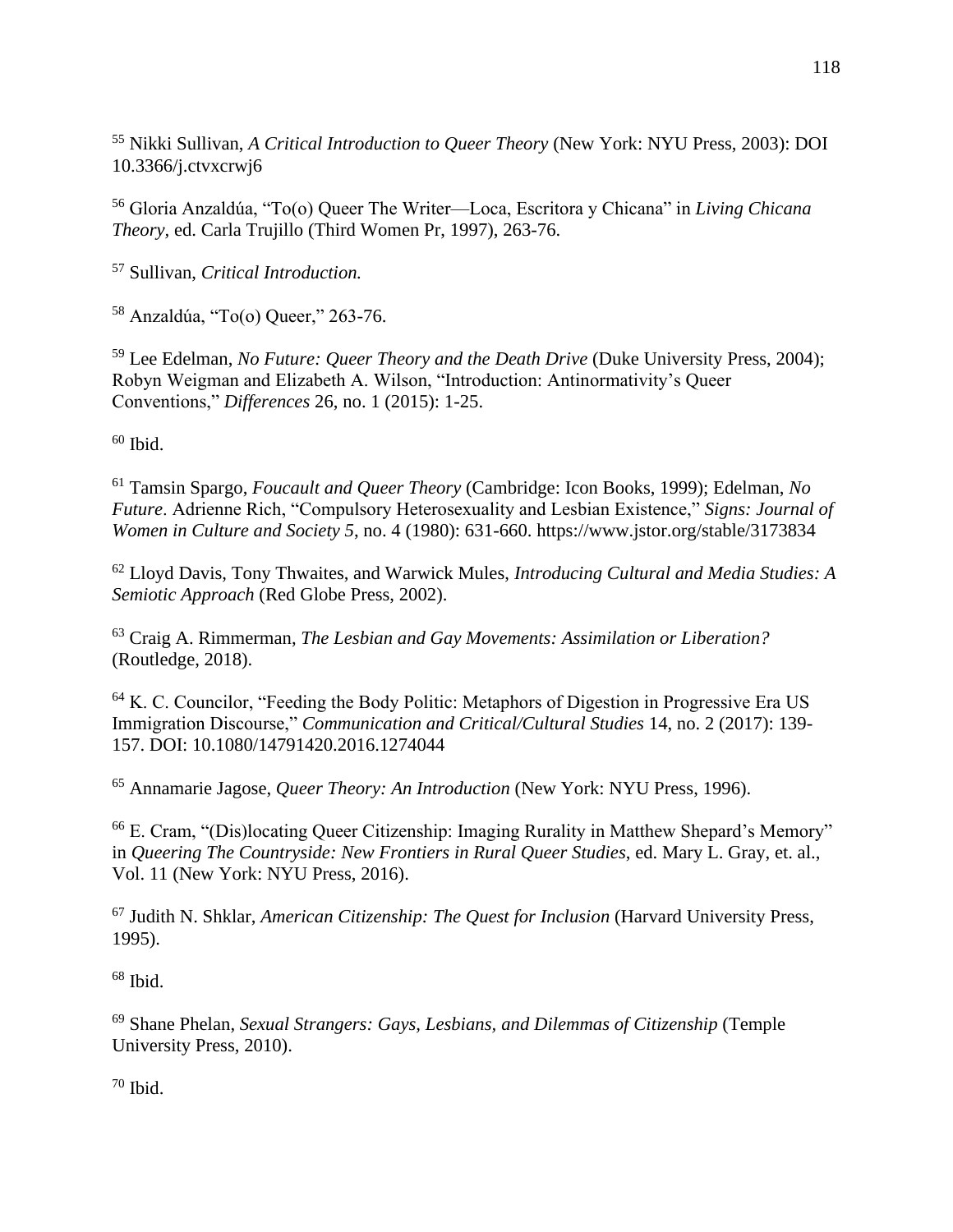[55] Nikki Sullivan, *A Critical Introduction to Queer Theory* (New York: NYU Press, 2003): DOI 10.3366/j.ctvxcrwj6

[56] Gloria Anzaldúa, "To(o) Queer The Writer—Loca, Escritora y Chicana" in *Living Chicana Theory*, ed. Carla Trujillo (Third Women Pr, 1997), 263-76.

[57] Sullivan, *Critical Introduction.*

[58] Anzaldúa, "To(o) Queer," 263-76.

[59] Lee Edelman, *No Future: Queer Theory and the Death Drive* (Duke University Press, 2004); Robyn Weigman and Elizabeth A. Wilson, "Introduction: Antinormativity's Queer Conventions," *Differences* 26, no. 1 (2015): 1-25.

[60] Ibid.

[61] Tamsin Spargo, *Foucault and Queer Theory* (Cambridge: Icon Books, 1999); Edelman, *No Future*. Adrienne Rich, "Compulsory Heterosexuality and Lesbian Existence," *Signs: Journal of Women in Culture and Society 5*, no. 4 (1980): 631-660. https://www.jstor.org/stable/3173834

[62] Lloyd Davis, Tony Thwaites, and Warwick Mules, *Introducing Cultural and Media Studies: A Semiotic Approach* (Red Globe Press, 2002).

[63] Craig A. Rimmerman, *The Lesbian and Gay Movements: Assimilation or Liberation?* (Routledge, 2018).

[64] K. C. Councilor, "Feeding the Body Politic: Metaphors of Digestion in Progressive Era US Immigration Discourse," *Communication and Critical/Cultural Studies* 14, no. 2 (2017): 139-157. DOI: 10.1080/14791420.2016.1274044

[65] Annamarie Jagose, *Queer Theory: An Introduction* (New York: NYU Press, 1996).

[66] E. Cram, "(Dis)locating Queer Citizenship: Imaging Rurality in Matthew Shepard's Memory" in *Queering The Countryside: New Frontiers in Rural Queer Studies*, ed. Mary L. Gray, et. al., Vol. 11 (New York: NYU Press, 2016).

[67] Judith N. Shklar, *American Citizenship: The Quest for Inclusion* (Harvard University Press, 1995).

[68] Ibid.

[69] Shane Phelan, *Sexual Strangers: Gays, Lesbians, and Dilemmas of Citizenship* (Temple University Press, 2010).

[70] Ibid.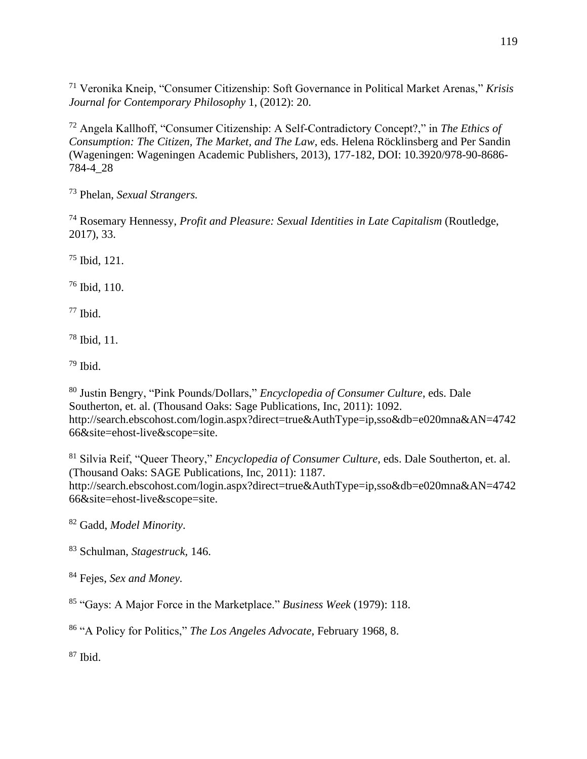[71] Veronika Kneip, “Consumer Citizenship: Soft Governance in Political Market Arenas,” *Krisis Journal for Contemporary Philosophy* 1, (2012): 20.

[72] Angela Kallhoff, “Consumer Citizenship: A Self-Contradictory Concept?,” in *The Ethics of Consumption: The Citizen, The Market, and The Law*, eds. Helena Röcklinsberg and Per Sandin (Wageningen: Wageningen Academic Publishers, 2013), 177-182, DOI: 10.3920/978-90-8686-784-4_28

[73] Phelan, *Sexual Strangers.*

[74] Rosemary Hennessy, *Profit and Pleasure: Sexual Identities in Late Capitalism* (Routledge, 2017), 33.

[75] Ibid, 121.

[76] Ibid, 110.

[77] Ibid.

[78] Ibid, 11.

[79] Ibid.

[80] Justin Bengry, “Pink Pounds/Dollars,” *Encyclopedia of Consumer Culture*, eds. Dale Southerton, et. al. (Thousand Oaks: Sage Publications, Inc, 2011): 1092. http://search.ebscohost.com/login.aspx?direct=true&AuthType=ip,sso&db=e020mna&AN=474266&site=ehost-live&scope=site.

[81] Silvia Reif, “Queer Theory,” *Encyclopedia of Consumer Culture*, eds. Dale Southerton, et. al. (Thousand Oaks: SAGE Publications, Inc, 2011): 1187. http://search.ebscohost.com/login.aspx?direct=true&AuthType=ip,sso&db=e020mna&AN=474266&site=ehost-live&scope=site.

[82] Gadd, *Model Minority*.

[83] Schulman, *Stagestruck,* 146.

[84] Fejes, *Sex and Money.*

[85] “Gays: A Major Force in the Marketplace.” *Business Week* (1979): 118.

[86] “A Policy for Politics,” *The Los Angeles Advocate*, February 1968, 8.

[87] Ibid.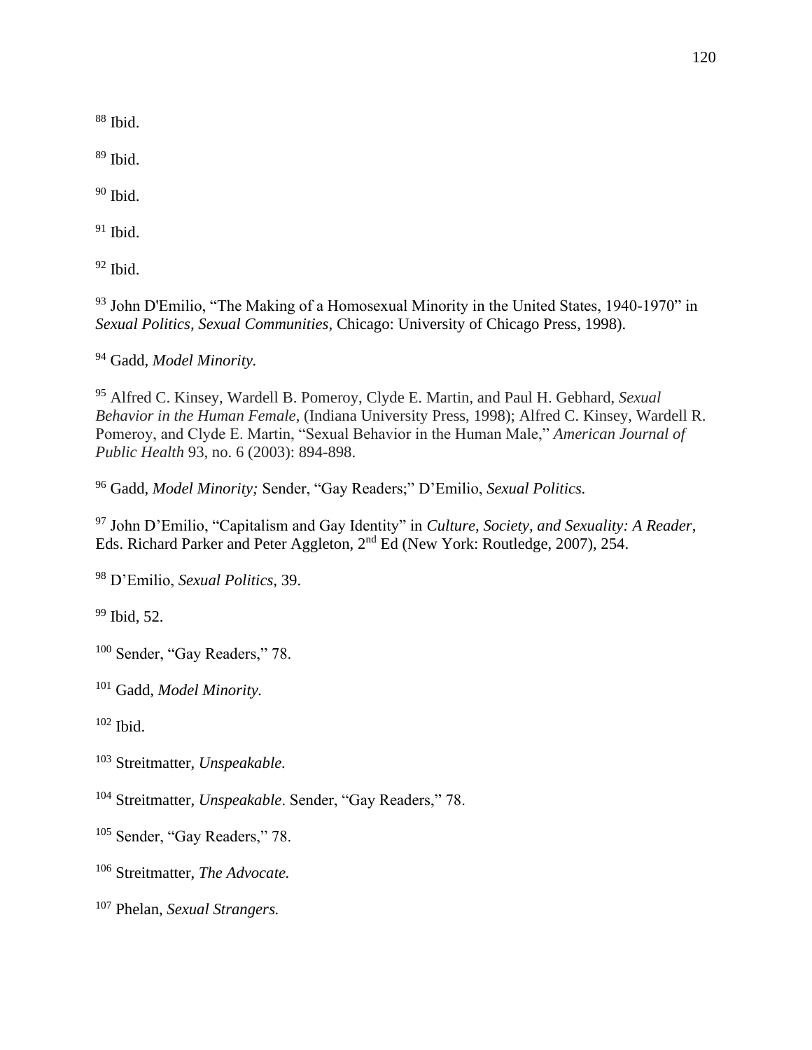[88] Ibid.

[89] Ibid.

[90] Ibid.

[91] Ibid.

[92] Ibid.

[93] John D'Emilio, "The Making of a Homosexual Minority in the United States, 1940-1970" in *Sexual Politics, Sexual Communities*, Chicago: University of Chicago Press, 1998).

[94] Gadd, *Model Minority.*

[95] Alfred C. Kinsey, Wardell B. Pomeroy, Clyde E. Martin, and Paul H. Gebhard, *Sexual Behavior in the Human Female*, (Indiana University Press, 1998); Alfred C. Kinsey, Wardell R. Pomeroy, and Clyde E. Martin, "Sexual Behavior in the Human Male," *American Journal of Public Health* 93, no. 6 (2003): 894-898.

[96] Gadd, *Model Minority;* Sender, "Gay Readers;" D'Emilio, *Sexual Politics.*

[97] John D'Emilio, "Capitalism and Gay Identity" in *Culture, Society, and Sexuality: A Reader*, Eds. Richard Parker and Peter Aggleton, 2nd Ed (New York: Routledge, 2007), 254.

[98] D'Emilio, *Sexual Politics*, 39.

[99] Ibid, 52.

[100] Sender, "Gay Readers," 78.

[101] Gadd, *Model Minority.*

[102] Ibid.

[103] Streitmatter, *Unspeakable.*

[104] Streitmatter, *Unspeakable*. Sender, "Gay Readers," 78.

[105] Sender, "Gay Readers," 78.

[106] Streitmatter, *The Advocate.*

[107] Phelan, *Sexual Strangers.*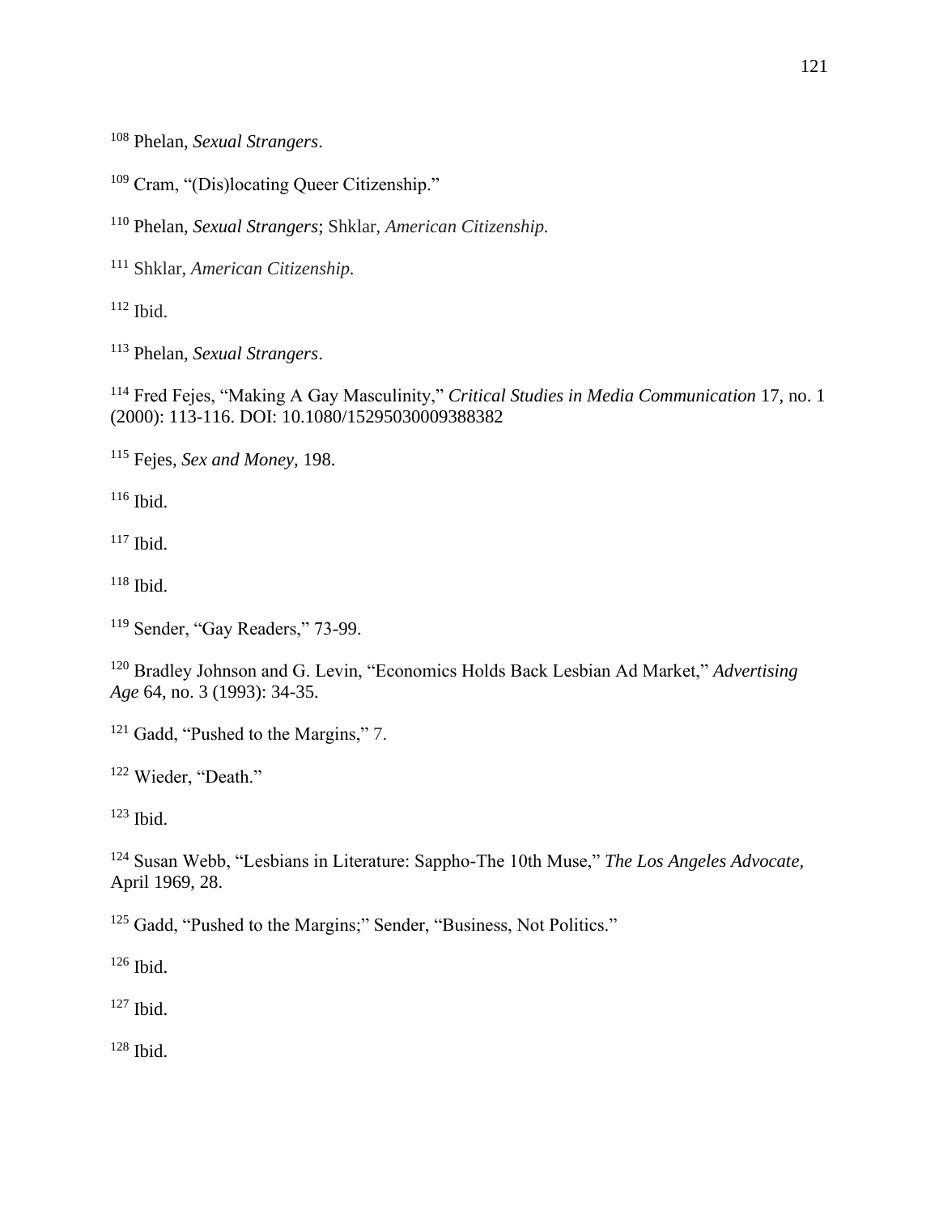[108] Phelan, *Sexual Strangers*.

[109] Cram, "(Dis)locating Queer Citizenship."

[110] Phelan, *Sexual Strangers*; Shklar, *American Citizenship.*

[111] Shklar, *American Citizenship.*

[112] Ibid.

[113] Phelan, *Sexual Strangers*.

[114] Fred Fejes, "Making A Gay Masculinity," *Critical Studies in Media Communication* 17, no. 1 (2000): 113-116. DOI: 10.1080/15295030009388382

[115] Fejes, *Sex and Money,* 198.

[116] Ibid.

[117] Ibid.

[118] Ibid.

[119] Sender, "Gay Readers," 73-99.

[120] Bradley Johnson and G. Levin, "Economics Holds Back Lesbian Ad Market," *Advertising Age* 64, no. 3 (1993): 34-35.

[121] Gadd, "Pushed to the Margins," 7.

[122] Wieder, "Death."

[123] Ibid.

[124] Susan Webb, "Lesbians in Literature: Sappho-The 10th Muse," *The Los Angeles Advocate,* April 1969, 28.

[125] Gadd, "Pushed to the Margins;" Sender, "Business, Not Politics."

[126] Ibid.

[127] Ibid.

[128] Ibid.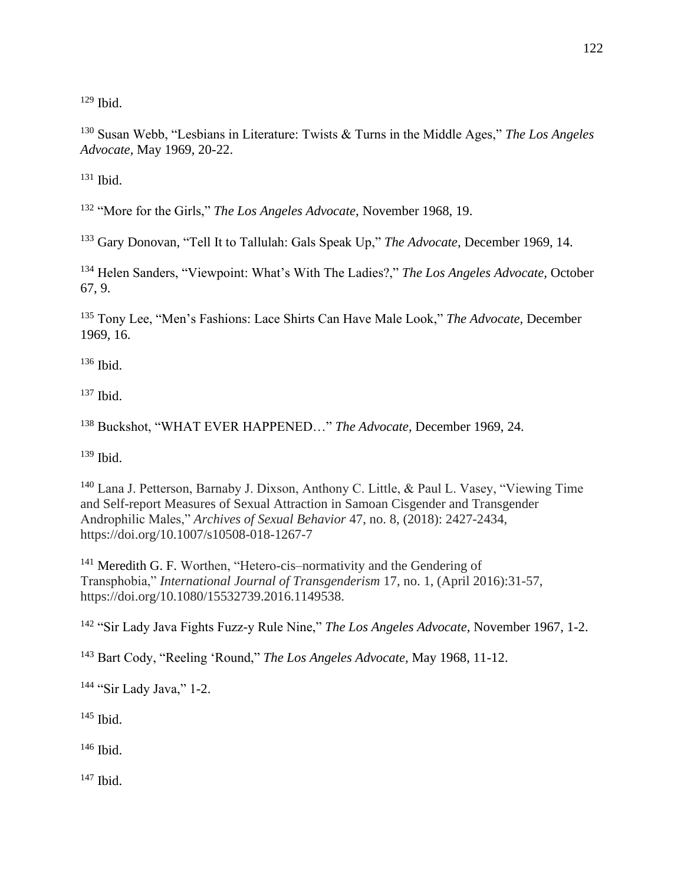[129] Ibid.

[130] Susan Webb, "Lesbians in Literature: Twists & Turns in the Middle Ages," *The Los Angeles Advocate*, May 1969, 20-22.

[131] Ibid.

[132] "More for the Girls," *The Los Angeles Advocate,* November 1968, 19.

[133] Gary Donovan, "Tell It to Tallulah: Gals Speak Up," *The Advocate,* December 1969, 14.

[134] Helen Sanders, "Viewpoint: What's With The Ladies?," *The Los Angeles Advocate*, October 67, 9.

[135] Tony Lee, "Men's Fashions: Lace Shirts Can Have Male Look," *The Advocate*, December 1969, 16.

[136] Ibid.

[137] Ibid.

[138] Buckshot, "WHAT EVER HAPPENED…" *The Advocate,* December 1969, 24.

[139] Ibid.

[140] Lana J. Petterson, Barnaby J. Dixson, Anthony C. Little, & Paul L. Vasey, "Viewing Time and Self-report Measures of Sexual Attraction in Samoan Cisgender and Transgender Androphilic Males," *Archives of Sexual Behavior* 47, no. 8, (2018): 2427-2434, https://doi.org/10.1007/s10508-018-1267-7

[141] Meredith G. F. Worthen, "Hetero-cis–normativity and the Gendering of Transphobia," *International Journal of Transgenderism* 17, no. 1, (April 2016):31-57, https://doi.org/10.1080/15532739.2016.1149538.

[142] "Sir Lady Java Fights Fuzz-y Rule Nine," *The Los Angeles Advocate*, November 1967, 1-2.

[143] Bart Cody, "Reeling 'Round," *The Los Angeles Advocate,* May 1968, 11-12.

[144] "Sir Lady Java," 1-2.

[145] Ibid.

[146] Ibid.

[147] Ibid.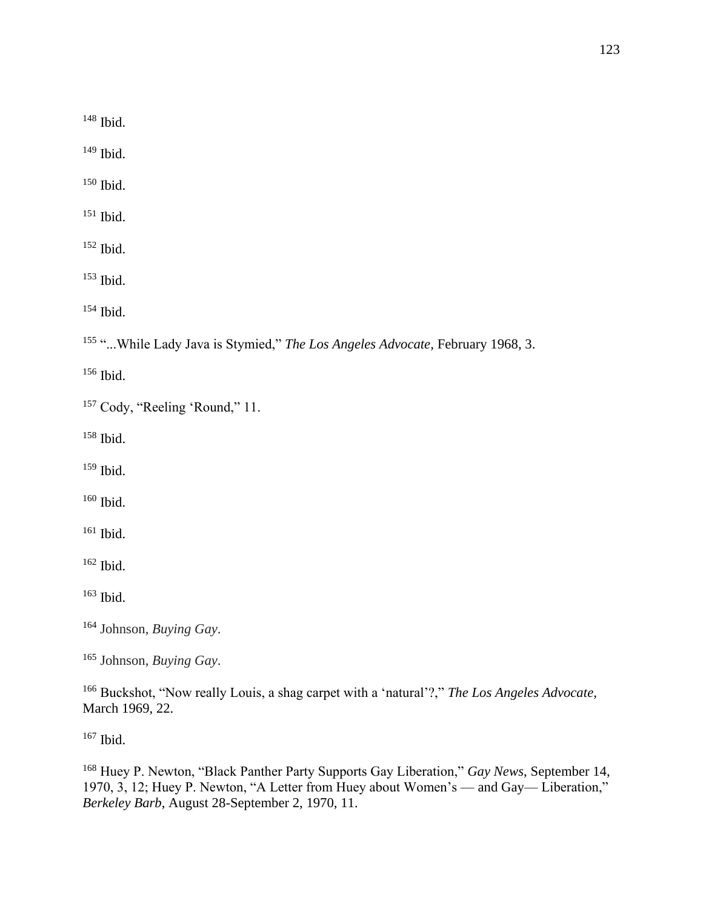[148] Ibid.

[149] Ibid.

[150] Ibid.

[151] Ibid.

[152] Ibid.

[153] Ibid.

[154] Ibid.

[155] "...While Lady Java is Stymied," *The Los Angeles Advocate,* February 1968, 3.

[156] Ibid.

[157] Cody, "Reeling 'Round," 11.

[158] Ibid.

[159] Ibid.

[160] Ibid.

[161] Ibid.

[162] Ibid.

[163] Ibid.

[164] Johnson, *Buying Gay*.

[165] Johnson, *Buying Gay*.

[166] Buckshot, "Now really Louis, a shag carpet with a 'natural'?," *The Los Angeles Advocate,* March 1969, 22.

[167] Ibid.

[168] Huey P. Newton, "Black Panther Party Supports Gay Liberation," *Gay News*, September 14, 1970, 3, 12; Huey P. Newton, "A Letter from Huey about Women's — and Gay— Liberation," *Berkeley Barb,* August 28-September 2, 1970, 11.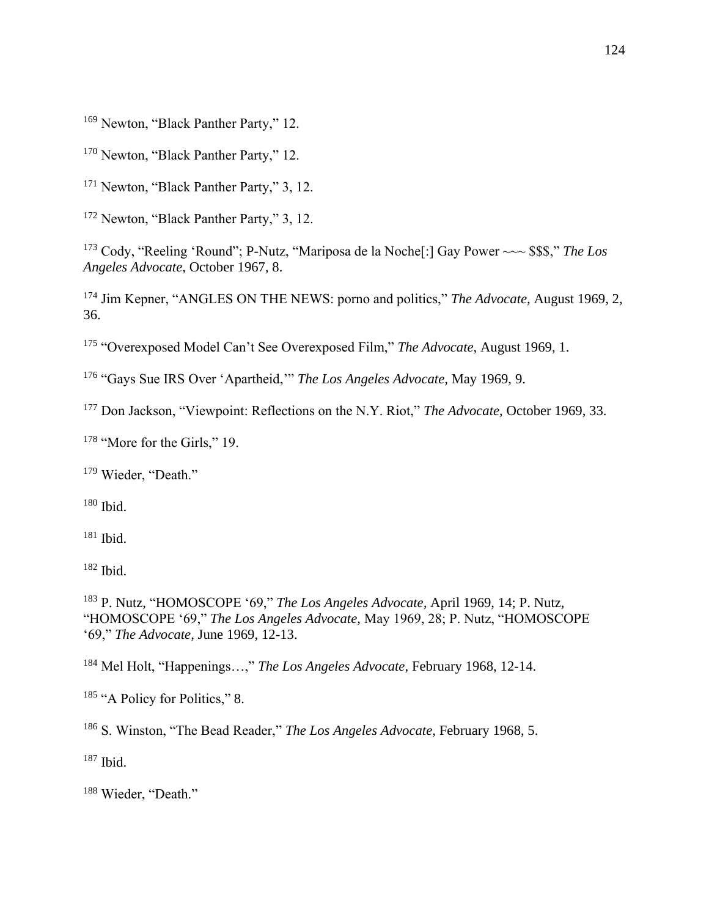[169] Newton, "Black Panther Party," 12.

[170] Newton, "Black Panther Party," 12.

[171] Newton, "Black Panther Party," 3, 12.

[172] Newton, "Black Panther Party," 3, 12.

[173] Cody, "Reeling 'Round"; P-Nutz, "Mariposa de la Noche[:] Gay Power ~~~ $$$," *The Los Angeles Advocate*, October 1967, 8.

[174] Jim Kepner, "ANGLES ON THE NEWS: porno and politics," *The Advocate,* August 1969, 2, 36.

[175] "Overexposed Model Can't See Overexposed Film," *The Advocate*, August 1969, 1.

[176] "Gays Sue IRS Over 'Apartheid,'" *The Los Angeles Advocate*, May 1969, 9.

[177] Don Jackson, "Viewpoint: Reflections on the N.Y. Riot," *The Advocate*, October 1969, 33.

[178] "More for the Girls," 19.

[179] Wieder, "Death."

[180] Ibid.

[181] Ibid.

[182] Ibid.

[183] P. Nutz, "HOMOSCOPE '69," *The Los Angeles Advocate*, April 1969, 14; P. Nutz, "HOMOSCOPE '69," *The Los Angeles Advocate,* May 1969, 28; P. Nutz, "HOMOSCOPE '69," *The Advocate,* June 1969, 12-13.

[184] Mel Holt, "Happenings…," *The Los Angeles Advocate*, February 1968, 12-14.

[185] "A Policy for Politics," 8.

[186] S. Winston, "The Bead Reader," *The Los Angeles Advocate*, February 1968, 5.

[187] Ibid.

[188] Wieder, "Death."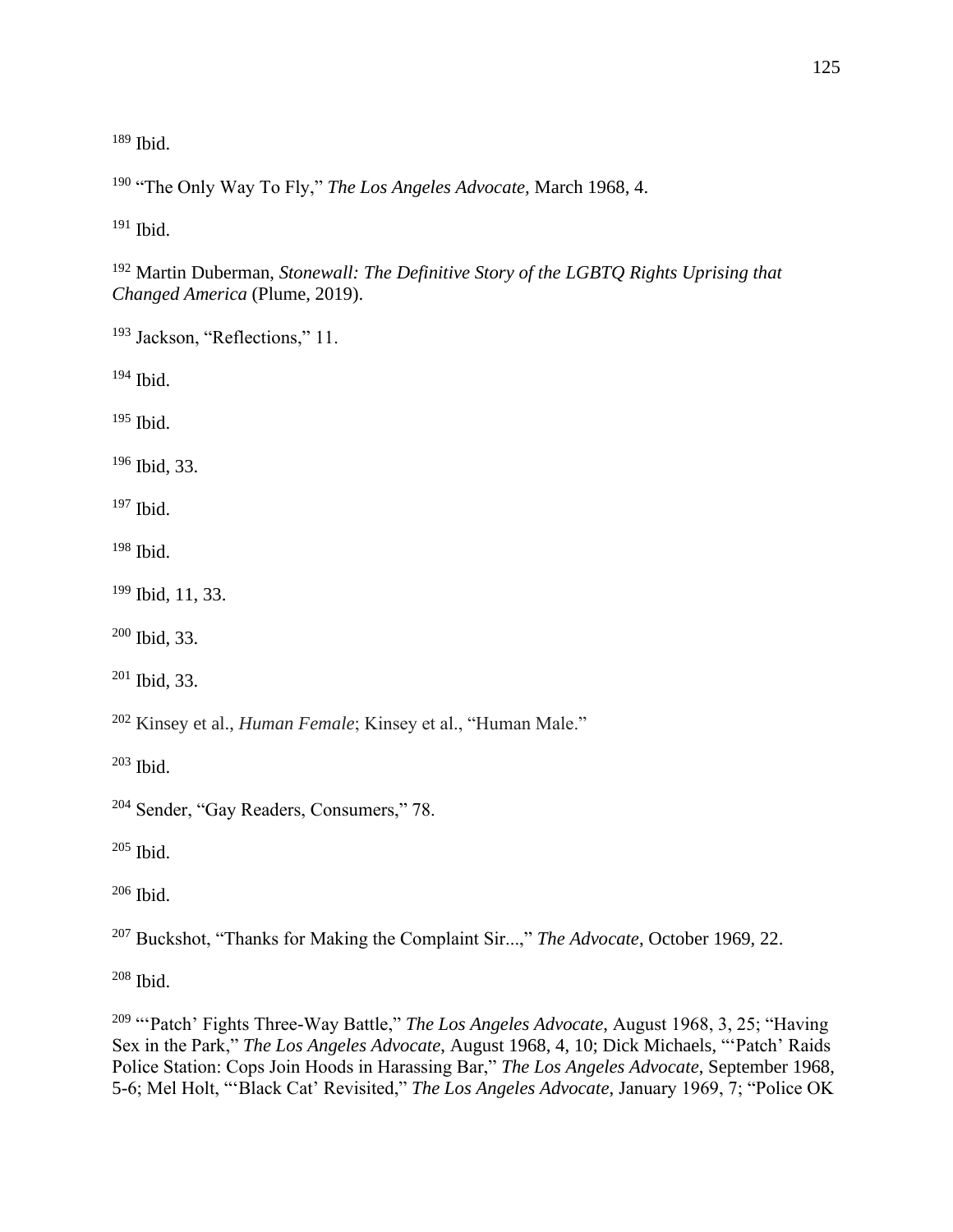[189] Ibid.

[190] "The Only Way To Fly," *The Los Angeles Advocate,* March 1968, 4.

[191] Ibid.

[192] Martin Duberman, *Stonewall: The Definitive Story of the LGBTQ Rights Uprising that Changed America* (Plume, 2019).

[193] Jackson, "Reflections," 11.

[194] Ibid.

[195] Ibid.

[196] Ibid, 33.

[197] Ibid.

[198] Ibid.

[199] Ibid, 11, 33.

[200] Ibid, 33.

[201] Ibid, 33.

[202] Kinsey et al., *Human Female*; Kinsey et al., "Human Male."

[203] Ibid.

[204] Sender, "Gay Readers, Consumers," 78.

[205] Ibid.

[206] Ibid.

[207] Buckshot, "Thanks for Making the Complaint Sir...," *The Advocate*, October 1969, 22.

[208] Ibid.

[209] "'Patch' Fights Three-Way Battle," *The Los Angeles Advocate,* August 1968, 3, 25; "Having Sex in the Park," *The Los Angeles Advocate,* August 1968, 4, 10; Dick Michaels, "'Patch' Raids Police Station: Cops Join Hoods in Harassing Bar," *The Los Angeles Advocate*, September 1968, 5-6; Mel Holt, "'Black Cat' Revisited," *The Los Angeles Advocate*, January 1969, 7; "Police OK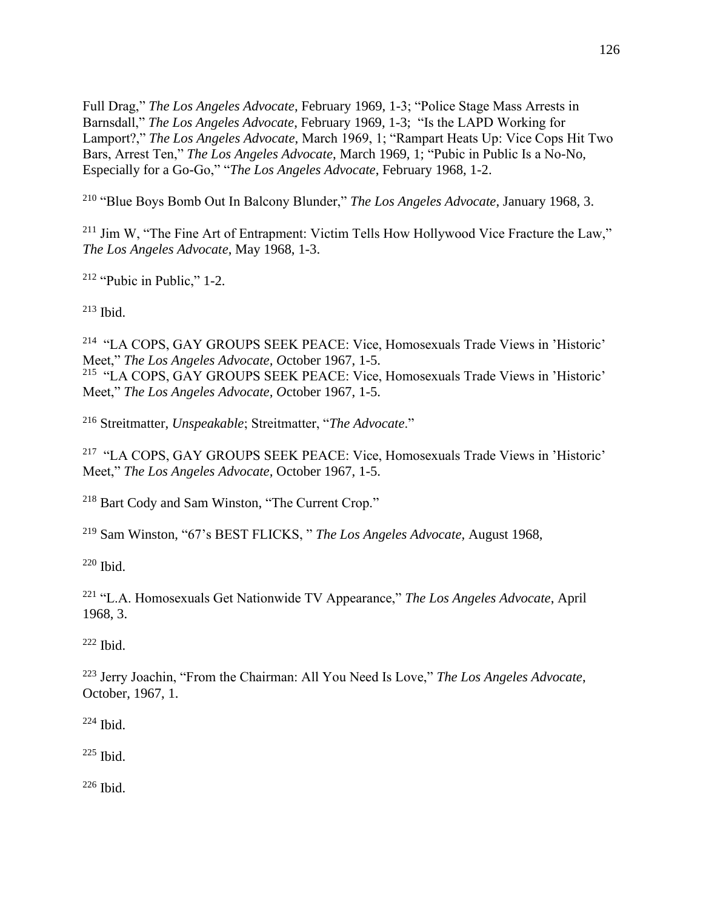Full Drag," *The Los Angeles Advocate*, February 1969, 1-3; "Police Stage Mass Arrests in Barnsdall," *The Los Angeles Advocate*, February 1969, 1-3; "Is the LAPD Working for Lamport?," *The Los Angeles Advocate*, March 1969, 1; "Rampart Heats Up: Vice Cops Hit Two Bars, Arrest Ten," *The Los Angeles Advocate*, March 1969, 1; "Pubic in Public Is a No-No, Especially for a Go-Go," "*The Los Angeles Advocate*, February 1968, 1-2.

[210] "Blue Boys Bomb Out In Balcony Blunder," *The Los Angeles Advocate*, January 1968, 3.

[211] Jim W, "The Fine Art of Entrapment: Victim Tells How Hollywood Vice Fracture the Law," *The Los Angeles Advocate*, May 1968, 1-3.

[212] "Pubic in Public," 1-2.

[213] Ibid.

[214] "LA COPS, GAY GROUPS SEEK PEACE: Vice, Homosexuals Trade Views in 'Historic' Meet," *The Los Angeles Advocate, O*ctober 1967, 1-5.

[215] "LA COPS, GAY GROUPS SEEK PEACE: Vice, Homosexuals Trade Views in 'Historic' Meet," *The Los Angeles Advocate, O*ctober 1967, 1-5.

[216] Streitmatter, *Unspeakable*; Streitmatter, "*The Advocate*."

[217] "LA COPS, GAY GROUPS SEEK PEACE: Vice, Homosexuals Trade Views in 'Historic' Meet," *The Los Angeles Advocate,* October 1967, 1-5.

[218] Bart Cody and Sam Winston, "The Current Crop."

[219] Sam Winston, "67's BEST FLICKS, " *The Los Angeles Advocate,* August 1968,

[220] Ibid.

[221] "L.A. Homosexuals Get Nationwide TV Appearance," *The Los Angeles Advocate*, April 1968, 3.

[222] Ibid.

[223] Jerry Joachin, "From the Chairman: All You Need Is Love," *The Los Angeles Advocate*, October, 1967, 1.

[224] Ibid.

[225] Ibid.

[226] Ibid.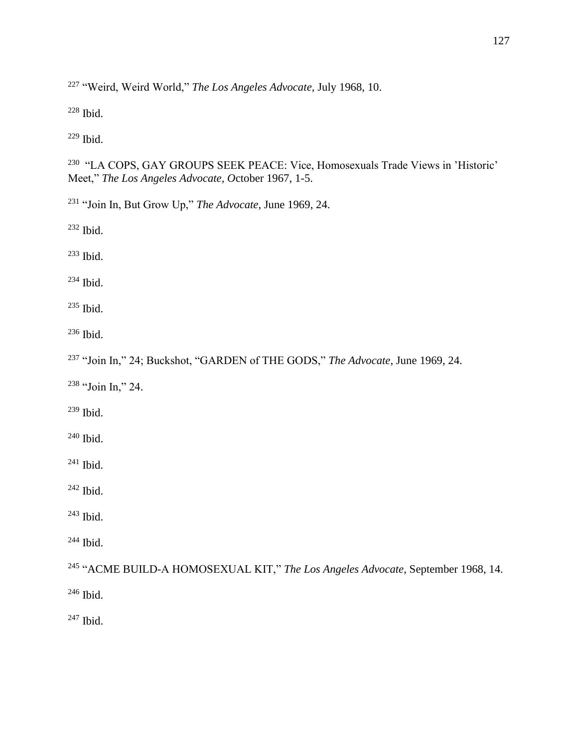[227] "Weird, Weird World," *The Los Angeles Advocate,* July 1968, 10.

[228] Ibid.

[229] Ibid.

[230] "LA COPS, GAY GROUPS SEEK PEACE: Vice, Homosexuals Trade Views in 'Historic' Meet," *The Los Angeles Advocate, O*ctober 1967, 1-5.

[231] "Join In, But Grow Up," *The Advocate*, June 1969, 24.

[232] Ibid.

[233] Ibid.

[234] Ibid.

[235] Ibid.

[236] Ibid.

[237] "Join In," 24; Buckshot, "GARDEN of THE GODS," *The Advocate*, June 1969, 24.

[238] "Join In," 24.

[239] Ibid.

[240] Ibid.

[241] Ibid.

[242] Ibid.

[243] Ibid.

[244] Ibid.

[245] "ACME BUILD-A HOMOSEXUAL KIT," *The Los Angeles Advocate,* September 1968, 14.

[246] Ibid.

[247] Ibid.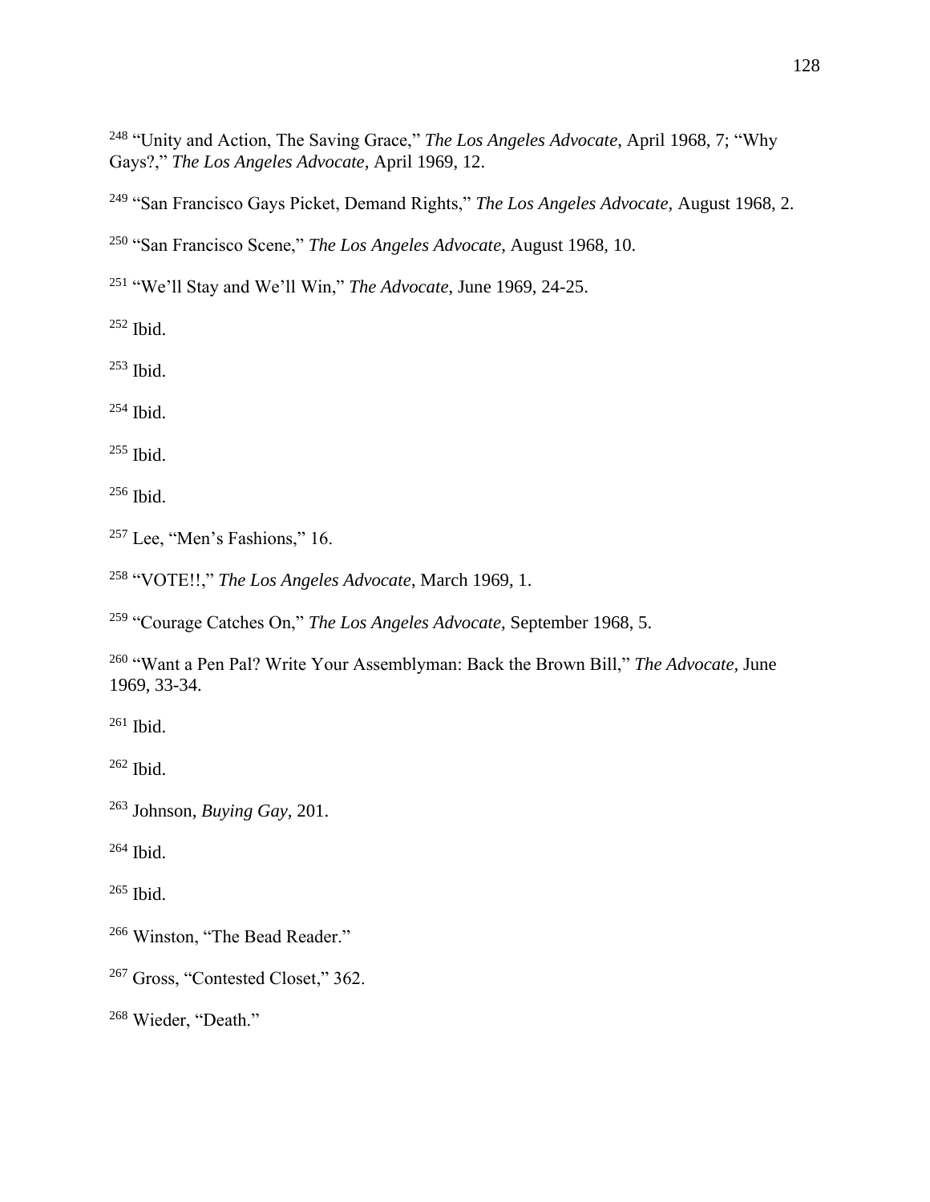[248] "Unity and Action, The Saving Grace," *The Los Angeles Advocate*, April 1968, 7; "Why Gays?," *The Los Angeles Advocate,* April 1969, 12.

[249] "San Francisco Gays Picket, Demand Rights," *The Los Angeles Advocate,* August 1968, 2.

[250] "San Francisco Scene," *The Los Angeles Advocate,* August 1968, 10.

[251] "We'll Stay and We'll Win," *The Advocate*, June 1969, 24-25.

[252] Ibid.

[253] Ibid.

[254] Ibid.

[255] Ibid.

[256] Ibid.

[257] Lee, "Men's Fashions," 16.

[258] "VOTE!!," *The Los Angeles Advocate*, March 1969, 1.

[259] "Courage Catches On," *The Los Angeles Advocate,* September 1968, 5.

[260] "Want a Pen Pal? Write Your Assemblyman: Back the Brown Bill," *The Advocate,* June 1969, 33-34.

[261] Ibid.

[262] Ibid.

[263] Johnson, *Buying Gay,* 201.

[264] Ibid.

[265] Ibid.

[266] Winston, "The Bead Reader."

[267] Gross, "Contested Closet," 362.

[268] Wieder, "Death."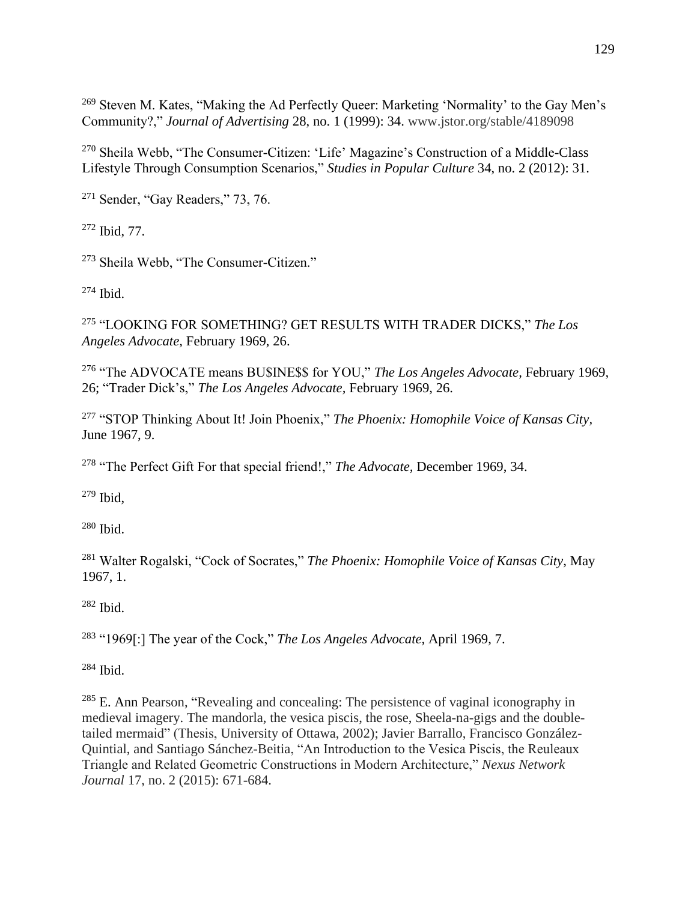[269] Steven M. Kates, "Making the Ad Perfectly Queer: Marketing 'Normality' to the Gay Men's Community?," *Journal of Advertising* 28, no. 1 (1999): 34. www.jstor.org/stable/4189098

[270] Sheila Webb, "The Consumer-Citizen: 'Life' Magazine's Construction of a Middle-Class Lifestyle Through Consumption Scenarios," *Studies in Popular Culture* 34, no. 2 (2012): 31.

[271] Sender, "Gay Readers," 73, 76.

[272] Ibid, 77.

[273] Sheila Webb, "The Consumer-Citizen."

[274] Ibid.

[275] "LOOKING FOR SOMETHING? GET RESULTS WITH TRADER DICKS," *The Los Angeles Advocate,* February 1969, 26.

[276] "The ADVOCATE means BU$INE$$ for YOU," *The Los Angeles Advocate,* February 1969, 26; "Trader Dick's," *The Los Angeles Advocate,* February 1969, 26.

[277] "STOP Thinking About It! Join Phoenix," *The Phoenix: Homophile Voice of Kansas City,* June 1967, 9.

[278] "The Perfect Gift For that special friend!," *The Advocate,* December 1969, 34.

[279] Ibid,

[280] Ibid.

[281] Walter Rogalski, "Cock of Socrates," *The Phoenix: Homophile Voice of Kansas City*, May 1967, 1.

[282] Ibid.

[283] "1969[:] The year of the Cock," *The Los Angeles Advocate,* April 1969, 7.

[284] Ibid.

[285] E. Ann Pearson, "Revealing and concealing: The persistence of vaginal iconography in medieval imagery. The mandorla, the vesica piscis, the rose, Sheela-na-gigs and the double-tailed mermaid" (Thesis, University of Ottawa, 2002); Javier Barrallo, Francisco González-Quintial, and Santiago Sánchez-Beitia, "An Introduction to the Vesica Piscis, the Reuleaux Triangle and Related Geometric Constructions in Modern Architecture," *Nexus Network Journal* 17, no. 2 (2015): 671-684.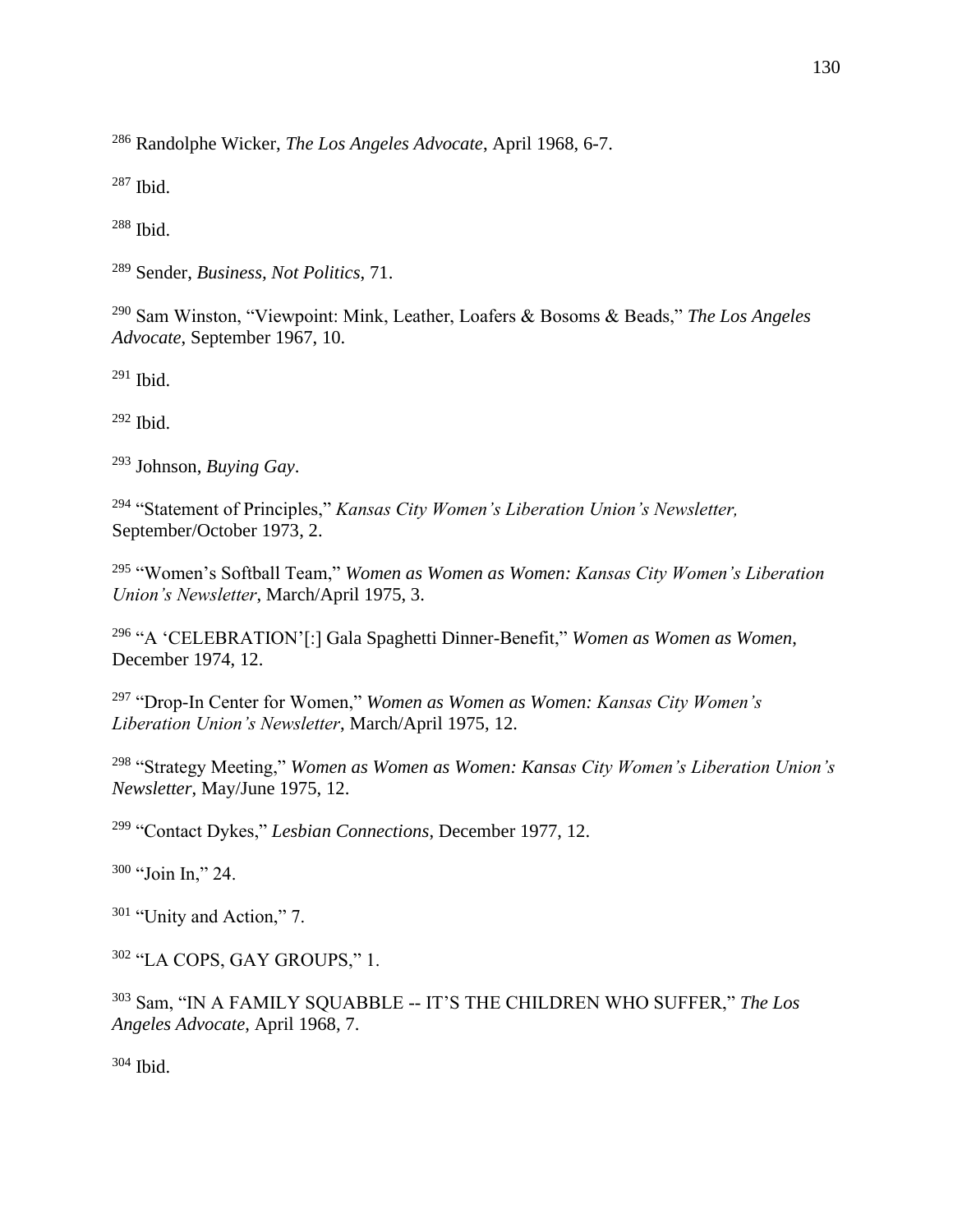[286] Randolphe Wicker, *The Los Angeles Advocate*, April 1968, 6-7.

[287] Ibid.

[288] Ibid.

[289] Sender, *Business, Not Politics*, 71.

[290] Sam Winston, "Viewpoint: Mink, Leather, Loafers & Bosoms & Beads," *The Los Angeles Advocate*, September 1967, 10.

[291] Ibid.

[292] Ibid.

[293] Johnson, *Buying Gay*.

[294] "Statement of Principles," *Kansas City Women's Liberation Union's Newsletter,* September/October 1973, 2.

[295] "Women's Softball Team," *Women as Women as Women: Kansas City Women's Liberation Union's Newsletter*, March/April 1975, 3.

[296] "A 'CELEBRATION'[:] Gala Spaghetti Dinner-Benefit," *Women as Women as Women*, December 1974, 12.

[297] "Drop-In Center for Women," *Women as Women as Women: Kansas City Women's Liberation Union's Newsletter*, March/April 1975, 12.

[298] "Strategy Meeting," *Women as Women as Women: Kansas City Women's Liberation Union's Newsletter*, May/June 1975, 12.

[299] "Contact Dykes," *Lesbian Connections*, December 1977, 12.

[300] "Join In," 24.

[301] "Unity and Action," 7.

[302] "LA COPS, GAY GROUPS," 1.

[303] Sam, "IN A FAMILY SQUABBLE -- IT'S THE CHILDREN WHO SUFFER," *The Los Angeles Advocate*, April 1968, 7.

[304] Ibid.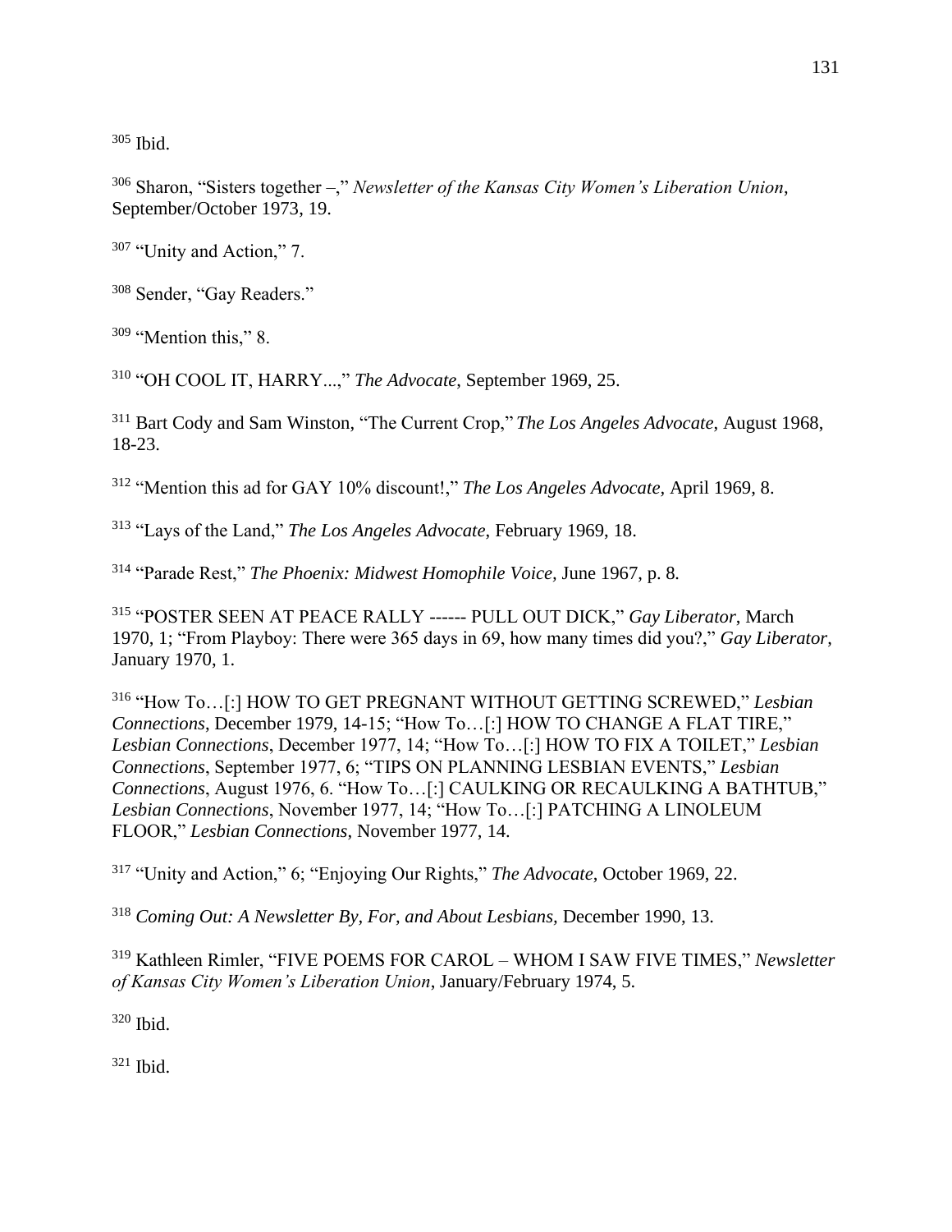[305] Ibid.

[306] Sharon, "Sisters together –," *Newsletter of the Kansas City Women's Liberation Union*, September/October 1973, 19.

[307] "Unity and Action," 7.

[308] Sender, "Gay Readers."

[309] "Mention this," 8.

[310] "OH COOL IT, HARRY...," *The Advocate*, September 1969, 25.

[311] Bart Cody and Sam Winston, "The Current Crop," *The Los Angeles Advocate*, August 1968, 18-23.

[312] "Mention this ad for GAY 10% discount!," *The Los Angeles Advocate*, April 1969, 8.

[313] "Lays of the Land," *The Los Angeles Advocate*, February 1969, 18.

[314] "Parade Rest," *The Phoenix: Midwest Homophile Voice*, June 1967, p. 8.

[315] "POSTER SEEN AT PEACE RALLY ------ PULL OUT DICK," *Gay Liberator*, March 1970, 1; "From Playboy: There were 365 days in 69, how many times did you?," *Gay Liberator*, January 1970, 1.

[316] "How To…[:] HOW TO GET PREGNANT WITHOUT GETTING SCREWED," *Lesbian Connections*, December 1979, 14-15; "How To…[:] HOW TO CHANGE A FLAT TIRE," *Lesbian Connections*, December 1977, 14; "How To…[:] HOW TO FIX A TOILET," *Lesbian Connections*, September 1977, 6; "TIPS ON PLANNING LESBIAN EVENTS," *Lesbian Connections*, August 1976, 6. "How To…[:] CAULKING OR RECAULKING A BATHTUB," *Lesbian Connections*, November 1977, 14; "How To…[:] PATCHING A LINOLEUM FLOOR," *Lesbian Connections*, November 1977, 14.

[317] "Unity and Action," 6; "Enjoying Our Rights," *The Advocate*, October 1969, 22.

[318] *Coming Out: A Newsletter By, For, and About Lesbians*, December 1990, 13.

[319] Kathleen Rimler, "FIVE POEMS FOR CAROL – WHOM I SAW FIVE TIMES," *Newsletter of Kansas City Women's Liberation Union*, January/February 1974, 5.

[320] Ibid.

[321] Ibid.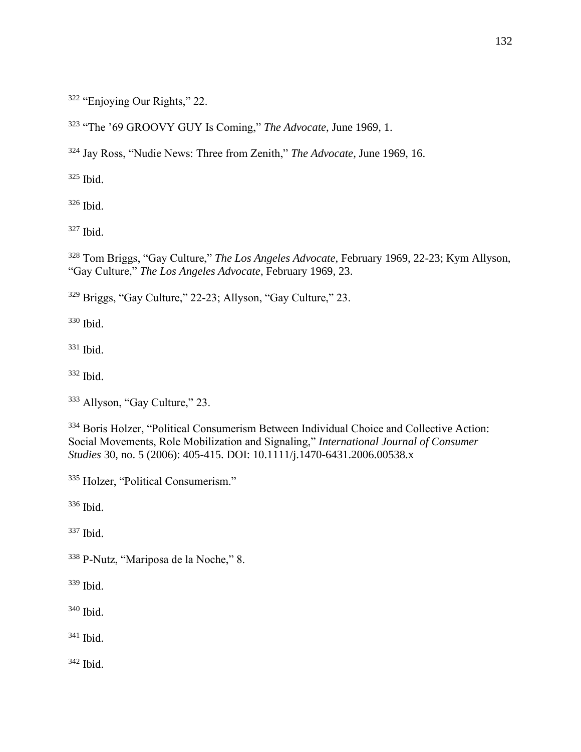[322] "Enjoying Our Rights," 22.

[323] "The '69 GROOVY GUY Is Coming," *The Advocate,* June 1969, 1.

[324] Jay Ross, "Nudie News: Three from Zenith," *The Advocate,* June 1969, 16.

[325] Ibid.

[326] Ibid.

[327] Ibid.

[328] Tom Briggs, "Gay Culture," *The Los Angeles Advocate,* February 1969, 22-23; Kym Allyson, "Gay Culture," *The Los Angeles Advocate*, February 1969, 23.

[329] Briggs, "Gay Culture," 22-23; Allyson, "Gay Culture," 23.

[330] Ibid.

[331] Ibid.

[332] Ibid.

[333] Allyson, "Gay Culture," 23.

[334] Boris Holzer, "Political Consumerism Between Individual Choice and Collective Action: Social Movements, Role Mobilization and Signaling," *International Journal of Consumer Studies* 30, no. 5 (2006): 405-415. DOI: 10.1111/j.1470-6431.2006.00538.x

[335] Holzer, "Political Consumerism."

[336] Ibid.

[337] Ibid.

[338] P-Nutz, "Mariposa de la Noche," 8.

[339] Ibid.

[340] Ibid.

[341] Ibid.

[342] Ibid.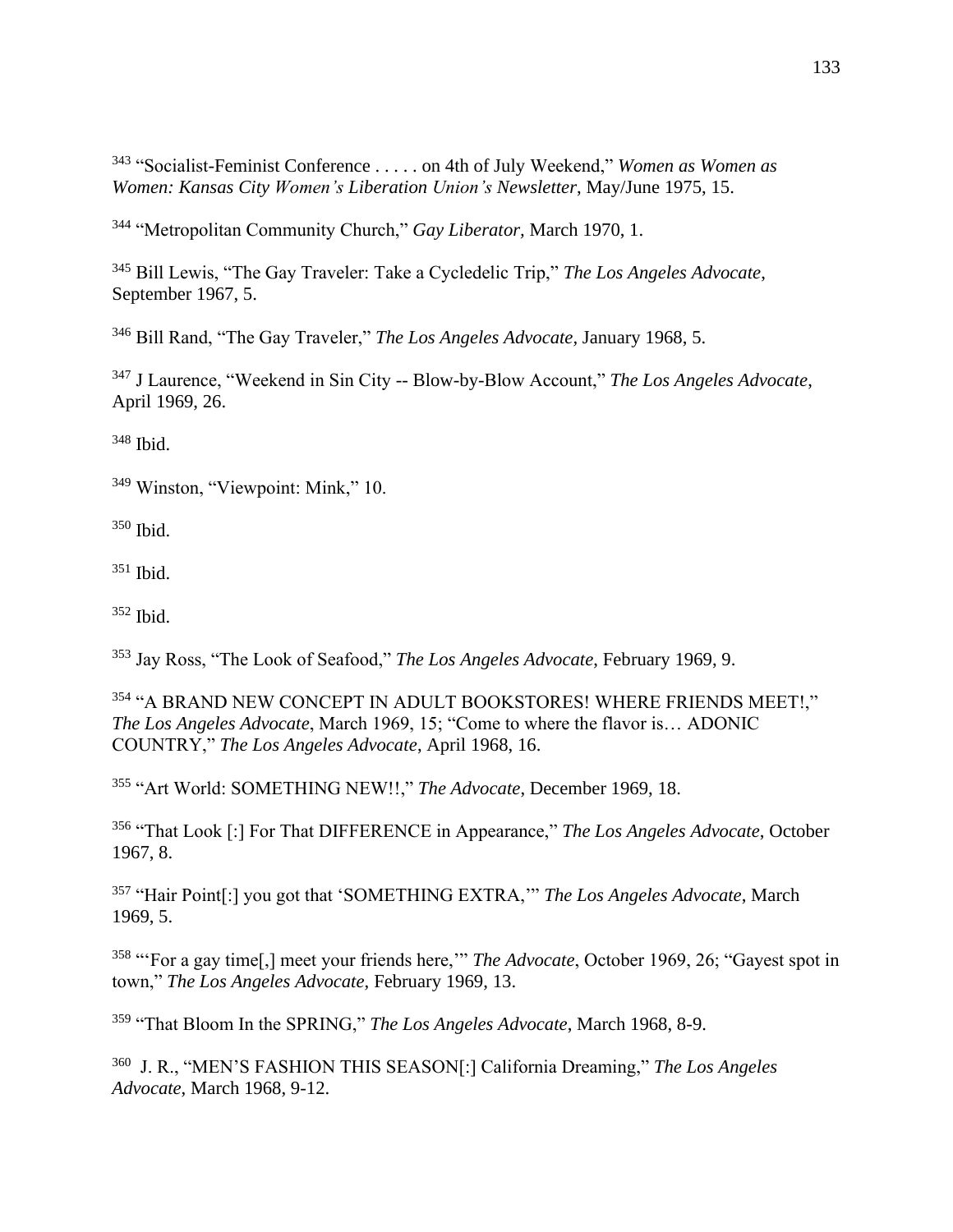[343] "Socialist-Feminist Conference . . . . . on 4th of July Weekend," *Women as Women as Women: Kansas City Women's Liberation Union's Newsletter*, May/June 1975, 15.

[344] "Metropolitan Community Church," *Gay Liberator,* March 1970, 1.

[345] Bill Lewis, "The Gay Traveler: Take a Cycledelic Trip," *The Los Angeles Advocate*, September 1967, 5.

[346] Bill Rand, "The Gay Traveler," *The Los Angeles Advocate,* January 1968, 5.

[347] J Laurence, "Weekend in Sin City -- Blow-by-Blow Account," *The Los Angeles Advocate*, April 1969, 26.

[348] Ibid.

[349] Winston, "Viewpoint: Mink," 10.

[350] Ibid.

[351] Ibid.

[352] Ibid.

[353] Jay Ross, "The Look of Seafood," *The Los Angeles Advocate*, February 1969, 9.

[354] "A BRAND NEW CONCEPT IN ADULT BOOKSTORES! WHERE FRIENDS MEET!," *The Los Angeles Advocate*, March 1969, 15; "Come to where the flavor is… ADONIC COUNTRY," *The Los Angeles Advocate*, April 1968, 16.

[355] "Art World: SOMETHING NEW!!," *The Advocate*, December 1969, 18.

[356] "That Look [:] For That DIFFERENCE in Appearance," *The Los Angeles Advocate*, October 1967, 8.

[357] "Hair Point[:] you got that 'SOMETHING EXTRA,'" *The Los Angeles Advocate*, March 1969, 5.

[358] "'For a gay time[,] meet your friends here,'" *The Advocate*, October 1969, 26; "Gayest spot in town," *The Los Angeles Advocate*, February 1969, 13.

[359] "That Bloom In the SPRING," *The Los Angeles Advocate*, March 1968, 8-9.

[360] J. R., "MEN'S FASHION THIS SEASON[:] California Dreaming," *The Los Angeles Advocate*, March 1968, 9-12.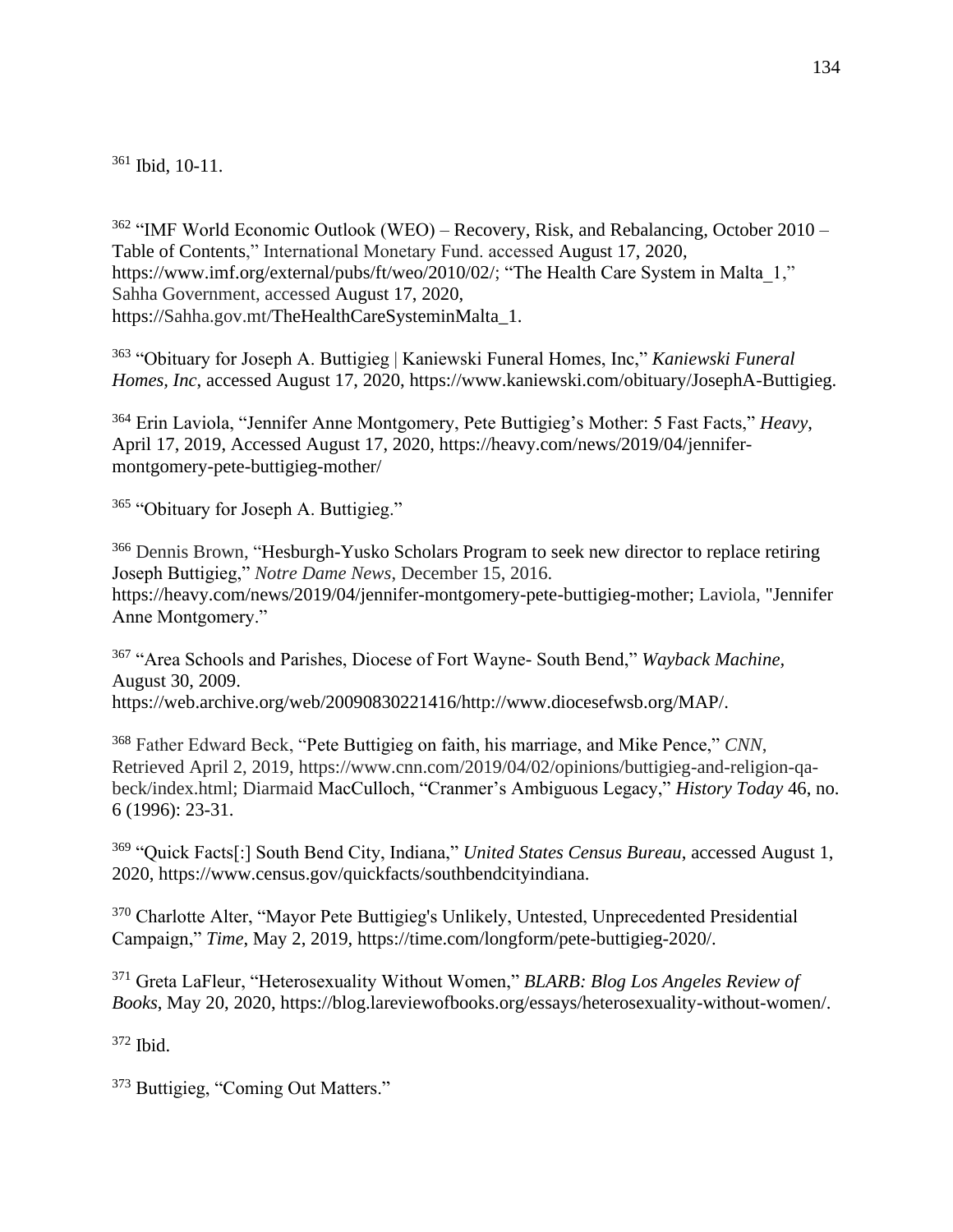[361] Ibid, 10-11.

[362] "IMF World Economic Outlook (WEO) – Recovery, Risk, and Rebalancing, October 2010 – Table of Contents," International Monetary Fund. accessed August 17, 2020, https://www.imf.org/external/pubs/ft/weo/2010/02/; "The Health Care System in Malta_1," Sahha Government, accessed August 17, 2020, https://Sahha.gov.mt/TheHealthCareSysteminMalta_1.

[363] "Obituary for Joseph A. Buttigieg | Kaniewski Funeral Homes, Inc," *Kaniewski Funeral Homes, Inc*, accessed August 17, 2020, https://www.kaniewski.com/obituary/JosephA-Buttigieg.

[364] Erin Laviola, "Jennifer Anne Montgomery, Pete Buttigieg's Mother: 5 Fast Facts," *Heavy*, April 17, 2019, Accessed August 17, 2020, https://heavy.com/news/2019/04/jennifer-montgomery-pete-buttigieg-mother/

[365] "Obituary for Joseph A. Buttigieg."

[366] Dennis Brown, "Hesburgh-Yusko Scholars Program to seek new director to replace retiring Joseph Buttigieg," *Notre Dame News*, December 15, 2016. https://heavy.com/news/2019/04/jennifer-montgomery-pete-buttigieg-mother; Laviola, "Jennifer Anne Montgomery."

[367] "Area Schools and Parishes, Diocese of Fort Wayne- South Bend," *Wayback Machine*, August 30, 2009. https://web.archive.org/web/20090830221416/http://www.diocesefwsb.org/MAP/.

[368] Father Edward Beck, "Pete Buttigieg on faith, his marriage, and Mike Pence," *CNN*, Retrieved April 2, 2019, https://www.cnn.com/2019/04/02/opinions/buttigieg-and-religion-qa-beck/index.html; Diarmaid MacCulloch, "Cranmer's Ambiguous Legacy," *History Today* 46, no. 6 (1996): 23-31.

[369] "Quick Facts[:] South Bend City, Indiana," *United States Census Bureau*, accessed August 1, 2020, https://www.census.gov/quickfacts/southbendcityindiana.

[370] Charlotte Alter, "Mayor Pete Buttigieg's Unlikely, Untested, Unprecedented Presidential Campaign," *Time*, May 2, 2019, https://time.com/longform/pete-buttigieg-2020/.

[371] Greta LaFleur, "Heterosexuality Without Women," *BLARB: Blog Los Angeles Review of Books*, May 20, 2020, https://blog.lareviewofbooks.org/essays/heterosexuality-without-women/.

[372] Ibid.

[373] Buttigieg, "Coming Out Matters."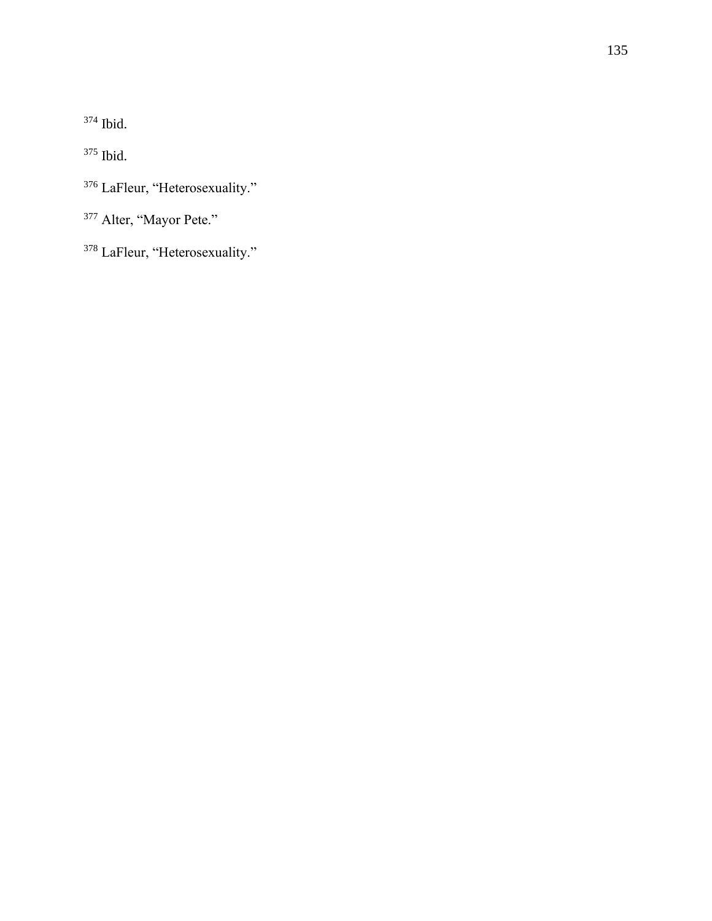[374] Ibid.

[375] Ibid.

[376] LaFleur, "Heterosexuality."

[377] Alter, "Mayor Pete."

[378] LaFleur, "Heterosexuality."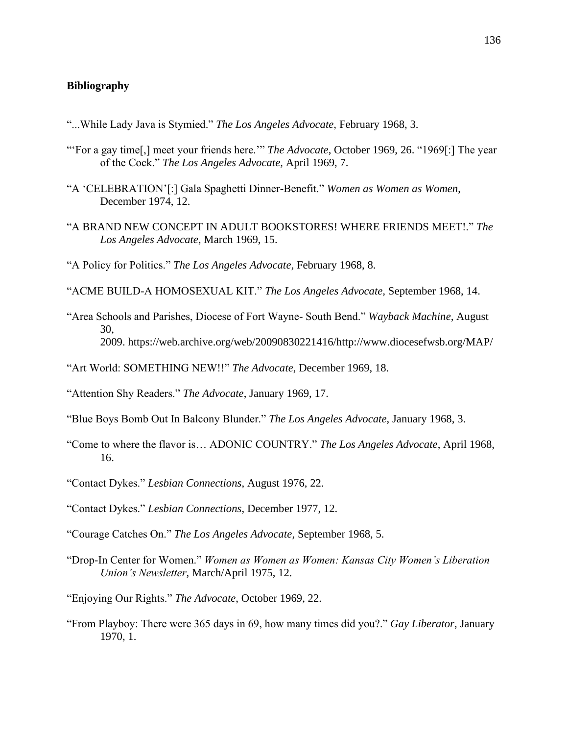**Bibliography**

"...While Lady Java is Stymied." *The Los Angeles Advocate*, February 1968, 3.

"'For a gay time[,] meet your friends here.'" *The Advocate*, October 1969, 26. "1969[:] The year of the Cock." *The Los Angeles Advocate*, April 1969, 7.

"A 'CELEBRATION'[:] Gala Spaghetti Dinner-Benefit." *Women as Women as Women*, December 1974, 12.

"A BRAND NEW CONCEPT IN ADULT BOOKSTORES! WHERE FRIENDS MEET!." *The Los Angeles Advocate*, March 1969, 15.

"A Policy for Politics." *The Los Angeles Advocate*, February 1968, 8.

"ACME BUILD-A HOMOSEXUAL KIT." *The Los Angeles Advocate*, September 1968, 14.

"Area Schools and Parishes, Diocese of Fort Wayne- South Bend." *Wayback Machine*, August 30, 2009. https://web.archive.org/web/20090830221416/http://www.diocesefwsb.org/MAP/

"Art World: SOMETHING NEW!!" *The Advocate*, December 1969, 18.

"Attention Shy Readers." *The Advocate*, January 1969, 17.

"Blue Boys Bomb Out In Balcony Blunder." *The Los Angeles Advocate*, January 1968, 3.

"Come to where the flavor is… ADONIC COUNTRY." *The Los Angeles Advocate*, April 1968, 16.

"Contact Dykes." *Lesbian Connections*, August 1976, 22.

"Contact Dykes." *Lesbian Connections*, December 1977, 12.

"Courage Catches On." *The Los Angeles Advocate*, September 1968, 5.

"Drop-In Center for Women." *Women as Women as Women: Kansas City Women's Liberation Union's Newsletter*, March/April 1975, 12.

"Enjoying Our Rights." *The Advocate*, October 1969, 22.

"From Playboy: There were 365 days in 69, how many times did you?." *Gay Liberator*, January 1970, 1.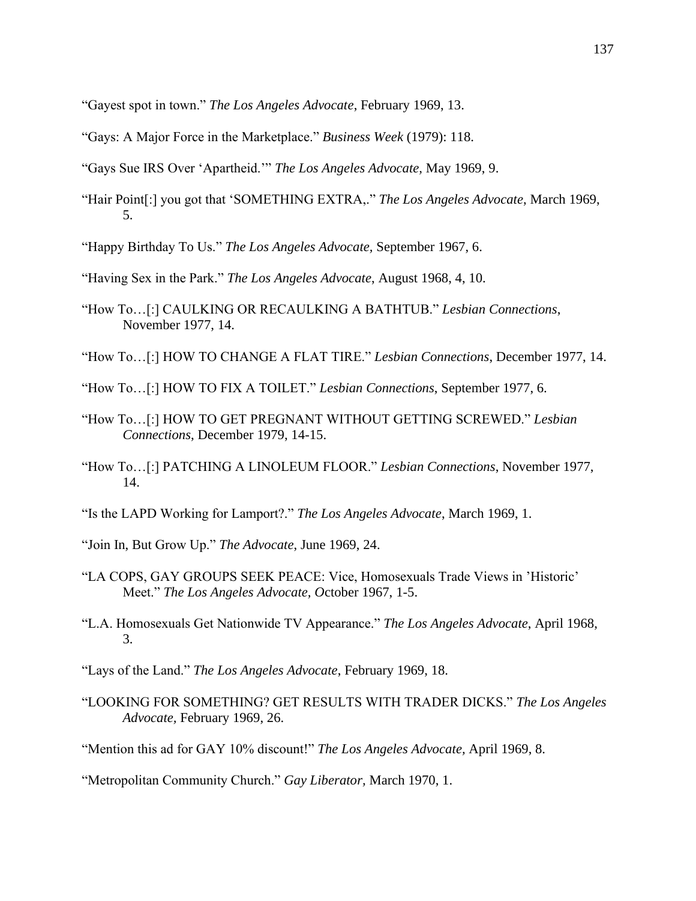"Gayest spot in town." *The Los Angeles Advocate*, February 1969, 13.

"Gays: A Major Force in the Marketplace." *Business Week* (1979): 118.

"Gays Sue IRS Over 'Apartheid.'" *The Los Angeles Advocate,* May 1969, 9.

"Hair Point[:] you got that 'SOMETHING EXTRA,." *The Los Angeles Advocate*, March 1969, 5.

"Happy Birthday To Us." *The Los Angeles Advocate*, September 1967, 6.

"Having Sex in the Park." *The Los Angeles Advocate*, August 1968, 4, 10.

"How To…[:] CAULKING OR RECAULKING A BATHTUB." *Lesbian Connections*, November 1977, 14.

"How To…[:] HOW TO CHANGE A FLAT TIRE." *Lesbian Connections*, December 1977, 14.

"How To…[:] HOW TO FIX A TOILET." *Lesbian Connections*, September 1977, 6.

"How To…[:] HOW TO GET PREGNANT WITHOUT GETTING SCREWED." *Lesbian Connections*, December 1979, 14-15.

"How To…[:] PATCHING A LINOLEUM FLOOR." *Lesbian Connections*, November 1977, 14.

"Is the LAPD Working for Lamport?." *The Los Angeles Advocate*, March 1969, 1.

"Join In, But Grow Up." *The Advocate*, June 1969, 24.

"LA COPS, GAY GROUPS SEEK PEACE: Vice, Homosexuals Trade Views in 'Historic' Meet." *The Los Angeles Advocate, O*ctober 1967, 1-5.

"L.A. Homosexuals Get Nationwide TV Appearance." *The Los Angeles Advocate*, April 1968, 3.

"Lays of the Land." *The Los Angeles Advocate*, February 1969, 18.

"LOOKING FOR SOMETHING? GET RESULTS WITH TRADER DICKS." *The Los Angeles Advocate*, February 1969, 26.

"Mention this ad for GAY 10% discount!" *The Los Angeles Advocate,* April 1969, 8.

"Metropolitan Community Church." *Gay Liberator,* March 1970, 1.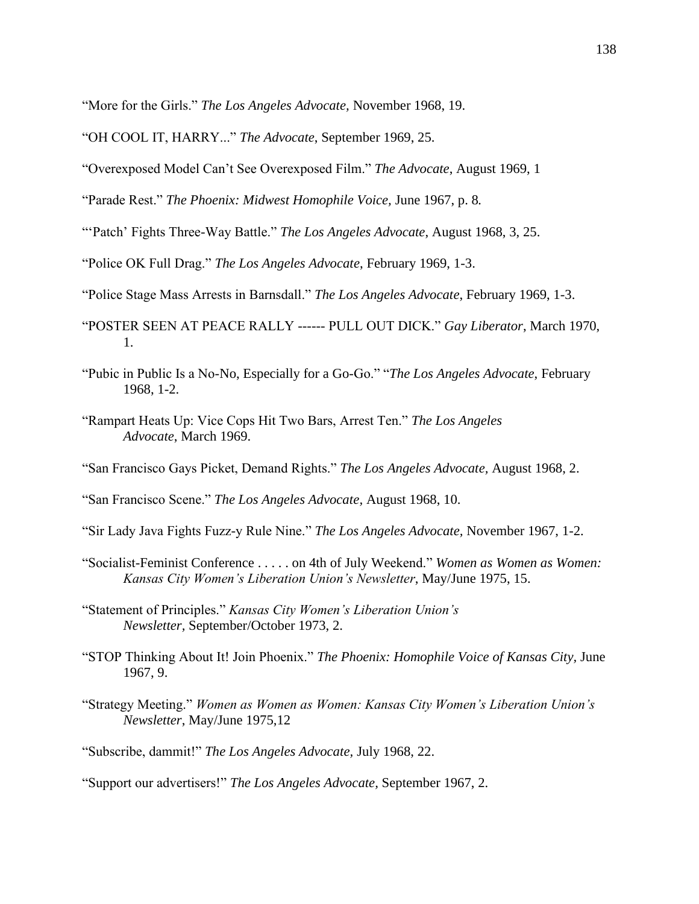“More for the Girls.” *The Los Angeles Advocate,* November 1968, 19.

“OH COOL IT, HARRY...” *The Advocate*, September 1969, 25.

“Overexposed Model Can’t See Overexposed Film.” *The Advocate*, August 1969, 1

“Parade Rest.” *The Phoenix: Midwest Homophile Voice,* June 1967, p. 8.

“‘Patch’ Fights Three-Way Battle.” *The Los Angeles Advocate*, August 1968, 3, 25.

“Police OK Full Drag.” *The Los Angeles Advocate*, February 1969, 1-3.

“Police Stage Mass Arrests in Barnsdall.” *The Los Angeles Advocate*, February 1969, 1-3.

“POSTER SEEN AT PEACE RALLY ------ PULL OUT DICK.” *Gay Liberator*, March 1970, 1.

“Pubic in Public Is a No-No, Especially for a Go-Go.” “*The Los Angeles Advocate*, February 1968, 1-2.

“Rampart Heats Up: Vice Cops Hit Two Bars, Arrest Ten.” *The Los Angeles Advocate*, March 1969.

“San Francisco Gays Picket, Demand Rights.” *The Los Angeles Advocate,* August 1968, 2.

“San Francisco Scene.” *The Los Angeles Advocate,* August 1968, 10.

“Sir Lady Java Fights Fuzz-y Rule Nine.” *The Los Angeles Advocate,* November 1967, 1-2.

“Socialist-Feminist Conference . . . . . on 4th of July Weekend.” *Women as Women as Women: Kansas City Women’s Liberation Union’s Newsletter*, May/June 1975, 15.

“Statement of Principles.” *Kansas City Women’s Liberation Union’s Newsletter*, September/October 1973, 2.

“STOP Thinking About It! Join Phoenix.” *The Phoenix: Homophile Voice of Kansas City*, June 1967, 9.

“Strategy Meeting.” *Women as Women as Women: Kansas City Women’s Liberation Union’s Newsletter*, May/June 1975,12

“Subscribe, dammit!” *The Los Angeles Advocate,* July 1968, 22.

“Support our advertisers!” *The Los Angeles Advocate,* September 1967, 2.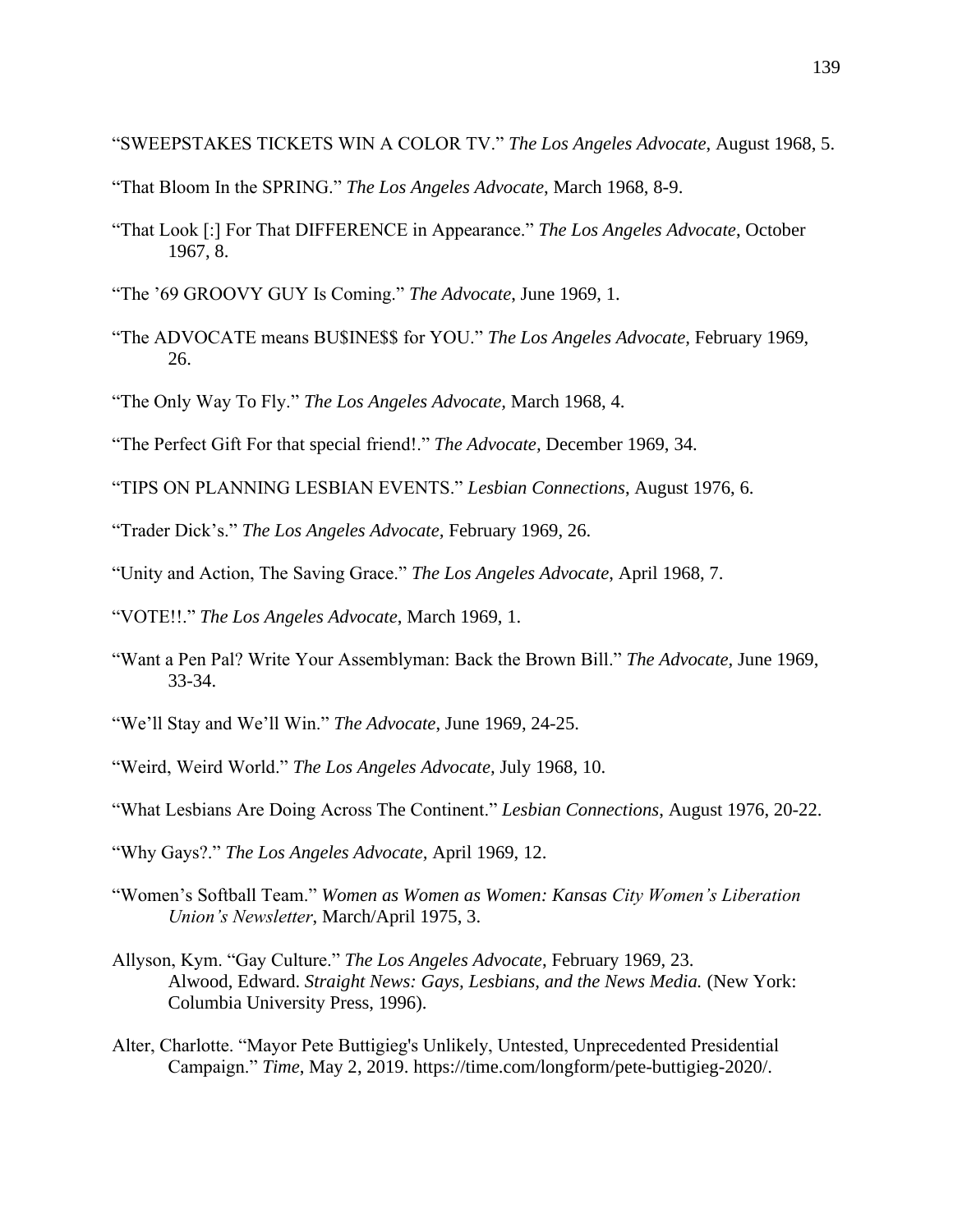"SWEEPSTAKES TICKETS WIN A COLOR TV." *The Los Angeles Advocate*, August 1968, 5.

"That Bloom In the SPRING." *The Los Angeles Advocate*, March 1968, 8-9.

"That Look [:] For That DIFFERENCE in Appearance." *The Los Angeles Advocate*, October 1967, 8.

"The '69 GROOVY GUY Is Coming." *The Advocate*, June 1969, 1.

"The ADVOCATE means BU$INE$$ for YOU." *The Los Angeles Advocate*, February 1969, 26.

"The Only Way To Fly." *The Los Angeles Advocate,* March 1968, 4.

"The Perfect Gift For that special friend!." *The Advocate,* December 1969, 34.

"TIPS ON PLANNING LESBIAN EVENTS." *Lesbian Connections*, August 1976, 6.

"Trader Dick's." *The Los Angeles Advocate,* February 1969, 26.

"Unity and Action, The Saving Grace." *The Los Angeles Advocate*, April 1968, 7.

"VOTE!!." *The Los Angeles Advocate*, March 1969, 1.

"Want a Pen Pal? Write Your Assemblyman: Back the Brown Bill." *The Advocate*, June 1969, 33-34.

"We'll Stay and We'll Win." *The Advocate*, June 1969, 24-25.

"Weird, Weird World." *The Los Angeles Advocate,* July 1968, 10.

"What Lesbians Are Doing Across The Continent." *Lesbian Connections,* August 1976, 20-22.

"Why Gays?." *The Los Angeles Advocate,* April 1969, 12.

"Women's Softball Team." *Women as Women as Women: Kansas City Women's Liberation Union's Newsletter*, March/April 1975, 3.

Allyson, Kym. "Gay Culture." *The Los Angeles Advocate*, February 1969, 23.
Alwood, Edward. *Straight News: Gays, Lesbians, and the News Media.* (New York: Columbia University Press, 1996).

Alter, Charlotte. "Mayor Pete Buttigieg's Unlikely, Untested, Unprecedented Presidential Campaign." *Time*, May 2, 2019. https://time.com/longform/pete-buttigieg-2020/.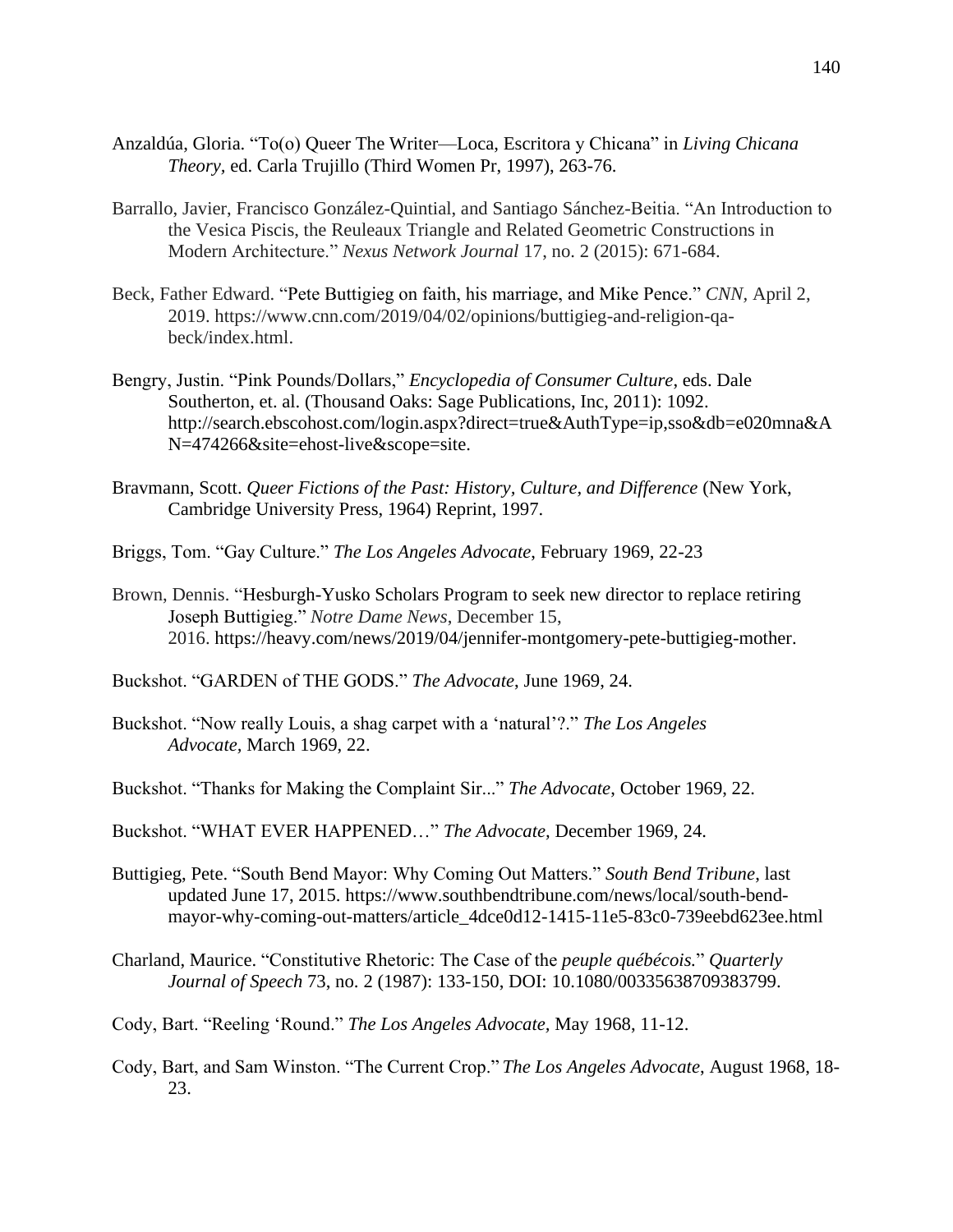Anzaldúa, Gloria. “To(o) Queer The Writer—Loca, Escritora y Chicana” in *Living Chicana Theory,* ed. Carla Trujillo (Third Women Pr, 1997), 263-76.

Barrallo, Javier, Francisco González-Quintial, and Santiago Sánchez-Beitia. “An Introduction to the Vesica Piscis, the Reuleaux Triangle and Related Geometric Constructions in Modern Architecture.” *Nexus Network Journal* 17, no. 2 (2015): 671-684.

Beck, Father Edward. “Pete Buttigieg on faith, his marriage, and Mike Pence.” *CNN,* April 2, 2019. https://www.cnn.com/2019/04/02/opinions/buttigieg-and-religion-qa-beck/index.html.

Bengry, Justin. “Pink Pounds/Dollars,” *Encyclopedia of Consumer Culture*, eds. Dale Southerton, et. al. (Thousand Oaks: Sage Publications, Inc, 2011): 1092. http://search.ebscohost.com/login.aspx?direct=true&AuthType=ip,sso&db=e020mna&AN=474266&site=ehost-live&scope=site.

Bravmann, Scott. *Queer Fictions of the Past: History, Culture, and Difference* (New York, Cambridge University Press, 1964) Reprint, 1997.

Briggs, Tom. “Gay Culture.” *The Los Angeles Advocate*, February 1969, 22-23

Brown, Dennis. “Hesburgh-Yusko Scholars Program to seek new director to replace retiring Joseph Buttigieg.” *Notre Dame News*, December 15, 2016. https://heavy.com/news/2019/04/jennifer-montgomery-pete-buttigieg-mother.

Buckshot. “GARDEN of THE GODS.” *The Advocate*, June 1969, 24.

Buckshot. “Now really Louis, a shag carpet with a ‘natural’?.” *The Los Angeles Advocate,* March 1969, 22.

Buckshot. “Thanks for Making the Complaint Sir...” *The Advocate,* October 1969, 22.

Buckshot. “WHAT EVER HAPPENED…” *The Advocate,* December 1969, 24.

Buttigieg, Pete. “South Bend Mayor: Why Coming Out Matters.” *South Bend Tribune*, last updated June 17, 2015. https://www.southbendtribune.com/news/local/south-bend-mayor-why-coming-out-matters/article_4dce0d12-1415-11e5-83c0-739eebd623ee.html

Charland, Maurice. “Constitutive Rhetoric: The Case of the *peuple québécois.*” *Quarterly Journal of Speech* 73, no. 2 (1987): 133-150, DOI: 10.1080/00335638709383799.

Cody, Bart. “Reeling ‘Round.” *The Los Angeles Advocate,* May 1968, 11-12.

Cody, Bart, and Sam Winston. “The Current Crop.” *The Los Angeles Advocate,* August 1968, 18-23.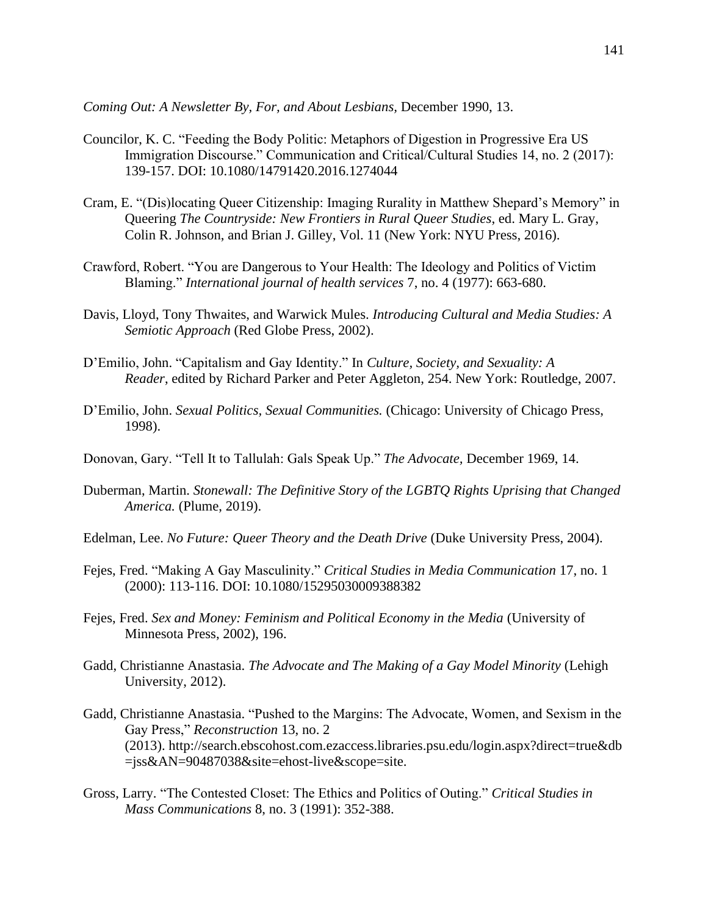*Coming Out: A Newsletter By, For, and About Lesbians*, December 1990, 13.

Councilor, K. C. "Feeding the Body Politic: Metaphors of Digestion in Progressive Era US Immigration Discourse." Communication and Critical/Cultural Studies 14, no. 2 (2017): 139-157. DOI: 10.1080/14791420.2016.1274044

Cram, E. "(Dis)locating Queer Citizenship: Imaging Rurality in Matthew Shepard's Memory" in Queering *The Countryside: New Frontiers in Rural Queer Studies*, ed. Mary L. Gray, Colin R. Johnson, and Brian J. Gilley, Vol. 11 (New York: NYU Press, 2016).

Crawford, Robert. "You are Dangerous to Your Health: The Ideology and Politics of Victim Blaming." *International journal of health services* 7, no. 4 (1977): 663-680.

Davis, Lloyd, Tony Thwaites, and Warwick Mules. *Introducing Cultural and Media Studies: A Semiotic Approach* (Red Globe Press, 2002).

D'Emilio, John. "Capitalism and Gay Identity." In *Culture, Society, and Sexuality: A Reader*, edited by Richard Parker and Peter Aggleton, 254. New York: Routledge, 2007.

D'Emilio, John. *Sexual Politics, Sexual Communities.* (Chicago: University of Chicago Press, 1998).

Donovan, Gary. "Tell It to Tallulah: Gals Speak Up." *The Advocate,* December 1969, 14.

Duberman, Martin. *Stonewall: The Definitive Story of the LGBTQ Rights Uprising that Changed America.* (Plume, 2019).

Edelman, Lee. *No Future: Queer Theory and the Death Drive* (Duke University Press, 2004).

Fejes, Fred. "Making A Gay Masculinity." *Critical Studies in Media Communication* 17, no. 1 (2000): 113-116. DOI: 10.1080/15295030009388382

Fejes, Fred. *Sex and Money: Feminism and Political Economy in the Media* (University of Minnesota Press, 2002), 196.

Gadd, Christianne Anastasia. *The Advocate and The Making of a Gay Model Minority* (Lehigh University, 2012).

Gadd, Christianne Anastasia. "Pushed to the Margins: The Advocate, Women, and Sexism in the Gay Press," *Reconstruction* 13, no. 2 (2013). http://search.ebscohost.com.ezaccess.libraries.psu.edu/login.aspx?direct=true&db=jss&AN=90487038&site=ehost-live&scope=site.

Gross, Larry. "The Contested Closet: The Ethics and Politics of Outing." *Critical Studies in Mass Communications* 8, no. 3 (1991): 352-388.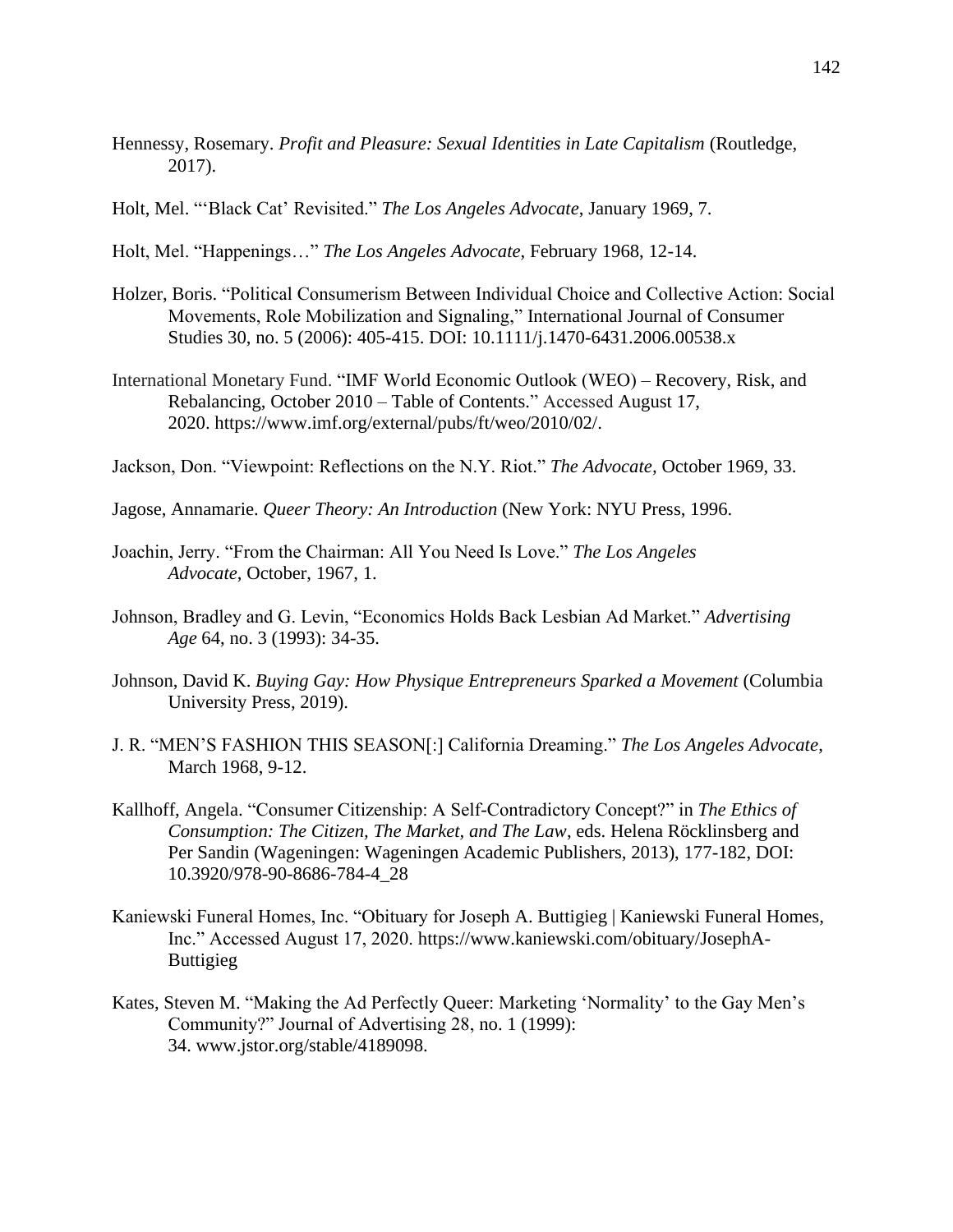Hennessy, Rosemary. *Profit and Pleasure: Sexual Identities in Late Capitalism* (Routledge, 2017).

Holt, Mel. "'Black Cat' Revisited." *The Los Angeles Advocate*, January 1969, 7.

Holt, Mel. "Happenings…" *The Los Angeles Advocate*, February 1968, 12-14.

Holzer, Boris. "Political Consumerism Between Individual Choice and Collective Action: Social Movements, Role Mobilization and Signaling," International Journal of Consumer Studies 30, no. 5 (2006): 405-415. DOI: 10.1111/j.1470-6431.2006.00538.x

International Monetary Fund. "IMF World Economic Outlook (WEO) – Recovery, Risk, and Rebalancing, October 2010 – Table of Contents." Accessed August 17, 2020. https://www.imf.org/external/pubs/ft/weo/2010/02/.

Jackson, Don. "Viewpoint: Reflections on the N.Y. Riot." *The Advocate*, October 1969, 33.

Jagose, Annamarie. *Queer Theory: An Introduction* (New York: NYU Press, 1996.

Joachin, Jerry. "From the Chairman: All You Need Is Love." *The Los Angeles Advocate*, October, 1967, 1.

Johnson, Bradley and G. Levin, "Economics Holds Back Lesbian Ad Market." *Advertising Age* 64, no. 3 (1993): 34-35.

Johnson, David K. *Buying Gay: How Physique Entrepreneurs Sparked a Movement* (Columbia University Press, 2019).

J. R. "MEN'S FASHION THIS SEASON[:] California Dreaming." *The Los Angeles Advocate*, March 1968, 9-12.

Kallhoff, Angela. "Consumer Citizenship: A Self-Contradictory Concept?" in *The Ethics of Consumption: The Citizen, The Market, and The Law*, eds. Helena Röcklinsberg and Per Sandin (Wageningen: Wageningen Academic Publishers, 2013), 177-182, DOI: 10.3920/978-90-8686-784-4_28

Kaniewski Funeral Homes, Inc. "Obituary for Joseph A. Buttigieg | Kaniewski Funeral Homes, Inc." Accessed August 17, 2020. https://www.kaniewski.com/obituary/JosephA-Buttigieg

Kates, Steven M. "Making the Ad Perfectly Queer: Marketing 'Normality' to the Gay Men's Community?" Journal of Advertising 28, no. 1 (1999): 34. www.jstor.org/stable/4189098.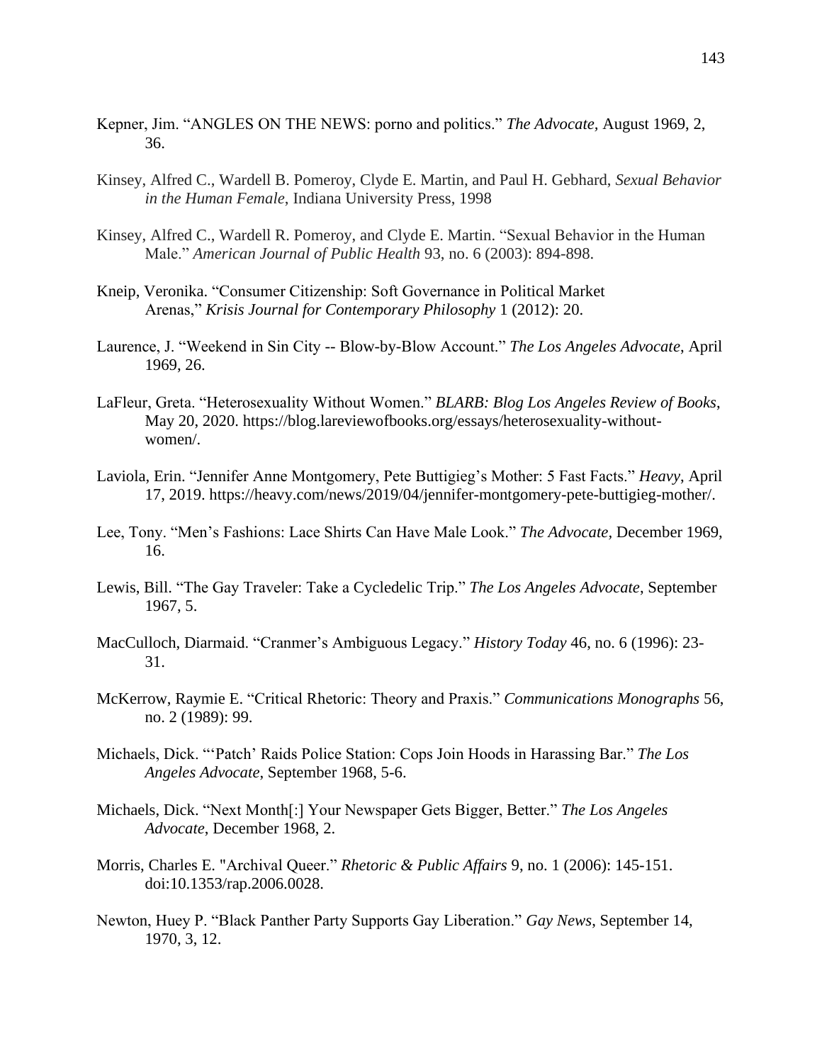Kepner, Jim. "ANGLES ON THE NEWS: porno and politics." *The Advocate,* August 1969, 2, 36.

Kinsey, Alfred C., Wardell B. Pomeroy, Clyde E. Martin, and Paul H. Gebhard, *Sexual Behavior in the Human Female*, Indiana University Press, 1998

Kinsey, Alfred C., Wardell R. Pomeroy, and Clyde E. Martin. "Sexual Behavior in the Human Male." *American Journal of Public Health* 93, no. 6 (2003): 894-898.

Kneip, Veronika. "Consumer Citizenship: Soft Governance in Political Market Arenas," *Krisis Journal for Contemporary Philosophy* 1 (2012): 20.

Laurence, J. "Weekend in Sin City -- Blow-by-Blow Account." *The Los Angeles Advocate*, April 1969, 26.

LaFleur, Greta. "Heterosexuality Without Women." *BLARB: Blog Los Angeles Review of Books*, May 20, 2020. https://blog.lareviewofbooks.org/essays/heterosexuality-without-women/.

Laviola, Erin. "Jennifer Anne Montgomery, Pete Buttigieg's Mother: 5 Fast Facts." *Heavy*, April 17, 2019. https://heavy.com/news/2019/04/jennifer-montgomery-pete-buttigieg-mother/.

Lee, Tony. "Men's Fashions: Lace Shirts Can Have Male Look." *The Advocate,* December 1969, 16.

Lewis, Bill. "The Gay Traveler: Take a Cycledelic Trip." *The Los Angeles Advocate*, September 1967, 5.

MacCulloch, Diarmaid. "Cranmer's Ambiguous Legacy." *History Today* 46, no. 6 (1996): 23-31.

McKerrow, Raymie E. "Critical Rhetoric: Theory and Praxis." *Communications Monographs* 56, no. 2 (1989): 99.

Michaels, Dick. "'Patch' Raids Police Station: Cops Join Hoods in Harassing Bar." *The Los Angeles Advocate*, September 1968, 5-6.

Michaels, Dick. "Next Month[:] Your Newspaper Gets Bigger, Better." *The Los Angeles Advocate*, December 1968, 2.

Morris, Charles E. "Archival Queer." *Rhetoric & Public Affairs* 9, no. 1 (2006): 145-151. doi:10.1353/rap.2006.0028.

Newton, Huey P. "Black Panther Party Supports Gay Liberation." *Gay News*, September 14, 1970, 3, 12.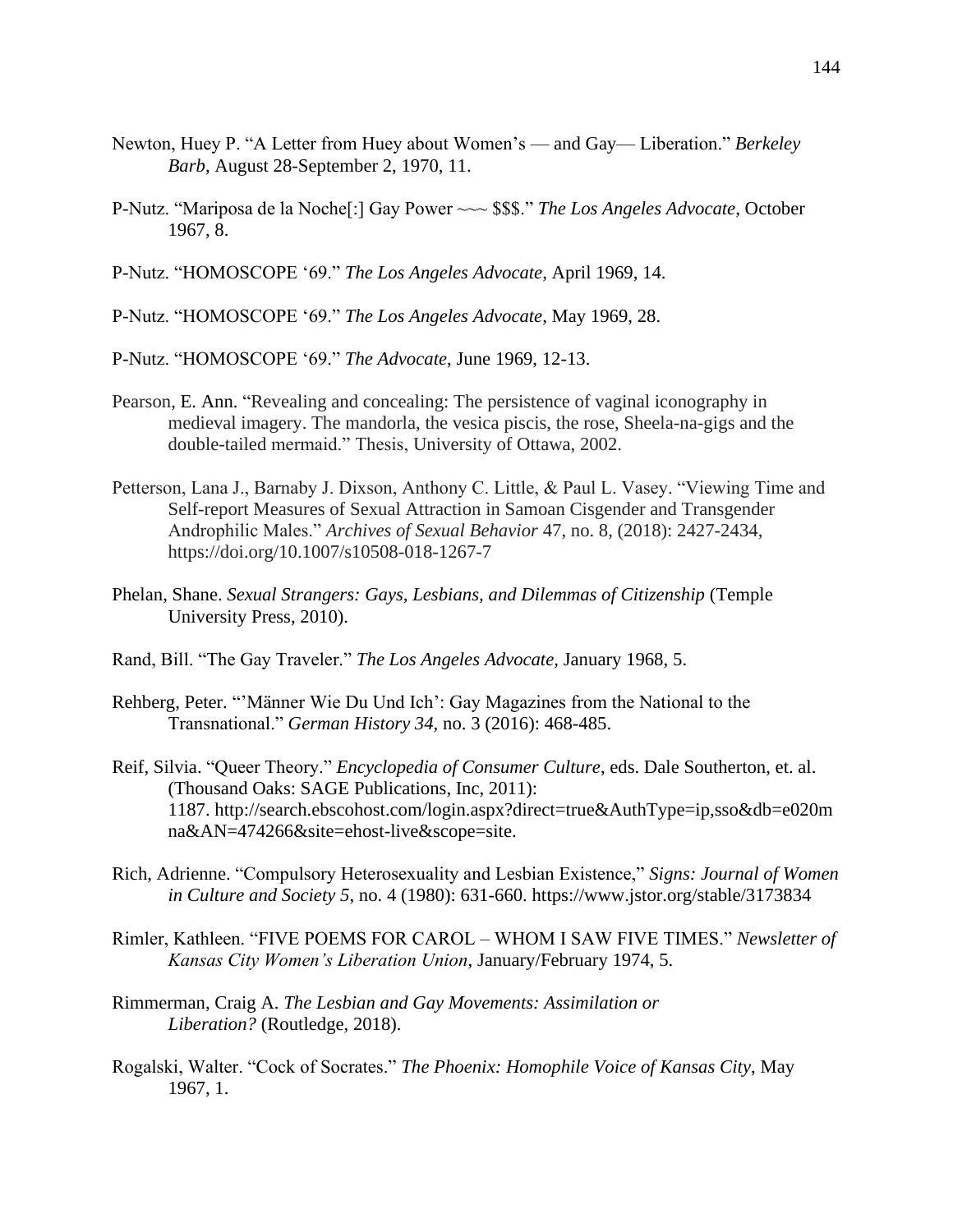Newton, Huey P. "A Letter from Huey about Women's — and Gay— Liberation." *Berkeley Barb*, August 28-September 2, 1970, 11.

P-Nutz. "Mariposa de la Noche[:] Gay Power ~~~ $$$." *The Los Angeles Advocate*, October 1967, 8.

P-Nutz. "HOMOSCOPE '69." *The Los Angeles Advocate*, April 1969, 14.

P-Nutz. "HOMOSCOPE '69." *The Los Angeles Advocate*, May 1969, 28.

P-Nutz. "HOMOSCOPE '69." *The Advocate*, June 1969, 12-13.

Pearson, E. Ann. "Revealing and concealing: The persistence of vaginal iconography in medieval imagery. The mandorla, the vesica piscis, the rose, Sheela-na-gigs and the double-tailed mermaid." Thesis, University of Ottawa, 2002.

Petterson, Lana J., Barnaby J. Dixson, Anthony C. Little, & Paul L. Vasey. "Viewing Time and Self-report Measures of Sexual Attraction in Samoan Cisgender and Transgender Androphilic Males." *Archives of Sexual Behavior* 47, no. 8, (2018): 2427-2434, https://doi.org/10.1007/s10508-018-1267-7

Phelan, Shane. *Sexual Strangers: Gays, Lesbians, and Dilemmas of Citizenship* (Temple University Press, 2010).

Rand, Bill. "The Gay Traveler." *The Los Angeles Advocate*, January 1968, 5.

Rehberg, Peter. "'Männer Wie Du Und Ich': Gay Magazines from the National to the Transnational." *German History 34*, no. 3 (2016): 468-485.

Reif, Silvia. "Queer Theory." *Encyclopedia of Consumer Culture*, eds. Dale Southerton, et. al. (Thousand Oaks: SAGE Publications, Inc, 2011): 1187. http://search.ebscohost.com/login.aspx?direct=true&AuthType=ip,sso&db=e020mna&AN=474266&site=ehost-live&scope=site.

Rich, Adrienne. "Compulsory Heterosexuality and Lesbian Existence," *Signs: Journal of Women in Culture and Society 5*, no. 4 (1980): 631-660. https://www.jstor.org/stable/3173834

Rimler, Kathleen. "FIVE POEMS FOR CAROL – WHOM I SAW FIVE TIMES." *Newsletter of Kansas City Women's Liberation Union*, January/February 1974, 5.

Rimmerman, Craig A. *The Lesbian and Gay Movements: Assimilation or Liberation?* (Routledge, 2018).

Rogalski, Walter. "Cock of Socrates." *The Phoenix: Homophile Voice of Kansas City*, May 1967, 1.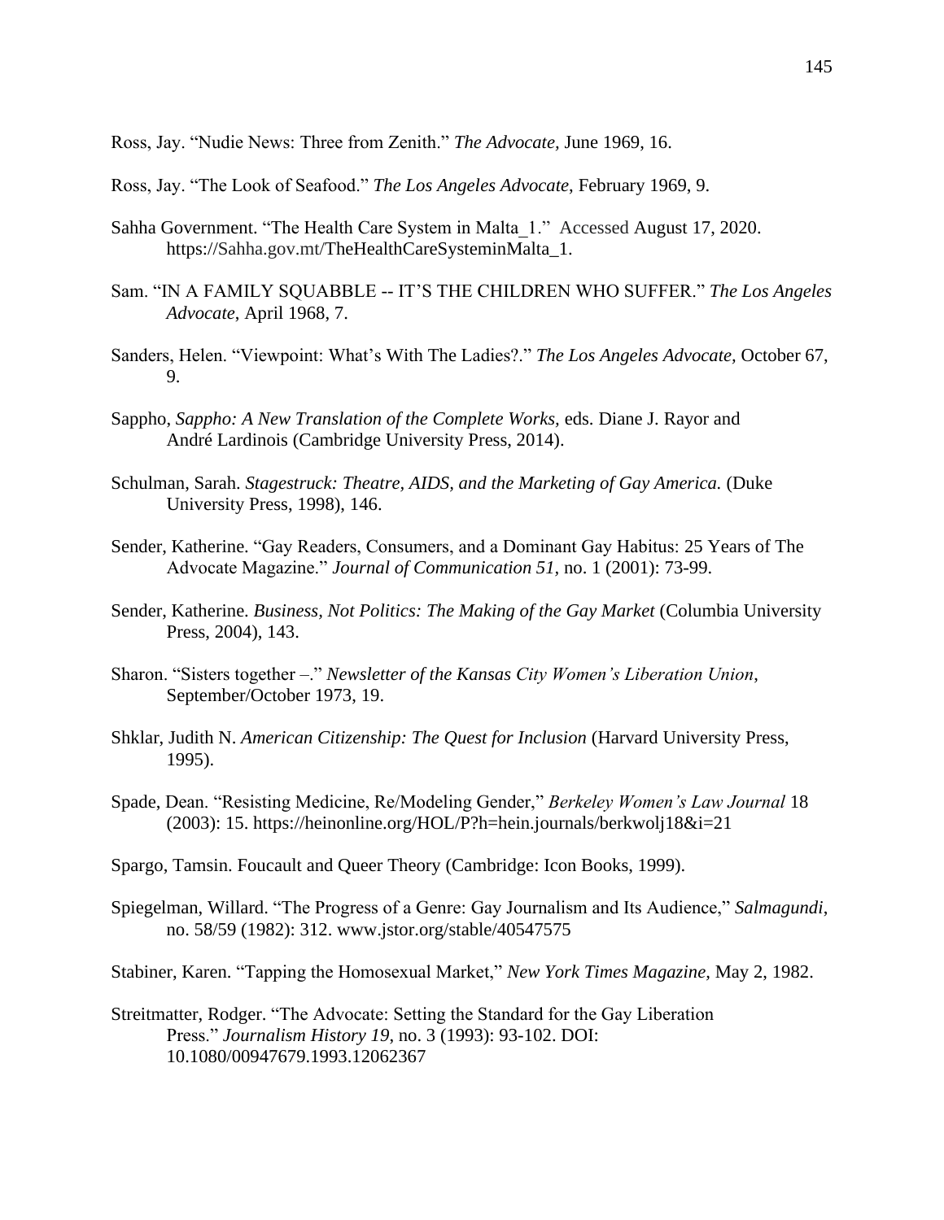Ross, Jay. "Nudie News: Three from Zenith." *The Advocate,* June 1969, 16.

Ross, Jay. "The Look of Seafood." *The Los Angeles Advocate*, February 1969, 9.

Sahha Government. "The Health Care System in Malta_1." Accessed August 17, 2020. https://Sahha.gov.mt/TheHealthCareSysteminMalta_1.

Sam. "IN A FAMILY SQUABBLE -- IT'S THE CHILDREN WHO SUFFER." *The Los Angeles Advocate*, April 1968, 7.

Sanders, Helen. "Viewpoint: What's With The Ladies?." *The Los Angeles Advocate,* October 67, 9.

Sappho, *Sappho: A New Translation of the Complete Works*, eds. Diane J. Rayor and André Lardinois (Cambridge University Press, 2014).

Schulman, Sarah. *Stagestruck: Theatre, AIDS, and the Marketing of Gay America.* (Duke University Press, 1998), 146.

Sender, Katherine. "Gay Readers, Consumers, and a Dominant Gay Habitus: 25 Years of The Advocate Magazine." *Journal of Communication 51*, no. 1 (2001): 73-99.

Sender, Katherine. *Business, Not Politics: The Making of the Gay Market* (Columbia University Press, 2004), 143.

Sharon. "Sisters together –." *Newsletter of the Kansas City Women's Liberation Union*, September/October 1973, 19.

Shklar, Judith N. *American Citizenship: The Quest for Inclusion* (Harvard University Press, 1995).

Spade, Dean. "Resisting Medicine, Re/Modeling Gender," *Berkeley Women's Law Journal* 18 (2003): 15. https://heinonline.org/HOL/P?h=hein.journals/berkwolj18&i=21

Spargo, Tamsin. Foucault and Queer Theory (Cambridge: Icon Books, 1999).

Spiegelman, Willard. "The Progress of a Genre: Gay Journalism and Its Audience," *Salmagundi*, no. 58/59 (1982): 312. www.jstor.org/stable/40547575

Stabiner, Karen. "Tapping the Homosexual Market," *New York Times Magazine*, May 2, 1982.

Streitmatter, Rodger. "The Advocate: Setting the Standard for the Gay Liberation Press." *Journalism History 19*, no. 3 (1993): 93-102. DOI: 10.1080/00947679.1993.12062367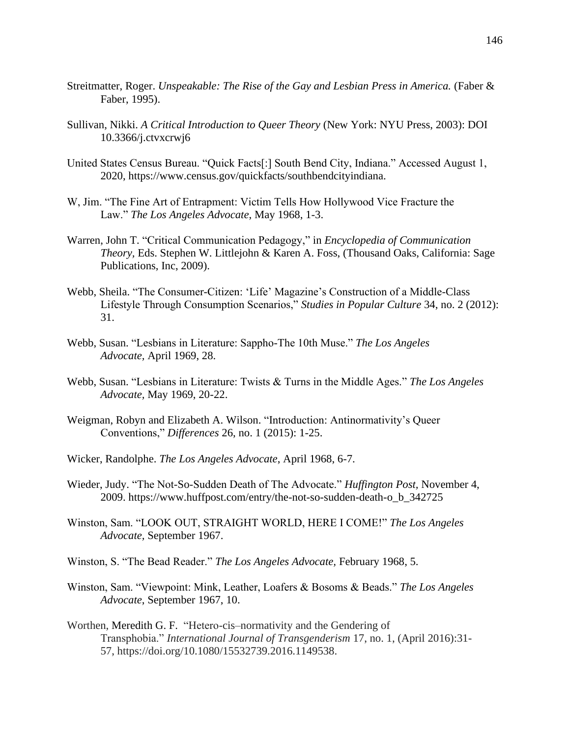Streitmatter, Roger. *Unspeakable: The Rise of the Gay and Lesbian Press in America.* (Faber & Faber, 1995).

Sullivan, Nikki. *A Critical Introduction to Queer Theory* (New York: NYU Press, 2003): DOI 10.3366/j.ctvxcrwj6

United States Census Bureau. "Quick Facts[:] South Bend City, Indiana." Accessed August 1, 2020, https://www.census.gov/quickfacts/southbendcityindiana.

W, Jim. "The Fine Art of Entrapment: Victim Tells How Hollywood Vice Fracture the Law." *The Los Angeles Advocate*, May 1968, 1-3.

Warren, John T. "Critical Communication Pedagogy," in *Encyclopedia of Communication Theory*, Eds. Stephen W. Littlejohn & Karen A. Foss, (Thousand Oaks, California: Sage Publications, Inc, 2009).

Webb, Sheila. "The Consumer-Citizen: 'Life' Magazine's Construction of a Middle-Class Lifestyle Through Consumption Scenarios," *Studies in Popular Culture* 34, no. 2 (2012): 31.

Webb, Susan. "Lesbians in Literature: Sappho-The 10th Muse." *The Los Angeles Advocate,* April 1969, 28.

Webb, Susan. "Lesbians in Literature: Twists & Turns in the Middle Ages." *The Los Angeles Advocate,* May 1969, 20-22.

Weigman, Robyn and Elizabeth A. Wilson. "Introduction: Antinormativity's Queer Conventions," *Differences* 26, no. 1 (2015): 1-25.

Wicker, Randolphe. *The Los Angeles Advocate*, April 1968, 6-7.

Wieder, Judy. "The Not-So-Sudden Death of The Advocate." *Huffington Post*, November 4, 2009. https://www.huffpost.com/entry/the-not-so-sudden-death-o_b_342725

Winston, Sam. "LOOK OUT, STRAIGHT WORLD, HERE I COME!" *The Los Angeles Advocate,* September 1967.

Winston, S. "The Bead Reader." *The Los Angeles Advocate,* February 1968, 5.

Winston, Sam. "Viewpoint: Mink, Leather, Loafers & Bosoms & Beads." *The Los Angeles Advocate*, September 1967, 10.

Worthen, Meredith G. F. "Hetero-cis–normativity and the Gendering of Transphobia." *International Journal of Transgenderism* 17, no. 1, (April 2016):31-57, https://doi.org/10.1080/15532739.2016.1149538.